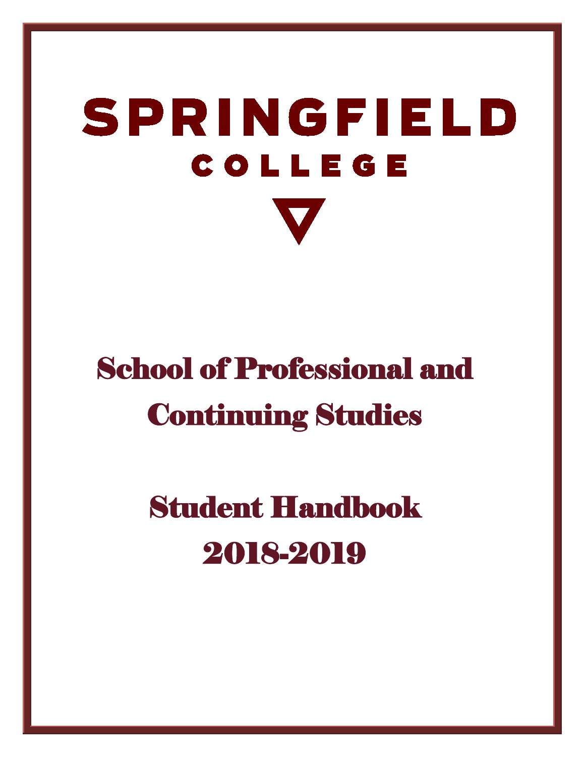# SPRINGFIELD COLLEGE

# School of Professional and Continuing Studies

# Student Handbook 2018-2019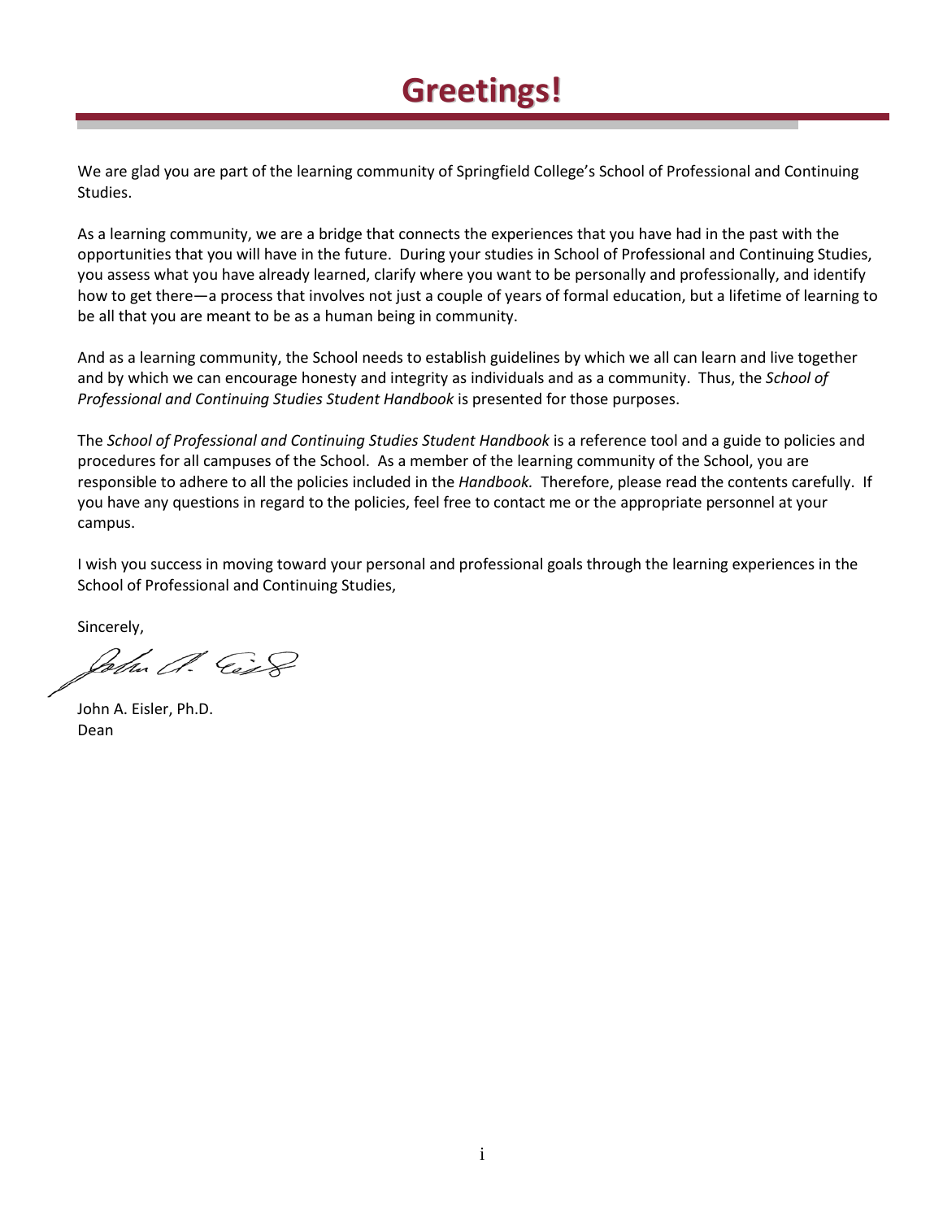# Greetings!

We are glad you are part of the learning community of Springfield College's School of Professional and Continuing Studies.

As a learning community, we are a bridge that connects the experiences that you have had in the past with the opportunities that you will have in the future. During your studies in School of Professional and Continuing Studies, you assess what you have already learned, clarify where you want to be personally and professionally, and identify how to get there—a process that involves not just a couple of years of formal education, but a lifetime of learning to be all that you are meant to be as a human being in community.

And as a learning community, the School needs to establish guidelines by which we all can learn and live together and by which we can encourage honesty and integrity as individuals and as a community. Thus, the *School of Professional and Continuing Studies Student Handbook* is presented for those purposes.

The *School of Professional and Continuing Studies Student Handbook* is a reference tool and a guide to policies and procedures for all campuses of the School. As a member of the learning community of the School, you are responsible to adhere to all the policies included in the *Handbook.* Therefore, please read the contents carefully. If you have any questions in regard to the policies, feel free to contact me or the appropriate personnel at your campus.

I wish you success in moving toward your personal and professional goals through the learning experiences in the School of Professional and Continuing Studies,

Sincerely,

John A. Eisler, Ph.D.
Dean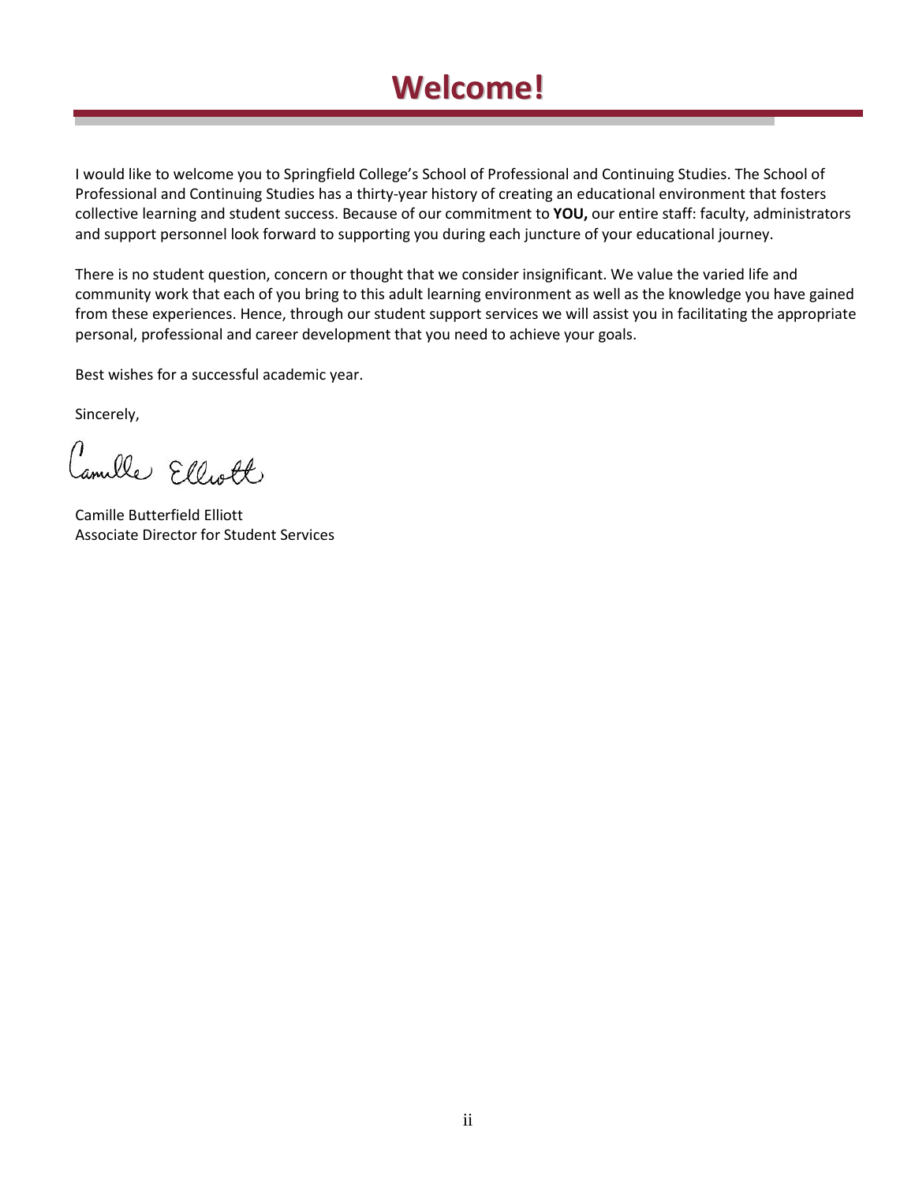# Welcome!

I would like to welcome you to Springfield College's School of Professional and Continuing Studies. The School of Professional and Continuing Studies has a thirty-year history of creating an educational environment that fosters collective learning and student success. Because of our commitment to **YOU,** our entire staff: faculty, administrators and support personnel look forward to supporting you during each juncture of your educational journey.

There is no student question, concern or thought that we consider insignificant. We value the varied life and community work that each of you bring to this adult learning environment as well as the knowledge you have gained from these experiences. Hence, through our student support services we will assist you in facilitating the appropriate personal, professional and career development that you need to achieve your goals.

Best wishes for a successful academic year.

Sincerely,

Camille Elliott

Camille Butterfield Elliott
Associate Director for Student Services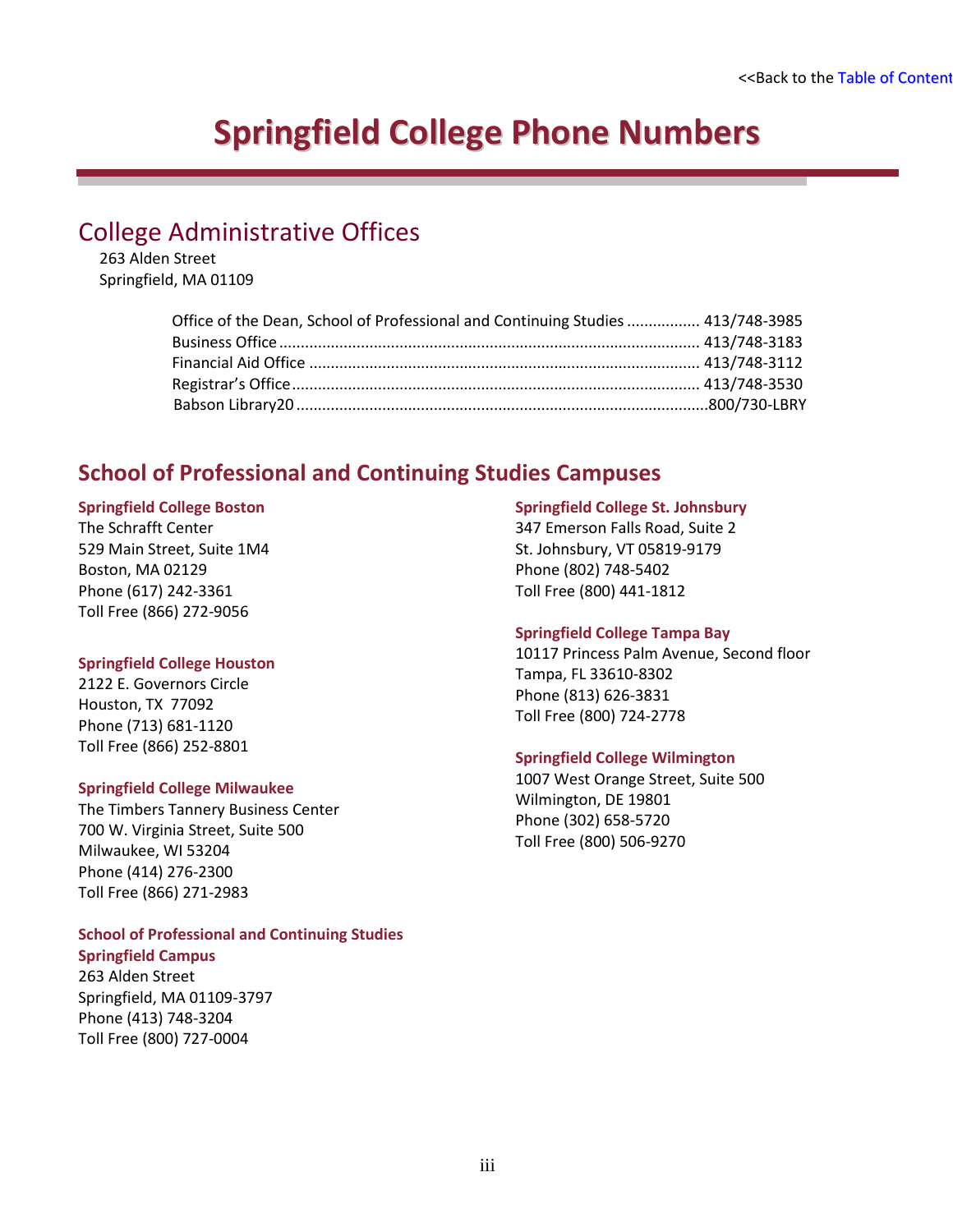<<Back to the Table of Content

# Springfield College Phone Numbers

## College Administrative Offices

263 Alden Street
Springfield, MA 01109

| | |
|---|---|
| Office of the Dean, School of Professional and Continuing Studies | 413/748-3985 |
| Business Office | 413/748-3183 |
| Financial Aid Office | 413/748-3112 |
| Registrar's Office | 413/748-3530 |
| Babson Library20 | 800/730-LBRY |

## School of Professional and Continuing Studies Campuses

**Springfield College Boston**
The Schrafft Center
529 Main Street, Suite 1M4
Boston, MA 02129
Phone (617) 242-3361
Toll Free (866) 272-9056

**Springfield College Houston**
2122 E. Governors Circle
Houston, TX 77092
Phone (713) 681-1120
Toll Free (866) 252-8801

**Springfield College Milwaukee**
The Timbers Tannery Business Center
700 W. Virginia Street, Suite 500
Milwaukee, WI 53204
Phone (414) 276-2300
Toll Free (866) 271-2983

**School of Professional and Continuing Studies Springfield Campus**
263 Alden Street
Springfield, MA 01109-3797
Phone (413) 748-3204
Toll Free (800) 727-0004

**Springfield College St. Johnsbury**
347 Emerson Falls Road, Suite 2
St. Johnsbury, VT 05819-9179
Phone (802) 748-5402
Toll Free (800) 441-1812

**Springfield College Tampa Bay**
10117 Princess Palm Avenue, Second floor
Tampa, FL 33610-8302
Phone (813) 626-3831
Toll Free (800) 724-2778

**Springfield College Wilmington**
1007 West Orange Street, Suite 500
Wilmington, DE 19801
Phone (302) 658-5720
Toll Free (800) 506-9270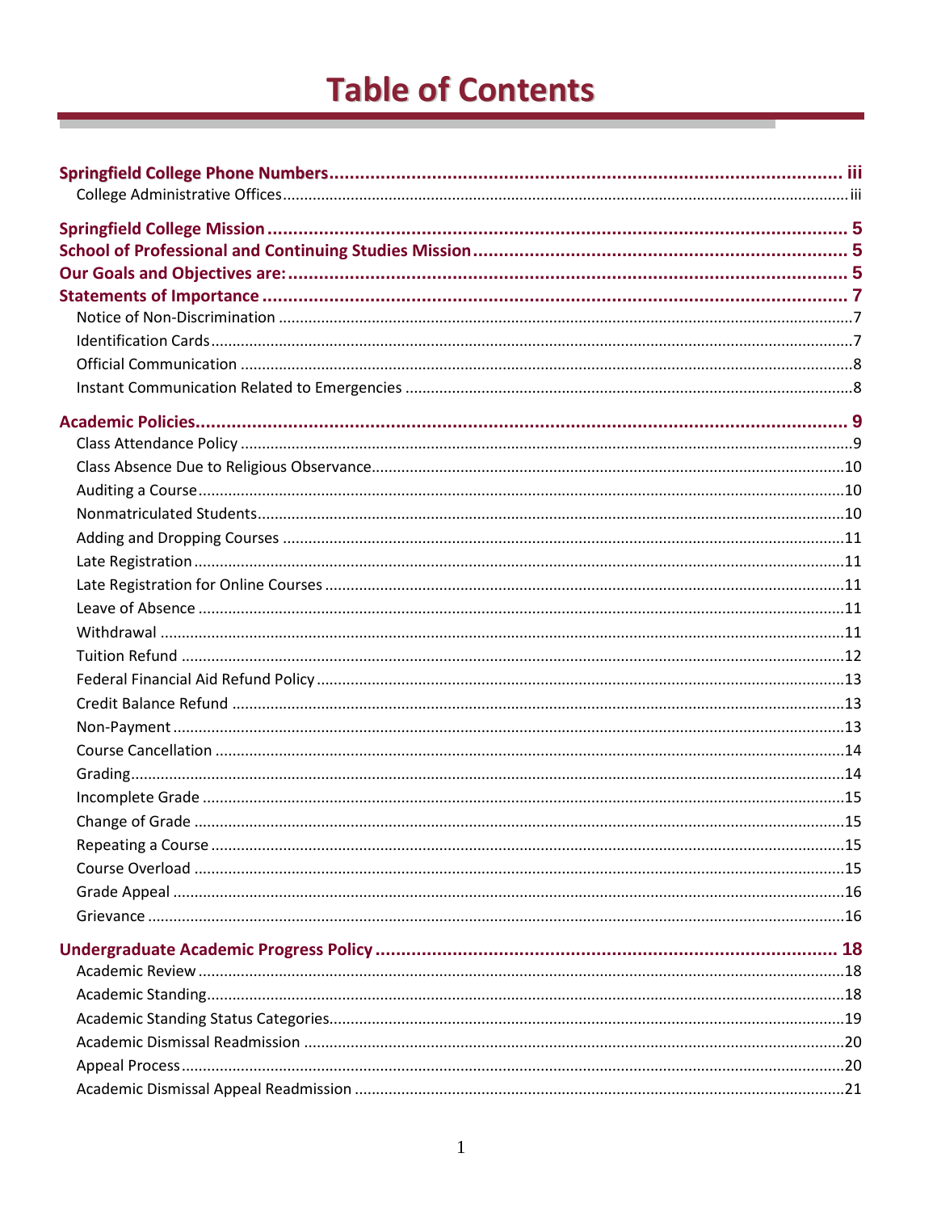# Table of Contents

**Springfield College Phone Numbers** .......... iii
- College Administrative Offices .......... iii

**Springfield College Mission** .......... 5
**School of Professional and Continuing Studies Mission** .......... 5
**Our Goals and Objectives are:** .......... 5
**Statements of Importance** .......... 7
- Notice of Non-Discrimination .......... 7
- Identification Cards .......... 7
- Official Communication .......... 8
- Instant Communication Related to Emergencies .......... 8

**Academic Policies** .......... 9
- Class Attendance Policy .......... 9
- Class Absence Due to Religious Observance .......... 10
- Auditing a Course .......... 10
- Nonmatriculated Students .......... 10
- Adding and Dropping Courses .......... 11
- Late Registration .......... 11
- Late Registration for Online Courses .......... 11
- Leave of Absence .......... 11
- Withdrawal .......... 11
- Tuition Refund .......... 12
- Federal Financial Aid Refund Policy .......... 13
- Credit Balance Refund .......... 13
- Non-Payment .......... 13
- Course Cancellation .......... 14
- Grading .......... 14
- Incomplete Grade .......... 15
- Change of Grade .......... 15
- Repeating a Course .......... 15
- Course Overload .......... 15
- Grade Appeal .......... 16
- Grievance .......... 16

**Undergraduate Academic Progress Policy** .......... 18
- Academic Review .......... 18
- Academic Standing .......... 18
- Academic Standing Status Categories .......... 19
- Academic Dismissal Readmission .......... 20
- Appeal Process .......... 20
- Academic Dismissal Appeal Readmission .......... 21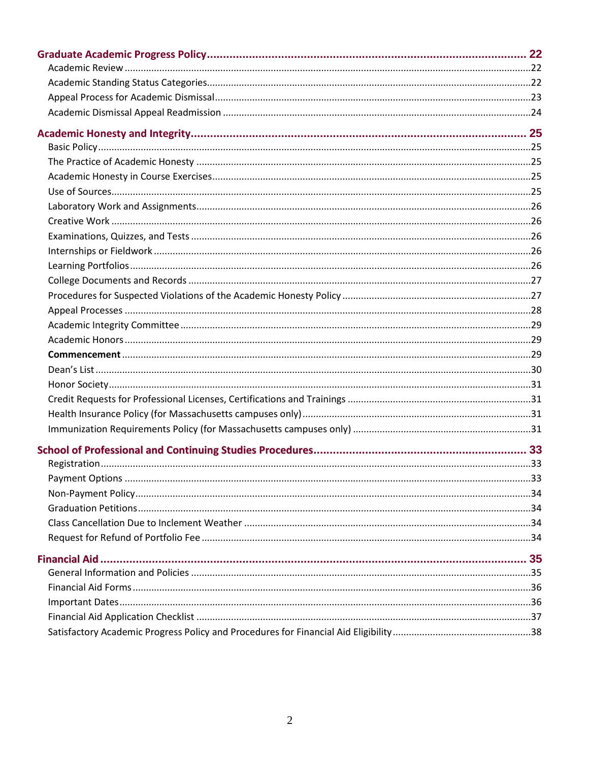**Graduate Academic Progress Policy ........................................................................................ 22**

Academic Review ........................................................................................................................22

Academic Standing Status Categories........................................................................................22

Appeal Process for Academic Dismissal......................................................................................23

Academic Dismissal Appeal Readmission ...................................................................................24

**Academic Honesty and Integrity............................................................................................. 25**

Basic Policy..................................................................................................................................25

The Practice of Academic Honesty .............................................................................................25

Academic Honesty in Course Exercises.......................................................................................25

Use of Sources.............................................................................................................................25

Laboratory Work and Assignments.............................................................................................26

Creative Work .............................................................................................................................26

Examinations, Quizzes, and Tests ...............................................................................................26

Internships or Fieldwork .............................................................................................................26

Learning Portfolios......................................................................................................................26

College Documents and Records ................................................................................................27

Procedures for Suspected Violations of the Academic Honesty Policy .......................................27

Appeal Processes ........................................................................................................................28

Academic Integrity Committee ...................................................................................................29

Academic Honors ........................................................................................................................29

**Commencement** ........................................................................................................................29

Dean's List ...................................................................................................................................30

Honor Society..............................................................................................................................31

Credit Requests for Professional Licenses, Certifications and Trainings .....................................31

Health Insurance Policy (for Massachusetts campuses only)......................................................31

Immunization Requirements Policy (for Massachusetts campuses only) ...................................31

**School of Professional and Continuing Studies Procedures................................................... 33**

Registration.................................................................................................................................33

Payment Options ........................................................................................................................33

Non-Payment Policy....................................................................................................................34

Graduation Petitions...................................................................................................................34

Class Cancellation Due to Inclement Weather ............................................................................34

Request for Refund of Portfolio Fee ...........................................................................................34

**Financial Aid ........................................................................................................................ 35**

General Information and Policies ...............................................................................................35

Financial Aid Forms .....................................................................................................................36

Important Dates..........................................................................................................................36

Financial Aid Application Checklist .............................................................................................37

Satisfactory Academic Progress Policy and Procedures for Financial Aid Eligibility....................38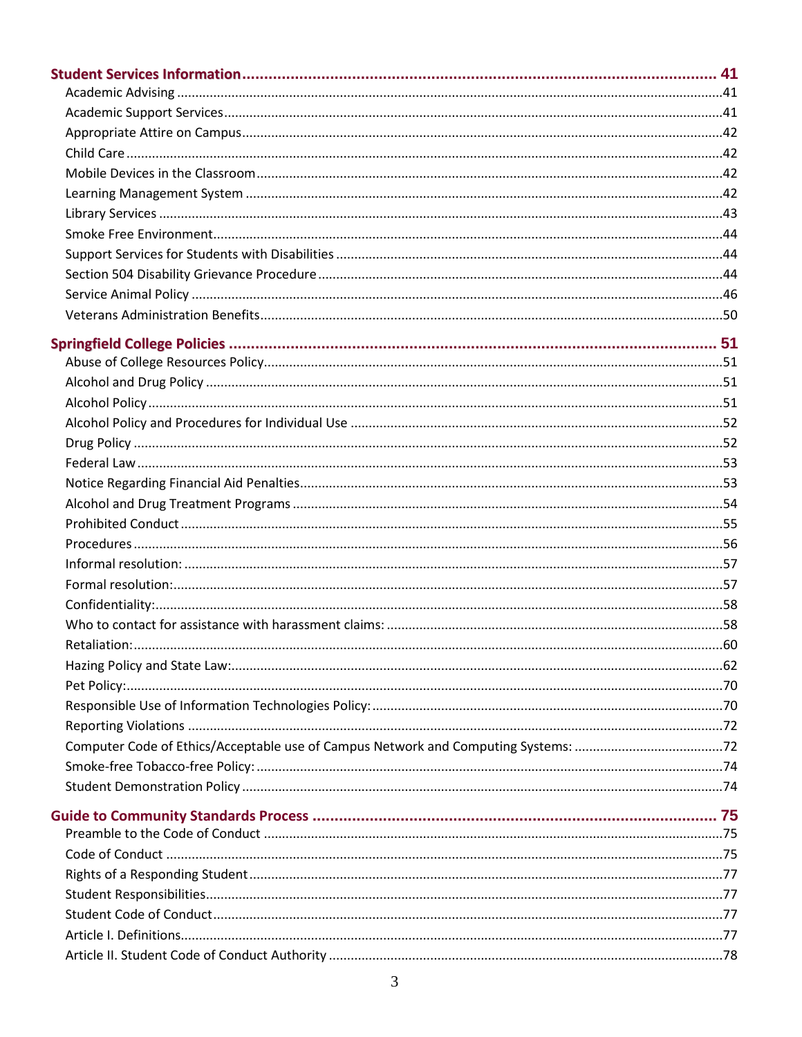**Student Services Information .................................................................................................... 41**

Academic Advising ....................................................................................................................41

Academic Support Services.......................................................................................................41

Appropriate Attire on Campus...................................................................................................42

Child Care ..................................................................................................................................42

Mobile Devices in the Classroom...............................................................................................42

Learning Management System .................................................................................................42

Library Services .........................................................................................................................43

Smoke Free Environment..........................................................................................................44

Support Services for Students with Disabilities .........................................................................44

Section 504 Disability Grievance Procedure ..............................................................................44

Service Animal Policy .................................................................................................................46

Veterans Administration Benefits..............................................................................................50

**Springfield College Policies ......................................................................................................... 51**

Abuse of College Resources Policy.............................................................................................51

Alcohol and Drug Policy .............................................................................................................51

Alcohol Policy ............................................................................................................................51

Alcohol Policy and Procedures for Individual Use .....................................................................52

Drug Policy ................................................................................................................................52

Federal Law ...............................................................................................................................53

Notice Regarding Financial Aid Penalties...................................................................................53

Alcohol and Drug Treatment Programs .....................................................................................54

Prohibited Conduct ...................................................................................................................55

Procedures ................................................................................................................................56

Informal resolution: ..................................................................................................................57

Formal resolution:......................................................................................................................57

Confidentiality:...........................................................................................................................58

Who to contact for assistance with harassment claims: ............................................................58

Retaliation:.................................................................................................................................60

Hazing Policy and State Law:......................................................................................................62

Pet Policy:..................................................................................................................................70

Responsible Use of Information Technologies Policy:................................................................70

Reporting Violations .................................................................................................................72

Computer Code of Ethics/Acceptable use of Campus Network and Computing Systems: .........................................72

Smoke-free Tobacco-free Policy: ...............................................................................................74

Student Demonstration Policy ...................................................................................................74

**Guide to Community Standards Process .................................................................................. 75**

Preamble to the Code of Conduct .............................................................................................75

Code of Conduct ........................................................................................................................75

Rights of a Responding Student.................................................................................................77

Student Responsibilities.............................................................................................................77

Student Code of Conduct...........................................................................................................77

Article I. Definitions....................................................................................................................77

Article II. Student Code of Conduct Authority ...........................................................................78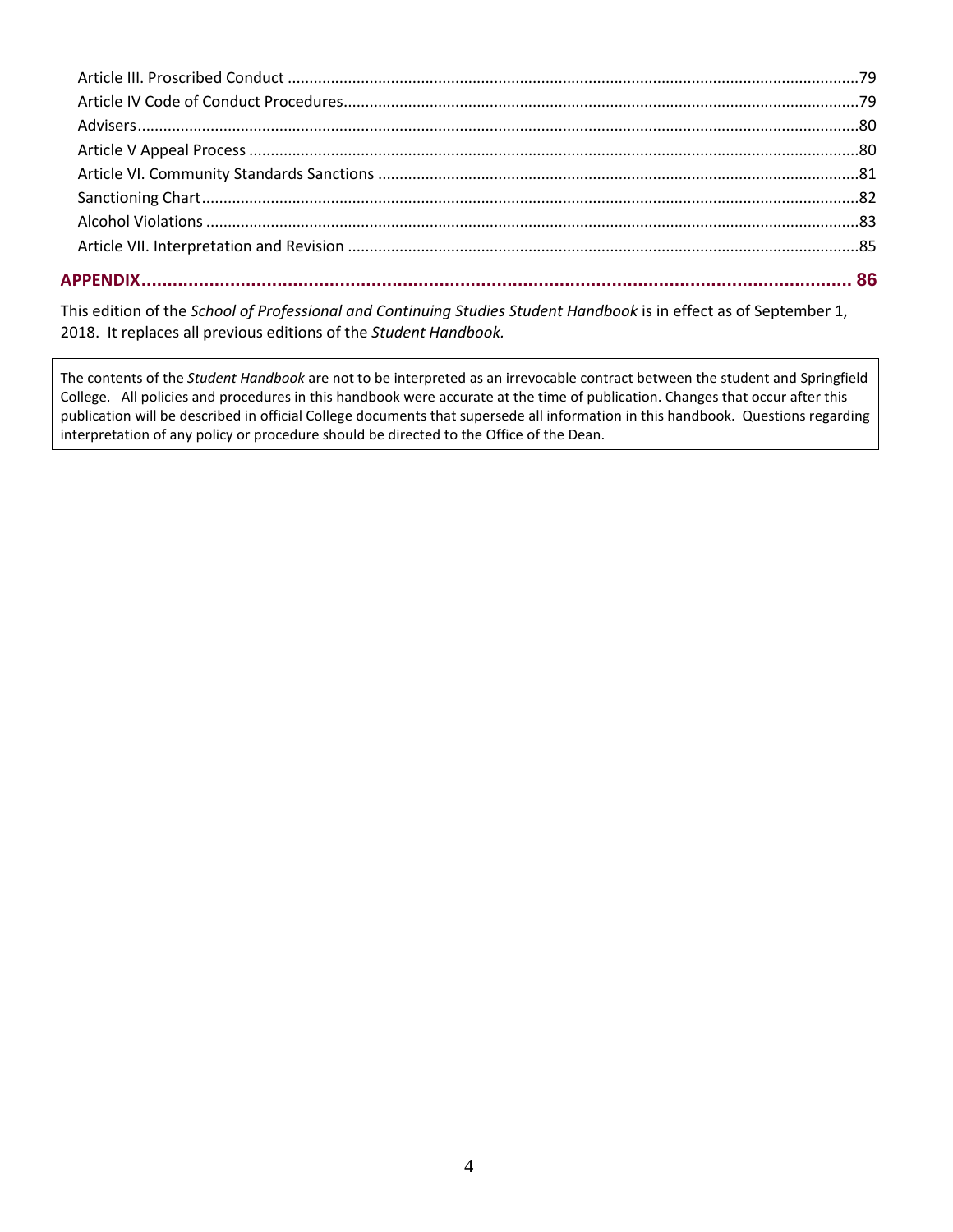Article III. Proscribed Conduct ....................................................................................................................................79
Article IV Code of Conduct Procedures.......................................................................................................................79
Advisers.......................................................................................................................................................................80
Article V Appeal Process ..............................................................................................................................................80
Article VI. Community Standards Sanctions ................................................................................................................81
Sanctioning Chart.........................................................................................................................................................82
Alcohol Violations ........................................................................................................................................................83
Article VII. Interpretation and Revision ........................................................................................................................85

**APPENDIX...................................................................................................................................... 86**

This edition of the *School of Professional and Continuing Studies Student Handbook* is in effect as of September 1, 2018. It replaces all previous editions of the *Student Handbook.*

The contents of the *Student Handbook* are not to be interpreted as an irrevocable contract between the student and Springfield College. All policies and procedures in this handbook were accurate at the time of publication. Changes that occur after this publication will be described in official College documents that supersede all information in this handbook. Questions regarding interpretation of any policy or procedure should be directed to the Office of the Dean.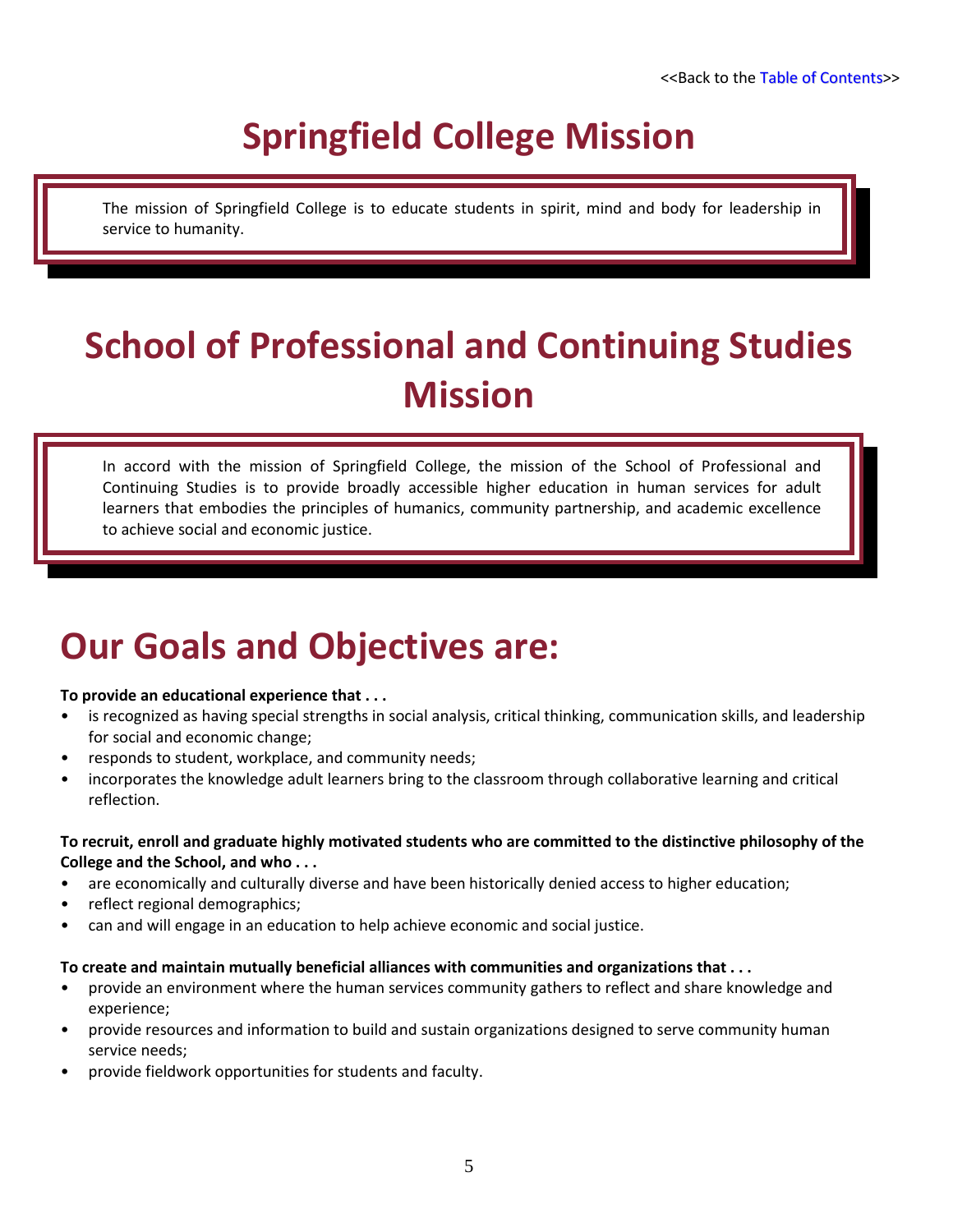<<Back to the Table of Contents>>

# Springfield College Mission

The mission of Springfield College is to educate students in spirit, mind and body for leadership in service to humanity.

# School of Professional and Continuing Studies Mission

In accord with the mission of Springfield College, the mission of the School of Professional and Continuing Studies is to provide broadly accessible higher education in human services for adult learners that embodies the principles of humanics, community partnership, and academic excellence to achieve social and economic justice.

# Our Goals and Objectives are:

**To provide an educational experience that . . .**

- is recognized as having special strengths in social analysis, critical thinking, communication skills, and leadership for social and economic change;
- responds to student, workplace, and community needs;
- incorporates the knowledge adult learners bring to the classroom through collaborative learning and critical reflection.

**To recruit, enroll and graduate highly motivated students who are committed to the distinctive philosophy of the College and the School, and who . . .**

- are economically and culturally diverse and have been historically denied access to higher education;
- reflect regional demographics;
- can and will engage in an education to help achieve economic and social justice.

**To create and maintain mutually beneficial alliances with communities and organizations that . . .**

- provide an environment where the human services community gathers to reflect and share knowledge and experience;
- provide resources and information to build and sustain organizations designed to serve community human service needs;
- provide fieldwork opportunities for students and faculty.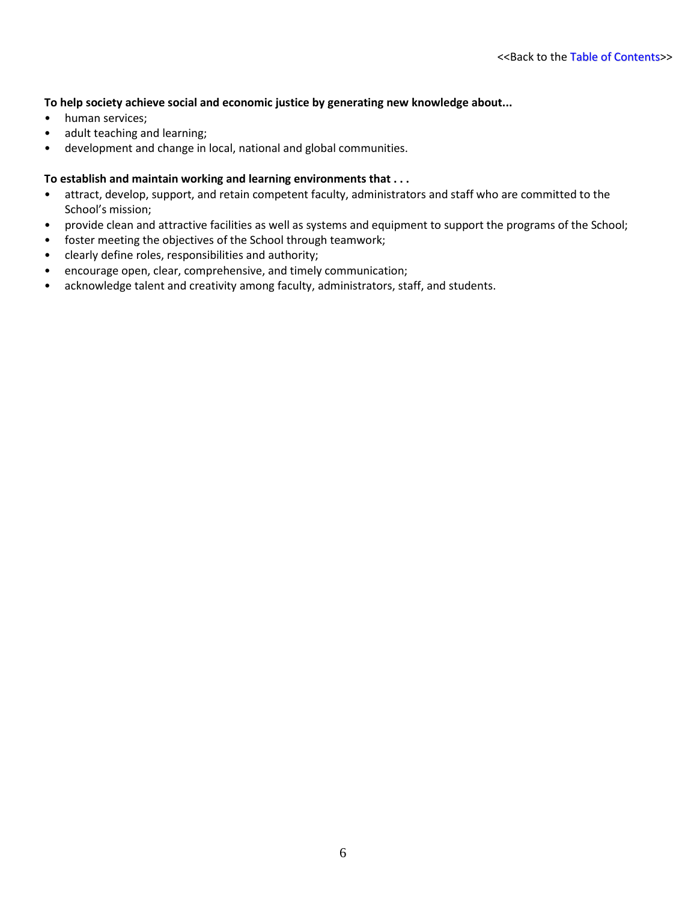**To help society achieve social and economic justice by generating new knowledge about...**

- human services;
- adult teaching and learning;
- development and change in local, national and global communities.

**To establish and maintain working and learning environments that . . .**

- attract, develop, support, and retain competent faculty, administrators and staff who are committed to the School's mission;
- provide clean and attractive facilities as well as systems and equipment to support the programs of the School;
- foster meeting the objectives of the School through teamwork;
- clearly define roles, responsibilities and authority;
- encourage open, clear, comprehensive, and timely communication;
- acknowledge talent and creativity among faculty, administrators, staff, and students.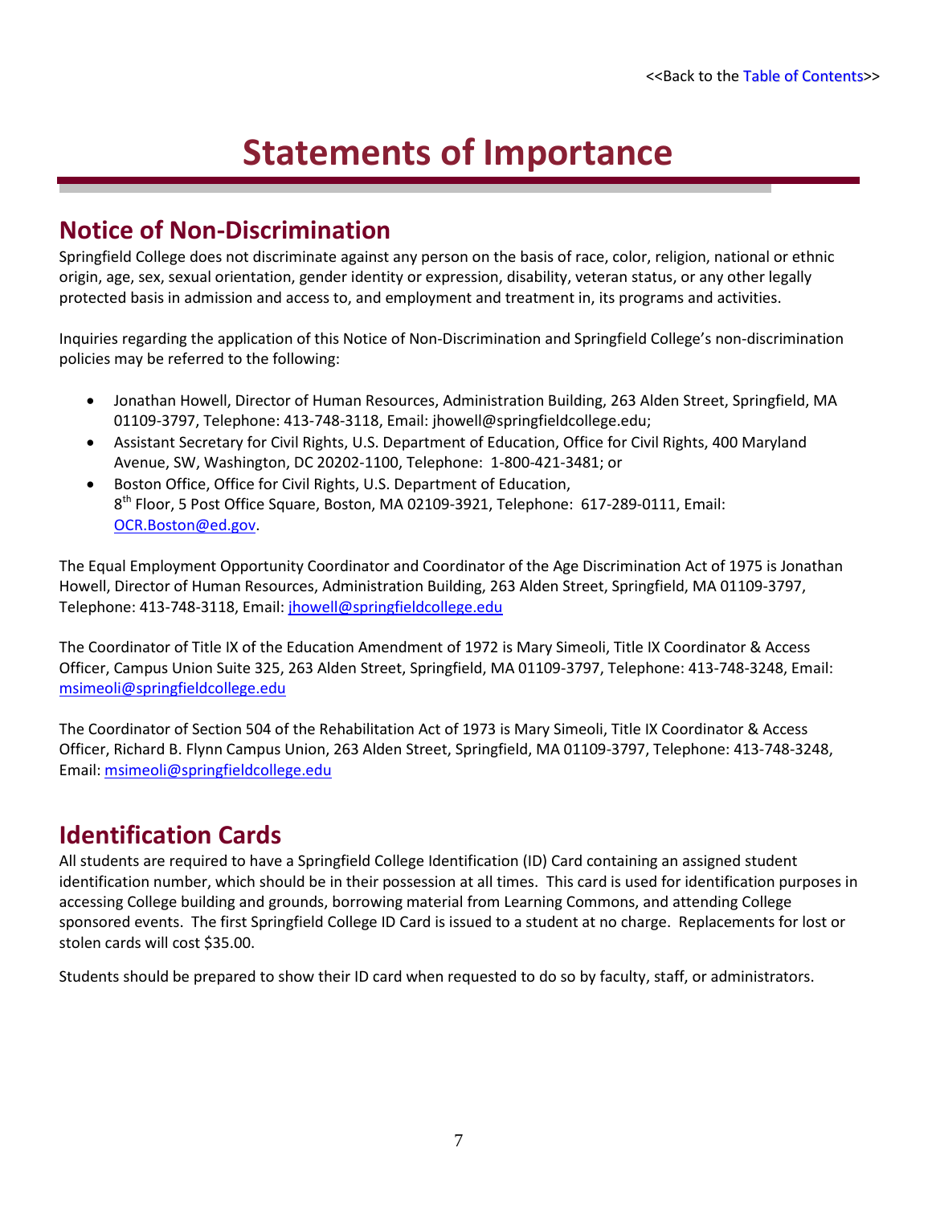<<Back to the Table of Contents>>

# Statements of Importance

## Notice of Non-Discrimination

Springfield College does not discriminate against any person on the basis of race, color, religion, national or ethnic origin, age, sex, sexual orientation, gender identity or expression, disability, veteran status, or any other legally protected basis in admission and access to, and employment and treatment in, its programs and activities.

Inquiries regarding the application of this Notice of Non-Discrimination and Springfield College's non-discrimination policies may be referred to the following:

- Jonathan Howell, Director of Human Resources, Administration Building, 263 Alden Street, Springfield, MA 01109-3797, Telephone: 413-748-3118, Email: jhowell@springfieldcollege.edu;
- Assistant Secretary for Civil Rights, U.S. Department of Education, Office for Civil Rights, 400 Maryland Avenue, SW, Washington, DC 20202-1100, Telephone: 1-800-421-3481; or
- Boston Office, Office for Civil Rights, U.S. Department of Education, 8th Floor, 5 Post Office Square, Boston, MA 02109-3921, Telephone: 617-289-0111, Email: OCR.Boston@ed.gov.

The Equal Employment Opportunity Coordinator and Coordinator of the Age Discrimination Act of 1975 is Jonathan Howell, Director of Human Resources, Administration Building, 263 Alden Street, Springfield, MA 01109-3797, Telephone: 413-748-3118, Email: jhowell@springfieldcollege.edu

The Coordinator of Title IX of the Education Amendment of 1972 is Mary Simeoli, Title IX Coordinator & Access Officer, Campus Union Suite 325, 263 Alden Street, Springfield, MA 01109-3797, Telephone: 413-748-3248, Email: msimeoli@springfieldcollege.edu

The Coordinator of Section 504 of the Rehabilitation Act of 1973 is Mary Simeoli, Title IX Coordinator & Access Officer, Richard B. Flynn Campus Union, 263 Alden Street, Springfield, MA 01109-3797, Telephone: 413-748-3248, Email: msimeoli@springfieldcollege.edu

## Identification Cards

All students are required to have a Springfield College Identification (ID) Card containing an assigned student identification number, which should be in their possession at all times. This card is used for identification purposes in accessing College building and grounds, borrowing material from Learning Commons, and attending College sponsored events. The first Springfield College ID Card is issued to a student at no charge. Replacements for lost or stolen cards will cost $35.00.

Students should be prepared to show their ID card when requested to do so by faculty, staff, or administrators.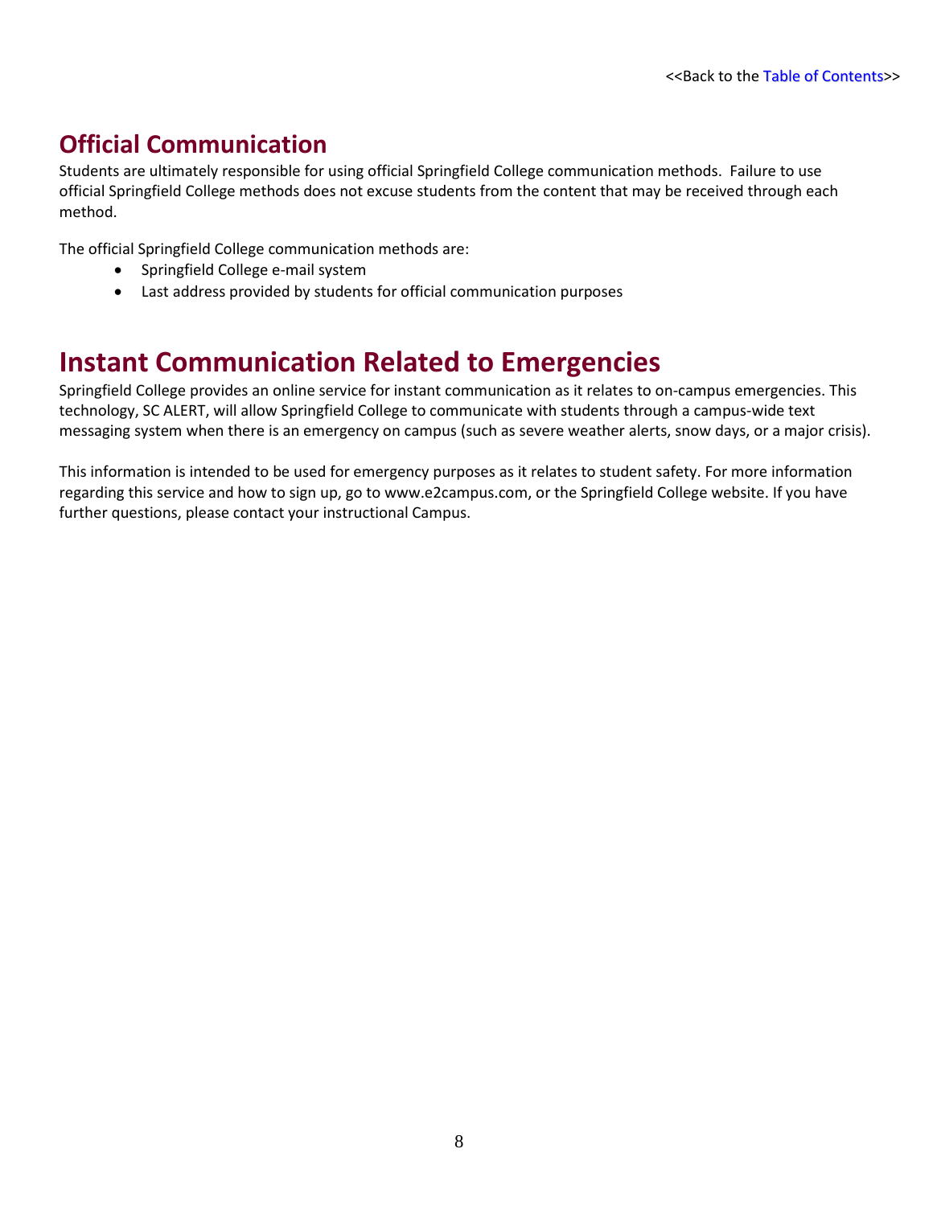## Official Communication

Students are ultimately responsible for using official Springfield College communication methods. Failure to use official Springfield College methods does not excuse students from the content that may be received through each method.

The official Springfield College communication methods are:

- Springfield College e-mail system
- Last address provided by students for official communication purposes

# Instant Communication Related to Emergencies

Springfield College provides an online service for instant communication as it relates to on-campus emergencies. This technology, SC ALERT, will allow Springfield College to communicate with students through a campus-wide text messaging system when there is an emergency on campus (such as severe weather alerts, snow days, or a major crisis).

This information is intended to be used for emergency purposes as it relates to student safety. For more information regarding this service and how to sign up, go to www.e2campus.com, or the Springfield College website. If you have further questions, please contact your instructional Campus.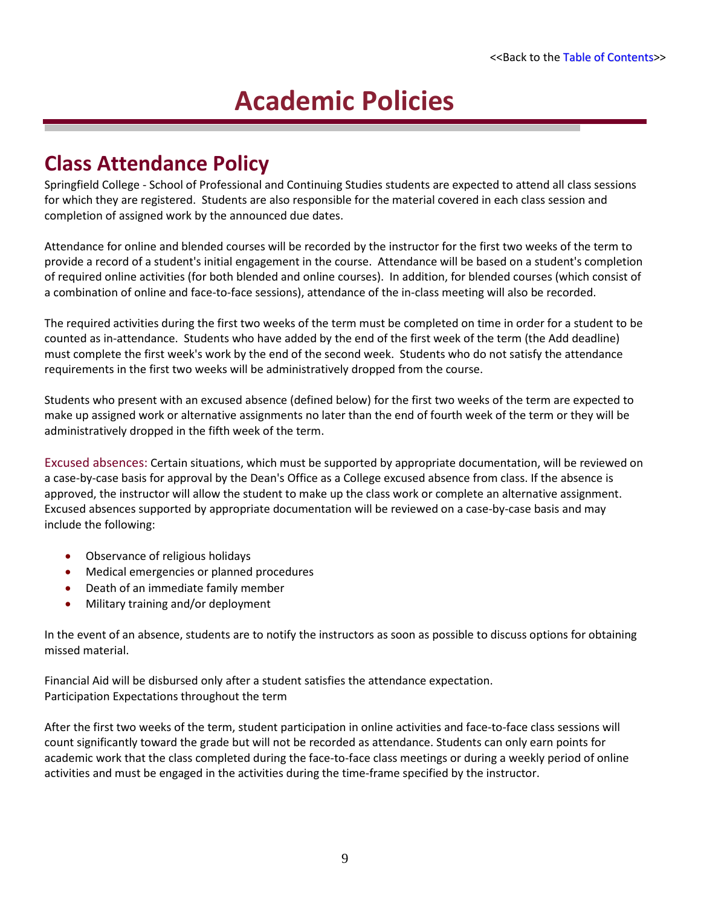<<Back to the Table of Contents>>

# Academic Policies

## Class Attendance Policy

Springfield College - School of Professional and Continuing Studies students are expected to attend all class sessions for which they are registered. Students are also responsible for the material covered in each class session and completion of assigned work by the announced due dates.

Attendance for online and blended courses will be recorded by the instructor for the first two weeks of the term to provide a record of a student's initial engagement in the course. Attendance will be based on a student's completion of required online activities (for both blended and online courses). In addition, for blended courses (which consist of a combination of online and face-to-face sessions), attendance of the in-class meeting will also be recorded.

The required activities during the first two weeks of the term must be completed on time in order for a student to be counted as in-attendance. Students who have added by the end of the first week of the term (the Add deadline) must complete the first week's work by the end of the second week. Students who do not satisfy the attendance requirements in the first two weeks will be administratively dropped from the course.

Students who present with an excused absence (defined below) for the first two weeks of the term are expected to make up assigned work or alternative assignments no later than the end of fourth week of the term or they will be administratively dropped in the fifth week of the term.

Excused absences: Certain situations, which must be supported by appropriate documentation, will be reviewed on a case-by-case basis for approval by the Dean's Office as a College excused absence from class. If the absence is approved, the instructor will allow the student to make up the class work or complete an alternative assignment. Excused absences supported by appropriate documentation will be reviewed on a case-by-case basis and may include the following:

- Observance of religious holidays
- Medical emergencies or planned procedures
- Death of an immediate family member
- Military training and/or deployment

In the event of an absence, students are to notify the instructors as soon as possible to discuss options for obtaining missed material.

Financial Aid will be disbursed only after a student satisfies the attendance expectation.
Participation Expectations throughout the term

After the first two weeks of the term, student participation in online activities and face-to-face class sessions will count significantly toward the grade but will not be recorded as attendance. Students can only earn points for academic work that the class completed during the face-to-face class meetings or during a weekly period of online activities and must be engaged in the activities during the time-frame specified by the instructor.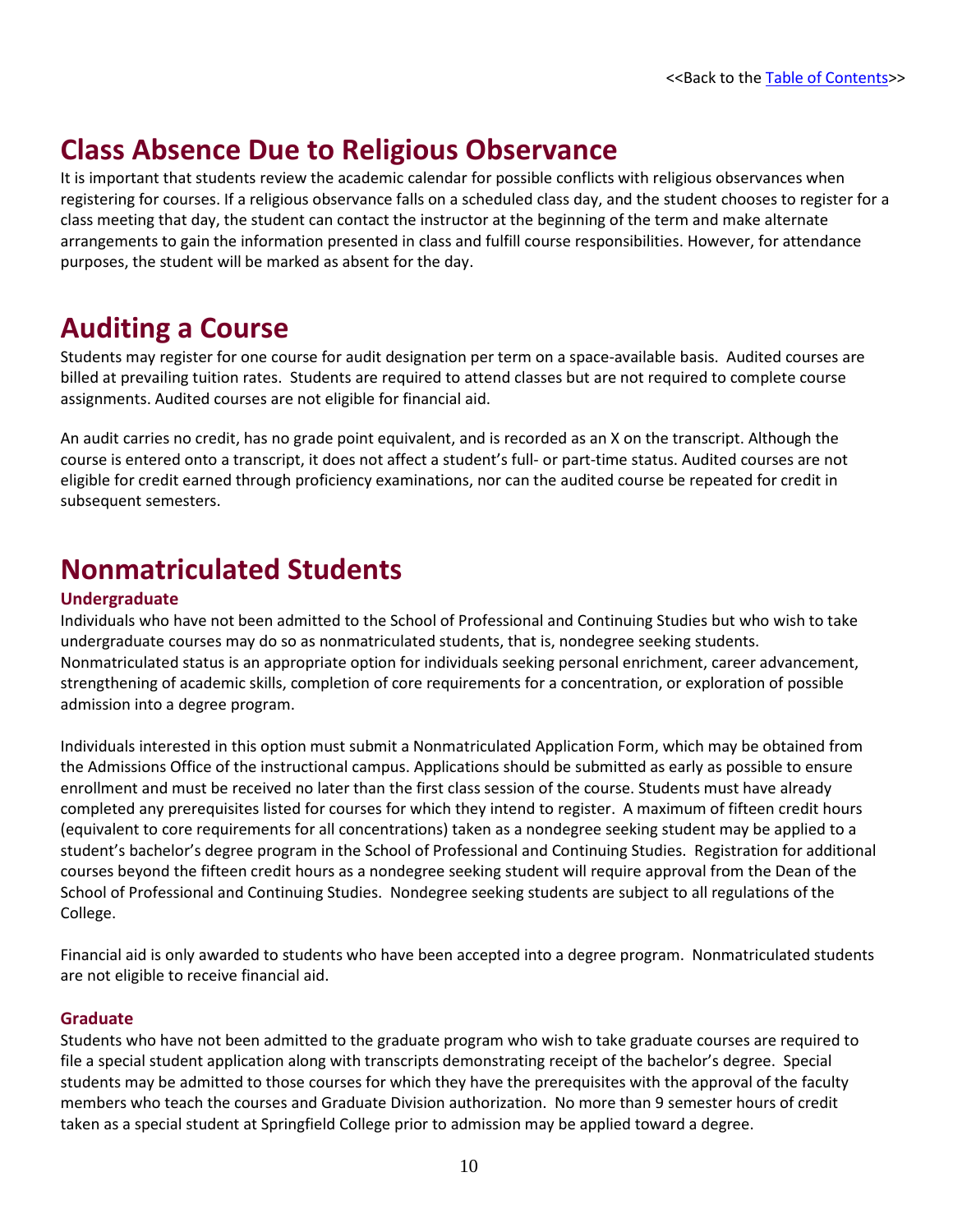<<Back to the Table of Contents>>

# Class Absence Due to Religious Observance

It is important that students review the academic calendar for possible conflicts with religious observances when registering for courses. If a religious observance falls on a scheduled class day, and the student chooses to register for a class meeting that day, the student can contact the instructor at the beginning of the term and make alternate arrangements to gain the information presented in class and fulfill course responsibilities. However, for attendance purposes, the student will be marked as absent for the day.

# Auditing a Course

Students may register for one course for audit designation per term on a space-available basis. Audited courses are billed at prevailing tuition rates. Students are required to attend classes but are not required to complete course assignments. Audited courses are not eligible for financial aid.

An audit carries no credit, has no grade point equivalent, and is recorded as an X on the transcript. Although the course is entered onto a transcript, it does not affect a student's full- or part-time status. Audited courses are not eligible for credit earned through proficiency examinations, nor can the audited course be repeated for credit in subsequent semesters.

# Nonmatriculated Students

### Undergraduate

Individuals who have not been admitted to the School of Professional and Continuing Studies but who wish to take undergraduate courses may do so as nonmatriculated students, that is, nondegree seeking students. Nonmatriculated status is an appropriate option for individuals seeking personal enrichment, career advancement, strengthening of academic skills, completion of core requirements for a concentration, or exploration of possible admission into a degree program.

Individuals interested in this option must submit a Nonmatriculated Application Form, which may be obtained from the Admissions Office of the instructional campus. Applications should be submitted as early as possible to ensure enrollment and must be received no later than the first class session of the course. Students must have already completed any prerequisites listed for courses for which they intend to register. A maximum of fifteen credit hours (equivalent to core requirements for all concentrations) taken as a nondegree seeking student may be applied to a student's bachelor's degree program in the School of Professional and Continuing Studies. Registration for additional courses beyond the fifteen credit hours as a nondegree seeking student will require approval from the Dean of the School of Professional and Continuing Studies. Nondegree seeking students are subject to all regulations of the College.

Financial aid is only awarded to students who have been accepted into a degree program. Nonmatriculated students are not eligible to receive financial aid.

### Graduate

Students who have not been admitted to the graduate program who wish to take graduate courses are required to file a special student application along with transcripts demonstrating receipt of the bachelor's degree. Special students may be admitted to those courses for which they have the prerequisites with the approval of the faculty members who teach the courses and Graduate Division authorization. No more than 9 semester hours of credit taken as a special student at Springfield College prior to admission may be applied toward a degree.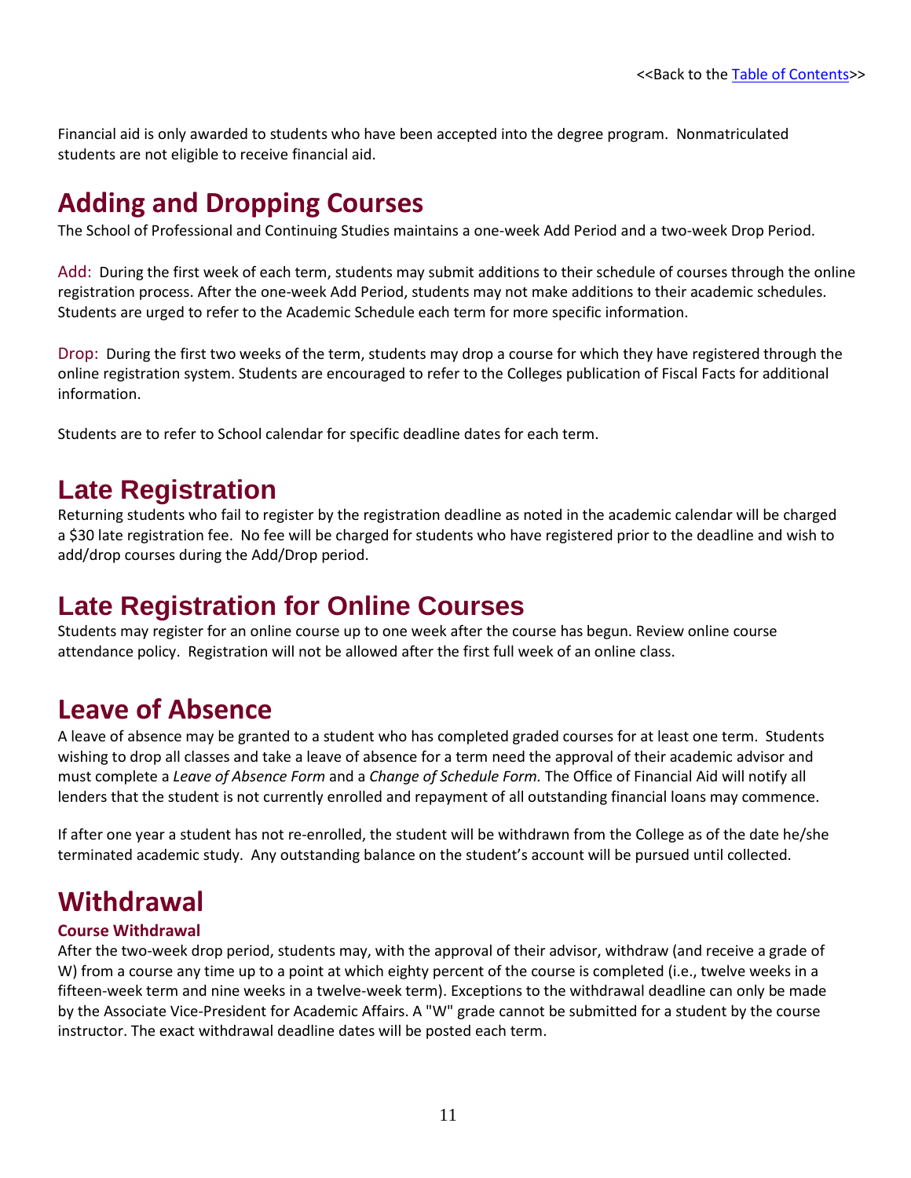Financial aid is only awarded to students who have been accepted into the degree program. Nonmatriculated students are not eligible to receive financial aid.

# Adding and Dropping Courses

The School of Professional and Continuing Studies maintains a one-week Add Period and a two-week Drop Period.

Add: During the first week of each term, students may submit additions to their schedule of courses through the online registration process. After the one-week Add Period, students may not make additions to their academic schedules. Students are urged to refer to the Academic Schedule each term for more specific information.

Drop: During the first two weeks of the term, students may drop a course for which they have registered through the online registration system. Students are encouraged to refer to the Colleges publication of Fiscal Facts for additional information.

Students are to refer to School calendar for specific deadline dates for each term.

# Late Registration

Returning students who fail to register by the registration deadline as noted in the academic calendar will be charged a $30 late registration fee. No fee will be charged for students who have registered prior to the deadline and wish to add/drop courses during the Add/Drop period.

# Late Registration for Online Courses

Students may register for an online course up to one week after the course has begun. Review online course attendance policy. Registration will not be allowed after the first full week of an online class.

# Leave of Absence

A leave of absence may be granted to a student who has completed graded courses for at least one term. Students wishing to drop all classes and take a leave of absence for a term need the approval of their academic advisor and must complete a *Leave of Absence Form* and a *Change of Schedule Form.* The Office of Financial Aid will notify all lenders that the student is not currently enrolled and repayment of all outstanding financial loans may commence.

If after one year a student has not re-enrolled, the student will be withdrawn from the College as of the date he/she terminated academic study. Any outstanding balance on the student's account will be pursued until collected.

# Withdrawal

### Course Withdrawal

After the two-week drop period, students may, with the approval of their advisor, withdraw (and receive a grade of W) from a course any time up to a point at which eighty percent of the course is completed (i.e., twelve weeks in a fifteen-week term and nine weeks in a twelve-week term). Exceptions to the withdrawal deadline can only be made by the Associate Vice-President for Academic Affairs. A "W" grade cannot be submitted for a student by the course instructor. The exact withdrawal deadline dates will be posted each term.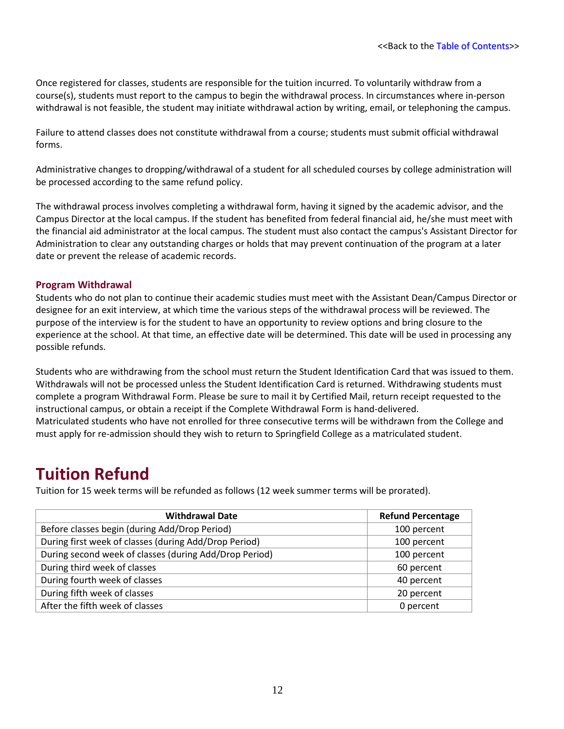<<Back to the Table of Contents>>

Once registered for classes, students are responsible for the tuition incurred. To voluntarily withdraw from a course(s), students must report to the campus to begin the withdrawal process. In circumstances where in-person withdrawal is not feasible, the student may initiate withdrawal action by writing, email, or telephoning the campus.

Failure to attend classes does not constitute withdrawal from a course; students must submit official withdrawal forms.

Administrative changes to dropping/withdrawal of a student for all scheduled courses by college administration will be processed according to the same refund policy.

The withdrawal process involves completing a withdrawal form, having it signed by the academic advisor, and the Campus Director at the local campus. If the student has benefited from federal financial aid, he/she must meet with the financial aid administrator at the local campus. The student must also contact the campus's Assistant Director for Administration to clear any outstanding charges or holds that may prevent continuation of the program at a later date or prevent the release of academic records.

### Program Withdrawal

Students who do not plan to continue their academic studies must meet with the Assistant Dean/Campus Director or designee for an exit interview, at which time the various steps of the withdrawal process will be reviewed. The purpose of the interview is for the student to have an opportunity to review options and bring closure to the experience at the school. At that time, an effective date will be determined. This date will be used in processing any possible refunds.

Students who are withdrawing from the school must return the Student Identification Card that was issued to them. Withdrawals will not be processed unless the Student Identification Card is returned. Withdrawing students must complete a program Withdrawal Form. Please be sure to mail it by Certified Mail, return receipt requested to the instructional campus, or obtain a receipt if the Complete Withdrawal Form is hand-delivered.
Matriculated students who have not enrolled for three consecutive terms will be withdrawn from the College and must apply for re-admission should they wish to return to Springfield College as a matriculated student.

## Tuition Refund

Tuition for 15 week terms will be refunded as follows (12 week summer terms will be prorated).

| Withdrawal Date | Refund Percentage |
|---|---|
| Before classes begin (during Add/Drop Period) | 100 percent |
| During first week of classes (during Add/Drop Period) | 100 percent |
| During second week of classes (during Add/Drop Period) | 100 percent |
| During third week of classes | 60 percent |
| During fourth week of classes | 40 percent |
| During fifth week of classes | 20 percent |
| After the fifth week of classes | 0 percent |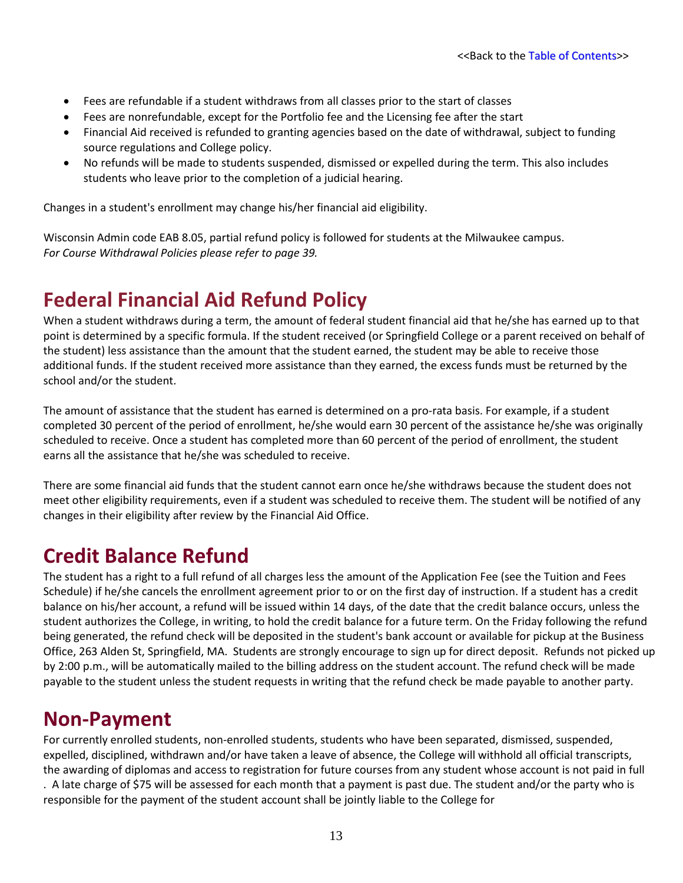- Fees are refundable if a student withdraws from all classes prior to the start of classes
- Fees are nonrefundable, except for the Portfolio fee and the Licensing fee after the start
- Financial Aid received is refunded to granting agencies based on the date of withdrawal, subject to funding source regulations and College policy.
- No refunds will be made to students suspended, dismissed or expelled during the term. This also includes students who leave prior to the completion of a judicial hearing.

Changes in a student's enrollment may change his/her financial aid eligibility.

Wisconsin Admin code EAB 8.05, partial refund policy is followed for students at the Milwaukee campus.
*For Course Withdrawal Policies please refer to page 39.*

## Federal Financial Aid Refund Policy

When a student withdraws during a term, the amount of federal student financial aid that he/she has earned up to that point is determined by a specific formula. If the student received (or Springfield College or a parent received on behalf of the student) less assistance than the amount that the student earned, the student may be able to receive those additional funds. If the student received more assistance than they earned, the excess funds must be returned by the school and/or the student.

The amount of assistance that the student has earned is determined on a pro-rata basis. For example, if a student completed 30 percent of the period of enrollment, he/she would earn 30 percent of the assistance he/she was originally scheduled to receive. Once a student has completed more than 60 percent of the period of enrollment, the student earns all the assistance that he/she was scheduled to receive.

There are some financial aid funds that the student cannot earn once he/she withdraws because the student does not meet other eligibility requirements, even if a student was scheduled to receive them. The student will be notified of any changes in their eligibility after review by the Financial Aid Office.

## Credit Balance Refund

The student has a right to a full refund of all charges less the amount of the Application Fee (see the Tuition and Fees Schedule) if he/she cancels the enrollment agreement prior to or on the first day of instruction. If a student has a credit balance on his/her account, a refund will be issued within 14 days, of the date that the credit balance occurs, unless the student authorizes the College, in writing, to hold the credit balance for a future term. On the Friday following the refund being generated, the refund check will be deposited in the student's bank account or available for pickup at the Business Office, 263 Alden St, Springfield, MA. Students are strongly encourage to sign up for direct deposit. Refunds not picked up by 2:00 p.m., will be automatically mailed to the billing address on the student account. The refund check will be made payable to the student unless the student requests in writing that the refund check be made payable to another party.

## Non-Payment

For currently enrolled students, non-enrolled students, students who have been separated, dismissed, suspended, expelled, disciplined, withdrawn and/or have taken a leave of absence, the College will withhold all official transcripts, the awarding of diplomas and access to registration for future courses from any student whose account is not paid in full . A late charge of $75 will be assessed for each month that a payment is past due. The student and/or the party who is responsible for the payment of the student account shall be jointly liable to the College for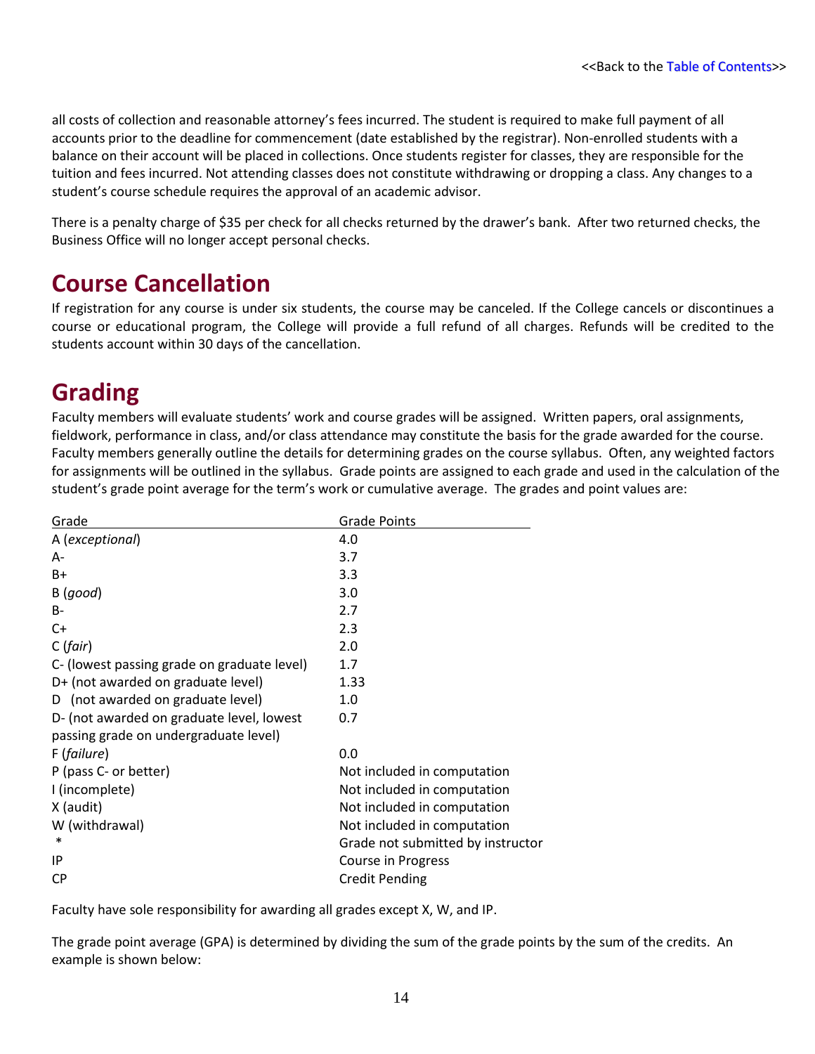all costs of collection and reasonable attorney's fees incurred. The student is required to make full payment of all accounts prior to the deadline for commencement (date established by the registrar). Non-enrolled students with a balance on their account will be placed in collections. Once students register for classes, they are responsible for the tuition and fees incurred. Not attending classes does not constitute withdrawing or dropping a class. Any changes to a student's course schedule requires the approval of an academic advisor.

There is a penalty charge of $35 per check for all checks returned by the drawer's bank. After two returned checks, the Business Office will no longer accept personal checks.

# Course Cancellation

If registration for any course is under six students, the course may be canceled. If the College cancels or discontinues a course or educational program, the College will provide a full refund of all charges. Refunds will be credited to the students account within 30 days of the cancellation.

# Grading

Faculty members will evaluate students' work and course grades will be assigned. Written papers, oral assignments, fieldwork, performance in class, and/or class attendance may constitute the basis for the grade awarded for the course. Faculty members generally outline the details for determining grades on the course syllabus. Often, any weighted factors for assignments will be outlined in the syllabus. Grade points are assigned to each grade and used in the calculation of the student's grade point average for the term's work or cumulative average. The grades and point values are:

| Grade | Grade Points |
|---|---|
| A (*exceptional*) | 4.0 |
| A- | 3.7 |
| B+ | 3.3 |
| B (*good*) | 3.0 |
| B- | 2.7 |
| C+ | 2.3 |
| C (*fair*) | 2.0 |
| C- (lowest passing grade on graduate level) | 1.7 |
| D+ (not awarded on graduate level) | 1.33 |
| D (not awarded on graduate level) | 1.0 |
| D- (not awarded on graduate level, lowest passing grade on undergraduate level) | 0.7 |
| F (*failure*) | 0.0 |
| P (pass C- or better) | Not included in computation |
| I (incomplete) | Not included in computation |
| X (audit) | Not included in computation |
| W (withdrawal) | Not included in computation |
| * | Grade not submitted by instructor |
| IP | Course in Progress |
| CP | Credit Pending |

Faculty have sole responsibility for awarding all grades except X, W, and IP.

The grade point average (GPA) is determined by dividing the sum of the grade points by the sum of the credits. An example is shown below: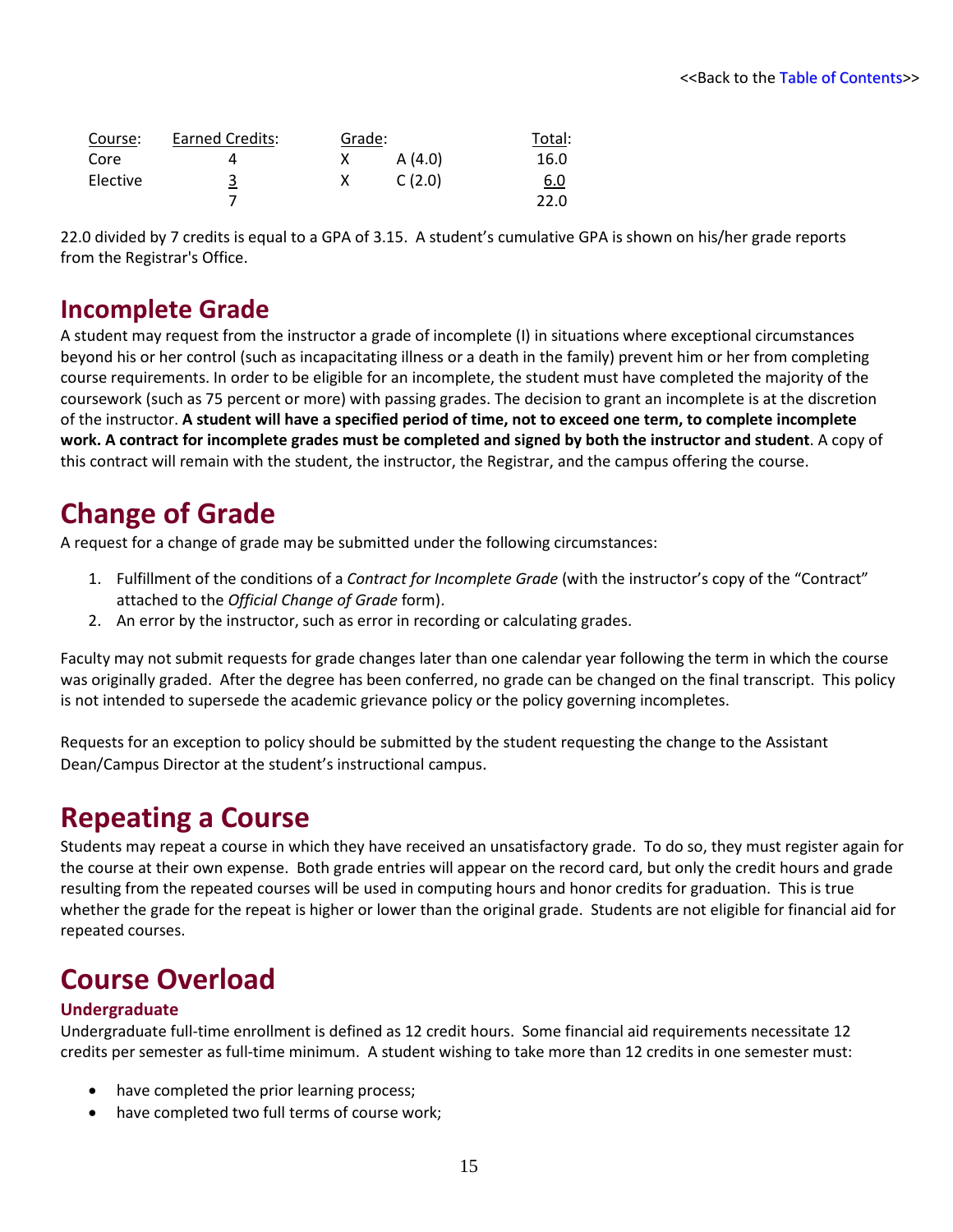| Course: | Earned Credits: | Grade: | | Total: |
|---|---|---|---|---|
| Core | 4 | X | A (4.0) | 16.0 |
| Elective | 3 | X | C (2.0) | 6.0 |
| | 7 | | | 22.0 |

22.0 divided by 7 credits is equal to a GPA of 3.15. A student's cumulative GPA is shown on his/her grade reports from the Registrar's Office.

## Incomplete Grade

A student may request from the instructor a grade of incomplete (I) in situations where exceptional circumstances beyond his or her control (such as incapacitating illness or a death in the family) prevent him or her from completing course requirements. In order to be eligible for an incomplete, the student must have completed the majority of the coursework (such as 75 percent or more) with passing grades. The decision to grant an incomplete is at the discretion of the instructor. **A student will have a specified period of time, not to exceed one term, to complete incomplete work. A contract for incomplete grades must be completed and signed by both the instructor and student**. A copy of this contract will remain with the student, the instructor, the Registrar, and the campus offering the course.

## Change of Grade

A request for a change of grade may be submitted under the following circumstances:

1. Fulfillment of the conditions of a *Contract for Incomplete Grade* (with the instructor's copy of the "Contract" attached to the *Official Change of Grade* form).
2. An error by the instructor, such as error in recording or calculating grades.

Faculty may not submit requests for grade changes later than one calendar year following the term in which the course was originally graded. After the degree has been conferred, no grade can be changed on the final transcript. This policy is not intended to supersede the academic grievance policy or the policy governing incompletes.

Requests for an exception to policy should be submitted by the student requesting the change to the Assistant Dean/Campus Director at the student's instructional campus.

## Repeating a Course

Students may repeat a course in which they have received an unsatisfactory grade. To do so, they must register again for the course at their own expense. Both grade entries will appear on the record card, but only the credit hours and grade resulting from the repeated courses will be used in computing hours and honor credits for graduation. This is true whether the grade for the repeat is higher or lower than the original grade. Students are not eligible for financial aid for repeated courses.

## Course Overload

### Undergraduate

Undergraduate full-time enrollment is defined as 12 credit hours. Some financial aid requirements necessitate 12 credits per semester as full-time minimum. A student wishing to take more than 12 credits in one semester must:

- have completed the prior learning process;
- have completed two full terms of course work;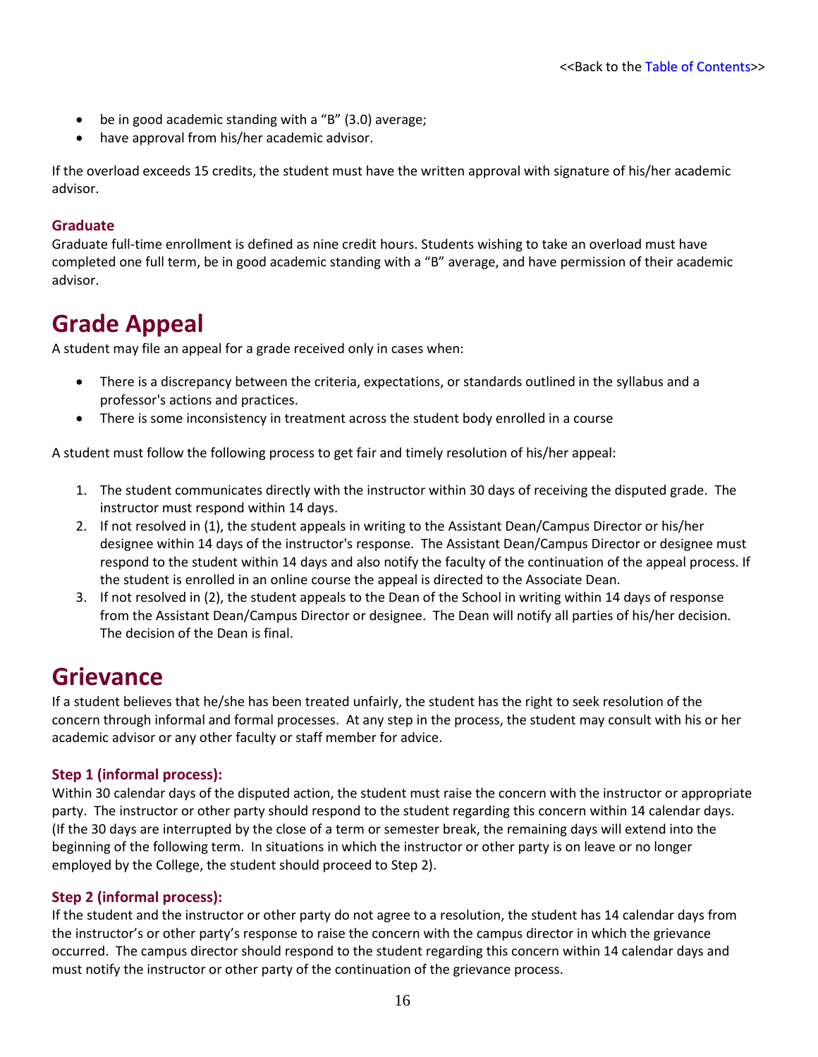- be in good academic standing with a "B" (3.0) average;
- have approval from his/her academic advisor.

If the overload exceeds 15 credits, the student must have the written approval with signature of his/her academic advisor.

### Graduate

Graduate full-time enrollment is defined as nine credit hours. Students wishing to take an overload must have completed one full term, be in good academic standing with a "B" average, and have permission of their academic advisor.

# Grade Appeal

A student may file an appeal for a grade received only in cases when:

- There is a discrepancy between the criteria, expectations, or standards outlined in the syllabus and a professor's actions and practices.
- There is some inconsistency in treatment across the student body enrolled in a course

A student must follow the following process to get fair and timely resolution of his/her appeal:

1. The student communicates directly with the instructor within 30 days of receiving the disputed grade. The instructor must respond within 14 days.
2. If not resolved in (1), the student appeals in writing to the Assistant Dean/Campus Director or his/her designee within 14 days of the instructor's response. The Assistant Dean/Campus Director or designee must respond to the student within 14 days and also notify the faculty of the continuation of the appeal process. If the student is enrolled in an online course the appeal is directed to the Associate Dean.
3. If not resolved in (2), the student appeals to the Dean of the School in writing within 14 days of response from the Assistant Dean/Campus Director or designee. The Dean will notify all parties of his/her decision. The decision of the Dean is final.

# Grievance

If a student believes that he/she has been treated unfairly, the student has the right to seek resolution of the concern through informal and formal processes. At any step in the process, the student may consult with his or her academic advisor or any other faculty or staff member for advice.

### Step 1 (informal process):

Within 30 calendar days of the disputed action, the student must raise the concern with the instructor or appropriate party. The instructor or other party should respond to the student regarding this concern within 14 calendar days. (If the 30 days are interrupted by the close of a term or semester break, the remaining days will extend into the beginning of the following term. In situations in which the instructor or other party is on leave or no longer employed by the College, the student should proceed to Step 2).

### Step 2 (informal process):

If the student and the instructor or other party do not agree to a resolution, the student has 14 calendar days from the instructor's or other party's response to raise the concern with the campus director in which the grievance occurred. The campus director should respond to the student regarding this concern within 14 calendar days and must notify the instructor or other party of the continuation of the grievance process.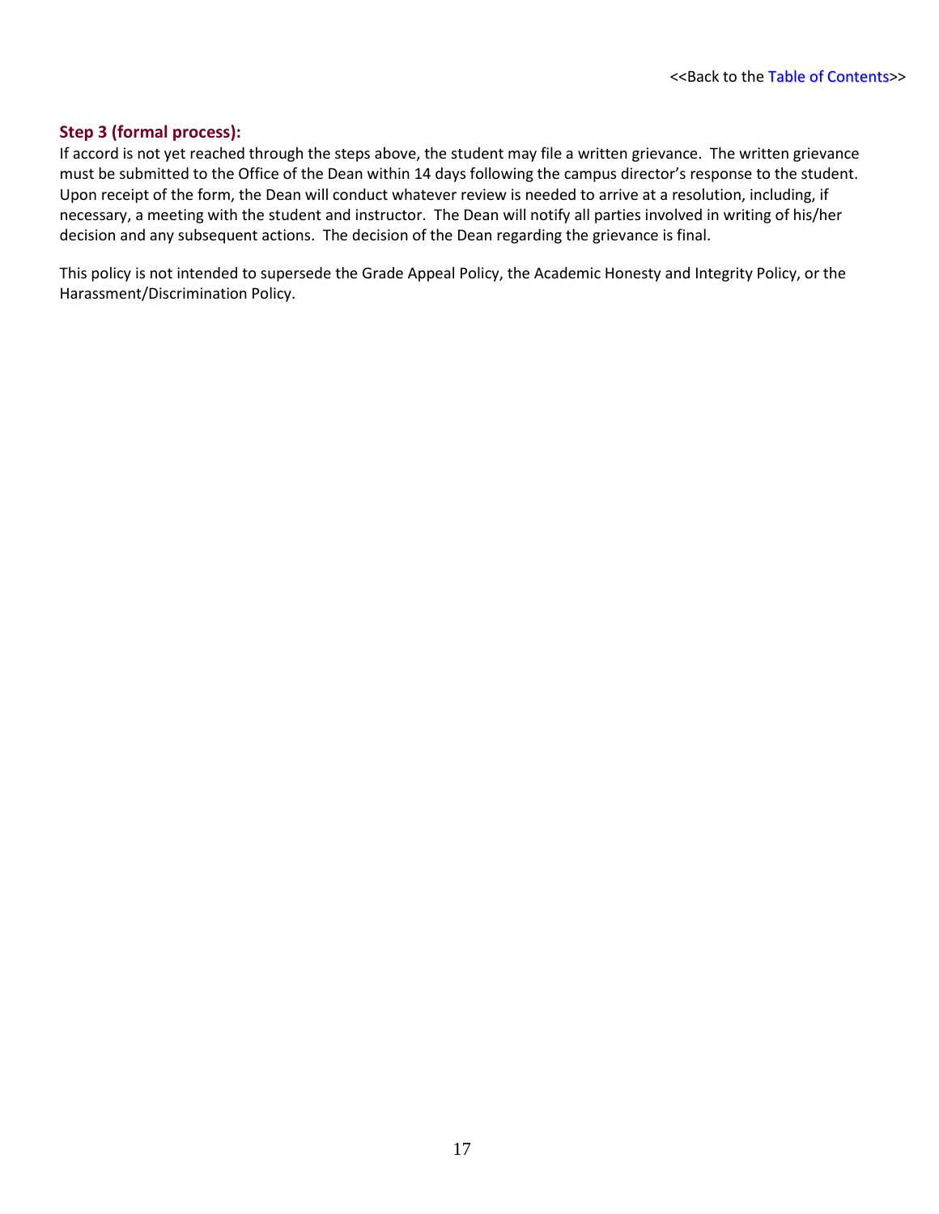<<Back to the Table of Contents>>

### Step 3 (formal process):

If accord is not yet reached through the steps above, the student may file a written grievance. The written grievance must be submitted to the Office of the Dean within 14 days following the campus director's response to the student. Upon receipt of the form, the Dean will conduct whatever review is needed to arrive at a resolution, including, if necessary, a meeting with the student and instructor. The Dean will notify all parties involved in writing of his/her decision and any subsequent actions. The decision of the Dean regarding the grievance is final.

This policy is not intended to supersede the Grade Appeal Policy, the Academic Honesty and Integrity Policy, or the Harassment/Discrimination Policy.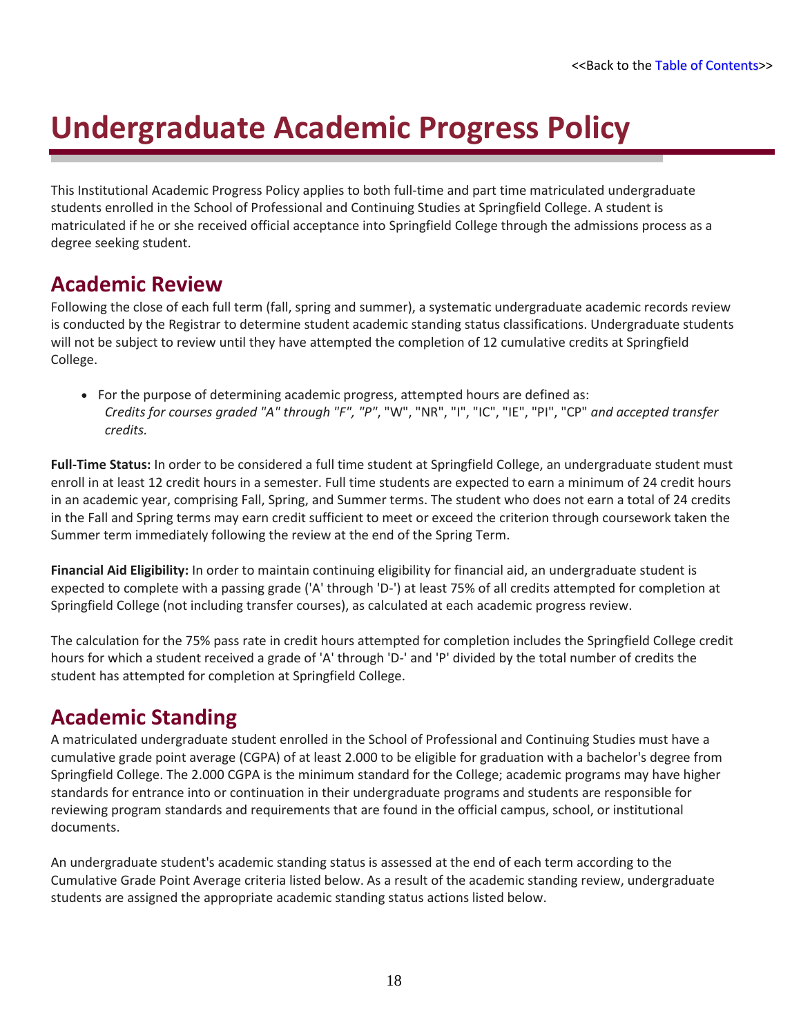<<Back to the Table of Contents>>

# Undergraduate Academic Progress Policy

This Institutional Academic Progress Policy applies to both full-time and part time matriculated undergraduate students enrolled in the School of Professional and Continuing Studies at Springfield College. A student is matriculated if he or she received official acceptance into Springfield College through the admissions process as a degree seeking student.

## Academic Review

Following the close of each full term (fall, spring and summer), a systematic undergraduate academic records review is conducted by the Registrar to determine student academic standing status classifications. Undergraduate students will not be subject to review until they have attempted the completion of 12 cumulative credits at Springfield College.

- For the purpose of determining academic progress, attempted hours are defined as:
  *Credits for courses graded "A" through "F", "P"*, "W", "NR", "I", "IC", "IE", "PI", "CP" *and accepted transfer credits.*

**Full-Time Status:** In order to be considered a full time student at Springfield College, an undergraduate student must enroll in at least 12 credit hours in a semester. Full time students are expected to earn a minimum of 24 credit hours in an academic year, comprising Fall, Spring, and Summer terms. The student who does not earn a total of 24 credits in the Fall and Spring terms may earn credit sufficient to meet or exceed the criterion through coursework taken the Summer term immediately following the review at the end of the Spring Term.

**Financial Aid Eligibility:** In order to maintain continuing eligibility for financial aid, an undergraduate student is expected to complete with a passing grade ('A' through 'D-') at least 75% of all credits attempted for completion at Springfield College (not including transfer courses), as calculated at each academic progress review.

The calculation for the 75% pass rate in credit hours attempted for completion includes the Springfield College credit hours for which a student received a grade of 'A' through 'D-' and 'P' divided by the total number of credits the student has attempted for completion at Springfield College.

## Academic Standing

A matriculated undergraduate student enrolled in the School of Professional and Continuing Studies must have a cumulative grade point average (CGPA) of at least 2.000 to be eligible for graduation with a bachelor's degree from Springfield College. The 2.000 CGPA is the minimum standard for the College; academic programs may have higher standards for entrance into or continuation in their undergraduate programs and students are responsible for reviewing program standards and requirements that are found in the official campus, school, or institutional documents.

An undergraduate student's academic standing status is assessed at the end of each term according to the Cumulative Grade Point Average criteria listed below. As a result of the academic standing review, undergraduate students are assigned the appropriate academic standing status actions listed below.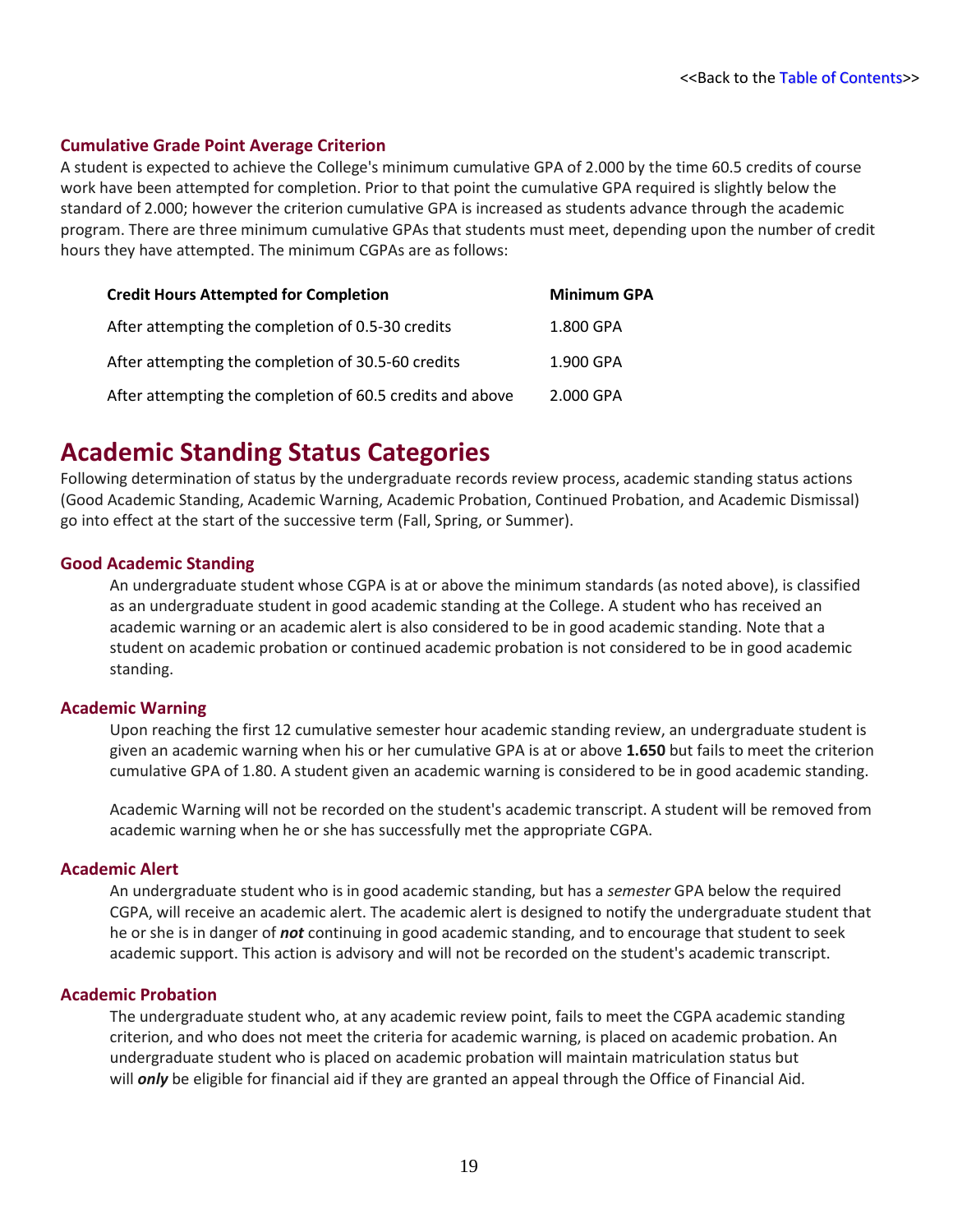<<Back to the Table of Contents>>

### Cumulative Grade Point Average Criterion

A student is expected to achieve the College's minimum cumulative GPA of 2.000 by the time 60.5 credits of course work have been attempted for completion. Prior to that point the cumulative GPA required is slightly below the standard of 2.000; however the criterion cumulative GPA is increased as students advance through the academic program. There are three minimum cumulative GPAs that students must meet, depending upon the number of credit hours they have attempted. The minimum CGPAs are as follows:

| Credit Hours Attempted for Completion | Minimum GPA |
|---|---|
| After attempting the completion of 0.5-30 credits | 1.800 GPA |
| After attempting the completion of 30.5-60 credits | 1.900 GPA |
| After attempting the completion of 60.5 credits and above | 2.000 GPA |

## Academic Standing Status Categories

Following determination of status by the undergraduate records review process, academic standing status actions (Good Academic Standing, Academic Warning, Academic Probation, Continued Probation, and Academic Dismissal) go into effect at the start of the successive term (Fall, Spring, or Summer).

### Good Academic Standing

An undergraduate student whose CGPA is at or above the minimum standards (as noted above), is classified as an undergraduate student in good academic standing at the College. A student who has received an academic warning or an academic alert is also considered to be in good academic standing. Note that a student on academic probation or continued academic probation is not considered to be in good academic standing.

### Academic Warning

Upon reaching the first 12 cumulative semester hour academic standing review, an undergraduate student is given an academic warning when his or her cumulative GPA is at or above **1.650** but fails to meet the criterion cumulative GPA of 1.80. A student given an academic warning is considered to be in good academic standing.

Academic Warning will not be recorded on the student's academic transcript. A student will be removed from academic warning when he or she has successfully met the appropriate CGPA.

### Academic Alert

An undergraduate student who is in good academic standing, but has a *semester* GPA below the required CGPA, will receive an academic alert. The academic alert is designed to notify the undergraduate student that he or she is in danger of ***not*** continuing in good academic standing, and to encourage that student to seek academic support. This action is advisory and will not be recorded on the student's academic transcript.

### Academic Probation

The undergraduate student who, at any academic review point, fails to meet the CGPA academic standing criterion, and who does not meet the criteria for academic warning, is placed on academic probation. An undergraduate student who is placed on academic probation will maintain matriculation status but will ***only*** be eligible for financial aid if they are granted an appeal through the Office of Financial Aid.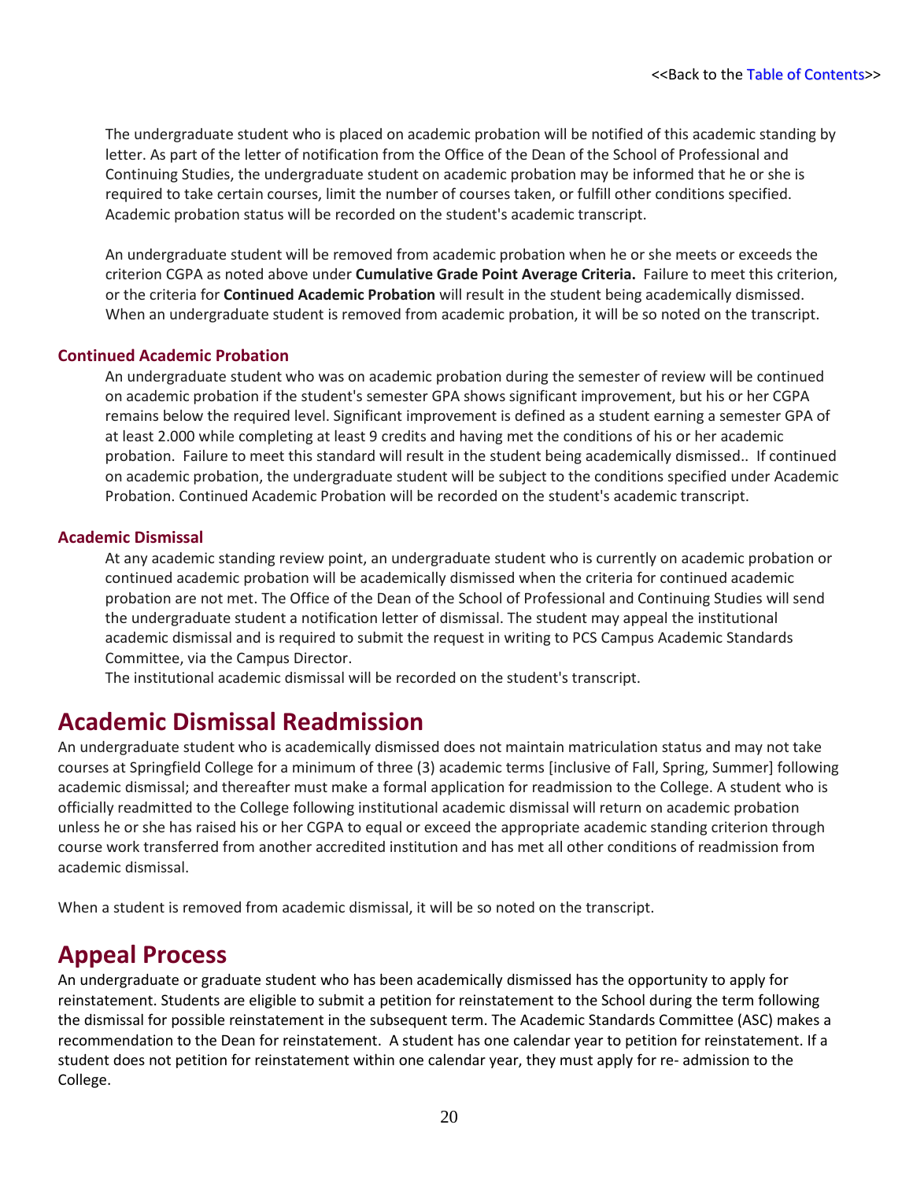The undergraduate student who is placed on academic probation will be notified of this academic standing by letter. As part of the letter of notification from the Office of the Dean of the School of Professional and Continuing Studies, the undergraduate student on academic probation may be informed that he or she is required to take certain courses, limit the number of courses taken, or fulfill other conditions specified. Academic probation status will be recorded on the student's academic transcript.

An undergraduate student will be removed from academic probation when he or she meets or exceeds the criterion CGPA as noted above under **Cumulative Grade Point Average Criteria.** Failure to meet this criterion, or the criteria for **Continued Academic Probation** will result in the student being academically dismissed. When an undergraduate student is removed from academic probation, it will be so noted on the transcript.

### Continued Academic Probation

An undergraduate student who was on academic probation during the semester of review will be continued on academic probation if the student's semester GPA shows significant improvement, but his or her CGPA remains below the required level. Significant improvement is defined as a student earning a semester GPA of at least 2.000 while completing at least 9 credits and having met the conditions of his or her academic probation. Failure to meet this standard will result in the student being academically dismissed.. If continued on academic probation, the undergraduate student will be subject to the conditions specified under Academic Probation. Continued Academic Probation will be recorded on the student's academic transcript.

### Academic Dismissal

At any academic standing review point, an undergraduate student who is currently on academic probation or continued academic probation will be academically dismissed when the criteria for continued academic probation are not met. The Office of the Dean of the School of Professional and Continuing Studies will send the undergraduate student a notification letter of dismissal. The student may appeal the institutional academic dismissal and is required to submit the request in writing to PCS Campus Academic Standards Committee, via the Campus Director.

The institutional academic dismissal will be recorded on the student's transcript.

## Academic Dismissal Readmission

An undergraduate student who is academically dismissed does not maintain matriculation status and may not take courses at Springfield College for a minimum of three (3) academic terms [inclusive of Fall, Spring, Summer] following academic dismissal; and thereafter must make a formal application for readmission to the College. A student who is officially readmitted to the College following institutional academic dismissal will return on academic probation unless he or she has raised his or her CGPA to equal or exceed the appropriate academic standing criterion through course work transferred from another accredited institution and has met all other conditions of readmission from academic dismissal.

When a student is removed from academic dismissal, it will be so noted on the transcript.

## Appeal Process

An undergraduate or graduate student who has been academically dismissed has the opportunity to apply for reinstatement. Students are eligible to submit a petition for reinstatement to the School during the term following the dismissal for possible reinstatement in the subsequent term. The Academic Standards Committee (ASC) makes a recommendation to the Dean for reinstatement. A student has one calendar year to petition for reinstatement. If a student does not petition for reinstatement within one calendar year, they must apply for re- admission to the College.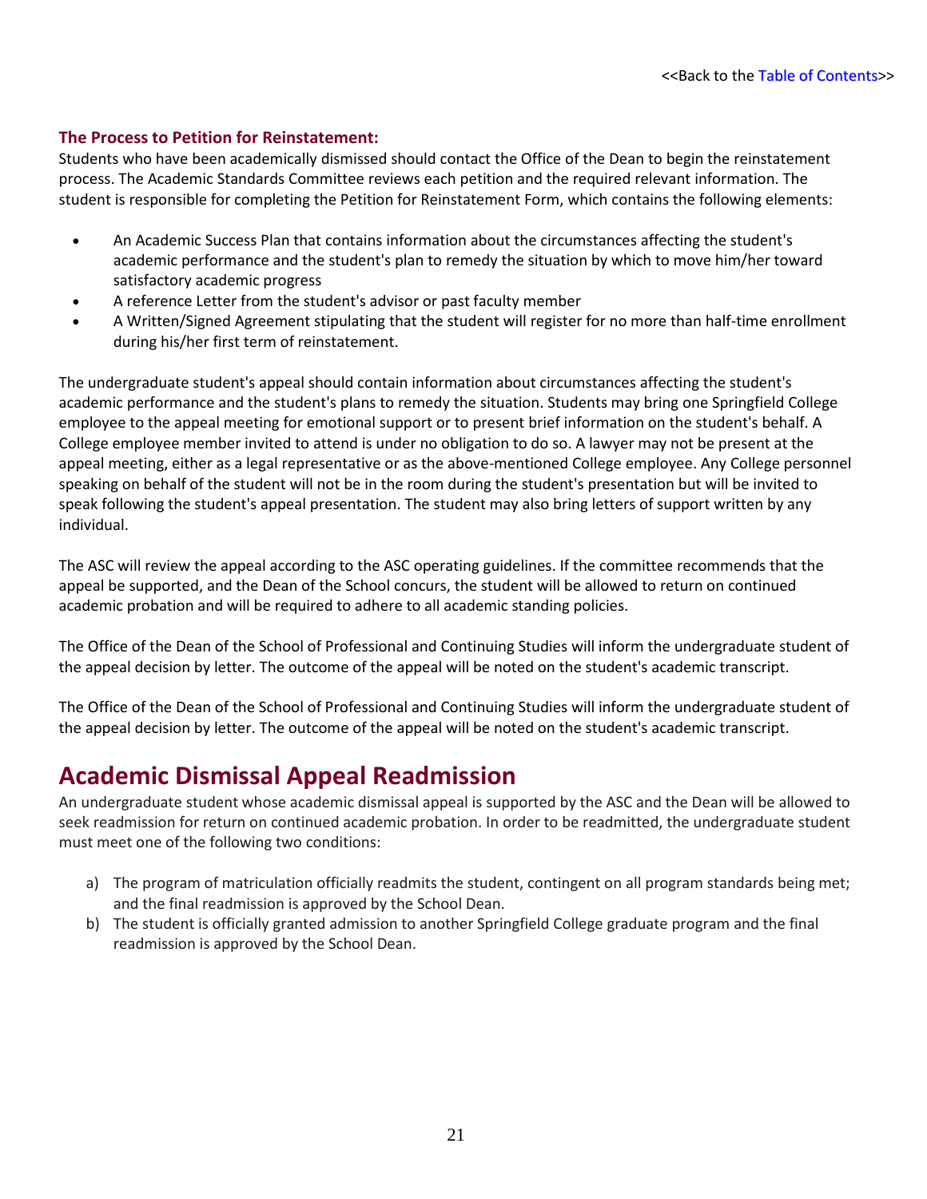<<Back to the Table of Contents>>

### The Process to Petition for Reinstatement:

Students who have been academically dismissed should contact the Office of the Dean to begin the reinstatement process. The Academic Standards Committee reviews each petition and the required relevant information. The student is responsible for completing the Petition for Reinstatement Form, which contains the following elements:

- An Academic Success Plan that contains information about the circumstances affecting the student's academic performance and the student's plan to remedy the situation by which to move him/her toward satisfactory academic progress
- A reference Letter from the student's advisor or past faculty member
- A Written/Signed Agreement stipulating that the student will register for no more than half-time enrollment during his/her first term of reinstatement.

The undergraduate student's appeal should contain information about circumstances affecting the student's academic performance and the student's plans to remedy the situation. Students may bring one Springfield College employee to the appeal meeting for emotional support or to present brief information on the student's behalf. A College employee member invited to attend is under no obligation to do so. A lawyer may not be present at the appeal meeting, either as a legal representative or as the above-mentioned College employee. Any College personnel speaking on behalf of the student will not be in the room during the student's presentation but will be invited to speak following the student's appeal presentation. The student may also bring letters of support written by any individual.

The ASC will review the appeal according to the ASC operating guidelines. If the committee recommends that the appeal be supported, and the Dean of the School concurs, the student will be allowed to return on continued academic probation and will be required to adhere to all academic standing policies.

The Office of the Dean of the School of Professional and Continuing Studies will inform the undergraduate student of the appeal decision by letter. The outcome of the appeal will be noted on the student's academic transcript.

The Office of the Dean of the School of Professional and Continuing Studies will inform the undergraduate student of the appeal decision by letter. The outcome of the appeal will be noted on the student's academic transcript.

## Academic Dismissal Appeal Readmission

An undergraduate student whose academic dismissal appeal is supported by the ASC and the Dean will be allowed to seek readmission for return on continued academic probation. In order to be readmitted, the undergraduate student must meet one of the following two conditions:

a) The program of matriculation officially readmits the student, contingent on all program standards being met; and the final readmission is approved by the School Dean.
b) The student is officially granted admission to another Springfield College graduate program and the final readmission is approved by the School Dean.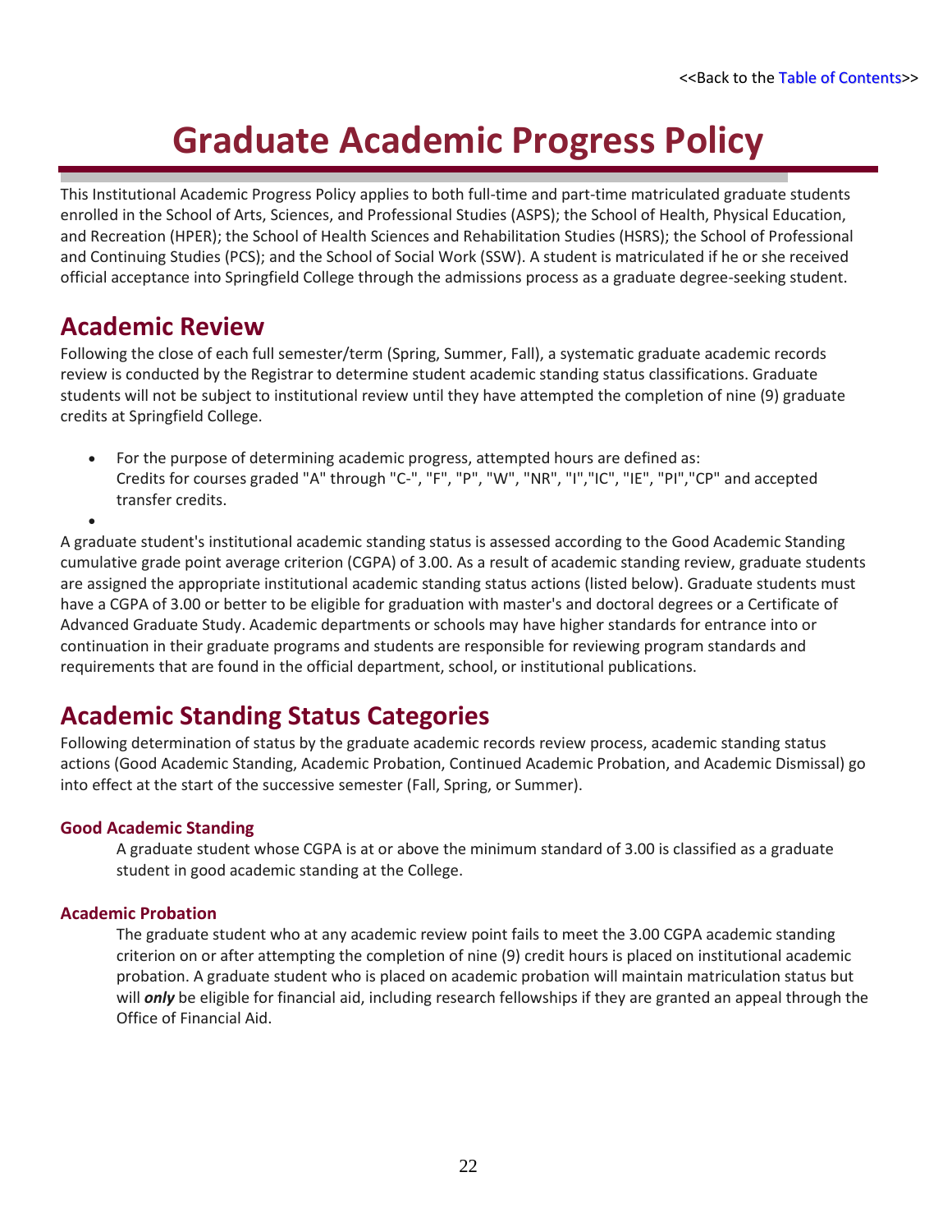<<Back to the Table of Contents>>

# Graduate Academic Progress Policy

This Institutional Academic Progress Policy applies to both full-time and part-time matriculated graduate students enrolled in the School of Arts, Sciences, and Professional Studies (ASPS); the School of Health, Physical Education, and Recreation (HPER); the School of Health Sciences and Rehabilitation Studies (HSRS); the School of Professional and Continuing Studies (PCS); and the School of Social Work (SSW). A student is matriculated if he or she received official acceptance into Springfield College through the admissions process as a graduate degree-seeking student.

## Academic Review

Following the close of each full semester/term (Spring, Summer, Fall), a systematic graduate academic records review is conducted by the Registrar to determine student academic standing status classifications. Graduate students will not be subject to institutional review until they have attempted the completion of nine (9) graduate credits at Springfield College.

- For the purpose of determining academic progress, attempted hours are defined as: Credits for courses graded "A" through "C-", "F", "P", "W", "NR", "I","IC", "IE", "PI","CP" and accepted transfer credits.

A graduate student's institutional academic standing status is assessed according to the Good Academic Standing cumulative grade point average criterion (CGPA) of 3.00. As a result of academic standing review, graduate students are assigned the appropriate institutional academic standing status actions (listed below). Graduate students must have a CGPA of 3.00 or better to be eligible for graduation with master's and doctoral degrees or a Certificate of Advanced Graduate Study. Academic departments or schools may have higher standards for entrance into or continuation in their graduate programs and students are responsible for reviewing program standards and requirements that are found in the official department, school, or institutional publications.

## Academic Standing Status Categories

Following determination of status by the graduate academic records review process, academic standing status actions (Good Academic Standing, Academic Probation, Continued Academic Probation, and Academic Dismissal) go into effect at the start of the successive semester (Fall, Spring, or Summer).

### Good Academic Standing

A graduate student whose CGPA is at or above the minimum standard of 3.00 is classified as a graduate student in good academic standing at the College.

### Academic Probation

The graduate student who at any academic review point fails to meet the 3.00 CGPA academic standing criterion on or after attempting the completion of nine (9) credit hours is placed on institutional academic probation. A graduate student who is placed on academic probation will maintain matriculation status but will ***only*** be eligible for financial aid, including research fellowships if they are granted an appeal through the Office of Financial Aid.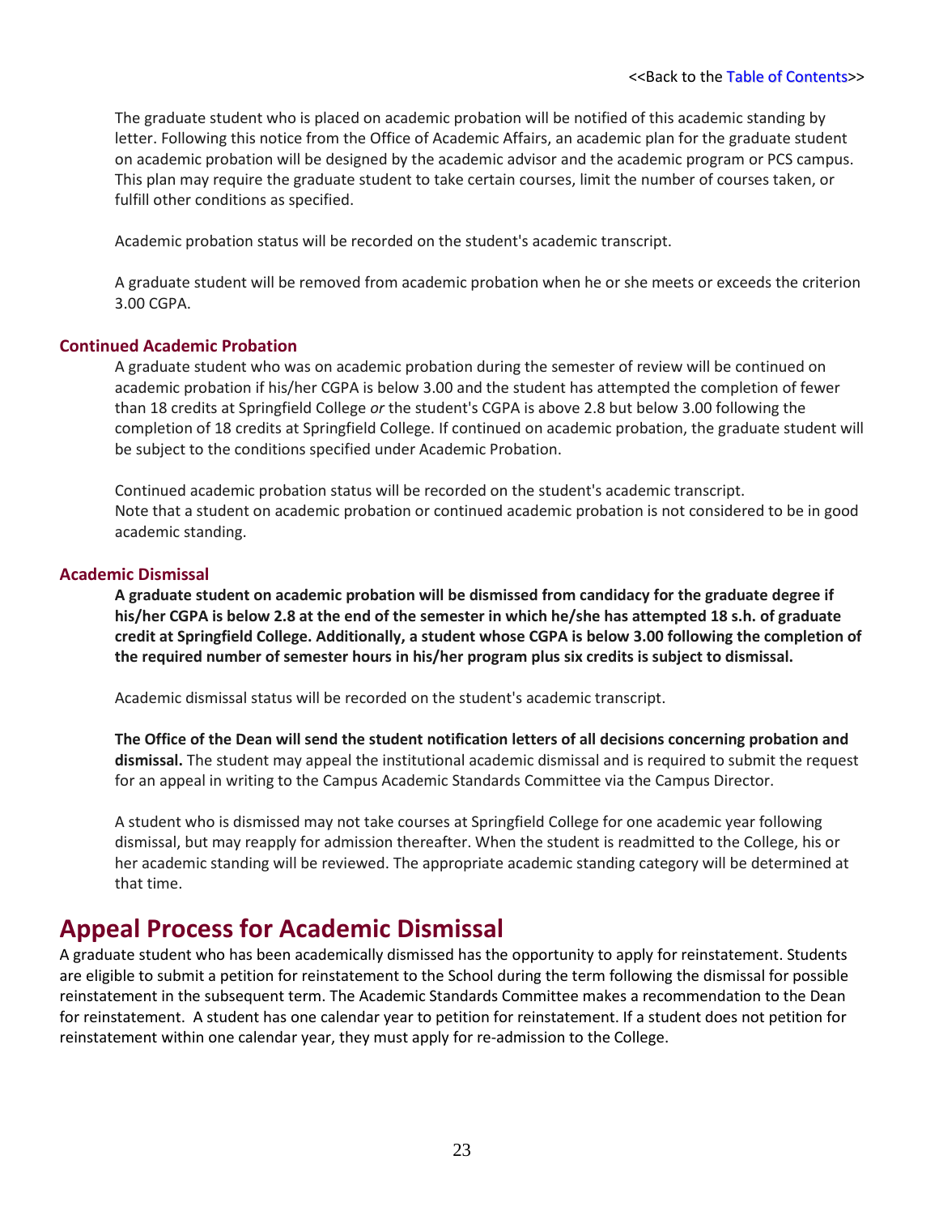<<Back to the Table of Contents>>

The graduate student who is placed on academic probation will be notified of this academic standing by letter. Following this notice from the Office of Academic Affairs, an academic plan for the graduate student on academic probation will be designed by the academic advisor and the academic program or PCS campus. This plan may require the graduate student to take certain courses, limit the number of courses taken, or fulfill other conditions as specified.

Academic probation status will be recorded on the student's academic transcript.

A graduate student will be removed from academic probation when he or she meets or exceeds the criterion 3.00 CGPA.

### Continued Academic Probation

A graduate student who was on academic probation during the semester of review will be continued on academic probation if his/her CGPA is below 3.00 and the student has attempted the completion of fewer than 18 credits at Springfield College *or* the student's CGPA is above 2.8 but below 3.00 following the completion of 18 credits at Springfield College. If continued on academic probation, the graduate student will be subject to the conditions specified under Academic Probation.

Continued academic probation status will be recorded on the student's academic transcript.
Note that a student on academic probation or continued academic probation is not considered to be in good academic standing.

### Academic Dismissal

**A graduate student on academic probation will be dismissed from candidacy for the graduate degree if his/her CGPA is below 2.8 at the end of the semester in which he/she has attempted 18 s.h. of graduate credit at Springfield College. Additionally, a student whose CGPA is below 3.00 following the completion of the required number of semester hours in his/her program plus six credits is subject to dismissal.**

Academic dismissal status will be recorded on the student's academic transcript.

**The Office of the Dean will send the student notification letters of all decisions concerning probation and dismissal.** The student may appeal the institutional academic dismissal and is required to submit the request for an appeal in writing to the Campus Academic Standards Committee via the Campus Director.

A student who is dismissed may not take courses at Springfield College for one academic year following dismissal, but may reapply for admission thereafter. When the student is readmitted to the College, his or her academic standing will be reviewed. The appropriate academic standing category will be determined at that time.

## Appeal Process for Academic Dismissal

A graduate student who has been academically dismissed has the opportunity to apply for reinstatement. Students are eligible to submit a petition for reinstatement to the School during the term following the dismissal for possible reinstatement in the subsequent term. The Academic Standards Committee makes a recommendation to the Dean for reinstatement. A student has one calendar year to petition for reinstatement. If a student does not petition for reinstatement within one calendar year, they must apply for re-admission to the College.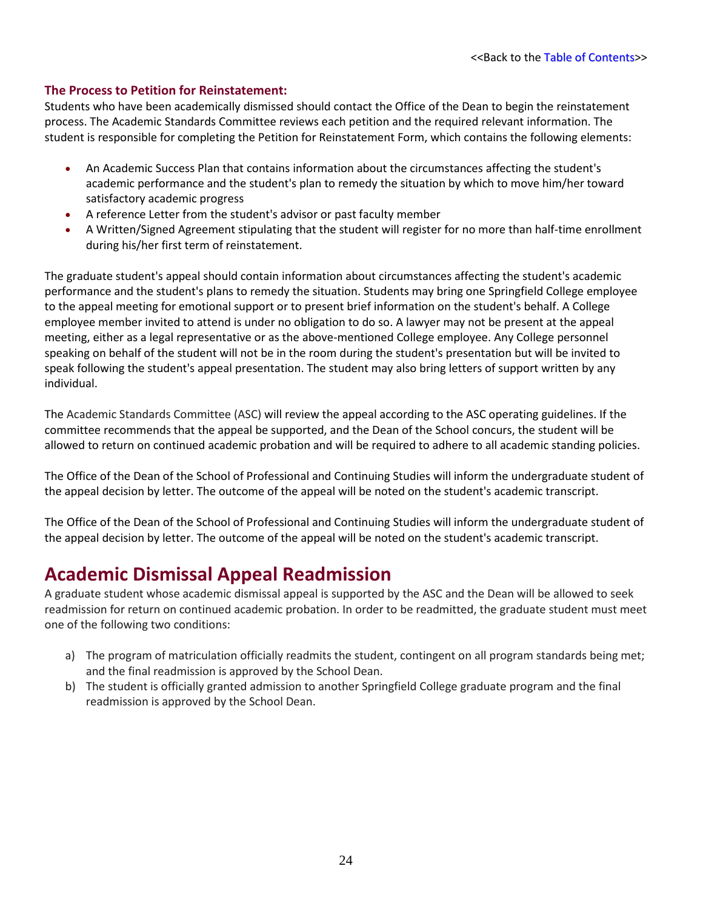<<Back to the Table of Contents>>

### The Process to Petition for Reinstatement:

Students who have been academically dismissed should contact the Office of the Dean to begin the reinstatement process. The Academic Standards Committee reviews each petition and the required relevant information. The student is responsible for completing the Petition for Reinstatement Form, which contains the following elements:

- An Academic Success Plan that contains information about the circumstances affecting the student's academic performance and the student's plan to remedy the situation by which to move him/her toward satisfactory academic progress
- A reference Letter from the student's advisor or past faculty member
- A Written/Signed Agreement stipulating that the student will register for no more than half-time enrollment during his/her first term of reinstatement.

The graduate student's appeal should contain information about circumstances affecting the student's academic performance and the student's plans to remedy the situation. Students may bring one Springfield College employee to the appeal meeting for emotional support or to present brief information on the student's behalf. A College employee member invited to attend is under no obligation to do so. A lawyer may not be present at the appeal meeting, either as a legal representative or as the above-mentioned College employee. Any College personnel speaking on behalf of the student will not be in the room during the student's presentation but will be invited to speak following the student's appeal presentation. The student may also bring letters of support written by any individual.

The Academic Standards Committee (ASC) will review the appeal according to the ASC operating guidelines. If the committee recommends that the appeal be supported, and the Dean of the School concurs, the student will be allowed to return on continued academic probation and will be required to adhere to all academic standing policies.

The Office of the Dean of the School of Professional and Continuing Studies will inform the undergraduate student of the appeal decision by letter. The outcome of the appeal will be noted on the student's academic transcript.

The Office of the Dean of the School of Professional and Continuing Studies will inform the undergraduate student of the appeal decision by letter. The outcome of the appeal will be noted on the student's academic transcript.

# Academic Dismissal Appeal Readmission

A graduate student whose academic dismissal appeal is supported by the ASC and the Dean will be allowed to seek readmission for return on continued academic probation. In order to be readmitted, the graduate student must meet one of the following two conditions:

a) The program of matriculation officially readmits the student, contingent on all program standards being met; and the final readmission is approved by the School Dean.
b) The student is officially granted admission to another Springfield College graduate program and the final readmission is approved by the School Dean.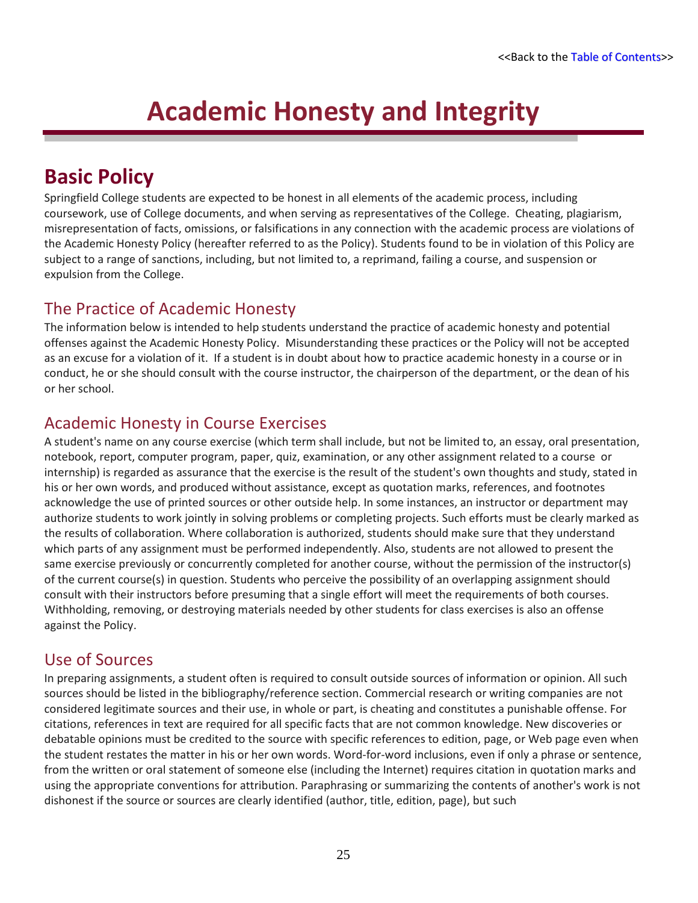<<Back to the Table of Contents>>

# Academic Honesty and Integrity

## Basic Policy

Springfield College students are expected to be honest in all elements of the academic process, including coursework, use of College documents, and when serving as representatives of the College. Cheating, plagiarism, misrepresentation of facts, omissions, or falsifications in any connection with the academic process are violations of the Academic Honesty Policy (hereafter referred to as the Policy). Students found to be in violation of this Policy are subject to a range of sanctions, including, but not limited to, a reprimand, failing a course, and suspension or expulsion from the College.

### The Practice of Academic Honesty

The information below is intended to help students understand the practice of academic honesty and potential offenses against the Academic Honesty Policy. Misunderstanding these practices or the Policy will not be accepted as an excuse for a violation of it. If a student is in doubt about how to practice academic honesty in a course or in conduct, he or she should consult with the course instructor, the chairperson of the department, or the dean of his or her school.

### Academic Honesty in Course Exercises

A student's name on any course exercise (which term shall include, but not be limited to, an essay, oral presentation, notebook, report, computer program, paper, quiz, examination, or any other assignment related to a course or internship) is regarded as assurance that the exercise is the result of the student's own thoughts and study, stated in his or her own words, and produced without assistance, except as quotation marks, references, and footnotes acknowledge the use of printed sources or other outside help. In some instances, an instructor or department may authorize students to work jointly in solving problems or completing projects. Such efforts must be clearly marked as the results of collaboration. Where collaboration is authorized, students should make sure that they understand which parts of any assignment must be performed independently. Also, students are not allowed to present the same exercise previously or concurrently completed for another course, without the permission of the instructor(s) of the current course(s) in question. Students who perceive the possibility of an overlapping assignment should consult with their instructors before presuming that a single effort will meet the requirements of both courses. Withholding, removing, or destroying materials needed by other students for class exercises is also an offense against the Policy.

### Use of Sources

In preparing assignments, a student often is required to consult outside sources of information or opinion. All such sources should be listed in the bibliography/reference section. Commercial research or writing companies are not considered legitimate sources and their use, in whole or part, is cheating and constitutes a punishable offense. For citations, references in text are required for all specific facts that are not common knowledge. New discoveries or debatable opinions must be credited to the source with specific references to edition, page, or Web page even when the student restates the matter in his or her own words. Word-for-word inclusions, even if only a phrase or sentence, from the written or oral statement of someone else (including the Internet) requires citation in quotation marks and using the appropriate conventions for attribution. Paraphrasing or summarizing the contents of another's work is not dishonest if the source or sources are clearly identified (author, title, edition, page), but such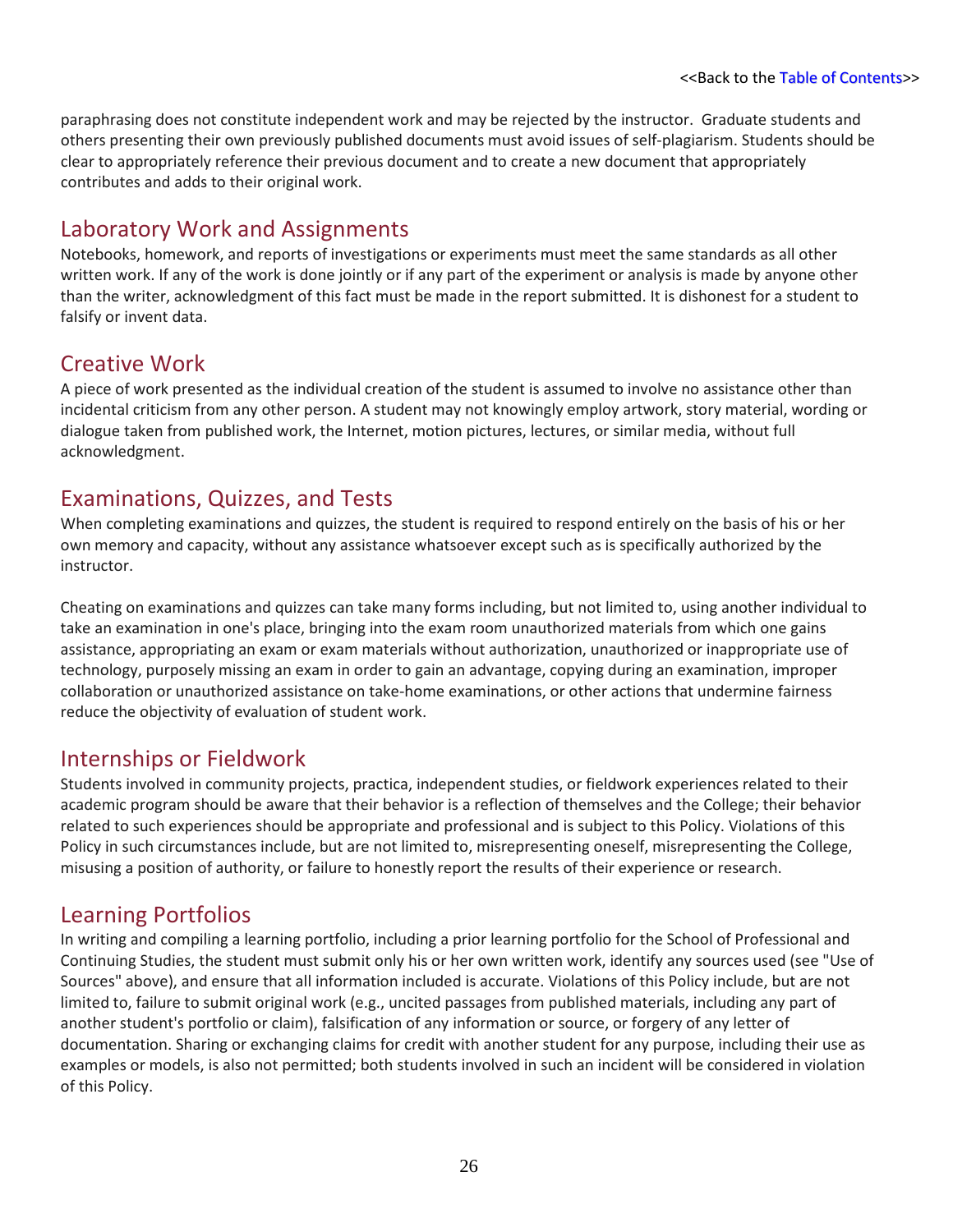paraphrasing does not constitute independent work and may be rejected by the instructor. Graduate students and others presenting their own previously published documents must avoid issues of self-plagiarism. Students should be clear to appropriately reference their previous document and to create a new document that appropriately contributes and adds to their original work.

## Laboratory Work and Assignments

Notebooks, homework, and reports of investigations or experiments must meet the same standards as all other written work. If any of the work is done jointly or if any part of the experiment or analysis is made by anyone other than the writer, acknowledgment of this fact must be made in the report submitted. It is dishonest for a student to falsify or invent data.

## Creative Work

A piece of work presented as the individual creation of the student is assumed to involve no assistance other than incidental criticism from any other person. A student may not knowingly employ artwork, story material, wording or dialogue taken from published work, the Internet, motion pictures, lectures, or similar media, without full acknowledgment.

## Examinations, Quizzes, and Tests

When completing examinations and quizzes, the student is required to respond entirely on the basis of his or her own memory and capacity, without any assistance whatsoever except such as is specifically authorized by the instructor.

Cheating on examinations and quizzes can take many forms including, but not limited to, using another individual to take an examination in one's place, bringing into the exam room unauthorized materials from which one gains assistance, appropriating an exam or exam materials without authorization, unauthorized or inappropriate use of technology, purposely missing an exam in order to gain an advantage, copying during an examination, improper collaboration or unauthorized assistance on take-home examinations, or other actions that undermine fairness reduce the objectivity of evaluation of student work.

## Internships or Fieldwork

Students involved in community projects, practica, independent studies, or fieldwork experiences related to their academic program should be aware that their behavior is a reflection of themselves and the College; their behavior related to such experiences should be appropriate and professional and is subject to this Policy. Violations of this Policy in such circumstances include, but are not limited to, misrepresenting oneself, misrepresenting the College, misusing a position of authority, or failure to honestly report the results of their experience or research.

## Learning Portfolios

In writing and compiling a learning portfolio, including a prior learning portfolio for the School of Professional and Continuing Studies, the student must submit only his or her own written work, identify any sources used (see "Use of Sources" above), and ensure that all information included is accurate. Violations of this Policy include, but are not limited to, failure to submit original work (e.g., uncited passages from published materials, including any part of another student's portfolio or claim), falsification of any information or source, or forgery of any letter of documentation. Sharing or exchanging claims for credit with another student for any purpose, including their use as examples or models, is also not permitted; both students involved in such an incident will be considered in violation of this Policy.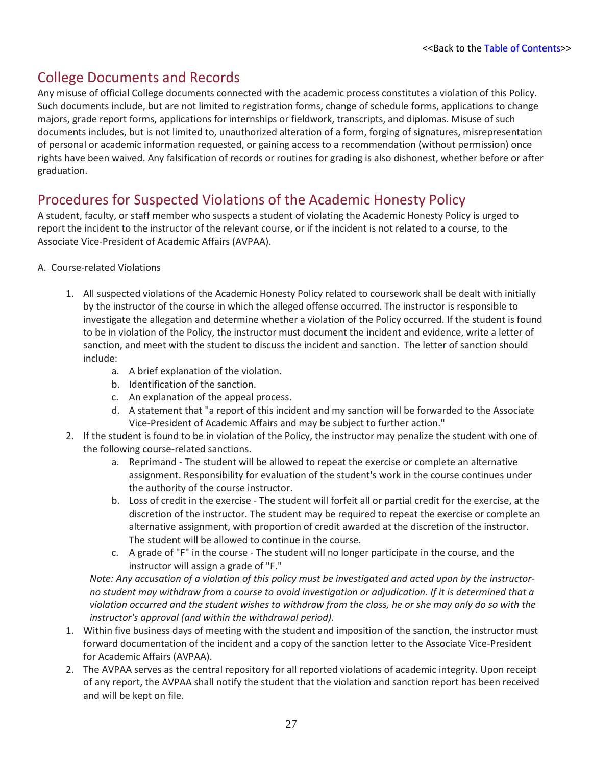<<Back to the Table of Contents>>

## College Documents and Records

Any misuse of official College documents connected with the academic process constitutes a violation of this Policy. Such documents include, but are not limited to registration forms, change of schedule forms, applications to change majors, grade report forms, applications for internships or fieldwork, transcripts, and diplomas. Misuse of such documents includes, but is not limited to, unauthorized alteration of a form, forging of signatures, misrepresentation of personal or academic information requested, or gaining access to a recommendation (without permission) once rights have been waived. Any falsification of records or routines for grading is also dishonest, whether before or after graduation.

## Procedures for Suspected Violations of the Academic Honesty Policy

A student, faculty, or staff member who suspects a student of violating the Academic Honesty Policy is urged to report the incident to the instructor of the relevant course, or if the incident is not related to a course, to the Associate Vice-President of Academic Affairs (AVPAA).

A. Course-related Violations

1. All suspected violations of the Academic Honesty Policy related to coursework shall be dealt with initially by the instructor of the course in which the alleged offense occurred. The instructor is responsible to investigate the allegation and determine whether a violation of the Policy occurred. If the student is found to be in violation of the Policy, the instructor must document the incident and evidence, write a letter of sanction, and meet with the student to discuss the incident and sanction. The letter of sanction should include:
    a. A brief explanation of the violation.
    b. Identification of the sanction.
    c. An explanation of the appeal process.
    d. A statement that "a report of this incident and my sanction will be forwarded to the Associate Vice-President of Academic Affairs and may be subject to further action."
2. If the student is found to be in violation of the Policy, the instructor may penalize the student with one of the following course-related sanctions.
    a. Reprimand - The student will be allowed to repeat the exercise or complete an alternative assignment. Responsibility for evaluation of the student's work in the course continues under the authority of the course instructor.
    b. Loss of credit in the exercise - The student will forfeit all or partial credit for the exercise, at the discretion of the instructor. The student may be required to repeat the exercise or complete an alternative assignment, with proportion of credit awarded at the discretion of the instructor. The student will be allowed to continue in the course.
    c. A grade of "F" in the course - The student will no longer participate in the course, and the instructor will assign a grade of "F."

    *Note: Any accusation of a violation of this policy must be investigated and acted upon by the instructor-no student may withdraw from a course to avoid investigation or adjudication. If it is determined that a violation occurred and the student wishes to withdraw from the class, he or she may only do so with the instructor's approval (and within the withdrawal period).*

1. Within five business days of meeting with the student and imposition of the sanction, the instructor must forward documentation of the incident and a copy of the sanction letter to the Associate Vice-President for Academic Affairs (AVPAA).
2. The AVPAA serves as the central repository for all reported violations of academic integrity. Upon receipt of any report, the AVPAA shall notify the student that the violation and sanction report has been received and will be kept on file.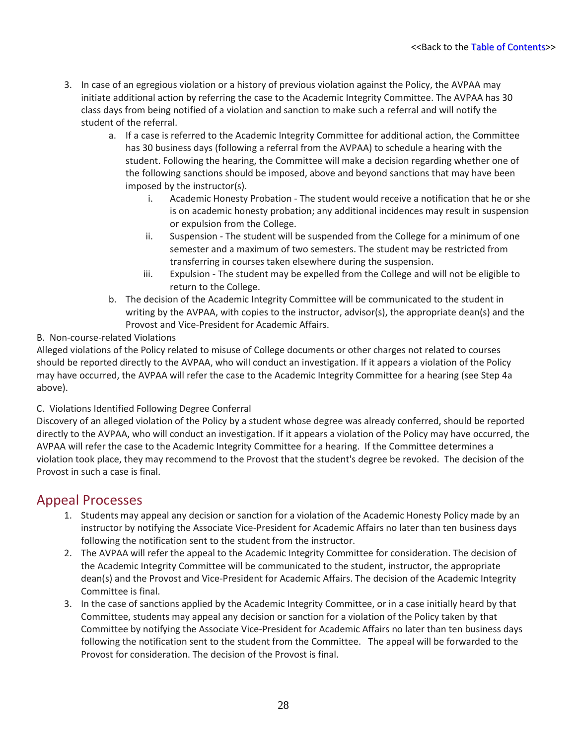3. In case of an egregious violation or a history of previous violation against the Policy, the AVPAA may initiate additional action by referring the case to the Academic Integrity Committee. The AVPAA has 30 class days from being notified of a violation and sanction to make such a referral and will notify the student of the referral.
    a. If a case is referred to the Academic Integrity Committee for additional action, the Committee has 30 business days (following a referral from the AVPAA) to schedule a hearing with the student. Following the hearing, the Committee will make a decision regarding whether one of the following sanctions should be imposed, above and beyond sanctions that may have been imposed by the instructor(s).
        i. Academic Honesty Probation - The student would receive a notification that he or she is on academic honesty probation; any additional incidences may result in suspension or expulsion from the College.
        ii. Suspension - The student will be suspended from the College for a minimum of one semester and a maximum of two semesters. The student may be restricted from transferring in courses taken elsewhere during the suspension.
        iii. Expulsion - The student may be expelled from the College and will not be eligible to return to the College.
    b. The decision of the Academic Integrity Committee will be communicated to the student in writing by the AVPAA, with copies to the instructor, advisor(s), the appropriate dean(s) and the Provost and Vice-President for Academic Affairs.

B. Non-course-related Violations

Alleged violations of the Policy related to misuse of College documents or other charges not related to courses should be reported directly to the AVPAA, who will conduct an investigation. If it appears a violation of the Policy may have occurred, the AVPAA will refer the case to the Academic Integrity Committee for a hearing (see Step 4a above).

C. Violations Identified Following Degree Conferral

Discovery of an alleged violation of the Policy by a student whose degree was already conferred, should be reported directly to the AVPAA, who will conduct an investigation. If it appears a violation of the Policy may have occurred, the AVPAA will refer the case to the Academic Integrity Committee for a hearing. If the Committee determines a violation took place, they may recommend to the Provost that the student's degree be revoked. The decision of the Provost in such a case is final.

## Appeal Processes

1. Students may appeal any decision or sanction for a violation of the Academic Honesty Policy made by an instructor by notifying the Associate Vice-President for Academic Affairs no later than ten business days following the notification sent to the student from the instructor.
2. The AVPAA will refer the appeal to the Academic Integrity Committee for consideration. The decision of the Academic Integrity Committee will be communicated to the student, instructor, the appropriate dean(s) and the Provost and Vice-President for Academic Affairs. The decision of the Academic Integrity Committee is final.
3. In the case of sanctions applied by the Academic Integrity Committee, or in a case initially heard by that Committee, students may appeal any decision or sanction for a violation of the Policy taken by that Committee by notifying the Associate Vice-President for Academic Affairs no later than ten business days following the notification sent to the student from the Committee. The appeal will be forwarded to the Provost for consideration. The decision of the Provost is final.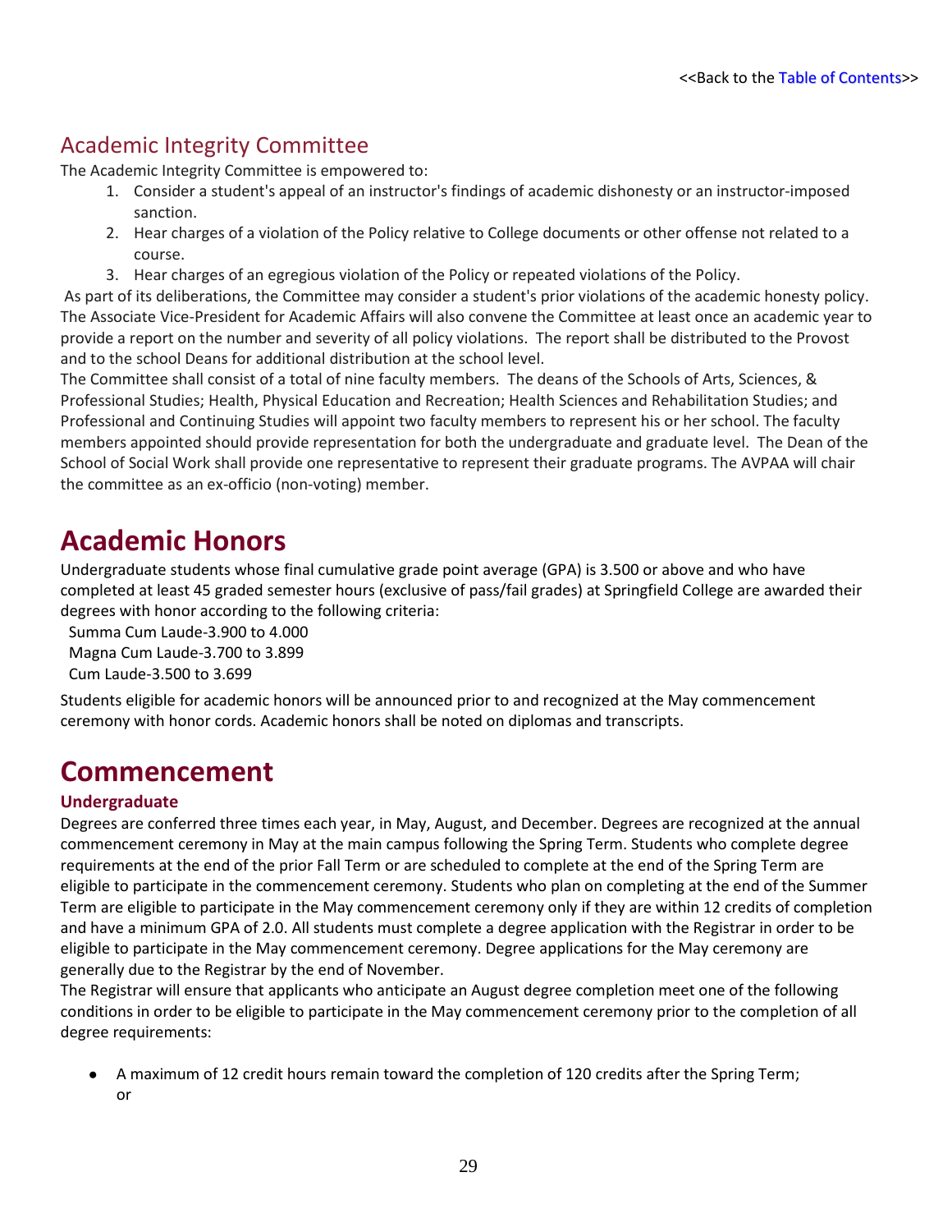<<Back to the Table of Contents>>

## Academic Integrity Committee

The Academic Integrity Committee is empowered to:

1. Consider a student's appeal of an instructor's findings of academic dishonesty or an instructor-imposed sanction.
2. Hear charges of a violation of the Policy relative to College documents or other offense not related to a course.
3. Hear charges of an egregious violation of the Policy or repeated violations of the Policy.

As part of its deliberations, the Committee may consider a student's prior violations of the academic honesty policy. The Associate Vice-President for Academic Affairs will also convene the Committee at least once an academic year to provide a report on the number and severity of all policy violations. The report shall be distributed to the Provost and to the school Deans for additional distribution at the school level.

The Committee shall consist of a total of nine faculty members. The deans of the Schools of Arts, Sciences, & Professional Studies; Health, Physical Education and Recreation; Health Sciences and Rehabilitation Studies; and Professional and Continuing Studies will appoint two faculty members to represent his or her school. The faculty members appointed should provide representation for both the undergraduate and graduate level. The Dean of the School of Social Work shall provide one representative to represent their graduate programs. The AVPAA will chair the committee as an ex-officio (non-voting) member.

# Academic Honors

Undergraduate students whose final cumulative grade point average (GPA) is 3.500 or above and who have completed at least 45 graded semester hours (exclusive of pass/fail grades) at Springfield College are awarded their degrees with honor according to the following criteria:

Summa Cum Laude-3.900 to 4.000
Magna Cum Laude-3.700 to 3.899
Cum Laude-3.500 to 3.699

Students eligible for academic honors will be announced prior to and recognized at the May commencement ceremony with honor cords. Academic honors shall be noted on diplomas and transcripts.

# Commencement

### Undergraduate

Degrees are conferred three times each year, in May, August, and December. Degrees are recognized at the annual commencement ceremony in May at the main campus following the Spring Term. Students who complete degree requirements at the end of the prior Fall Term or are scheduled to complete at the end of the Spring Term are eligible to participate in the commencement ceremony. Students who plan on completing at the end of the Summer Term are eligible to participate in the May commencement ceremony only if they are within 12 credits of completion and have a minimum GPA of 2.0. All students must complete a degree application with the Registrar in order to be eligible to participate in the May commencement ceremony. Degree applications for the May ceremony are generally due to the Registrar by the end of November.

The Registrar will ensure that applicants who anticipate an August degree completion meet one of the following conditions in order to be eligible to participate in the May commencement ceremony prior to the completion of all degree requirements:

- A maximum of 12 credit hours remain toward the completion of 120 credits after the Spring Term; or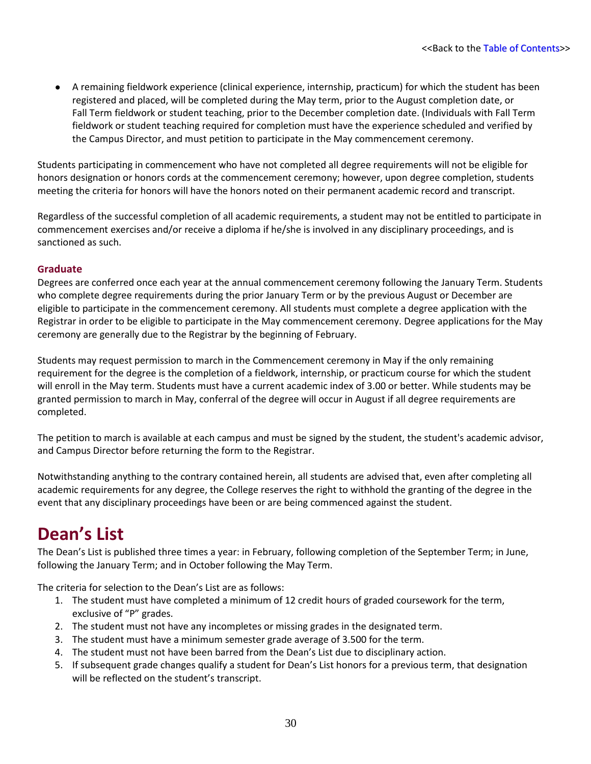- A remaining fieldwork experience (clinical experience, internship, practicum) for which the student has been registered and placed, will be completed during the May term, prior to the August completion date, or Fall Term fieldwork or student teaching, prior to the December completion date. (Individuals with Fall Term fieldwork or student teaching required for completion must have the experience scheduled and verified by the Campus Director, and must petition to participate in the May commencement ceremony.

Students participating in commencement who have not completed all degree requirements will not be eligible for honors designation or honors cords at the commencement ceremony; however, upon degree completion, students meeting the criteria for honors will have the honors noted on their permanent academic record and transcript.

Regardless of the successful completion of all academic requirements, a student may not be entitled to participate in commencement exercises and/or receive a diploma if he/she is involved in any disciplinary proceedings, and is sanctioned as such.

### Graduate

Degrees are conferred once each year at the annual commencement ceremony following the January Term. Students who complete degree requirements during the prior January Term or by the previous August or December are eligible to participate in the commencement ceremony. All students must complete a degree application with the Registrar in order to be eligible to participate in the May commencement ceremony. Degree applications for the May ceremony are generally due to the Registrar by the beginning of February.

Students may request permission to march in the Commencement ceremony in May if the only remaining requirement for the degree is the completion of a fieldwork, internship, or practicum course for which the student will enroll in the May term. Students must have a current academic index of 3.00 or better. While students may be granted permission to march in May, conferral of the degree will occur in August if all degree requirements are completed.

The petition to march is available at each campus and must be signed by the student, the student's academic advisor, and Campus Director before returning the form to the Registrar.

Notwithstanding anything to the contrary contained herein, all students are advised that, even after completing all academic requirements for any degree, the College reserves the right to withhold the granting of the degree in the event that any disciplinary proceedings have been or are being commenced against the student.

# Dean's List

The Dean's List is published three times a year: in February, following completion of the September Term; in June, following the January Term; and in October following the May Term.

The criteria for selection to the Dean's List are as follows:

1. The student must have completed a minimum of 12 credit hours of graded coursework for the term, exclusive of "P" grades.
2. The student must not have any incompletes or missing grades in the designated term.
3. The student must have a minimum semester grade average of 3.500 for the term.
4. The student must not have been barred from the Dean's List due to disciplinary action.
5. If subsequent grade changes qualify a student for Dean's List honors for a previous term, that designation will be reflected on the student's transcript.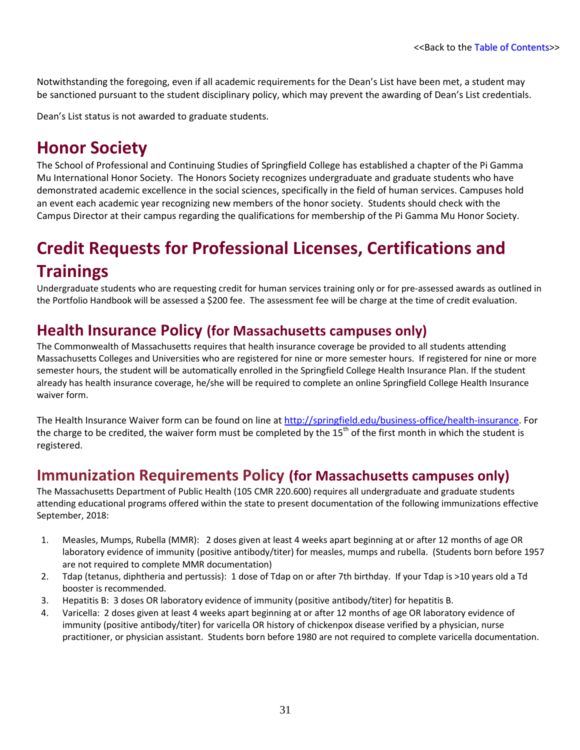Notwithstanding the foregoing, even if all academic requirements for the Dean's List have been met, a student may be sanctioned pursuant to the student disciplinary policy, which may prevent the awarding of Dean's List credentials.

Dean's List status is not awarded to graduate students.

# Honor Society

The School of Professional and Continuing Studies of Springfield College has established a chapter of the Pi Gamma Mu International Honor Society. The Honors Society recognizes undergraduate and graduate students who have demonstrated academic excellence in the social sciences, specifically in the field of human services. Campuses hold an event each academic year recognizing new members of the honor society. Students should check with the Campus Director at their campus regarding the qualifications for membership of the Pi Gamma Mu Honor Society.

# Credit Requests for Professional Licenses, Certifications and Trainings

Undergraduate students who are requesting credit for human services training only or for pre-assessed awards as outlined in the Portfolio Handbook will be assessed a $200 fee. The assessment fee will be charge at the time of credit evaluation.

## Health Insurance Policy (for Massachusetts campuses only)

The Commonwealth of Massachusetts requires that health insurance coverage be provided to all students attending Massachusetts Colleges and Universities who are registered for nine or more semester hours. If registered for nine or more semester hours, the student will be automatically enrolled in the Springfield College Health Insurance Plan. If the student already has health insurance coverage, he/she will be required to complete an online Springfield College Health Insurance waiver form.

The Health Insurance Waiver form can be found on line at http://springfield.edu/business-office/health-insurance. For the charge to be credited, the waiver form must be completed by the 15th of the first month in which the student is registered.

## Immunization Requirements Policy (for Massachusetts campuses only)

The Massachusetts Department of Public Health (105 CMR 220.600) requires all undergraduate and graduate students attending educational programs offered within the state to present documentation of the following immunizations effective September, 2018:

1. Measles, Mumps, Rubella (MMR): 2 doses given at least 4 weeks apart beginning at or after 12 months of age OR laboratory evidence of immunity (positive antibody/titer) for measles, mumps and rubella. (Students born before 1957 are not required to complete MMR documentation)
2. Tdap (tetanus, diphtheria and pertussis): 1 dose of Tdap on or after 7th birthday. If your Tdap is >10 years old a Td booster is recommended.
3. Hepatitis B: 3 doses OR laboratory evidence of immunity (positive antibody/titer) for hepatitis B.
4. Varicella: 2 doses given at least 4 weeks apart beginning at or after 12 months of age OR laboratory evidence of immunity (positive antibody/titer) for varicella OR history of chickenpox disease verified by a physician, nurse practitioner, or physician assistant. Students born before 1980 are not required to complete varicella documentation.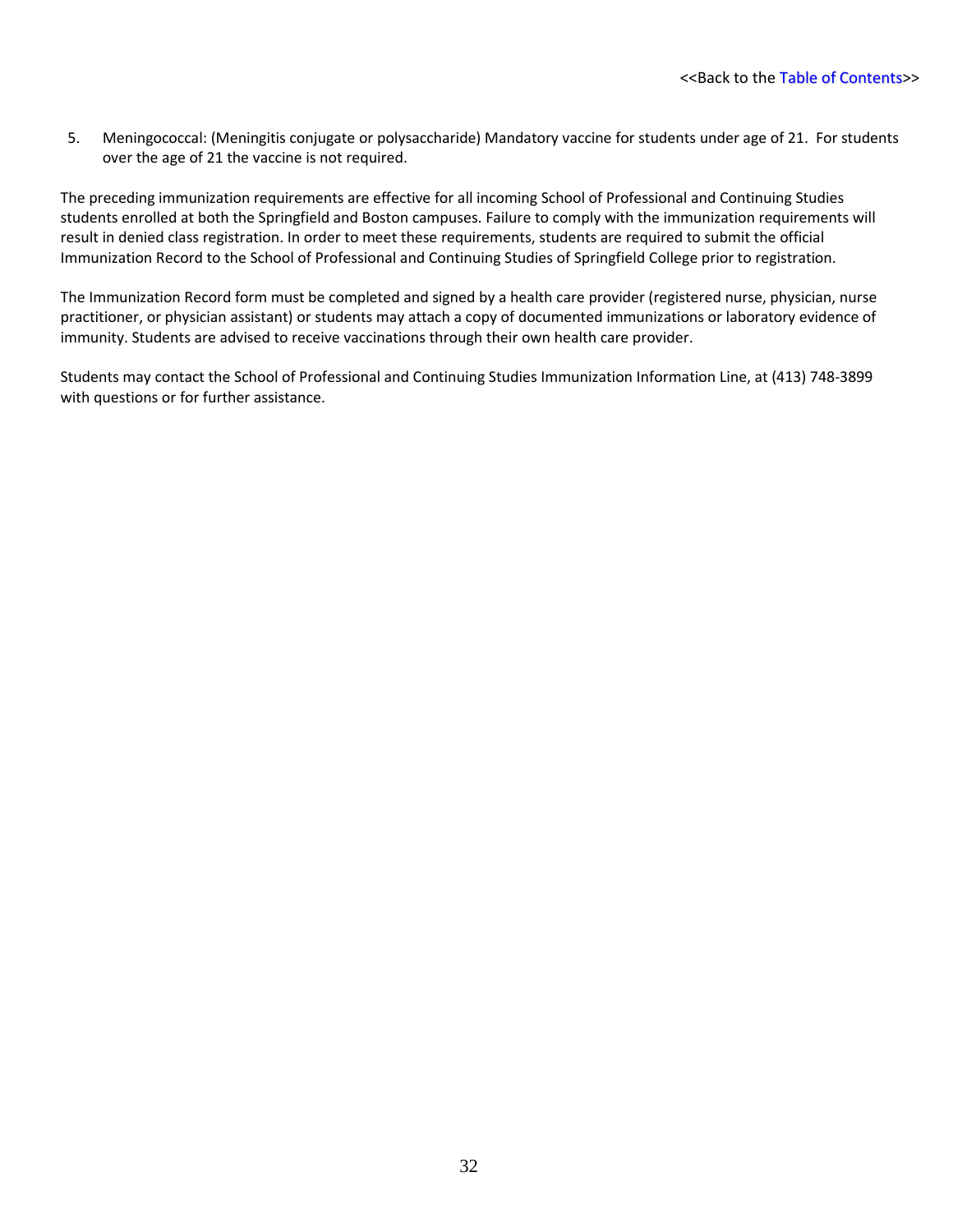<<Back to the Table of Contents>>

5. Meningococcal: (Meningitis conjugate or polysaccharide) Mandatory vaccine for students under age of 21. For students over the age of 21 the vaccine is not required.

The preceding immunization requirements are effective for all incoming School of Professional and Continuing Studies students enrolled at both the Springfield and Boston campuses. Failure to comply with the immunization requirements will result in denied class registration. In order to meet these requirements, students are required to submit the official Immunization Record to the School of Professional and Continuing Studies of Springfield College prior to registration.

The Immunization Record form must be completed and signed by a health care provider (registered nurse, physician, nurse practitioner, or physician assistant) or students may attach a copy of documented immunizations or laboratory evidence of immunity. Students are advised to receive vaccinations through their own health care provider.

Students may contact the School of Professional and Continuing Studies Immunization Information Line, at (413) 748-3899 with questions or for further assistance.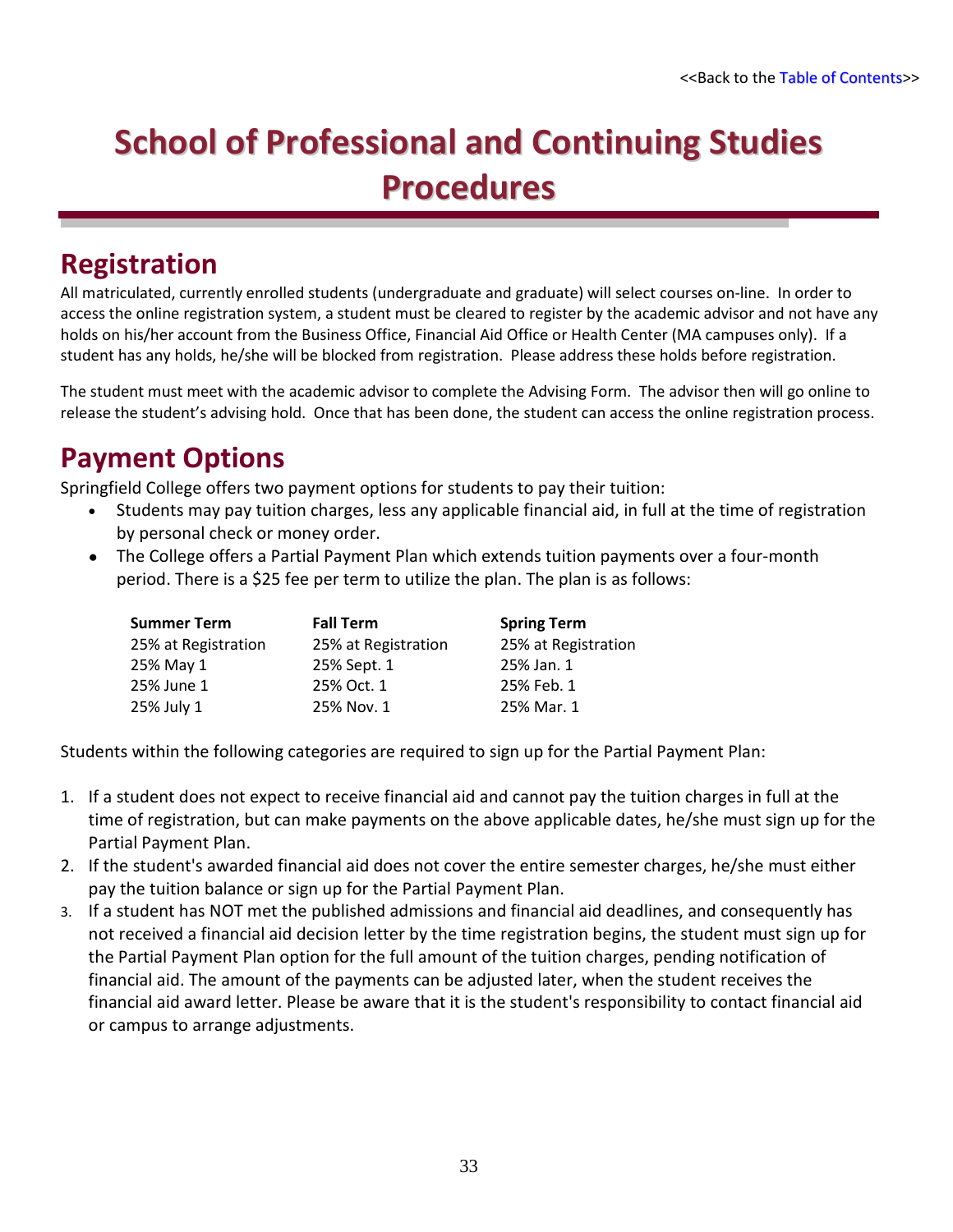# School of Professional and Continuing Studies Procedures

## Registration

All matriculated, currently enrolled students (undergraduate and graduate) will select courses on-line. In order to access the online registration system, a student must be cleared to register by the academic advisor and not have any holds on his/her account from the Business Office, Financial Aid Office or Health Center (MA campuses only). If a student has any holds, he/she will be blocked from registration. Please address these holds before registration.

The student must meet with the academic advisor to complete the Advising Form. The advisor then will go online to release the student's advising hold. Once that has been done, the student can access the online registration process.

## Payment Options

Springfield College offers two payment options for students to pay their tuition:

- Students may pay tuition charges, less any applicable financial aid, in full at the time of registration by personal check or money order.
- The College offers a Partial Payment Plan which extends tuition payments over a four-month period. There is a $25 fee per term to utilize the plan. The plan is as follows:

| Summer Term | Fall Term | Spring Term |
|---|---|---|
| 25% at Registration | 25% at Registration | 25% at Registration |
| 25% May 1 | 25% Sept. 1 | 25% Jan. 1 |
| 25% June 1 | 25% Oct. 1 | 25% Feb. 1 |
| 25% July 1 | 25% Nov. 1 | 25% Mar. 1 |

Students within the following categories are required to sign up for the Partial Payment Plan:

1. If a student does not expect to receive financial aid and cannot pay the tuition charges in full at the time of registration, but can make payments on the above applicable dates, he/she must sign up for the Partial Payment Plan.
2. If the student's awarded financial aid does not cover the entire semester charges, he/she must either pay the tuition balance or sign up for the Partial Payment Plan.
3. If a student has NOT met the published admissions and financial aid deadlines, and consequently has not received a financial aid decision letter by the time registration begins, the student must sign up for the Partial Payment Plan option for the full amount of the tuition charges, pending notification of financial aid. The amount of the payments can be adjusted later, when the student receives the financial aid award letter. Please be aware that it is the student's responsibility to contact financial aid or campus to arrange adjustments.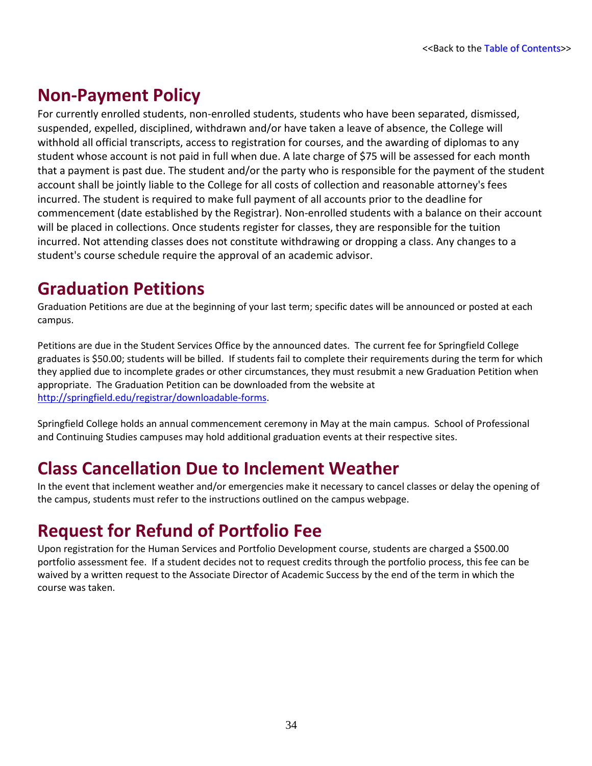<<Back to the Table of Contents>>

## Non-Payment Policy

For currently enrolled students, non-enrolled students, students who have been separated, dismissed, suspended, expelled, disciplined, withdrawn and/or have taken a leave of absence, the College will withhold all official transcripts, access to registration for courses, and the awarding of diplomas to any student whose account is not paid in full when due. A late charge of $75 will be assessed for each month that a payment is past due. The student and/or the party who is responsible for the payment of the student account shall be jointly liable to the College for all costs of collection and reasonable attorney's fees incurred. The student is required to make full payment of all accounts prior to the deadline for commencement (date established by the Registrar). Non-enrolled students with a balance on their account will be placed in collections. Once students register for classes, they are responsible for the tuition incurred. Not attending classes does not constitute withdrawing or dropping a class. Any changes to a student's course schedule require the approval of an academic advisor.

## Graduation Petitions

Graduation Petitions are due at the beginning of your last term; specific dates will be announced or posted at each campus.

Petitions are due in the Student Services Office by the announced dates. The current fee for Springfield College graduates is $50.00; students will be billed. If students fail to complete their requirements during the term for which they applied due to incomplete grades or other circumstances, they must resubmit a new Graduation Petition when appropriate. The Graduation Petition can be downloaded from the website at http://springfield.edu/registrar/downloadable-forms.

Springfield College holds an annual commencement ceremony in May at the main campus. School of Professional and Continuing Studies campuses may hold additional graduation events at their respective sites.

## Class Cancellation Due to Inclement Weather

In the event that inclement weather and/or emergencies make it necessary to cancel classes or delay the opening of the campus, students must refer to the instructions outlined on the campus webpage.

## Request for Refund of Portfolio Fee

Upon registration for the Human Services and Portfolio Development course, students are charged a $500.00 portfolio assessment fee. If a student decides not to request credits through the portfolio process, this fee can be waived by a written request to the Associate Director of Academic Success by the end of the term in which the course was taken.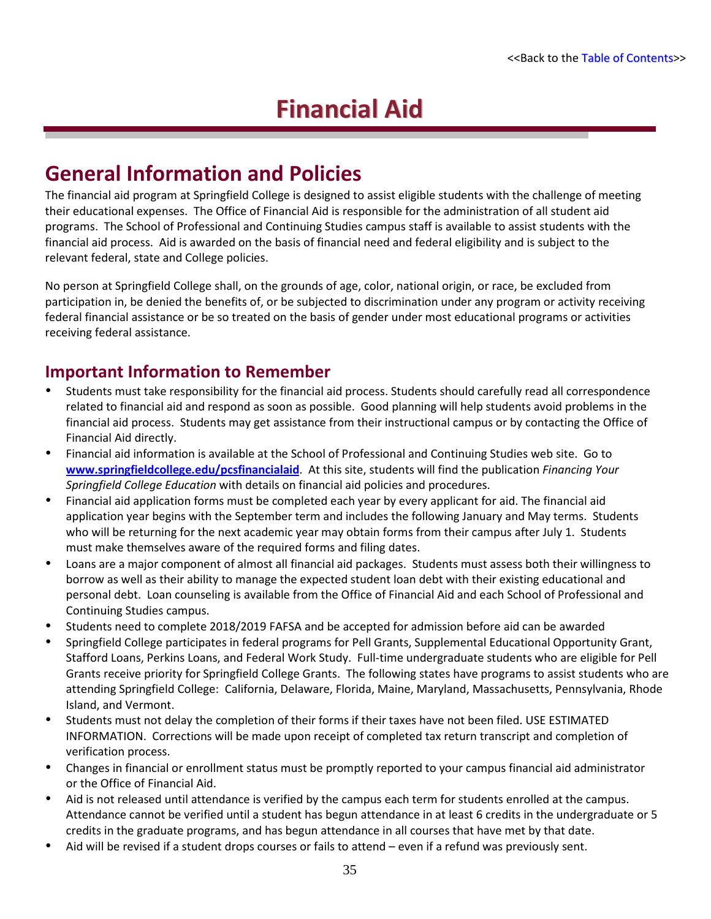<<Back to the [Table of Contents]>>

# Financial Aid

## General Information and Policies

The financial aid program at Springfield College is designed to assist eligible students with the challenge of meeting their educational expenses. The Office of Financial Aid is responsible for the administration of all student aid programs. The School of Professional and Continuing Studies campus staff is available to assist students with the financial aid process. Aid is awarded on the basis of financial need and federal eligibility and is subject to the relevant federal, state and College policies.

No person at Springfield College shall, on the grounds of age, color, national origin, or race, be excluded from participation in, be denied the benefits of, or be subjected to discrimination under any program or activity receiving federal financial assistance or be so treated on the basis of gender under most educational programs or activities receiving federal assistance.

### Important Information to Remember

- Students must take responsibility for the financial aid process. Students should carefully read all correspondence related to financial aid and respond as soon as possible. Good planning will help students avoid problems in the financial aid process. Students may get assistance from their instructional campus or by contacting the Office of Financial Aid directly.
- Financial aid information is available at the School of Professional and Continuing Studies web site. Go to **www.springfieldcollege.edu/pcsfinancialaid**. At this site, students will find the publication *Financing Your Springfield College Education* with details on financial aid policies and procedures.
- Financial aid application forms must be completed each year by every applicant for aid. The financial aid application year begins with the September term and includes the following January and May terms. Students who will be returning for the next academic year may obtain forms from their campus after July 1. Students must make themselves aware of the required forms and filing dates.
- Loans are a major component of almost all financial aid packages. Students must assess both their willingness to borrow as well as their ability to manage the expected student loan debt with their existing educational and personal debt. Loan counseling is available from the Office of Financial Aid and each School of Professional and Continuing Studies campus.
- Students need to complete 2018/2019 FAFSA and be accepted for admission before aid can be awarded
- Springfield College participates in federal programs for Pell Grants, Supplemental Educational Opportunity Grant, Stafford Loans, Perkins Loans, and Federal Work Study. Full-time undergraduate students who are eligible for Pell Grants receive priority for Springfield College Grants. The following states have programs to assist students who are attending Springfield College: California, Delaware, Florida, Maine, Maryland, Massachusetts, Pennsylvania, Rhode Island, and Vermont.
- Students must not delay the completion of their forms if their taxes have not been filed. USE ESTIMATED INFORMATION. Corrections will be made upon receipt of completed tax return transcript and completion of verification process.
- Changes in financial or enrollment status must be promptly reported to your campus financial aid administrator or the Office of Financial Aid.
- Aid is not released until attendance is verified by the campus each term for students enrolled at the campus. Attendance cannot be verified until a student has begun attendance in at least 6 credits in the undergraduate or 5 credits in the graduate programs, and has begun attendance in all courses that have met by that date.
- Aid will be revised if a student drops courses or fails to attend – even if a refund was previously sent.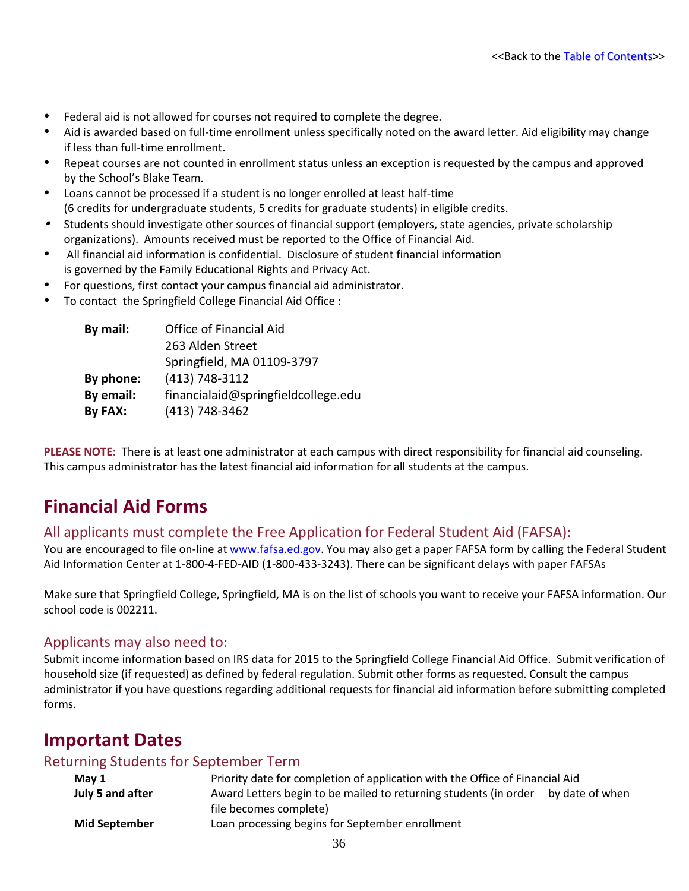<<Back to the Table of Contents>>

- Federal aid is not allowed for courses not required to complete the degree.
- Aid is awarded based on full-time enrollment unless specifically noted on the award letter. Aid eligibility may change if less than full-time enrollment.
- Repeat courses are not counted in enrollment status unless an exception is requested by the campus and approved by the School's Blake Team.
- Loans cannot be processed if a student is no longer enrolled at least half-time (6 credits for undergraduate students, 5 credits for graduate students) in eligible credits.
- Students should investigate other sources of financial support (employers, state agencies, private scholarship organizations). Amounts received must be reported to the Office of Financial Aid.
- All financial aid information is confidential. Disclosure of student financial information is governed by the Family Educational Rights and Privacy Act.
- For questions, first contact your campus financial aid administrator.
- To contact the Springfield College Financial Aid Office :

| | |
|---|---|
| **By mail:** | Office of Financial Aid<br>263 Alden Street<br>Springfield, MA 01109-3797 |
| **By phone:** | (413) 748-3112 |
| **By email:** | financialaid@springfieldcollege.edu |
| **By FAX:** | (413) 748-3462 |

**PLEASE NOTE:** There is at least one administrator at each campus with direct responsibility for financial aid counseling. This campus administrator has the latest financial aid information for all students at the campus.

## Financial Aid Forms

### All applicants must complete the Free Application for Federal Student Aid (FAFSA):

You are encouraged to file on-line at www.fafsa.ed.gov. You may also get a paper FAFSA form by calling the Federal Student Aid Information Center at 1-800-4-FED-AID (1-800-433-3243). There can be significant delays with paper FAFSAs

Make sure that Springfield College, Springfield, MA is on the list of schools you want to receive your FAFSA information. Our school code is 002211.

### Applicants may also need to:

Submit income information based on IRS data for 2015 to the Springfield College Financial Aid Office. Submit verification of household size (if requested) as defined by federal regulation. Submit other forms as requested. Consult the campus administrator if you have questions regarding additional requests for financial aid information before submitting completed forms.

## Important Dates

### Returning Students for September Term

| | |
|---|---|
| **May 1** | Priority date for completion of application with the Office of Financial Aid |
| **July 5 and after** | Award Letters begin to be mailed to returning students (in order by date of when file becomes complete) |
| **Mid September** | Loan processing begins for September enrollment |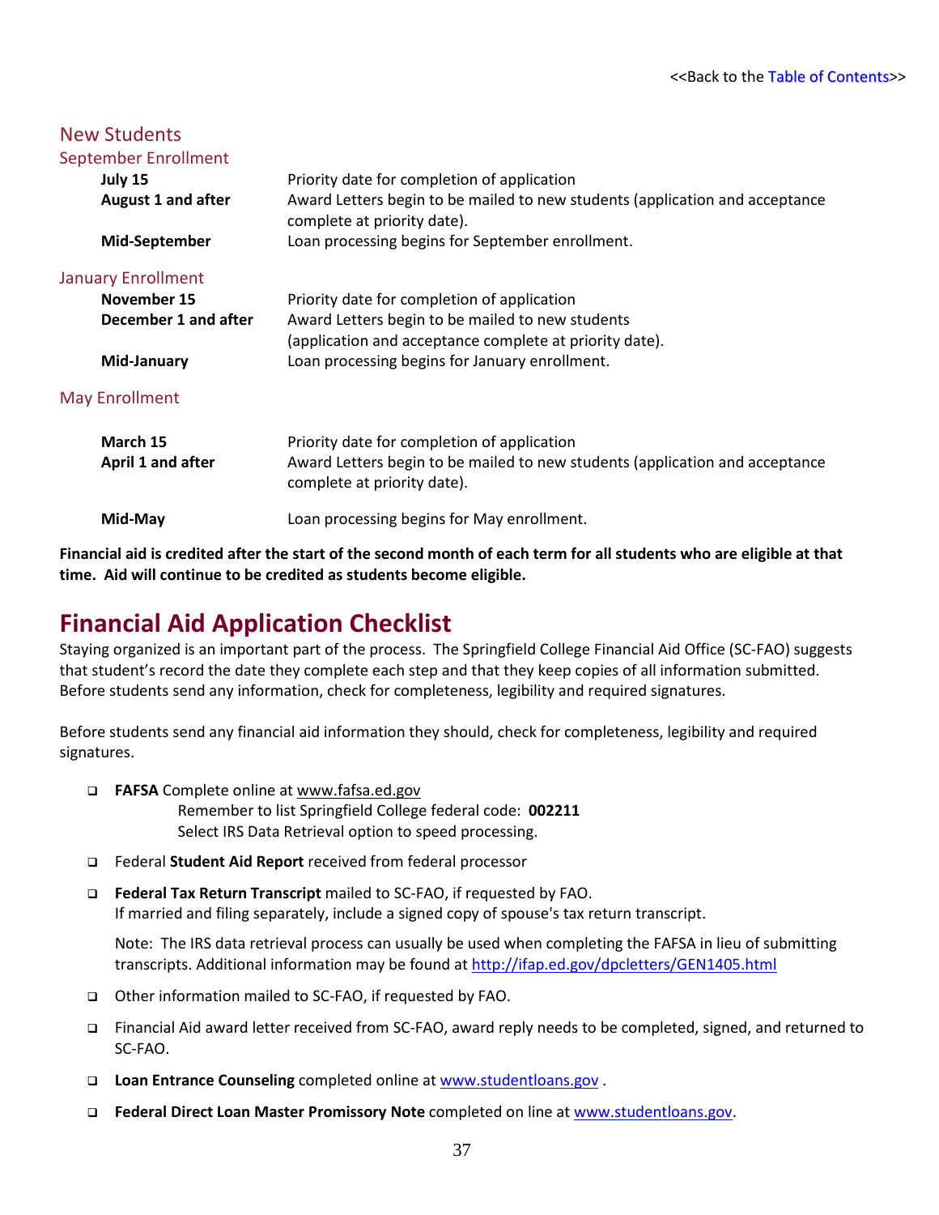<<Back to the Table of Contents>>

## New Students

### September Enrollment

| | |
|---|---|
| **July 15** | Priority date for completion of application |
| **August 1 and after** | Award Letters begin to be mailed to new students (application and acceptance complete at priority date). |
| **Mid-September** | Loan processing begins for September enrollment. |

### January Enrollment

| | |
|---|---|
| **November 15** | Priority date for completion of application |
| **December 1 and after** | Award Letters begin to be mailed to new students (application and acceptance complete at priority date). |
| **Mid-January** | Loan processing begins for January enrollment. |

### May Enrollment

| | |
|---|---|
| **March 15** | Priority date for completion of application |
| **April 1 and after** | Award Letters begin to be mailed to new students (application and acceptance complete at priority date). |
| **Mid-May** | Loan processing begins for May enrollment. |

**Financial aid is credited after the start of the second month of each term for all students who are eligible at that time. Aid will continue to be credited as students become eligible.**

# Financial Aid Application Checklist

Staying organized is an important part of the process. The Springfield College Financial Aid Office (SC-FAO) suggests that student's record the date they complete each step and that they keep copies of all information submitted. Before students send any information, check for completeness, legibility and required signatures.

Before students send any financial aid information they should, check for completeness, legibility and required signatures.

- ❑ **FAFSA** Complete online at www.fafsa.ed.gov
  Remember to list Springfield College federal code: **002211**
  Select IRS Data Retrieval option to speed processing.
- ❑ Federal **Student Aid Report** received from federal processor
- ❑ **Federal Tax Return Transcript** mailed to SC-FAO, if requested by FAO.
  If married and filing separately, include a signed copy of spouse's tax return transcript.

  Note: The IRS data retrieval process can usually be used when completing the FAFSA in lieu of submitting transcripts. Additional information may be found at http://ifap.ed.gov/dpcletters/GEN1405.html
- ❑ Other information mailed to SC-FAO, if requested by FAO.
- ❑ Financial Aid award letter received from SC-FAO, award reply needs to be completed, signed, and returned to SC-FAO.
- ❑ **Loan Entrance Counseling** completed online at www.studentloans.gov .
- ❑ **Federal Direct Loan Master Promissory Note** completed on line at www.studentloans.gov.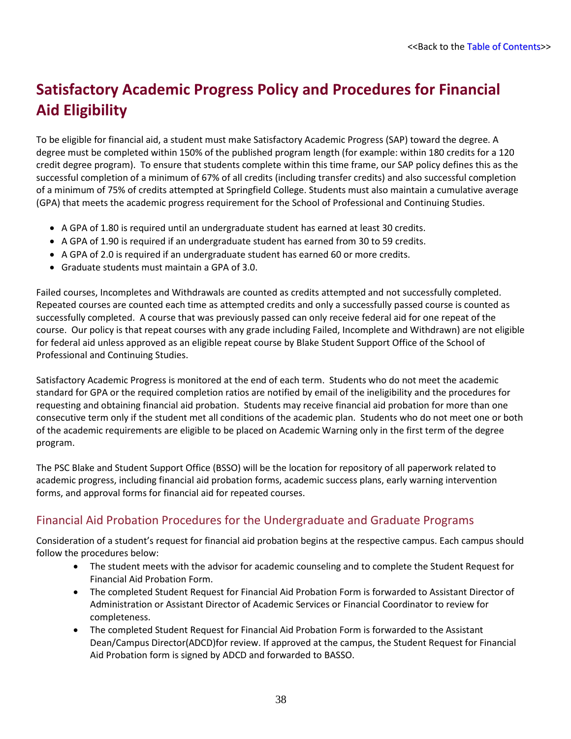# Satisfactory Academic Progress Policy and Procedures for Financial Aid Eligibility

To be eligible for financial aid, a student must make Satisfactory Academic Progress (SAP) toward the degree. A degree must be completed within 150% of the published program length (for example: within 180 credits for a 120 credit degree program). To ensure that students complete within this time frame, our SAP policy defines this as the successful completion of a minimum of 67% of all credits (including transfer credits) and also successful completion of a minimum of 75% of credits attempted at Springfield College. Students must also maintain a cumulative average (GPA) that meets the academic progress requirement for the School of Professional and Continuing Studies.

- A GPA of 1.80 is required until an undergraduate student has earned at least 30 credits.
- A GPA of 1.90 is required if an undergraduate student has earned from 30 to 59 credits.
- A GPA of 2.0 is required if an undergraduate student has earned 60 or more credits.
- Graduate students must maintain a GPA of 3.0.

Failed courses, Incompletes and Withdrawals are counted as credits attempted and not successfully completed. Repeated courses are counted each time as attempted credits and only a successfully passed course is counted as successfully completed. A course that was previously passed can only receive federal aid for one repeat of the course. Our policy is that repeat courses with any grade including Failed, Incomplete and Withdrawn) are not eligible for federal aid unless approved as an eligible repeat course by Blake Student Support Office of the School of Professional and Continuing Studies.

Satisfactory Academic Progress is monitored at the end of each term. Students who do not meet the academic standard for GPA or the required completion ratios are notified by email of the ineligibility and the procedures for requesting and obtaining financial aid probation. Students may receive financial aid probation for more than one consecutive term only if the student met all conditions of the academic plan. Students who do not meet one or both of the academic requirements are eligible to be placed on Academic Warning only in the first term of the degree program.

The PSC Blake and Student Support Office (BSSO) will be the location for repository of all paperwork related to academic progress, including financial aid probation forms, academic success plans, early warning intervention forms, and approval forms for financial aid for repeated courses.

## Financial Aid Probation Procedures for the Undergraduate and Graduate Programs

Consideration of a student's request for financial aid probation begins at the respective campus. Each campus should follow the procedures below:

- The student meets with the advisor for academic counseling and to complete the Student Request for Financial Aid Probation Form.
- The completed Student Request for Financial Aid Probation Form is forwarded to Assistant Director of Administration or Assistant Director of Academic Services or Financial Coordinator to review for completeness.
- The completed Student Request for Financial Aid Probation Form is forwarded to the Assistant Dean/Campus Director(ADCD)for review. If approved at the campus, the Student Request for Financial Aid Probation form is signed by ADCD and forwarded to BASSO.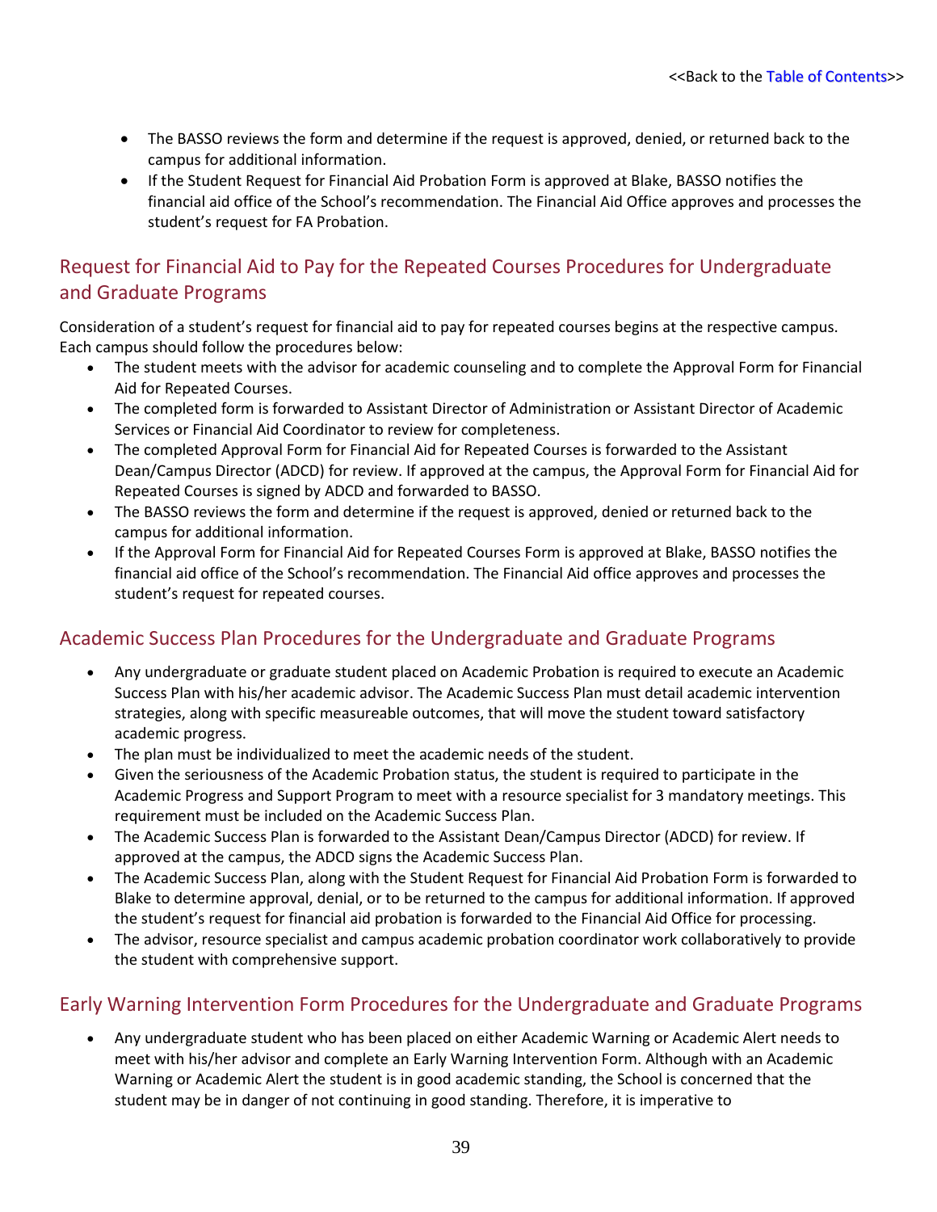<<Back to the Table of Contents>>

- The BASSO reviews the form and determine if the request is approved, denied, or returned back to the campus for additional information.
- If the Student Request for Financial Aid Probation Form is approved at Blake, BASSO notifies the financial aid office of the School's recommendation. The Financial Aid Office approves and processes the student's request for FA Probation.

## Request for Financial Aid to Pay for the Repeated Courses Procedures for Undergraduate and Graduate Programs

Consideration of a student's request for financial aid to pay for repeated courses begins at the respective campus. Each campus should follow the procedures below:

- The student meets with the advisor for academic counseling and to complete the Approval Form for Financial Aid for Repeated Courses.
- The completed form is forwarded to Assistant Director of Administration or Assistant Director of Academic Services or Financial Aid Coordinator to review for completeness.
- The completed Approval Form for Financial Aid for Repeated Courses is forwarded to the Assistant Dean/Campus Director (ADCD) for review. If approved at the campus, the Approval Form for Financial Aid for Repeated Courses is signed by ADCD and forwarded to BASSO.
- The BASSO reviews the form and determine if the request is approved, denied or returned back to the campus for additional information.
- If the Approval Form for Financial Aid for Repeated Courses Form is approved at Blake, BASSO notifies the financial aid office of the School's recommendation. The Financial Aid office approves and processes the student's request for repeated courses.

## Academic Success Plan Procedures for the Undergraduate and Graduate Programs

- Any undergraduate or graduate student placed on Academic Probation is required to execute an Academic Success Plan with his/her academic advisor. The Academic Success Plan must detail academic intervention strategies, along with specific measureable outcomes, that will move the student toward satisfactory academic progress.
- The plan must be individualized to meet the academic needs of the student.
- Given the seriousness of the Academic Probation status, the student is required to participate in the Academic Progress and Support Program to meet with a resource specialist for 3 mandatory meetings. This requirement must be included on the Academic Success Plan.
- The Academic Success Plan is forwarded to the Assistant Dean/Campus Director (ADCD) for review. If approved at the campus, the ADCD signs the Academic Success Plan.
- The Academic Success Plan, along with the Student Request for Financial Aid Probation Form is forwarded to Blake to determine approval, denial, or to be returned to the campus for additional information. If approved the student's request for financial aid probation is forwarded to the Financial Aid Office for processing.
- The advisor, resource specialist and campus academic probation coordinator work collaboratively to provide the student with comprehensive support.

## Early Warning Intervention Form Procedures for the Undergraduate and Graduate Programs

- Any undergraduate student who has been placed on either Academic Warning or Academic Alert needs to meet with his/her advisor and complete an Early Warning Intervention Form. Although with an Academic Warning or Academic Alert the student is in good academic standing, the School is concerned that the student may be in danger of not continuing in good standing. Therefore, it is imperative to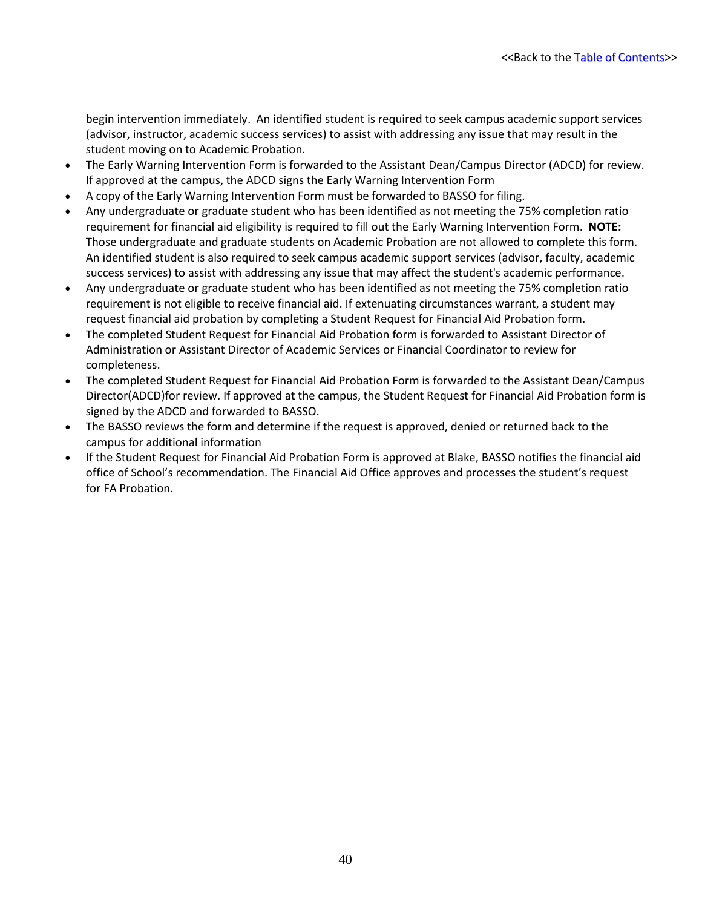begin intervention immediately. An identified student is required to seek campus academic support services (advisor, instructor, academic success services) to assist with addressing any issue that may result in the student moving on to Academic Probation.

- The Early Warning Intervention Form is forwarded to the Assistant Dean/Campus Director (ADCD) for review. If approved at the campus, the ADCD signs the Early Warning Intervention Form
- A copy of the Early Warning Intervention Form must be forwarded to BASSO for filing.
- Any undergraduate or graduate student who has been identified as not meeting the 75% completion ratio requirement for financial aid eligibility is required to fill out the Early Warning Intervention Form. **NOTE:** Those undergraduate and graduate students on Academic Probation are not allowed to complete this form. An identified student is also required to seek campus academic support services (advisor, faculty, academic success services) to assist with addressing any issue that may affect the student's academic performance.
- Any undergraduate or graduate student who has been identified as not meeting the 75% completion ratio requirement is not eligible to receive financial aid. If extenuating circumstances warrant, a student may request financial aid probation by completing a Student Request for Financial Aid Probation form.
- The completed Student Request for Financial Aid Probation form is forwarded to Assistant Director of Administration or Assistant Director of Academic Services or Financial Coordinator to review for completeness.
- The completed Student Request for Financial Aid Probation Form is forwarded to the Assistant Dean/Campus Director(ADCD)for review. If approved at the campus, the Student Request for Financial Aid Probation form is signed by the ADCD and forwarded to BASSO.
- The BASSO reviews the form and determine if the request is approved, denied or returned back to the campus for additional information
- If the Student Request for Financial Aid Probation Form is approved at Blake, BASSO notifies the financial aid office of School's recommendation. The Financial Aid Office approves and processes the student's request for FA Probation.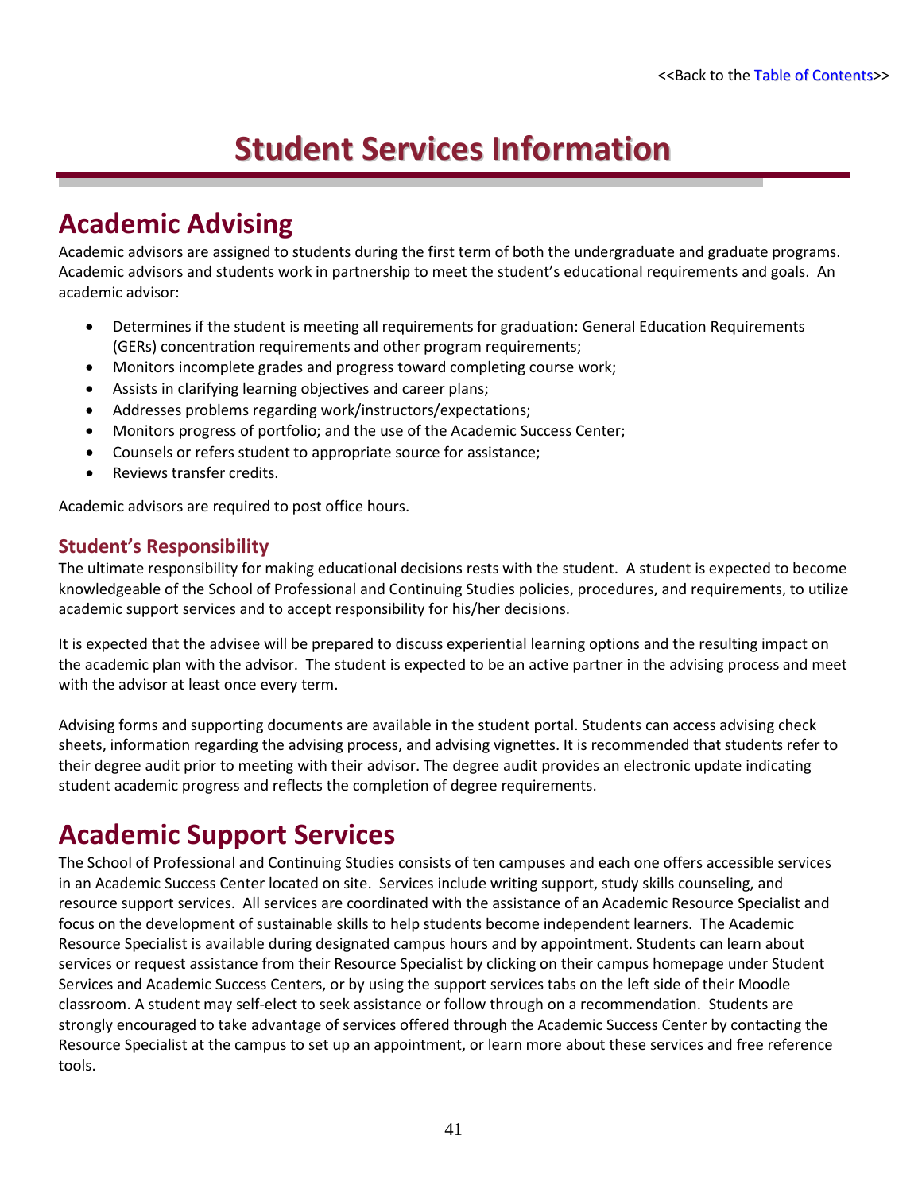<<Back to the Table of Contents>>

# Student Services Information

## Academic Advising

Academic advisors are assigned to students during the first term of both the undergraduate and graduate programs. Academic advisors and students work in partnership to meet the student's educational requirements and goals. An academic advisor:

- Determines if the student is meeting all requirements for graduation: General Education Requirements (GERs) concentration requirements and other program requirements;
- Monitors incomplete grades and progress toward completing course work;
- Assists in clarifying learning objectives and career plans;
- Addresses problems regarding work/instructors/expectations;
- Monitors progress of portfolio; and the use of the Academic Success Center;
- Counsels or refers student to appropriate source for assistance;
- Reviews transfer credits.

Academic advisors are required to post office hours.

### Student's Responsibility

The ultimate responsibility for making educational decisions rests with the student. A student is expected to become knowledgeable of the School of Professional and Continuing Studies policies, procedures, and requirements, to utilize academic support services and to accept responsibility for his/her decisions.

It is expected that the advisee will be prepared to discuss experiential learning options and the resulting impact on the academic plan with the advisor. The student is expected to be an active partner in the advising process and meet with the advisor at least once every term.

Advising forms and supporting documents are available in the student portal. Students can access advising check sheets, information regarding the advising process, and advising vignettes. It is recommended that students refer to their degree audit prior to meeting with their advisor. The degree audit provides an electronic update indicating student academic progress and reflects the completion of degree requirements.

## Academic Support Services

The School of Professional and Continuing Studies consists of ten campuses and each one offers accessible services in an Academic Success Center located on site. Services include writing support, study skills counseling, and resource support services. All services are coordinated with the assistance of an Academic Resource Specialist and focus on the development of sustainable skills to help students become independent learners. The Academic Resource Specialist is available during designated campus hours and by appointment. Students can learn about services or request assistance from their Resource Specialist by clicking on their campus homepage under Student Services and Academic Success Centers, or by using the support services tabs on the left side of their Moodle classroom. A student may self-elect to seek assistance or follow through on a recommendation. Students are strongly encouraged to take advantage of services offered through the Academic Success Center by contacting the Resource Specialist at the campus to set up an appointment, or learn more about these services and free reference tools.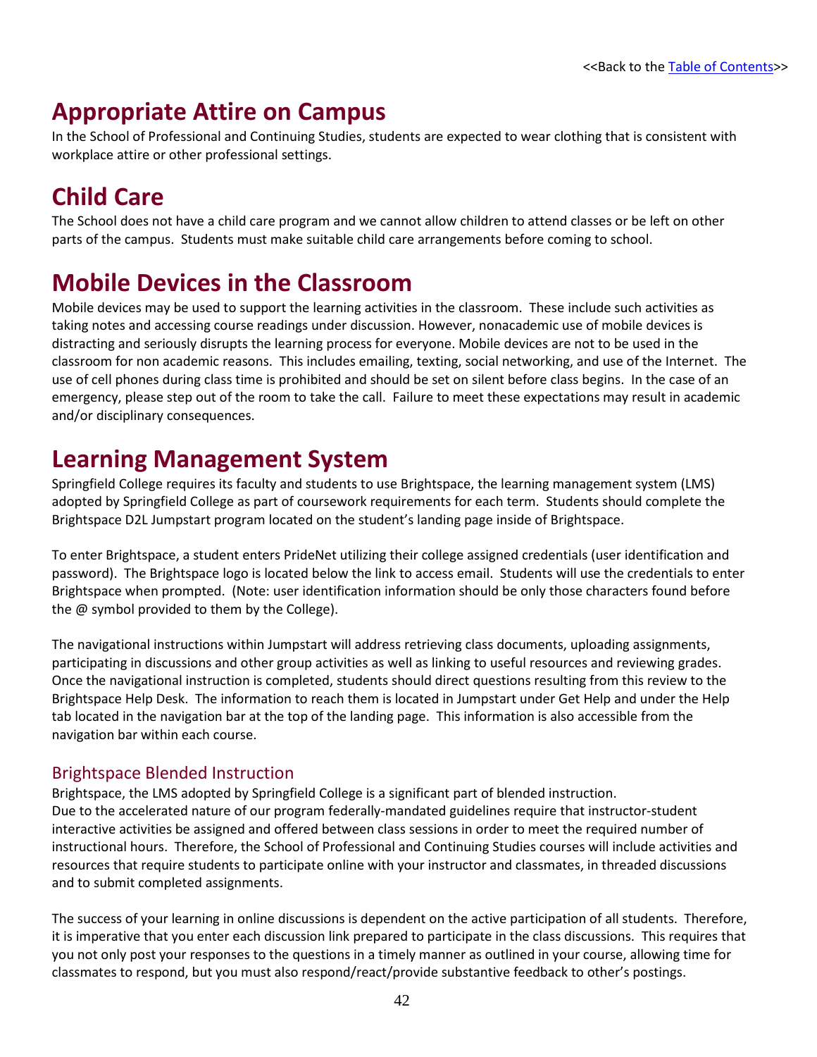<<Back to the [Table of Contents](#)>>

# Appropriate Attire on Campus

In the School of Professional and Continuing Studies, students are expected to wear clothing that is consistent with workplace attire or other professional settings.

# Child Care

The School does not have a child care program and we cannot allow children to attend classes or be left on other parts of the campus. Students must make suitable child care arrangements before coming to school.

# Mobile Devices in the Classroom

Mobile devices may be used to support the learning activities in the classroom. These include such activities as taking notes and accessing course readings under discussion. However, nonacademic use of mobile devices is distracting and seriously disrupts the learning process for everyone. Mobile devices are not to be used in the classroom for non academic reasons. This includes emailing, texting, social networking, and use of the Internet. The use of cell phones during class time is prohibited and should be set on silent before class begins. In the case of an emergency, please step out of the room to take the call. Failure to meet these expectations may result in academic and/or disciplinary consequences.

# Learning Management System

Springfield College requires its faculty and students to use Brightspace, the learning management system (LMS) adopted by Springfield College as part of coursework requirements for each term. Students should complete the Brightspace D2L Jumpstart program located on the student's landing page inside of Brightspace.

To enter Brightspace, a student enters PrideNet utilizing their college assigned credentials (user identification and password). The Brightspace logo is located below the link to access email. Students will use the credentials to enter Brightspace when prompted. (Note: user identification information should be only those characters found before the @ symbol provided to them by the College).

The navigational instructions within Jumpstart will address retrieving class documents, uploading assignments, participating in discussions and other group activities as well as linking to useful resources and reviewing grades. Once the navigational instruction is completed, students should direct questions resulting from this review to the Brightspace Help Desk. The information to reach them is located in Jumpstart under Get Help and under the Help tab located in the navigation bar at the top of the landing page. This information is also accessible from the navigation bar within each course.

## Brightspace Blended Instruction

Brightspace, the LMS adopted by Springfield College is a significant part of blended instruction.
Due to the accelerated nature of our program federally-mandated guidelines require that instructor-student interactive activities be assigned and offered between class sessions in order to meet the required number of instructional hours. Therefore, the School of Professional and Continuing Studies courses will include activities and resources that require students to participate online with your instructor and classmates, in threaded discussions and to submit completed assignments.

The success of your learning in online discussions is dependent on the active participation of all students. Therefore, it is imperative that you enter each discussion link prepared to participate in the class discussions. This requires that you not only post your responses to the questions in a timely manner as outlined in your course, allowing time for classmates to respond, but you must also respond/react/provide substantive feedback to other's postings.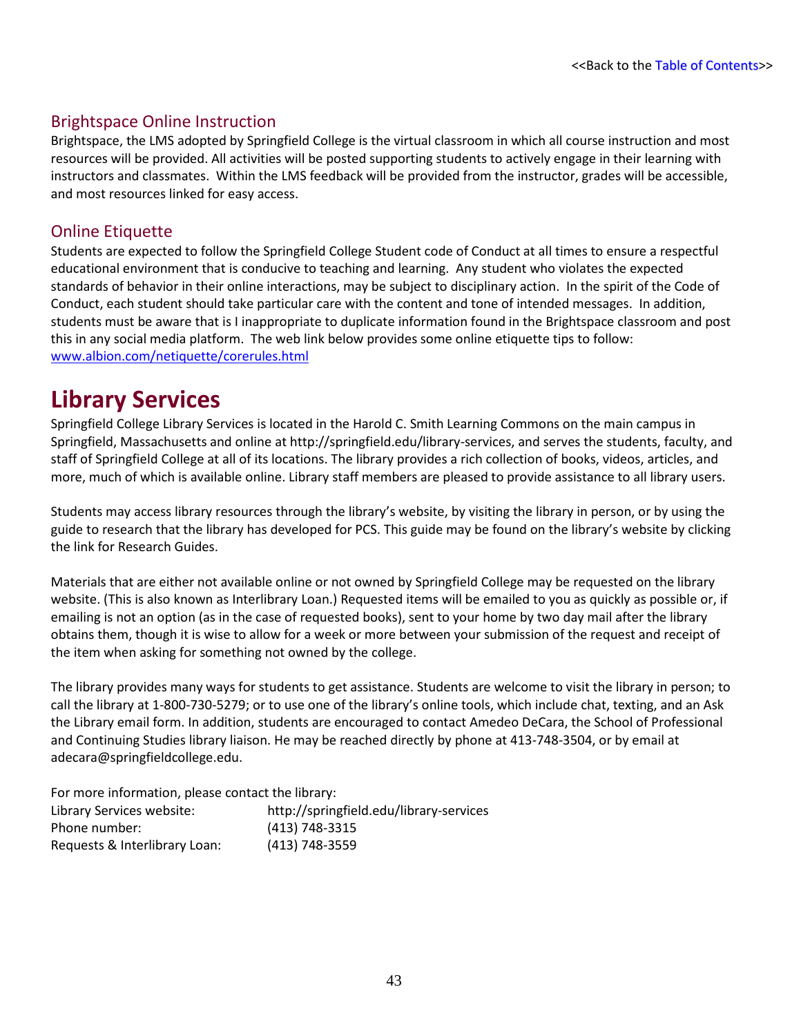## Brightspace Online Instruction

Brightspace, the LMS adopted by Springfield College is the virtual classroom in which all course instruction and most resources will be provided. All activities will be posted supporting students to actively engage in their learning with instructors and classmates. Within the LMS feedback will be provided from the instructor, grades will be accessible, and most resources linked for easy access.

## Online Etiquette

Students are expected to follow the Springfield College Student code of Conduct at all times to ensure a respectful educational environment that is conducive to teaching and learning. Any student who violates the expected standards of behavior in their online interactions, may be subject to disciplinary action. In the spirit of the Code of Conduct, each student should take particular care with the content and tone of intended messages. In addition, students must be aware that is I inappropriate to duplicate information found in the Brightspace classroom and post this in any social media platform. The web link below provides some online etiquette tips to follow: [www.albion.com/netiquette/corerules.html](www.albion.com/netiquette/corerules.html)

# Library Services

Springfield College Library Services is located in the Harold C. Smith Learning Commons on the main campus in Springfield, Massachusetts and online at http://springfield.edu/library-services, and serves the students, faculty, and staff of Springfield College at all of its locations. The library provides a rich collection of books, videos, articles, and more, much of which is available online. Library staff members are pleased to provide assistance to all library users.

Students may access library resources through the library's website, by visiting the library in person, or by using the guide to research that the library has developed for PCS. This guide may be found on the library's website by clicking the link for Research Guides.

Materials that are either not available online or not owned by Springfield College may be requested on the library website. (This is also known as Interlibrary Loan.) Requested items will be emailed to you as quickly as possible or, if emailing is not an option (as in the case of requested books), sent to your home by two day mail after the library obtains them, though it is wise to allow for a week or more between your submission of the request and receipt of the item when asking for something not owned by the college.

The library provides many ways for students to get assistance. Students are welcome to visit the library in person; to call the library at 1-800-730-5279; or to use one of the library's online tools, which include chat, texting, and an Ask the Library email form. In addition, students are encouraged to contact Amedeo DeCara, the School of Professional and Continuing Studies library liaison. He may be reached directly by phone at 413-748-3504, or by email at adecara@springfieldcollege.edu.

For more information, please contact the library:

| | |
|---|---|
| Library Services website: | http://springfield.edu/library-services |
| Phone number: | (413) 748-3315 |
| Requests & Interlibrary Loan: | (413) 748-3559 |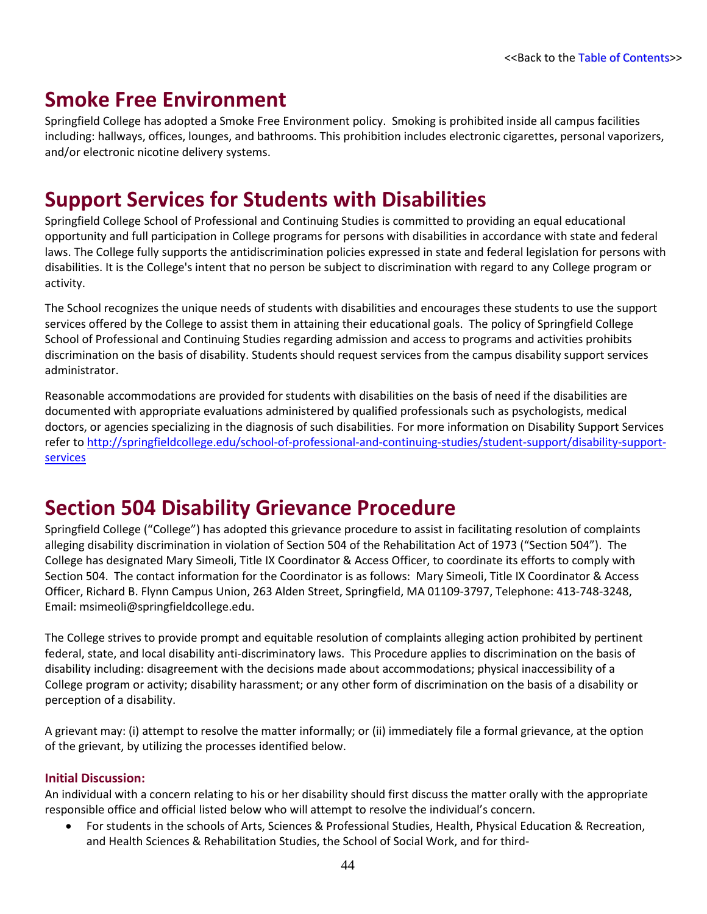<<Back to the [Table of Contents]>>

# Smoke Free Environment

Springfield College has adopted a Smoke Free Environment policy. Smoking is prohibited inside all campus facilities including: hallways, offices, lounges, and bathrooms. This prohibition includes electronic cigarettes, personal vaporizers, and/or electronic nicotine delivery systems.

# Support Services for Students with Disabilities

Springfield College School of Professional and Continuing Studies is committed to providing an equal educational opportunity and full participation in College programs for persons with disabilities in accordance with state and federal laws. The College fully supports the antidiscrimination policies expressed in state and federal legislation for persons with disabilities. It is the College's intent that no person be subject to discrimination with regard to any College program or activity.

The School recognizes the unique needs of students with disabilities and encourages these students to use the support services offered by the College to assist them in attaining their educational goals. The policy of Springfield College School of Professional and Continuing Studies regarding admission and access to programs and activities prohibits discrimination on the basis of disability. Students should request services from the campus disability support services administrator.

Reasonable accommodations are provided for students with disabilities on the basis of need if the disabilities are documented with appropriate evaluations administered by qualified professionals such as psychologists, medical doctors, or agencies specializing in the diagnosis of such disabilities. For more information on Disability Support Services refer to http://springfieldcollege.edu/school-of-professional-and-continuing-studies/student-support/disability-support-services

# Section 504 Disability Grievance Procedure

Springfield College ("College") has adopted this grievance procedure to assist in facilitating resolution of complaints alleging disability discrimination in violation of Section 504 of the Rehabilitation Act of 1973 ("Section 504"). The College has designated Mary Simeoli, Title IX Coordinator & Access Officer, to coordinate its efforts to comply with Section 504. The contact information for the Coordinator is as follows: Mary Simeoli, Title IX Coordinator & Access Officer, Richard B. Flynn Campus Union, 263 Alden Street, Springfield, MA 01109-3797, Telephone: 413-748-3248, Email: msimeoli@springfieldcollege.edu.

The College strives to provide prompt and equitable resolution of complaints alleging action prohibited by pertinent federal, state, and local disability anti-discriminatory laws. This Procedure applies to discrimination on the basis of disability including: disagreement with the decisions made about accommodations; physical inaccessibility of a College program or activity; disability harassment; or any other form of discrimination on the basis of a disability or perception of a disability.

A grievant may: (i) attempt to resolve the matter informally; or (ii) immediately file a formal grievance, at the option of the grievant, by utilizing the processes identified below.

### Initial Discussion:

An individual with a concern relating to his or her disability should first discuss the matter orally with the appropriate responsible office and official listed below who will attempt to resolve the individual's concern.

- For students in the schools of Arts, Sciences & Professional Studies, Health, Physical Education & Recreation, and Health Sciences & Rehabilitation Studies, the School of Social Work, and for third-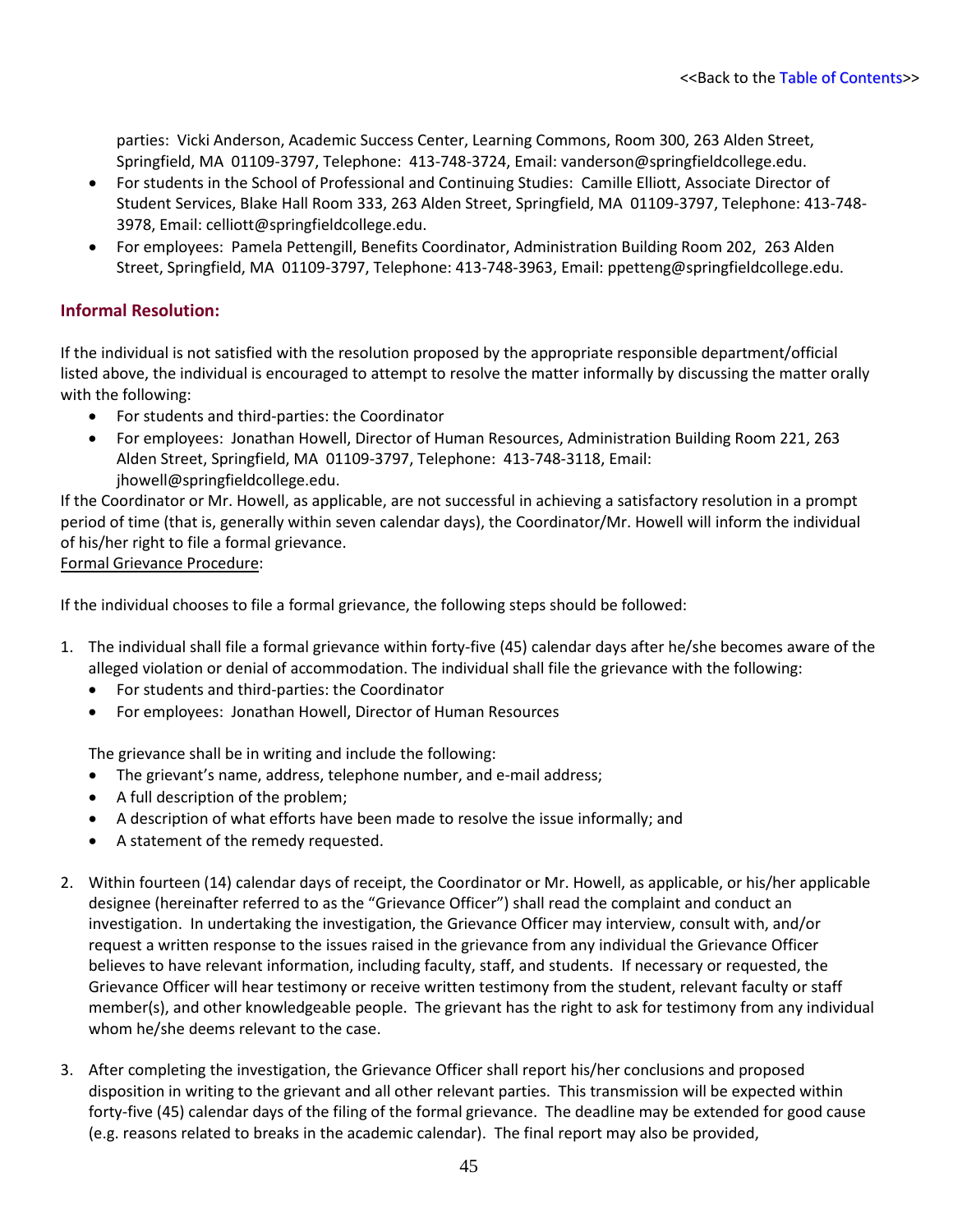parties: Vicki Anderson, Academic Success Center, Learning Commons, Room 300, 263 Alden Street, Springfield, MA 01109-3797, Telephone: 413-748-3724, Email: vanderson@springfieldcollege.edu.

- For students in the School of Professional and Continuing Studies: Camille Elliott, Associate Director of Student Services, Blake Hall Room 333, 263 Alden Street, Springfield, MA 01109-3797, Telephone: 413-748-3978, Email: celliott@springfieldcollege.edu.
- For employees: Pamela Pettengill, Benefits Coordinator, Administration Building Room 202, 263 Alden Street, Springfield, MA 01109-3797, Telephone: 413-748-3963, Email: ppetteng@springfieldcollege.edu.

### Informal Resolution:

If the individual is not satisfied with the resolution proposed by the appropriate responsible department/official listed above, the individual is encouraged to attempt to resolve the matter informally by discussing the matter orally with the following:

- For students and third-parties: the Coordinator
- For employees: Jonathan Howell, Director of Human Resources, Administration Building Room 221, 263 Alden Street, Springfield, MA 01109-3797, Telephone: 413-748-3118, Email: jhowell@springfieldcollege.edu.

If the Coordinator or Mr. Howell, as applicable, are not successful in achieving a satisfactory resolution in a prompt period of time (that is, generally within seven calendar days), the Coordinator/Mr. Howell will inform the individual of his/her right to file a formal grievance.

Formal Grievance Procedure:

If the individual chooses to file a formal grievance, the following steps should be followed:

1. The individual shall file a formal grievance within forty-five (45) calendar days after he/she becomes aware of the alleged violation or denial of accommodation. The individual shall file the grievance with the following:
   - For students and third-parties: the Coordinator
   - For employees: Jonathan Howell, Director of Human Resources

   The grievance shall be in writing and include the following:
   - The grievant's name, address, telephone number, and e-mail address;
   - A full description of the problem;
   - A description of what efforts have been made to resolve the issue informally; and
   - A statement of the remedy requested.

2. Within fourteen (14) calendar days of receipt, the Coordinator or Mr. Howell, as applicable, or his/her applicable designee (hereinafter referred to as the "Grievance Officer") shall read the complaint and conduct an investigation. In undertaking the investigation, the Grievance Officer may interview, consult with, and/or request a written response to the issues raised in the grievance from any individual the Grievance Officer believes to have relevant information, including faculty, staff, and students. If necessary or requested, the Grievance Officer will hear testimony or receive written testimony from the student, relevant faculty or staff member(s), and other knowledgeable people. The grievant has the right to ask for testimony from any individual whom he/she deems relevant to the case.

3. After completing the investigation, the Grievance Officer shall report his/her conclusions and proposed disposition in writing to the grievant and all other relevant parties. This transmission will be expected within forty-five (45) calendar days of the filing of the formal grievance. The deadline may be extended for good cause (e.g. reasons related to breaks in the academic calendar). The final report may also be provided,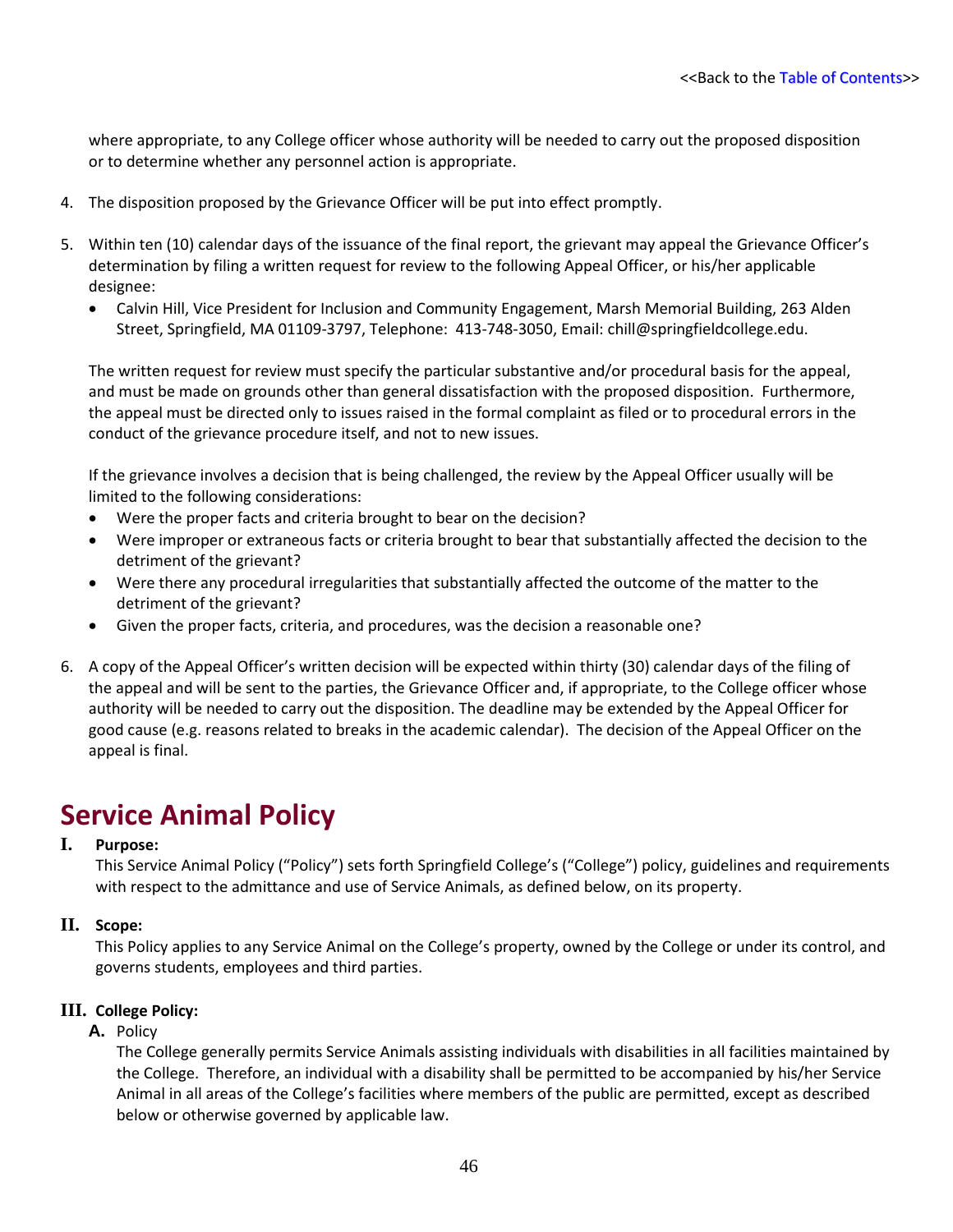where appropriate, to any College officer whose authority will be needed to carry out the proposed disposition or to determine whether any personnel action is appropriate.

4. The disposition proposed by the Grievance Officer will be put into effect promptly.

5. Within ten (10) calendar days of the issuance of the final report, the grievant may appeal the Grievance Officer's determination by filing a written request for review to the following Appeal Officer, or his/her applicable designee:
   - Calvin Hill, Vice President for Inclusion and Community Engagement, Marsh Memorial Building, 263 Alden Street, Springfield, MA 01109-3797, Telephone: 413-748-3050, Email: chill@springfieldcollege.edu.

   The written request for review must specify the particular substantive and/or procedural basis for the appeal, and must be made on grounds other than general dissatisfaction with the proposed disposition. Furthermore, the appeal must be directed only to issues raised in the formal complaint as filed or to procedural errors in the conduct of the grievance procedure itself, and not to new issues.

   If the grievance involves a decision that is being challenged, the review by the Appeal Officer usually will be limited to the following considerations:
   - Were the proper facts and criteria brought to bear on the decision?
   - Were improper or extraneous facts or criteria brought to bear that substantially affected the decision to the detriment of the grievant?
   - Were there any procedural irregularities that substantially affected the outcome of the matter to the detriment of the grievant?
   - Given the proper facts, criteria, and procedures, was the decision a reasonable one?

6. A copy of the Appeal Officer's written decision will be expected within thirty (30) calendar days of the filing of the appeal and will be sent to the parties, the Grievance Officer and, if appropriate, to the College officer whose authority will be needed to carry out the disposition. The deadline may be extended by the Appeal Officer for good cause (e.g. reasons related to breaks in the academic calendar). The decision of the Appeal Officer on the appeal is final.

# Service Animal Policy

**I. Purpose:**

This Service Animal Policy ("Policy") sets forth Springfield College's ("College") policy, guidelines and requirements with respect to the admittance and use of Service Animals, as defined below, on its property.

**II. Scope:**

This Policy applies to any Service Animal on the College's property, owned by the College or under its control, and governs students, employees and third parties.

**III. College Policy:**

**A.** Policy

The College generally permits Service Animals assisting individuals with disabilities in all facilities maintained by the College. Therefore, an individual with a disability shall be permitted to be accompanied by his/her Service Animal in all areas of the College's facilities where members of the public are permitted, except as described below or otherwise governed by applicable law.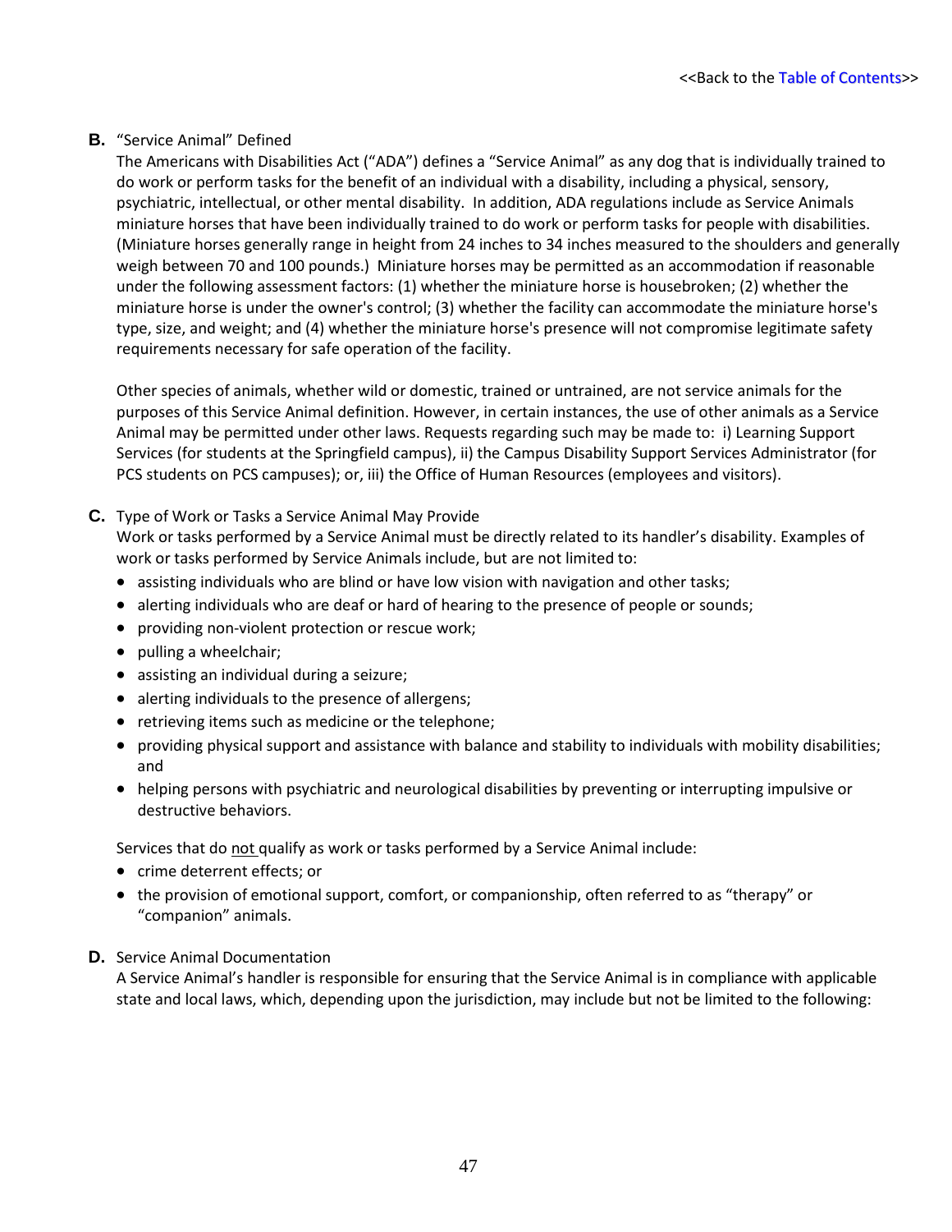**B.** "Service Animal" Defined

The Americans with Disabilities Act ("ADA") defines a "Service Animal" as any dog that is individually trained to do work or perform tasks for the benefit of an individual with a disability, including a physical, sensory, psychiatric, intellectual, or other mental disability. In addition, ADA regulations include as Service Animals miniature horses that have been individually trained to do work or perform tasks for people with disabilities. (Miniature horses generally range in height from 24 inches to 34 inches measured to the shoulders and generally weigh between 70 and 100 pounds.) Miniature horses may be permitted as an accommodation if reasonable under the following assessment factors: (1) whether the miniature horse is housebroken; (2) whether the miniature horse is under the owner's control; (3) whether the facility can accommodate the miniature horse's type, size, and weight; and (4) whether the miniature horse's presence will not compromise legitimate safety requirements necessary for safe operation of the facility.

Other species of animals, whether wild or domestic, trained or untrained, are not service animals for the purposes of this Service Animal definition. However, in certain instances, the use of other animals as a Service Animal may be permitted under other laws. Requests regarding such may be made to: i) Learning Support Services (for students at the Springfield campus), ii) the Campus Disability Support Services Administrator (for PCS students on PCS campuses); or, iii) the Office of Human Resources (employees and visitors).

**C.** Type of Work or Tasks a Service Animal May Provide

Work or tasks performed by a Service Animal must be directly related to its handler's disability. Examples of work or tasks performed by Service Animals include, but are not limited to:

- assisting individuals who are blind or have low vision with navigation and other tasks;
- alerting individuals who are deaf or hard of hearing to the presence of people or sounds;
- providing non-violent protection or rescue work;
- pulling a wheelchair;
- assisting an individual during a seizure;
- alerting individuals to the presence of allergens;
- retrieving items such as medicine or the telephone;
- providing physical support and assistance with balance and stability to individuals with mobility disabilities; and
- helping persons with psychiatric and neurological disabilities by preventing or interrupting impulsive or destructive behaviors.

Services that do <u>not</u> qualify as work or tasks performed by a Service Animal include:

- crime deterrent effects; or
- the provision of emotional support, comfort, or companionship, often referred to as "therapy" or "companion" animals.

**D.** Service Animal Documentation

A Service Animal's handler is responsible for ensuring that the Service Animal is in compliance with applicable state and local laws, which, depending upon the jurisdiction, may include but not be limited to the following: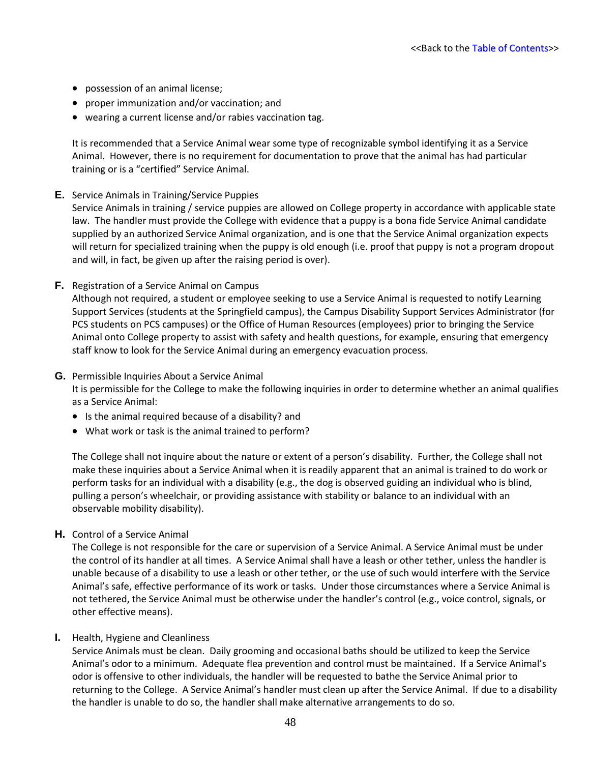<<Back to the Table of Contents>>

- possession of an animal license;
- proper immunization and/or vaccination; and
- wearing a current license and/or rabies vaccination tag.

It is recommended that a Service Animal wear some type of recognizable symbol identifying it as a Service Animal. However, there is no requirement for documentation to prove that the animal has had particular training or is a "certified" Service Animal.

**E.** Service Animals in Training/Service Puppies

Service Animals in training / service puppies are allowed on College property in accordance with applicable state law. The handler must provide the College with evidence that a puppy is a bona fide Service Animal candidate supplied by an authorized Service Animal organization, and is one that the Service Animal organization expects will return for specialized training when the puppy is old enough (i.e. proof that puppy is not a program dropout and will, in fact, be given up after the raising period is over).

**F.** Registration of a Service Animal on Campus

Although not required, a student or employee seeking to use a Service Animal is requested to notify Learning Support Services (students at the Springfield campus), the Campus Disability Support Services Administrator (for PCS students on PCS campuses) or the Office of Human Resources (employees) prior to bringing the Service Animal onto College property to assist with safety and health questions, for example, ensuring that emergency staff know to look for the Service Animal during an emergency evacuation process.

**G.** Permissible Inquiries About a Service Animal

It is permissible for the College to make the following inquiries in order to determine whether an animal qualifies as a Service Animal:

- Is the animal required because of a disability? and
- What work or task is the animal trained to perform?

The College shall not inquire about the nature or extent of a person's disability. Further, the College shall not make these inquiries about a Service Animal when it is readily apparent that an animal is trained to do work or perform tasks for an individual with a disability (e.g., the dog is observed guiding an individual who is blind, pulling a person's wheelchair, or providing assistance with stability or balance to an individual with an observable mobility disability).

**H.** Control of a Service Animal

The College is not responsible for the care or supervision of a Service Animal. A Service Animal must be under the control of its handler at all times. A Service Animal shall have a leash or other tether, unless the handler is unable because of a disability to use a leash or other tether, or the use of such would interfere with the Service Animal's safe, effective performance of its work or tasks. Under those circumstances where a Service Animal is not tethered, the Service Animal must be otherwise under the handler's control (e.g., voice control, signals, or other effective means).

**I.** Health, Hygiene and Cleanliness

Service Animals must be clean. Daily grooming and occasional baths should be utilized to keep the Service Animal's odor to a minimum. Adequate flea prevention and control must be maintained. If a Service Animal's odor is offensive to other individuals, the handler will be requested to bathe the Service Animal prior to returning to the College. A Service Animal's handler must clean up after the Service Animal. If due to a disability the handler is unable to do so, the handler shall make alternative arrangements to do so.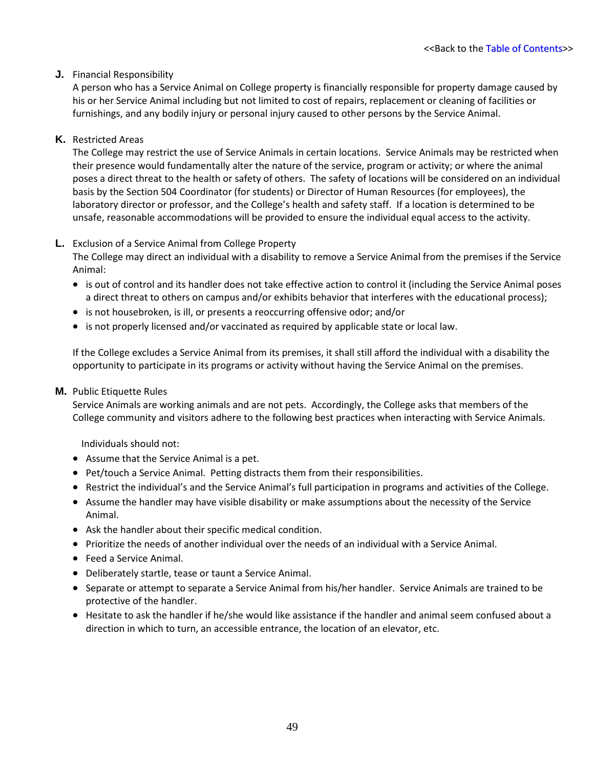**J.** Financial Responsibility

A person who has a Service Animal on College property is financially responsible for property damage caused by his or her Service Animal including but not limited to cost of repairs, replacement or cleaning of facilities or furnishings, and any bodily injury or personal injury caused to other persons by the Service Animal.

**K.** Restricted Areas

The College may restrict the use of Service Animals in certain locations. Service Animals may be restricted when their presence would fundamentally alter the nature of the service, program or activity; or where the animal poses a direct threat to the health or safety of others. The safety of locations will be considered on an individual basis by the Section 504 Coordinator (for students) or Director of Human Resources (for employees), the laboratory director or professor, and the College's health and safety staff. If a location is determined to be unsafe, reasonable accommodations will be provided to ensure the individual equal access to the activity.

**L.** Exclusion of a Service Animal from College Property

The College may direct an individual with a disability to remove a Service Animal from the premises if the Service Animal:

- is out of control and its handler does not take effective action to control it (including the Service Animal poses a direct threat to others on campus and/or exhibits behavior that interferes with the educational process);
- is not housebroken, is ill, or presents a reoccurring offensive odor; and/or
- is not properly licensed and/or vaccinated as required by applicable state or local law.

If the College excludes a Service Animal from its premises, it shall still afford the individual with a disability the opportunity to participate in its programs or activity without having the Service Animal on the premises.

**M.** Public Etiquette Rules

Service Animals are working animals and are not pets. Accordingly, the College asks that members of the College community and visitors adhere to the following best practices when interacting with Service Animals.

Individuals should not:

- Assume that the Service Animal is a pet.
- Pet/touch a Service Animal. Petting distracts them from their responsibilities.
- Restrict the individual's and the Service Animal's full participation in programs and activities of the College.
- Assume the handler may have visible disability or make assumptions about the necessity of the Service Animal.
- Ask the handler about their specific medical condition.
- Prioritize the needs of another individual over the needs of an individual with a Service Animal.
- Feed a Service Animal.
- Deliberately startle, tease or taunt a Service Animal.
- Separate or attempt to separate a Service Animal from his/her handler. Service Animals are trained to be protective of the handler.
- Hesitate to ask the handler if he/she would like assistance if the handler and animal seem confused about a direction in which to turn, an accessible entrance, the location of an elevator, etc.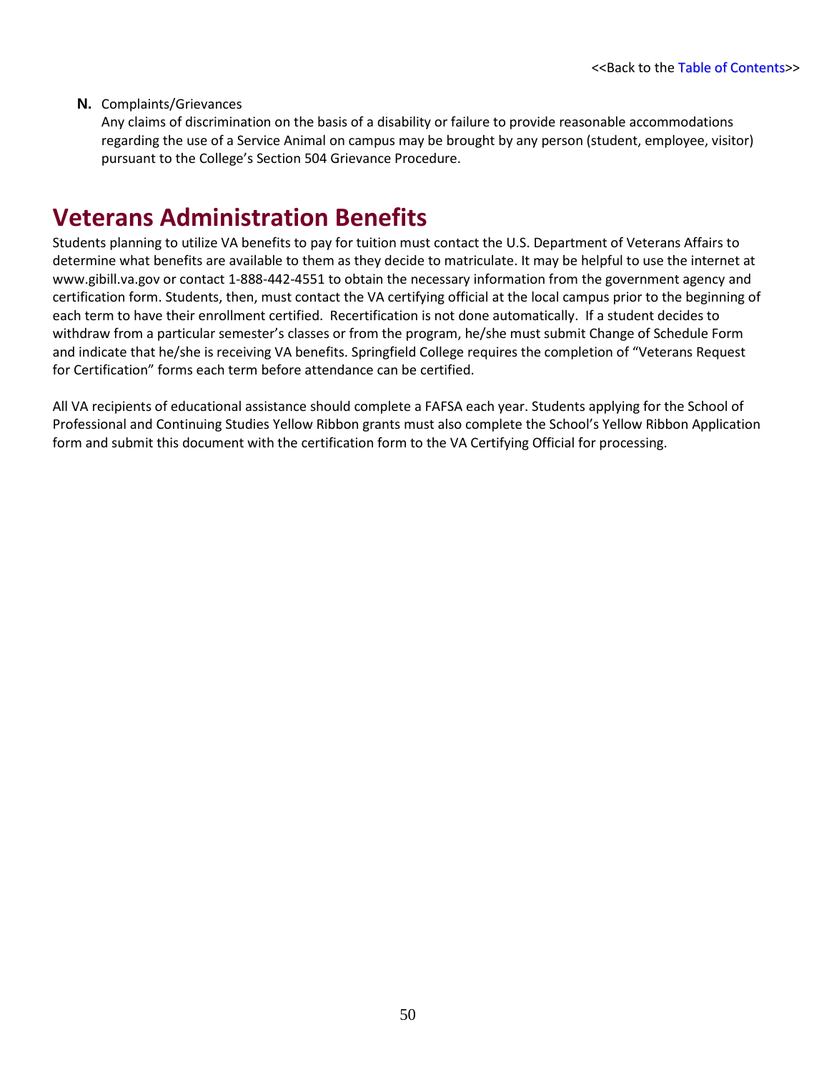**N.** Complaints/Grievances

Any claims of discrimination on the basis of a disability or failure to provide reasonable accommodations regarding the use of a Service Animal on campus may be brought by any person (student, employee, visitor) pursuant to the College's Section 504 Grievance Procedure.

# Veterans Administration Benefits

Students planning to utilize VA benefits to pay for tuition must contact the U.S. Department of Veterans Affairs to determine what benefits are available to them as they decide to matriculate. It may be helpful to use the internet at www.gibill.va.gov or contact 1-888-442-4551 to obtain the necessary information from the government agency and certification form. Students, then, must contact the VA certifying official at the local campus prior to the beginning of each term to have their enrollment certified. Recertification is not done automatically. If a student decides to withdraw from a particular semester's classes or from the program, he/she must submit Change of Schedule Form and indicate that he/she is receiving VA benefits. Springfield College requires the completion of "Veterans Request for Certification" forms each term before attendance can be certified.

All VA recipients of educational assistance should complete a FAFSA each year. Students applying for the School of Professional and Continuing Studies Yellow Ribbon grants must also complete the School's Yellow Ribbon Application form and submit this document with the certification form to the VA Certifying Official for processing.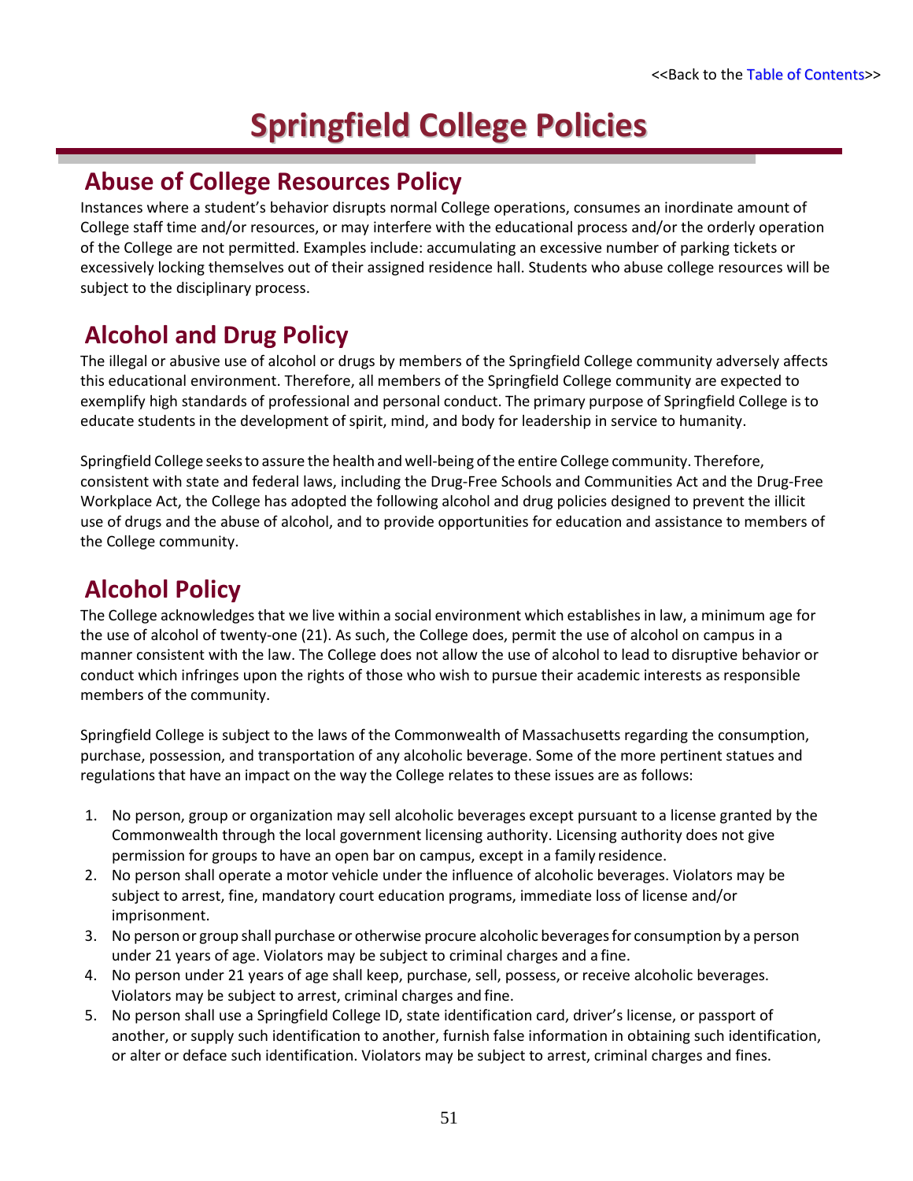<<Back to the Table of Contents>>

# Springfield College Policies

## Abuse of College Resources Policy

Instances where a student's behavior disrupts normal College operations, consumes an inordinate amount of College staff time and/or resources, or may interfere with the educational process and/or the orderly operation of the College are not permitted. Examples include: accumulating an excessive number of parking tickets or excessively locking themselves out of their assigned residence hall. Students who abuse college resources will be subject to the disciplinary process.

## Alcohol and Drug Policy

The illegal or abusive use of alcohol or drugs by members of the Springfield College community adversely affects this educational environment. Therefore, all members of the Springfield College community are expected to exemplify high standards of professional and personal conduct. The primary purpose of Springfield College is to educate students in the development of spirit, mind, and body for leadership in service to humanity.

Springfield College seeks to assure the health and well-being of the entire College community. Therefore, consistent with state and federal laws, including the Drug-Free Schools and Communities Act and the Drug-Free Workplace Act, the College has adopted the following alcohol and drug policies designed to prevent the illicit use of drugs and the abuse of alcohol, and to provide opportunities for education and assistance to members of the College community.

## Alcohol Policy

The College acknowledges that we live within a social environment which establishes in law, a minimum age for the use of alcohol of twenty-one (21). As such, the College does, permit the use of alcohol on campus in a manner consistent with the law. The College does not allow the use of alcohol to lead to disruptive behavior or conduct which infringes upon the rights of those who wish to pursue their academic interests as responsible members of the community.

Springfield College is subject to the laws of the Commonwealth of Massachusetts regarding the consumption, purchase, possession, and transportation of any alcoholic beverage. Some of the more pertinent statues and regulations that have an impact on the way the College relates to these issues are as follows:

1. No person, group or organization may sell alcoholic beverages except pursuant to a license granted by the Commonwealth through the local government licensing authority. Licensing authority does not give permission for groups to have an open bar on campus, except in a family residence.
2. No person shall operate a motor vehicle under the influence of alcoholic beverages. Violators may be subject to arrest, fine, mandatory court education programs, immediate loss of license and/or imprisonment.
3. No person or group shall purchase or otherwise procure alcoholic beverages for consumption by a person under 21 years of age. Violators may be subject to criminal charges and a fine.
4. No person under 21 years of age shall keep, purchase, sell, possess, or receive alcoholic beverages. Violators may be subject to arrest, criminal charges and fine.
5. No person shall use a Springfield College ID, state identification card, driver's license, or passport of another, or supply such identification to another, furnish false information in obtaining such identification, or alter or deface such identification. Violators may be subject to arrest, criminal charges and fines.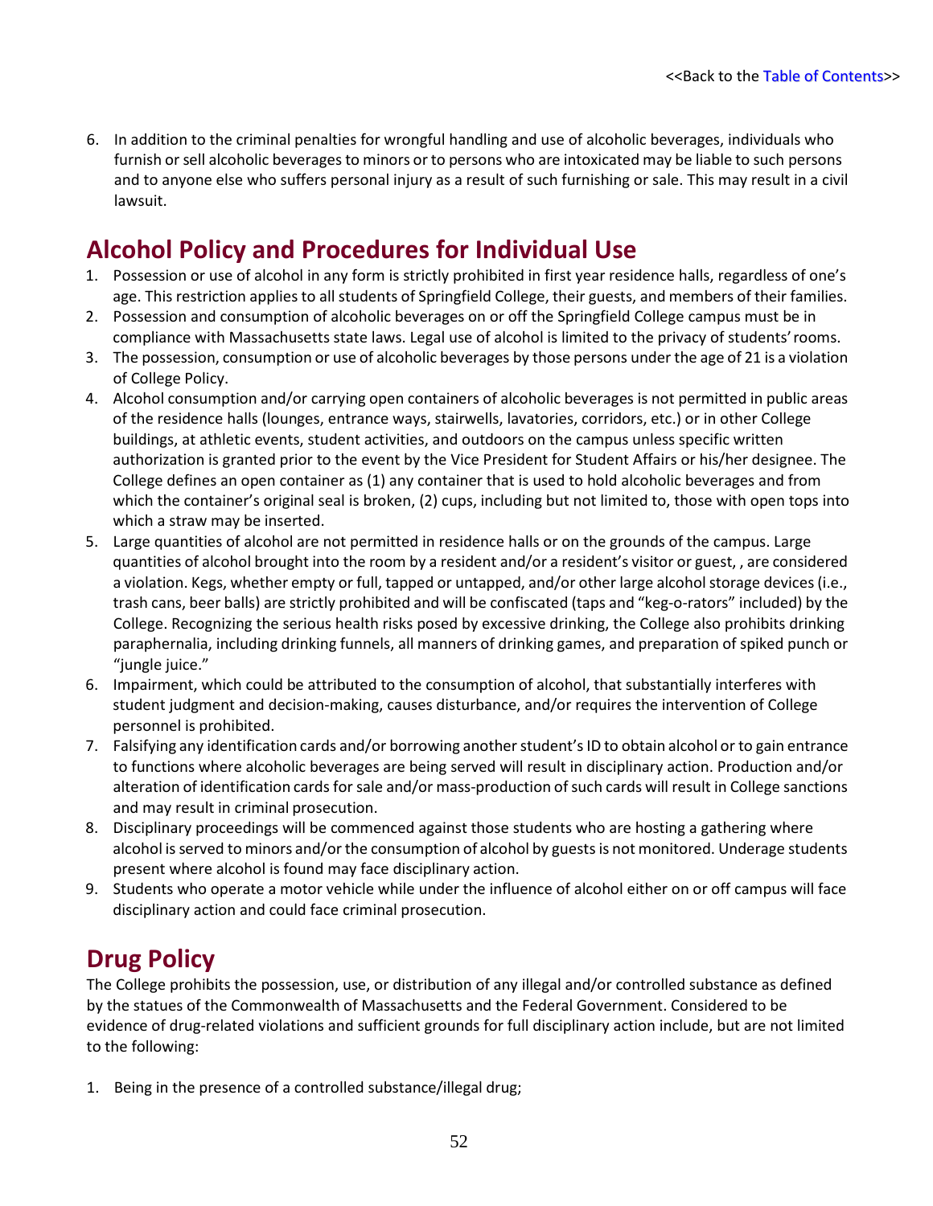6. In addition to the criminal penalties for wrongful handling and use of alcoholic beverages, individuals who furnish or sell alcoholic beverages to minors or to persons who are intoxicated may be liable to such persons and to anyone else who suffers personal injury as a result of such furnishing or sale. This may result in a civil lawsuit.

## Alcohol Policy and Procedures for Individual Use

1. Possession or use of alcohol in any form is strictly prohibited in first year residence halls, regardless of one's age. This restriction applies to all students of Springfield College, their guests, and members of their families.
2. Possession and consumption of alcoholic beverages on or off the Springfield College campus must be in compliance with Massachusetts state laws. Legal use of alcohol is limited to the privacy of students' rooms.
3. The possession, consumption or use of alcoholic beverages by those persons under the age of 21 is a violation of College Policy.
4. Alcohol consumption and/or carrying open containers of alcoholic beverages is not permitted in public areas of the residence halls (lounges, entrance ways, stairwells, lavatories, corridors, etc.) or in other College buildings, at athletic events, student activities, and outdoors on the campus unless specific written authorization is granted prior to the event by the Vice President for Student Affairs or his/her designee. The College defines an open container as (1) any container that is used to hold alcoholic beverages and from which the container's original seal is broken, (2) cups, including but not limited to, those with open tops into which a straw may be inserted.
5. Large quantities of alcohol are not permitted in residence halls or on the grounds of the campus. Large quantities of alcohol brought into the room by a resident and/or a resident's visitor or guest, , are considered a violation. Kegs, whether empty or full, tapped or untapped, and/or other large alcohol storage devices (i.e., trash cans, beer balls) are strictly prohibited and will be confiscated (taps and "keg-o-rators" included) by the College. Recognizing the serious health risks posed by excessive drinking, the College also prohibits drinking paraphernalia, including drinking funnels, all manners of drinking games, and preparation of spiked punch or "jungle juice."
6. Impairment, which could be attributed to the consumption of alcohol, that substantially interferes with student judgment and decision-making, causes disturbance, and/or requires the intervention of College personnel is prohibited.
7. Falsifying any identification cards and/or borrowing another student's ID to obtain alcohol or to gain entrance to functions where alcoholic beverages are being served will result in disciplinary action. Production and/or alteration of identification cards for sale and/or mass-production of such cards will result in College sanctions and may result in criminal prosecution.
8. Disciplinary proceedings will be commenced against those students who are hosting a gathering where alcohol is served to minors and/or the consumption of alcohol by guests is not monitored. Underage students present where alcohol is found may face disciplinary action.
9. Students who operate a motor vehicle while under the influence of alcohol either on or off campus will face disciplinary action and could face criminal prosecution.

## Drug Policy

The College prohibits the possession, use, or distribution of any illegal and/or controlled substance as defined by the statues of the Commonwealth of Massachusetts and the Federal Government. Considered to be evidence of drug-related violations and sufficient grounds for full disciplinary action include, but are not limited to the following:

1. Being in the presence of a controlled substance/illegal drug;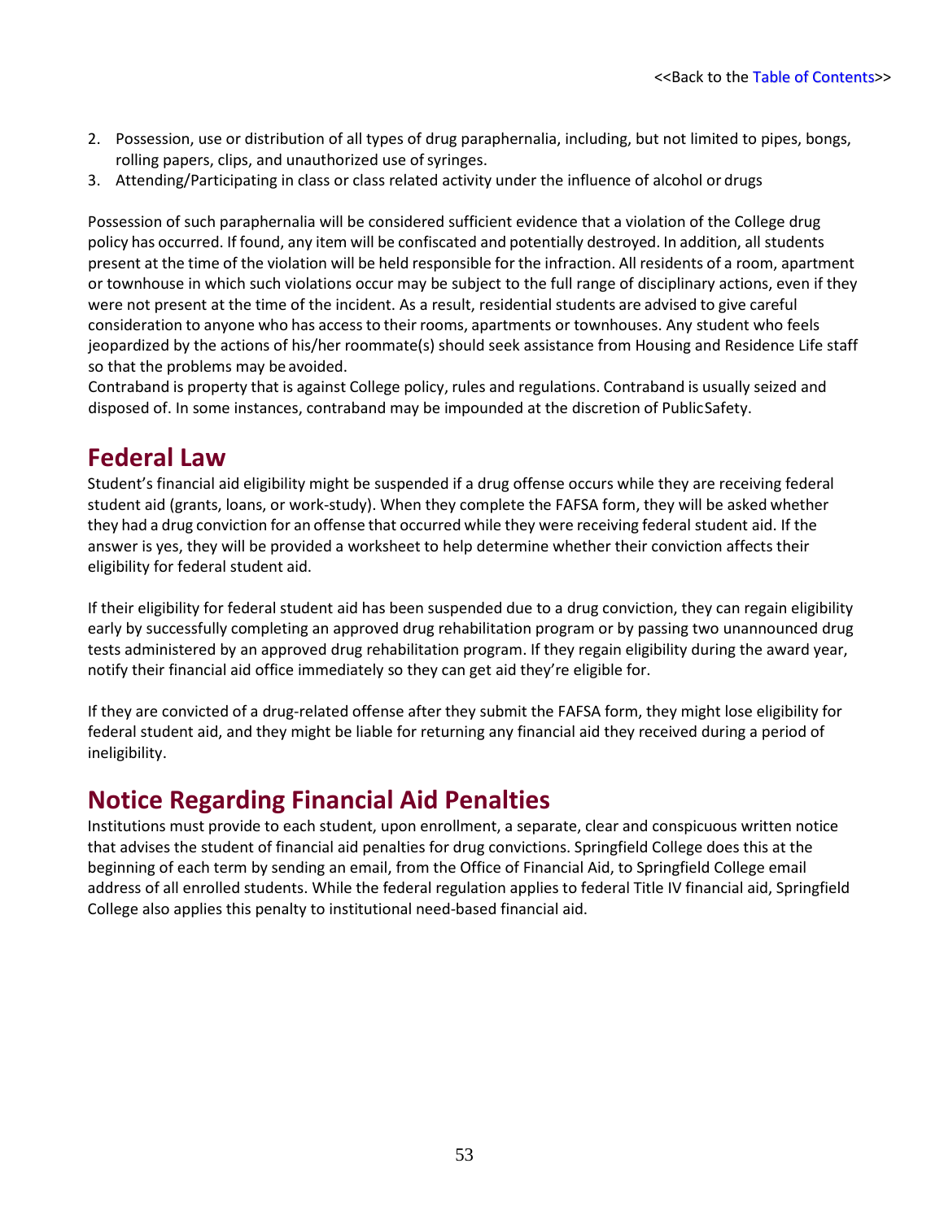2. Possession, use or distribution of all types of drug paraphernalia, including, but not limited to pipes, bongs, rolling papers, clips, and unauthorized use of syringes.
3. Attending/Participating in class or class related activity under the influence of alcohol or drugs

Possession of such paraphernalia will be considered sufficient evidence that a violation of the College drug policy has occurred. If found, any item will be confiscated and potentially destroyed. In addition, all students present at the time of the violation will be held responsible for the infraction. All residents of a room, apartment or townhouse in which such violations occur may be subject to the full range of disciplinary actions, even if they were not present at the time of the incident. As a result, residential students are advised to give careful consideration to anyone who has access to their rooms, apartments or townhouses. Any student who feels jeopardized by the actions of his/her roommate(s) should seek assistance from Housing and Residence Life staff so that the problems may be avoided.
Contraband is property that is against College policy, rules and regulations. Contraband is usually seized and disposed of. In some instances, contraband may be impounded at the discretion of Public Safety.

## Federal Law

Student's financial aid eligibility might be suspended if a drug offense occurs while they are receiving federal student aid (grants, loans, or work-study). When they complete the FAFSA form, they will be asked whether they had a drug conviction for an offense that occurred while they were receiving federal student aid. If the answer is yes, they will be provided a worksheet to help determine whether their conviction affects their eligibility for federal student aid.

If their eligibility for federal student aid has been suspended due to a drug conviction, they can regain eligibility early by successfully completing an approved drug rehabilitation program or by passing two unannounced drug tests administered by an approved drug rehabilitation program. If they regain eligibility during the award year, notify their financial aid office immediately so they can get aid they're eligible for.

If they are convicted of a drug-related offense after they submit the FAFSA form, they might lose eligibility for federal student aid, and they might be liable for returning any financial aid they received during a period of ineligibility.

## Notice Regarding Financial Aid Penalties

Institutions must provide to each student, upon enrollment, a separate, clear and conspicuous written notice that advises the student of financial aid penalties for drug convictions. Springfield College does this at the beginning of each term by sending an email, from the Office of Financial Aid, to Springfield College email address of all enrolled students. While the federal regulation applies to federal Title IV financial aid, Springfield College also applies this penalty to institutional need-based financial aid.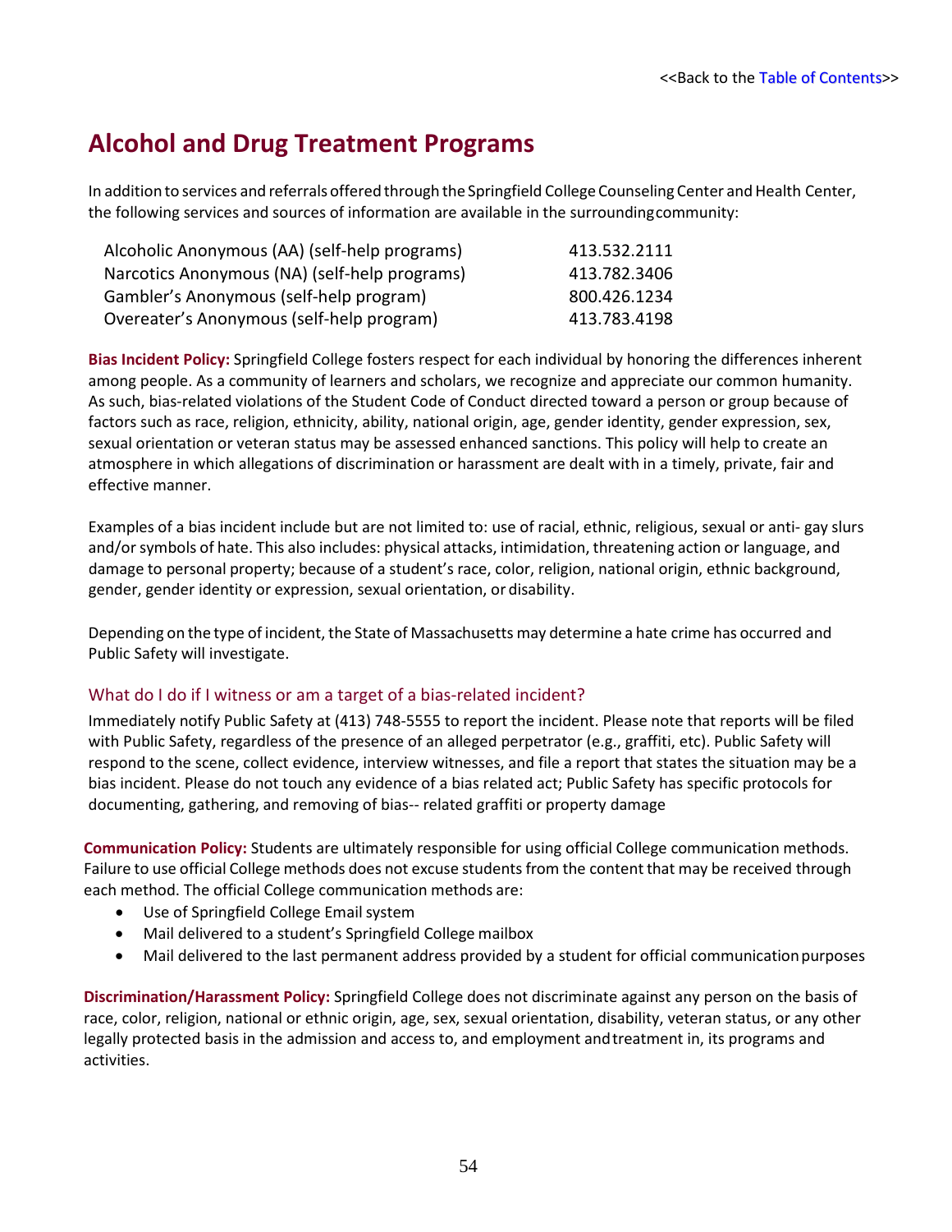<<Back to the Table of Contents>>

# Alcohol and Drug Treatment Programs

In addition to services and referrals offered through the Springfield College Counseling Center and Health Center, the following services and sources of information are available in the surrounding community:

| | |
|---|---|
| Alcoholic Anonymous (AA) (self-help programs) | 413.532.2111 |
| Narcotics Anonymous (NA) (self-help programs) | 413.782.3406 |
| Gambler's Anonymous (self-help program) | 800.426.1234 |
| Overeater's Anonymous (self-help program) | 413.783.4198 |

**Bias Incident Policy:** Springfield College fosters respect for each individual by honoring the differences inherent among people. As a community of learners and scholars, we recognize and appreciate our common humanity. As such, bias-related violations of the Student Code of Conduct directed toward a person or group because of factors such as race, religion, ethnicity, ability, national origin, age, gender identity, gender expression, sex, sexual orientation or veteran status may be assessed enhanced sanctions. This policy will help to create an atmosphere in which allegations of discrimination or harassment are dealt with in a timely, private, fair and effective manner.

Examples of a bias incident include but are not limited to: use of racial, ethnic, religious, sexual or anti- gay slurs and/or symbols of hate. This also includes: physical attacks, intimidation, threatening action or language, and damage to personal property; because of a student's race, color, religion, national origin, ethnic background, gender, gender identity or expression, sexual orientation, or disability.

Depending on the type of incident, the State of Massachusetts may determine a hate crime has occurred and Public Safety will investigate.

## What do I do if I witness or am a target of a bias-related incident?

Immediately notify Public Safety at (413) 748-5555 to report the incident. Please note that reports will be filed with Public Safety, regardless of the presence of an alleged perpetrator (e.g., graffiti, etc). Public Safety will respond to the scene, collect evidence, interview witnesses, and file a report that states the situation may be a bias incident. Please do not touch any evidence of a bias related act; Public Safety has specific protocols for documenting, gathering, and removing of bias-- related graffiti or property damage

**Communication Policy:** Students are ultimately responsible for using official College communication methods. Failure to use official College methods does not excuse students from the content that may be received through each method. The official College communication methods are:

- Use of Springfield College Email system
- Mail delivered to a student's Springfield College mailbox
- Mail delivered to the last permanent address provided by a student for official communication purposes

**Discrimination/Harassment Policy:** Springfield College does not discriminate against any person on the basis of race, color, religion, national or ethnic origin, age, sex, sexual orientation, disability, veteran status, or any other legally protected basis in the admission and access to, and employment and treatment in, its programs and activities.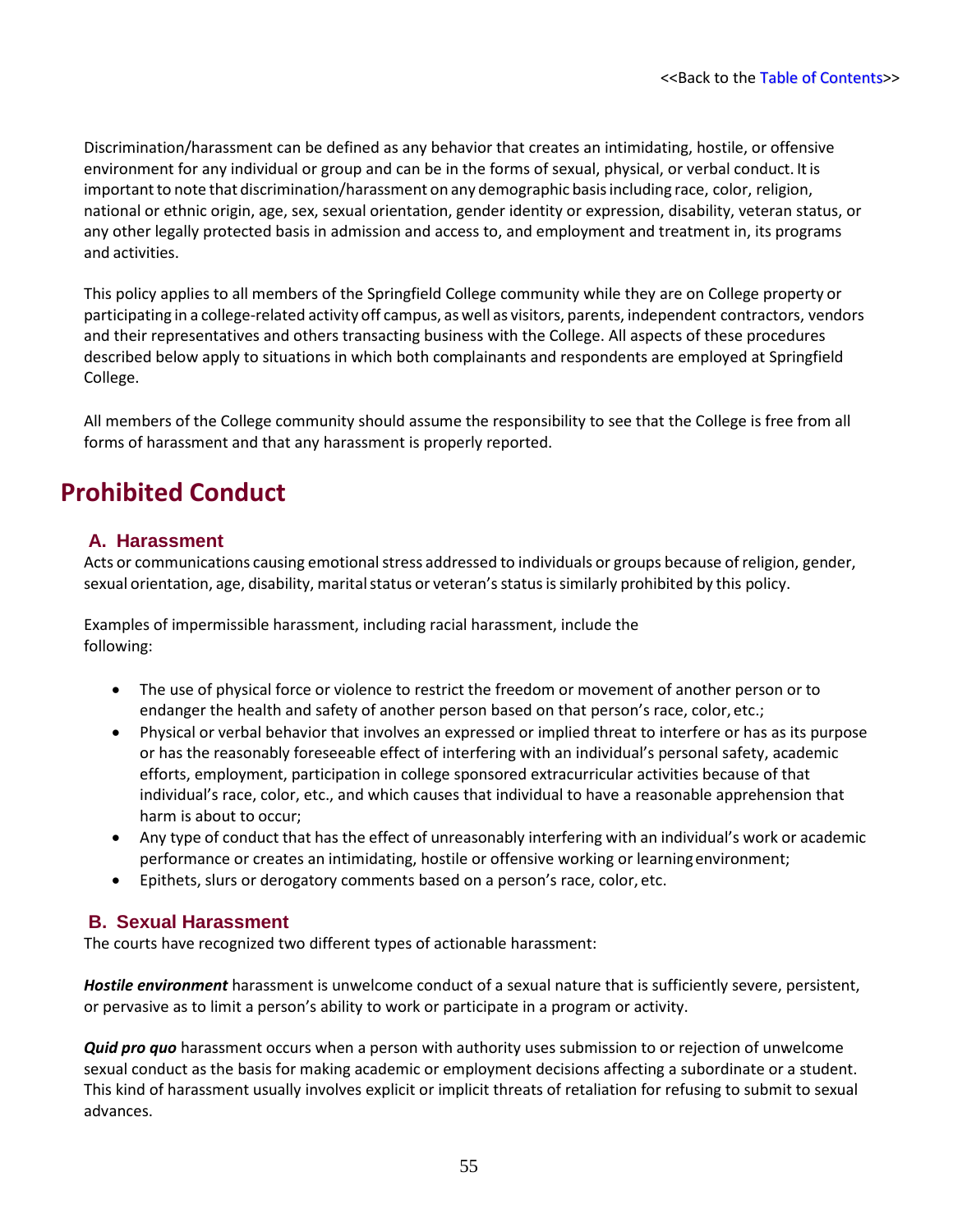Discrimination/harassment can be defined as any behavior that creates an intimidating, hostile, or offensive environment for any individual or group and can be in the forms of sexual, physical, or verbal conduct. It is important to note that discrimination/harassment on any demographic basis including race, color, religion, national or ethnic origin, age, sex, sexual orientation, gender identity or expression, disability, veteran status, or any other legally protected basis in admission and access to, and employment and treatment in, its programs and activities.

This policy applies to all members of the Springfield College community while they are on College property or participating in a college-related activity off campus, as well as visitors, parents, independent contractors, vendors and their representatives and others transacting business with the College. All aspects of these procedures described below apply to situations in which both complainants and respondents are employed at Springfield College.

All members of the College community should assume the responsibility to see that the College is free from all forms of harassment and that any harassment is properly reported.

# Prohibited Conduct

## A. Harassment

Acts or communications causing emotional stress addressed to individuals or groups because of religion, gender, sexual orientation, age, disability, marital status or veteran's status is similarly prohibited by this policy.

Examples of impermissible harassment, including racial harassment, include the following:

- The use of physical force or violence to restrict the freedom or movement of another person or to endanger the health and safety of another person based on that person's race, color, etc.;
- Physical or verbal behavior that involves an expressed or implied threat to interfere or has as its purpose or has the reasonably foreseeable effect of interfering with an individual's personal safety, academic efforts, employment, participation in college sponsored extracurricular activities because of that individual's race, color, etc., and which causes that individual to have a reasonable apprehension that harm is about to occur;
- Any type of conduct that has the effect of unreasonably interfering with an individual's work or academic performance or creates an intimidating, hostile or offensive working or learning environment;
- Epithets, slurs or derogatory comments based on a person's race, color, etc.

## B. Sexual Harassment

The courts have recognized two different types of actionable harassment:

***Hostile environment*** harassment is unwelcome conduct of a sexual nature that is sufficiently severe, persistent, or pervasive as to limit a person's ability to work or participate in a program or activity.

***Quid pro quo*** harassment occurs when a person with authority uses submission to or rejection of unwelcome sexual conduct as the basis for making academic or employment decisions affecting a subordinate or a student. This kind of harassment usually involves explicit or implicit threats of retaliation for refusing to submit to sexual advances.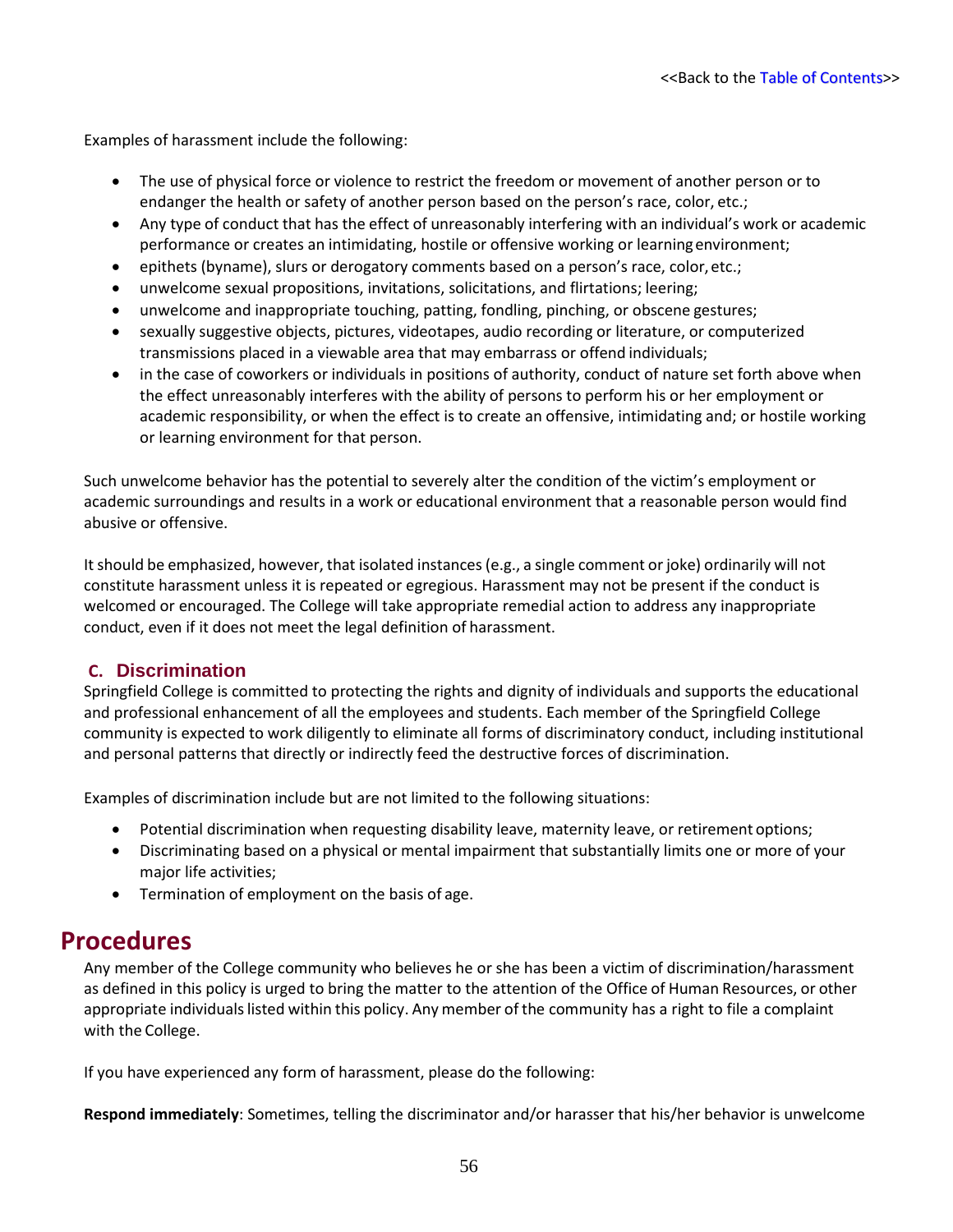Examples of harassment include the following:

- The use of physical force or violence to restrict the freedom or movement of another person or to endanger the health or safety of another person based on the person's race, color, etc.;
- Any type of conduct that has the effect of unreasonably interfering with an individual's work or academic performance or creates an intimidating, hostile or offensive working or learning environment;
- epithets (byname), slurs or derogatory comments based on a person's race, color, etc.;
- unwelcome sexual propositions, invitations, solicitations, and flirtations; leering;
- unwelcome and inappropriate touching, patting, fondling, pinching, or obscene gestures;
- sexually suggestive objects, pictures, videotapes, audio recording or literature, or computerized transmissions placed in a viewable area that may embarrass or offend individuals;
- in the case of coworkers or individuals in positions of authority, conduct of nature set forth above when the effect unreasonably interferes with the ability of persons to perform his or her employment or academic responsibility, or when the effect is to create an offensive, intimidating and; or hostile working or learning environment for that person.

Such unwelcome behavior has the potential to severely alter the condition of the victim's employment or academic surroundings and results in a work or educational environment that a reasonable person would find abusive or offensive.

It should be emphasized, however, that isolated instances (e.g., a single comment or joke) ordinarily will not constitute harassment unless it is repeated or egregious. Harassment may not be present if the conduct is welcomed or encouraged. The College will take appropriate remedial action to address any inappropriate conduct, even if it does not meet the legal definition of harassment.

### C. Discrimination

Springfield College is committed to protecting the rights and dignity of individuals and supports the educational and professional enhancement of all the employees and students. Each member of the Springfield College community is expected to work diligently to eliminate all forms of discriminatory conduct, including institutional and personal patterns that directly or indirectly feed the destructive forces of discrimination.

Examples of discrimination include but are not limited to the following situations:

- Potential discrimination when requesting disability leave, maternity leave, or retirement options;
- Discriminating based on a physical or mental impairment that substantially limits one or more of your major life activities;
- Termination of employment on the basis of age.

## Procedures

Any member of the College community who believes he or she has been a victim of discrimination/harassment as defined in this policy is urged to bring the matter to the attention of the Office of Human Resources, or other appropriate individuals listed within this policy. Any member of the community has a right to file a complaint with the College.

If you have experienced any form of harassment, please do the following:

**Respond immediately**: Sometimes, telling the discriminator and/or harasser that his/her behavior is unwelcome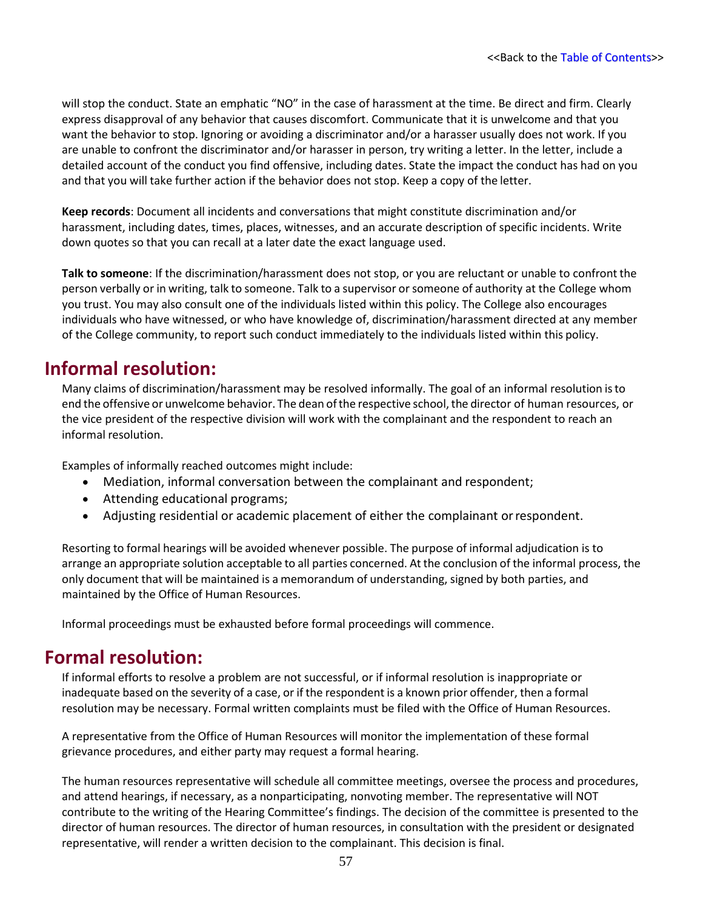will stop the conduct. State an emphatic "NO" in the case of harassment at the time. Be direct and firm. Clearly express disapproval of any behavior that causes discomfort. Communicate that it is unwelcome and that you want the behavior to stop. Ignoring or avoiding a discriminator and/or a harasser usually does not work. If you are unable to confront the discriminator and/or harasser in person, try writing a letter. In the letter, include a detailed account of the conduct you find offensive, including dates. State the impact the conduct has had on you and that you will take further action if the behavior does not stop. Keep a copy of the letter.

**Keep records**: Document all incidents and conversations that might constitute discrimination and/or harassment, including dates, times, places, witnesses, and an accurate description of specific incidents. Write down quotes so that you can recall at a later date the exact language used.

**Talk to someone**: If the discrimination/harassment does not stop, or you are reluctant or unable to confront the person verbally or in writing, talk to someone. Talk to a supervisor or someone of authority at the College whom you trust. You may also consult one of the individuals listed within this policy. The College also encourages individuals who have witnessed, or who have knowledge of, discrimination/harassment directed at any member of the College community, to report such conduct immediately to the individuals listed within this policy.

## Informal resolution:

Many claims of discrimination/harassment may be resolved informally. The goal of an informal resolution is to end the offensive or unwelcome behavior. The dean of the respective school, the director of human resources, or the vice president of the respective division will work with the complainant and the respondent to reach an informal resolution.

Examples of informally reached outcomes might include:

- Mediation, informal conversation between the complainant and respondent;
- Attending educational programs;
- Adjusting residential or academic placement of either the complainant or respondent.

Resorting to formal hearings will be avoided whenever possible. The purpose of informal adjudication is to arrange an appropriate solution acceptable to all parties concerned. At the conclusion of the informal process, the only document that will be maintained is a memorandum of understanding, signed by both parties, and maintained by the Office of Human Resources.

Informal proceedings must be exhausted before formal proceedings will commence.

## Formal resolution:

If informal efforts to resolve a problem are not successful, or if informal resolution is inappropriate or inadequate based on the severity of a case, or if the respondent is a known prior offender, then a formal resolution may be necessary. Formal written complaints must be filed with the Office of Human Resources.

A representative from the Office of Human Resources will monitor the implementation of these formal grievance procedures, and either party may request a formal hearing.

The human resources representative will schedule all committee meetings, oversee the process and procedures, and attend hearings, if necessary, as a nonparticipating, nonvoting member. The representative will NOT contribute to the writing of the Hearing Committee's findings. The decision of the committee is presented to the director of human resources. The director of human resources, in consultation with the president or designated representative, will render a written decision to the complainant. This decision is final.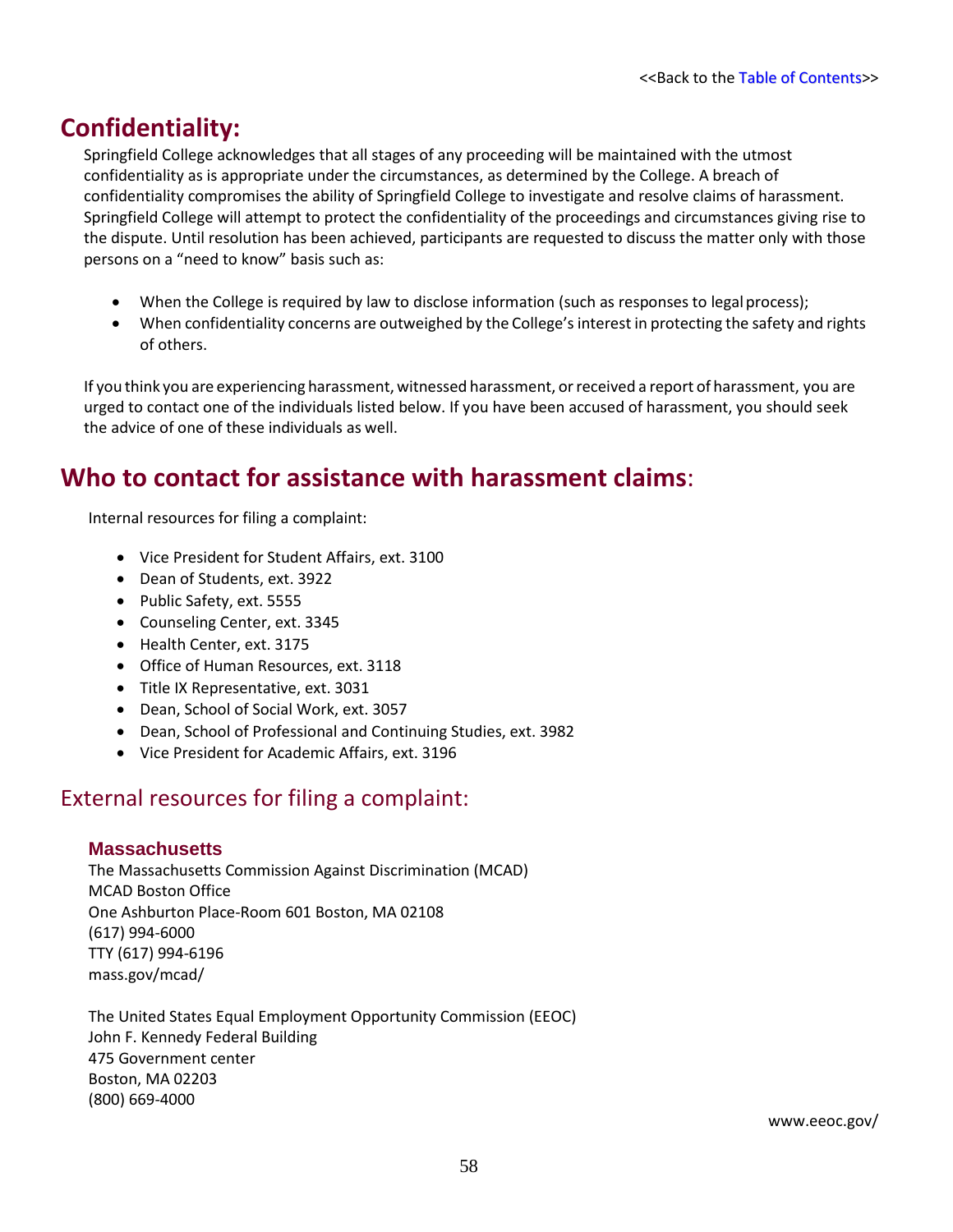<<Back to the Table of Contents>>

## Confidentiality:

Springfield College acknowledges that all stages of any proceeding will be maintained with the utmost confidentiality as is appropriate under the circumstances, as determined by the College. A breach of confidentiality compromises the ability of Springfield College to investigate and resolve claims of harassment. Springfield College will attempt to protect the confidentiality of the proceedings and circumstances giving rise to the dispute. Until resolution has been achieved, participants are requested to discuss the matter only with those persons on a "need to know" basis such as:

- When the College is required by law to disclose information (such as responses to legal process);
- When confidentiality concerns are outweighed by the College's interest in protecting the safety and rights of others.

If you think you are experiencing harassment, witnessed harassment, or received a report of harassment, you are urged to contact one of the individuals listed below. If you have been accused of harassment, you should seek the advice of one of these individuals as well.

## Who to contact for assistance with harassment claims:

Internal resources for filing a complaint:

- Vice President for Student Affairs, ext. 3100
- Dean of Students, ext. 3922
- Public Safety, ext. 5555
- Counseling Center, ext. 3345
- Health Center, ext. 3175
- Office of Human Resources, ext. 3118
- Title IX Representative, ext. 3031
- Dean, School of Social Work, ext. 3057
- Dean, School of Professional and Continuing Studies, ext. 3982
- Vice President for Academic Affairs, ext. 3196

## External resources for filing a complaint:

### Massachusetts

The Massachusetts Commission Against Discrimination (MCAD)
MCAD Boston Office
One Ashburton Place-Room 601 Boston, MA 02108
(617) 994-6000
TTY (617) 994-6196
mass.gov/mcad/

The United States Equal Employment Opportunity Commission (EEOC)
John F. Kennedy Federal Building
475 Government center
Boston, MA 02203
(800) 669-4000
www.eeoc.gov/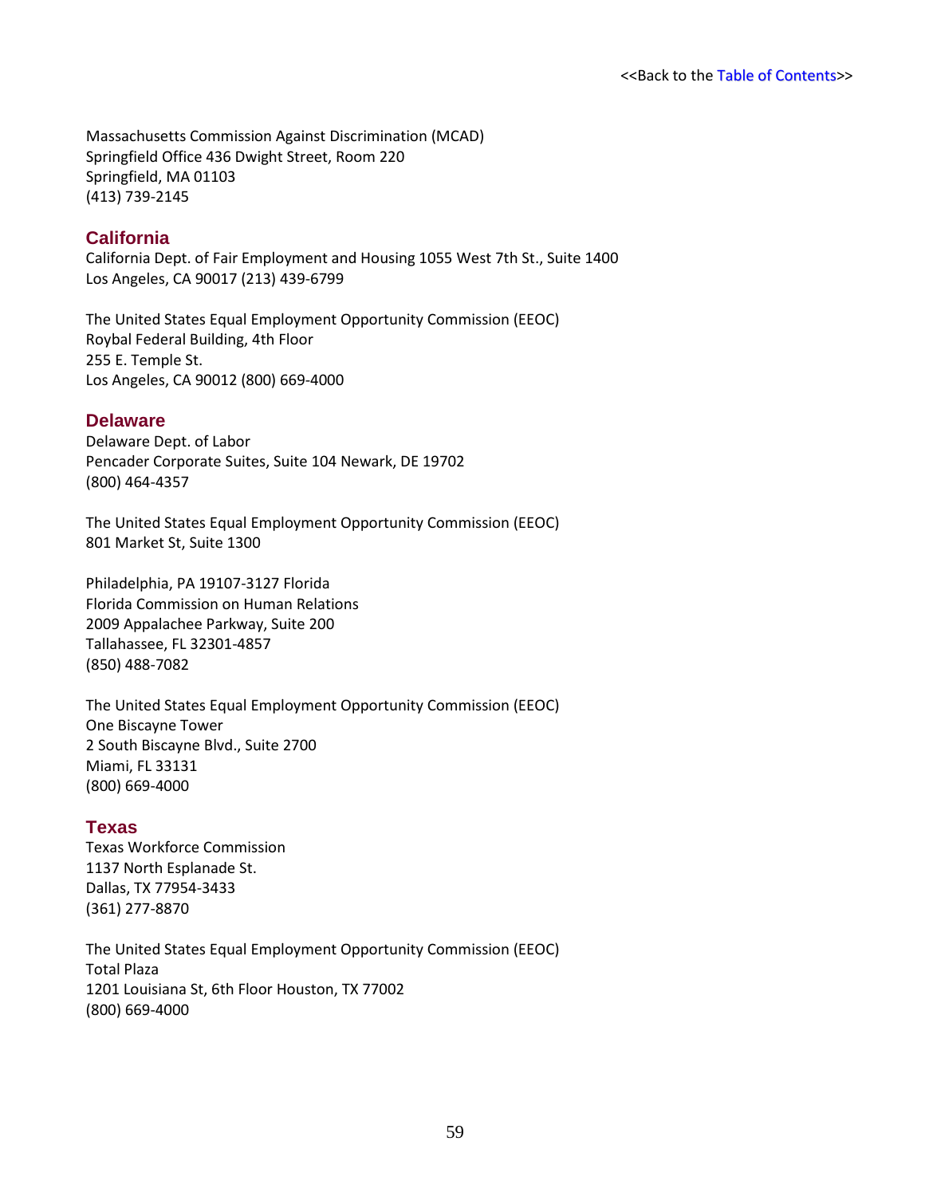<<Back to the Table of Contents>>

Massachusetts Commission Against Discrimination (MCAD)
Springfield Office 436 Dwight Street, Room 220
Springfield, MA 01103
(413) 739-2145

### California

California Dept. of Fair Employment and Housing 1055 West 7th St., Suite 1400
Los Angeles, CA 90017 (213) 439-6799

The United States Equal Employment Opportunity Commission (EEOC)
Roybal Federal Building, 4th Floor
255 E. Temple St.
Los Angeles, CA 90012 (800) 669-4000

### Delaware

Delaware Dept. of Labor
Pencader Corporate Suites, Suite 104 Newark, DE 19702
(800) 464-4357

The United States Equal Employment Opportunity Commission (EEOC)
801 Market St, Suite 1300

Philadelphia, PA 19107-3127 Florida
Florida Commission on Human Relations
2009 Appalachee Parkway, Suite 200
Tallahassee, FL 32301-4857
(850) 488-7082

The United States Equal Employment Opportunity Commission (EEOC)
One Biscayne Tower
2 South Biscayne Blvd., Suite 2700
Miami, FL 33131
(800) 669-4000

### Texas

Texas Workforce Commission
1137 North Esplanade St.
Dallas, TX 77954-3433
(361) 277-8870

The United States Equal Employment Opportunity Commission (EEOC)
Total Plaza
1201 Louisiana St, 6th Floor Houston, TX 77002
(800) 669-4000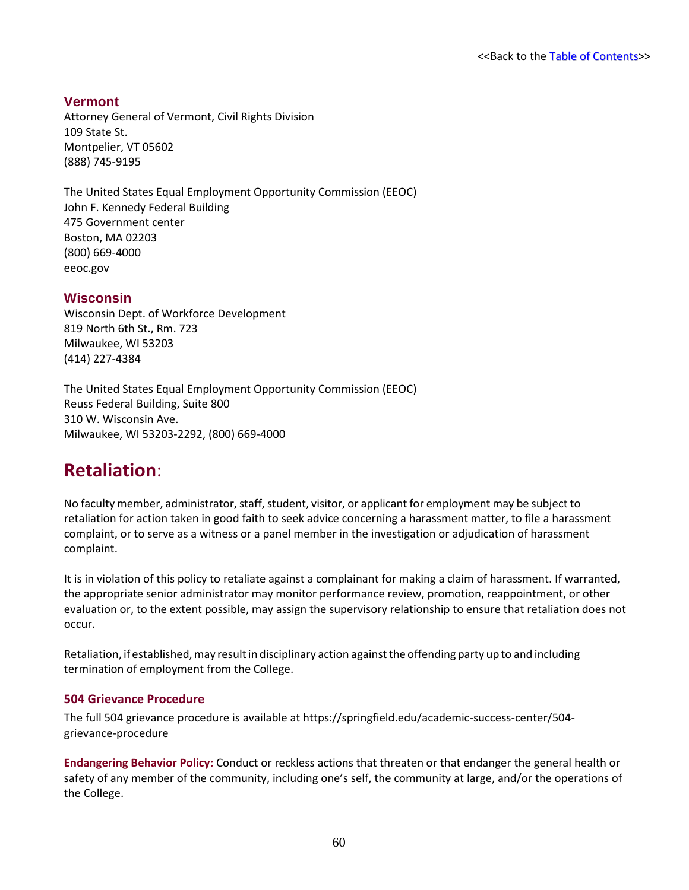### Vermont

Attorney General of Vermont, Civil Rights Division
109 State St.
Montpelier, VT 05602
(888) 745-9195

The United States Equal Employment Opportunity Commission (EEOC)
John F. Kennedy Federal Building
475 Government center
Boston, MA 02203
(800) 669-4000
eeoc.gov

### Wisconsin

Wisconsin Dept. of Workforce Development
819 North 6th St., Rm. 723
Milwaukee, WI 53203
(414) 227-4384

The United States Equal Employment Opportunity Commission (EEOC)
Reuss Federal Building, Suite 800
310 W. Wisconsin Ave.
Milwaukee, WI 53203-2292, (800) 669-4000

## Retaliation:

No faculty member, administrator, staff, student, visitor, or applicant for employment may be subject to retaliation for action taken in good faith to seek advice concerning a harassment matter, to file a harassment complaint, or to serve as a witness or a panel member in the investigation or adjudication of harassment complaint.

It is in violation of this policy to retaliate against a complainant for making a claim of harassment. If warranted, the appropriate senior administrator may monitor performance review, promotion, reappointment, or other evaluation or, to the extent possible, may assign the supervisory relationship to ensure that retaliation does not occur.

Retaliation, if established, may result in disciplinary action against the offending party up to and including termination of employment from the College.

### 504 Grievance Procedure

The full 504 grievance procedure is available at https://springfield.edu/academic-success-center/504-grievance-procedure

**Endangering Behavior Policy:** Conduct or reckless actions that threaten or that endanger the general health or safety of any member of the community, including one's self, the community at large, and/or the operations of the College.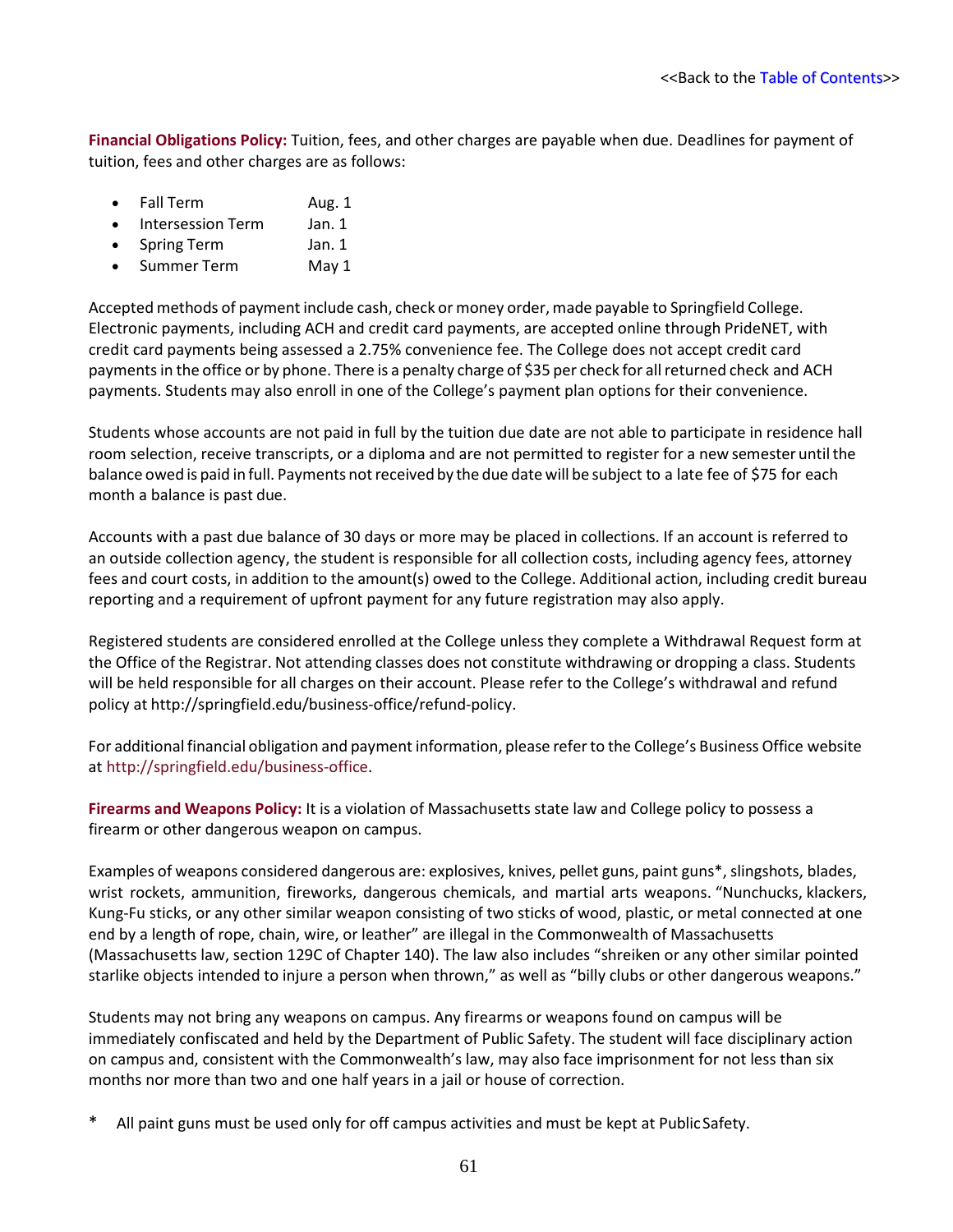<<Back to the Table of Contents>>

**Financial Obligations Policy:** Tuition, fees, and other charges are payable when due. Deadlines for payment of tuition, fees and other charges are as follows:

- Fall Term — Aug. 1
- Intersession Term — Jan. 1
- Spring Term — Jan. 1
- Summer Term — May 1

Accepted methods of payment include cash, check or money order, made payable to Springfield College. Electronic payments, including ACH and credit card payments, are accepted online through PrideNET, with credit card payments being assessed a 2.75% convenience fee. The College does not accept credit card payments in the office or by phone. There is a penalty charge of $35 per check for all returned check and ACH payments. Students may also enroll in one of the College's payment plan options for their convenience.

Students whose accounts are not paid in full by the tuition due date are not able to participate in residence hall room selection, receive transcripts, or a diploma and are not permitted to register for a new semester until the balance owed is paid in full. Payments not received by the due date will be subject to a late fee of $75 for each month a balance is past due.

Accounts with a past due balance of 30 days or more may be placed in collections. If an account is referred to an outside collection agency, the student is responsible for all collection costs, including agency fees, attorney fees and court costs, in addition to the amount(s) owed to the College. Additional action, including credit bureau reporting and a requirement of upfront payment for any future registration may also apply.

Registered students are considered enrolled at the College unless they complete a Withdrawal Request form at the Office of the Registrar. Not attending classes does not constitute withdrawing or dropping a class. Students will be held responsible for all charges on their account. Please refer to the College's withdrawal and refund policy at http://springfield.edu/business-office/refund-policy.

For additional financial obligation and payment information, please refer to the College's Business Office website at http://springfield.edu/business-office.

**Firearms and Weapons Policy:** It is a violation of Massachusetts state law and College policy to possess a firearm or other dangerous weapon on campus.

Examples of weapons considered dangerous are: explosives, knives, pellet guns, paint guns*, slingshots, blades, wrist rockets, ammunition, fireworks, dangerous chemicals, and martial arts weapons. "Nunchucks, klackers, Kung-Fu sticks, or any other similar weapon consisting of two sticks of wood, plastic, or metal connected at one end by a length of rope, chain, wire, or leather" are illegal in the Commonwealth of Massachusetts (Massachusetts law, section 129C of Chapter 140). The law also includes "shreiken or any other similar pointed starlike objects intended to injure a person when thrown," as well as "billy clubs or other dangerous weapons."

Students may not bring any weapons on campus. Any firearms or weapons found on campus will be immediately confiscated and held by the Department of Public Safety. The student will face disciplinary action on campus and, consistent with the Commonwealth's law, may also face imprisonment for not less than six months nor more than two and one half years in a jail or house of correction.

\* All paint guns must be used only for off campus activities and must be kept at Public Safety.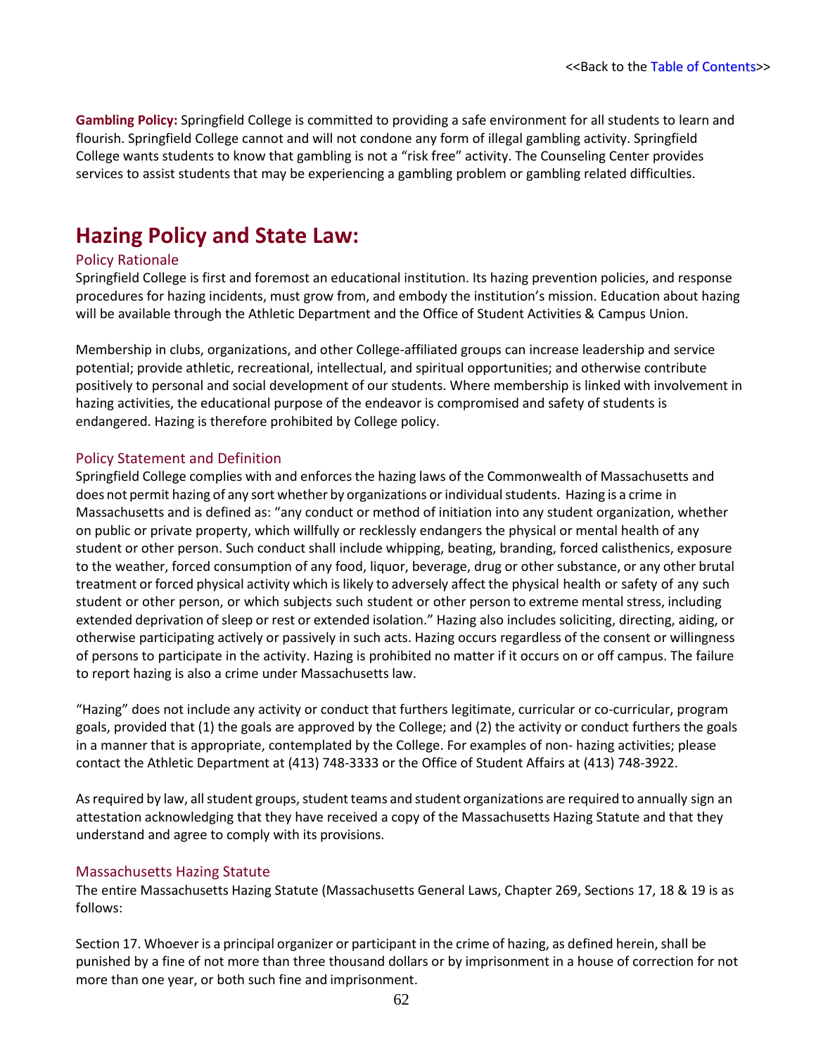**Gambling Policy:** Springfield College is committed to providing a safe environment for all students to learn and flourish. Springfield College cannot and will not condone any form of illegal gambling activity. Springfield College wants students to know that gambling is not a "risk free" activity. The Counseling Center provides services to assist students that may be experiencing a gambling problem or gambling related difficulties.

# Hazing Policy and State Law:

## Policy Rationale

Springfield College is first and foremost an educational institution. Its hazing prevention policies, and response procedures for hazing incidents, must grow from, and embody the institution's mission. Education about hazing will be available through the Athletic Department and the Office of Student Activities & Campus Union.

Membership in clubs, organizations, and other College-affiliated groups can increase leadership and service potential; provide athletic, recreational, intellectual, and spiritual opportunities; and otherwise contribute positively to personal and social development of our students. Where membership is linked with involvement in hazing activities, the educational purpose of the endeavor is compromised and safety of students is endangered. Hazing is therefore prohibited by College policy.

## Policy Statement and Definition

Springfield College complies with and enforces the hazing laws of the Commonwealth of Massachusetts and does not permit hazing of any sort whether by organizations or individual students. Hazing is a crime in Massachusetts and is defined as: "any conduct or method of initiation into any student organization, whether on public or private property, which willfully or recklessly endangers the physical or mental health of any student or other person. Such conduct shall include whipping, beating, branding, forced calisthenics, exposure to the weather, forced consumption of any food, liquor, beverage, drug or other substance, or any other brutal treatment or forced physical activity which is likely to adversely affect the physical health or safety of any such student or other person, or which subjects such student or other person to extreme mental stress, including extended deprivation of sleep or rest or extended isolation." Hazing also includes soliciting, directing, aiding, or otherwise participating actively or passively in such acts. Hazing occurs regardless of the consent or willingness of persons to participate in the activity. Hazing is prohibited no matter if it occurs on or off campus. The failure to report hazing is also a crime under Massachusetts law.

"Hazing" does not include any activity or conduct that furthers legitimate, curricular or co-curricular, program goals, provided that (1) the goals are approved by the College; and (2) the activity or conduct furthers the goals in a manner that is appropriate, contemplated by the College. For examples of non- hazing activities; please contact the Athletic Department at (413) 748-3333 or the Office of Student Affairs at (413) 748-3922.

As required by law, all student groups, student teams and student organizations are required to annually sign an attestation acknowledging that they have received a copy of the Massachusetts Hazing Statute and that they understand and agree to comply with its provisions.

## Massachusetts Hazing Statute

The entire Massachusetts Hazing Statute (Massachusetts General Laws, Chapter 269, Sections 17, 18 & 19 is as follows:

Section 17. Whoever is a principal organizer or participant in the crime of hazing, as defined herein, shall be punished by a fine of not more than three thousand dollars or by imprisonment in a house of correction for not more than one year, or both such fine and imprisonment.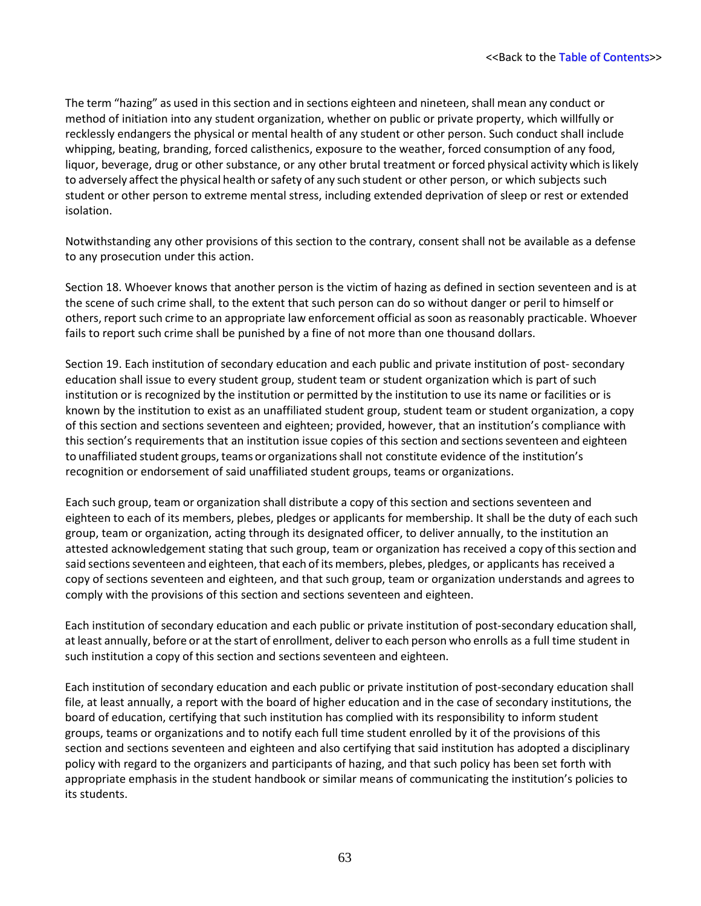The term "hazing" as used in this section and in sections eighteen and nineteen, shall mean any conduct or method of initiation into any student organization, whether on public or private property, which willfully or recklessly endangers the physical or mental health of any student or other person. Such conduct shall include whipping, beating, branding, forced calisthenics, exposure to the weather, forced consumption of any food, liquor, beverage, drug or other substance, or any other brutal treatment or forced physical activity which is likely to adversely affect the physical health or safety of any such student or other person, or which subjects such student or other person to extreme mental stress, including extended deprivation of sleep or rest or extended isolation.

Notwithstanding any other provisions of this section to the contrary, consent shall not be available as a defense to any prosecution under this action.

Section 18. Whoever knows that another person is the victim of hazing as defined in section seventeen and is at the scene of such crime shall, to the extent that such person can do so without danger or peril to himself or others, report such crime to an appropriate law enforcement official as soon as reasonably practicable. Whoever fails to report such crime shall be punished by a fine of not more than one thousand dollars.

Section 19. Each institution of secondary education and each public and private institution of post- secondary education shall issue to every student group, student team or student organization which is part of such institution or is recognized by the institution or permitted by the institution to use its name or facilities or is known by the institution to exist as an unaffiliated student group, student team or student organization, a copy of this section and sections seventeen and eighteen; provided, however, that an institution's compliance with this section's requirements that an institution issue copies of this section and sections seventeen and eighteen to unaffiliated student groups, teams or organizations shall not constitute evidence of the institution's recognition or endorsement of said unaffiliated student groups, teams or organizations.

Each such group, team or organization shall distribute a copy of this section and sections seventeen and eighteen to each of its members, plebes, pledges or applicants for membership. It shall be the duty of each such group, team or organization, acting through its designated officer, to deliver annually, to the institution an attested acknowledgement stating that such group, team or organization has received a copy of this section and said sections seventeen and eighteen, that each of its members, plebes, pledges, or applicants has received a copy of sections seventeen and eighteen, and that such group, team or organization understands and agrees to comply with the provisions of this section and sections seventeen and eighteen.

Each institution of secondary education and each public or private institution of post-secondary education shall, at least annually, before or at the start of enrollment, deliver to each person who enrolls as a full time student in such institution a copy of this section and sections seventeen and eighteen.

Each institution of secondary education and each public or private institution of post-secondary education shall file, at least annually, a report with the board of higher education and in the case of secondary institutions, the board of education, certifying that such institution has complied with its responsibility to inform student groups, teams or organizations and to notify each full time student enrolled by it of the provisions of this section and sections seventeen and eighteen and also certifying that said institution has adopted a disciplinary policy with regard to the organizers and participants of hazing, and that such policy has been set forth with appropriate emphasis in the student handbook or similar means of communicating the institution's policies to its students.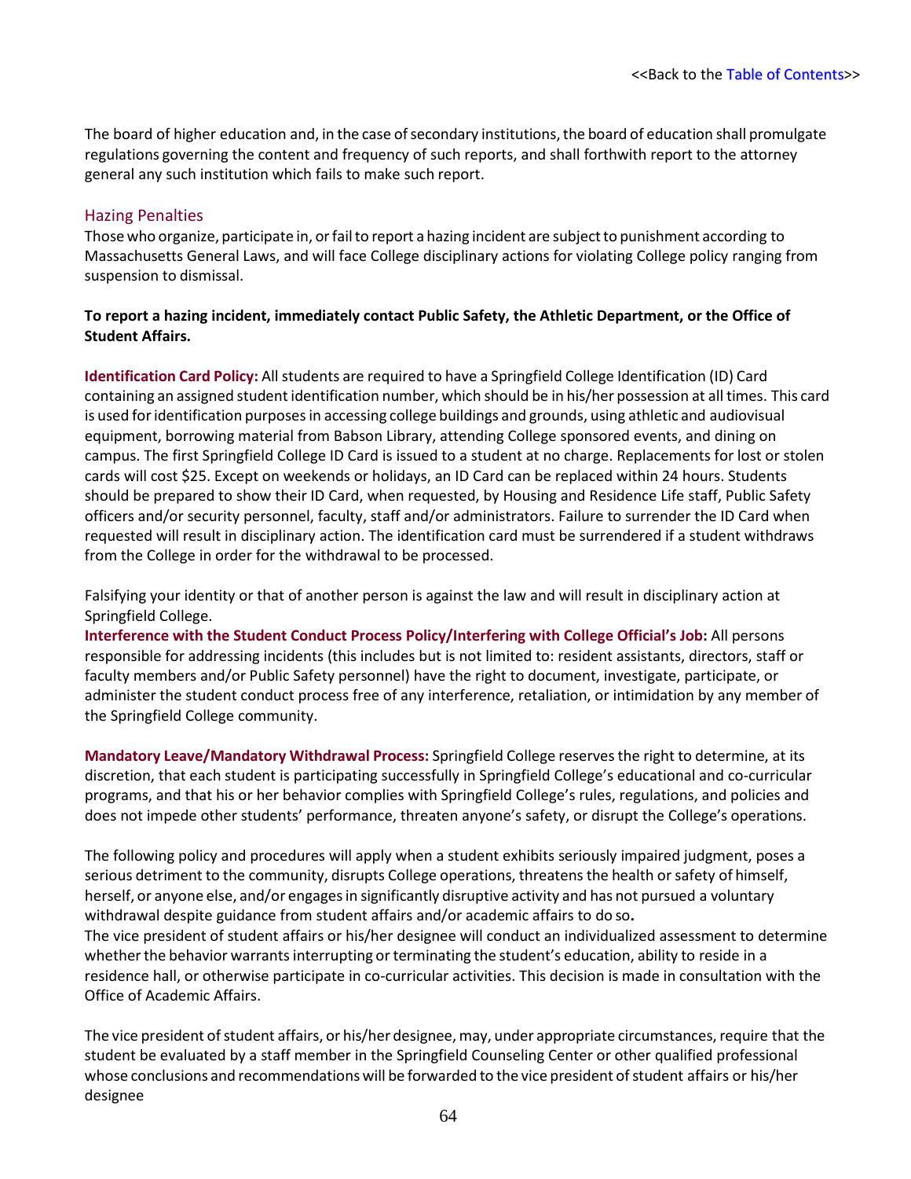The board of higher education and, in the case of secondary institutions, the board of education shall promulgate regulations governing the content and frequency of such reports, and shall forthwith report to the attorney general any such institution which fails to make such report.

### Hazing Penalties

Those who organize, participate in, or fail to report a hazing incident are subject to punishment according to Massachusetts General Laws, and will face College disciplinary actions for violating College policy ranging from suspension to dismissal.

**To report a hazing incident, immediately contact Public Safety, the Athletic Department, or the Office of Student Affairs.**

**Identification Card Policy:** All students are required to have a Springfield College Identification (ID) Card containing an assigned student identification number, which should be in his/her possession at all times. This card is used for identification purposes in accessing college buildings and grounds, using athletic and audiovisual equipment, borrowing material from Babson Library, attending College sponsored events, and dining on campus. The first Springfield College ID Card is issued to a student at no charge. Replacements for lost or stolen cards will cost $25. Except on weekends or holidays, an ID Card can be replaced within 24 hours. Students should be prepared to show their ID Card, when requested, by Housing and Residence Life staff, Public Safety officers and/or security personnel, faculty, staff and/or administrators. Failure to surrender the ID Card when requested will result in disciplinary action. The identification card must be surrendered if a student withdraws from the College in order for the withdrawal to be processed.

Falsifying your identity or that of another person is against the law and will result in disciplinary action at Springfield College.

**Interference with the Student Conduct Process Policy/Interfering with College Official's Job:** All persons responsible for addressing incidents (this includes but is not limited to: resident assistants, directors, staff or faculty members and/or Public Safety personnel) have the right to document, investigate, participate, or administer the student conduct process free of any interference, retaliation, or intimidation by any member of the Springfield College community.

**Mandatory Leave/Mandatory Withdrawal Process:** Springfield College reserves the right to determine, at its discretion, that each student is participating successfully in Springfield College's educational and co-curricular programs, and that his or her behavior complies with Springfield College's rules, regulations, and policies and does not impede other students' performance, threaten anyone's safety, or disrupt the College's operations.

The following policy and procedures will apply when a student exhibits seriously impaired judgment, poses a serious detriment to the community, disrupts College operations, threatens the health or safety of himself, herself, or anyone else, and/or engages in significantly disruptive activity and has not pursued a voluntary withdrawal despite guidance from student affairs and/or academic affairs to do so.

The vice president of student affairs or his/her designee will conduct an individualized assessment to determine whether the behavior warrants interrupting or terminating the student's education, ability to reside in a residence hall, or otherwise participate in co-curricular activities. This decision is made in consultation with the Office of Academic Affairs.

The vice president of student affairs, or his/her designee, may, under appropriate circumstances, require that the student be evaluated by a staff member in the Springfield Counseling Center or other qualified professional whose conclusions and recommendations will be forwarded to the vice president of student affairs or his/her designee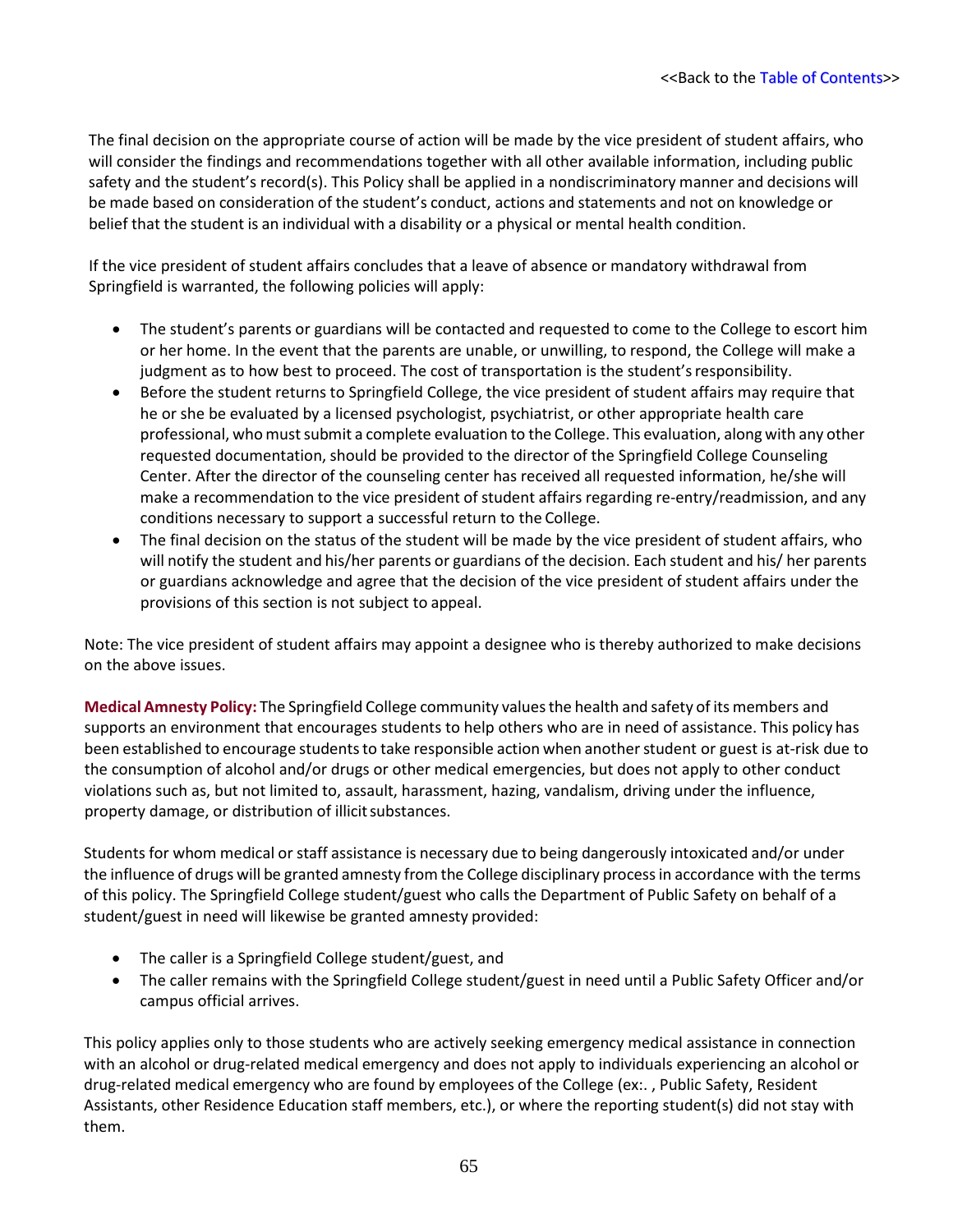<<Back to the Table of Contents>>

The final decision on the appropriate course of action will be made by the vice president of student affairs, who will consider the findings and recommendations together with all other available information, including public safety and the student's record(s). This Policy shall be applied in a nondiscriminatory manner and decisions will be made based on consideration of the student's conduct, actions and statements and not on knowledge or belief that the student is an individual with a disability or a physical or mental health condition.

If the vice president of student affairs concludes that a leave of absence or mandatory withdrawal from Springfield is warranted, the following policies will apply:

- The student's parents or guardians will be contacted and requested to come to the College to escort him or her home. In the event that the parents are unable, or unwilling, to respond, the College will make a judgment as to how best to proceed. The cost of transportation is the student's responsibility.
- Before the student returns to Springfield College, the vice president of student affairs may require that he or she be evaluated by a licensed psychologist, psychiatrist, or other appropriate health care professional, who must submit a complete evaluation to the College. This evaluation, along with any other requested documentation, should be provided to the director of the Springfield College Counseling Center. After the director of the counseling center has received all requested information, he/she will make a recommendation to the vice president of student affairs regarding re-entry/readmission, and any conditions necessary to support a successful return to the College.
- The final decision on the status of the student will be made by the vice president of student affairs, who will notify the student and his/her parents or guardians of the decision. Each student and his/ her parents or guardians acknowledge and agree that the decision of the vice president of student affairs under the provisions of this section is not subject to appeal.

Note: The vice president of student affairs may appoint a designee who is thereby authorized to make decisions on the above issues.

**Medical Amnesty Policy:** The Springfield College community values the health and safety of its members and supports an environment that encourages students to help others who are in need of assistance. This policy has been established to encourage students to take responsible action when another student or guest is at-risk due to the consumption of alcohol and/or drugs or other medical emergencies, but does not apply to other conduct violations such as, but not limited to, assault, harassment, hazing, vandalism, driving under the influence, property damage, or distribution of illicit substances.

Students for whom medical or staff assistance is necessary due to being dangerously intoxicated and/or under the influence of drugs will be granted amnesty from the College disciplinary process in accordance with the terms of this policy. The Springfield College student/guest who calls the Department of Public Safety on behalf of a student/guest in need will likewise be granted amnesty provided:

- The caller is a Springfield College student/guest, and
- The caller remains with the Springfield College student/guest in need until a Public Safety Officer and/or campus official arrives.

This policy applies only to those students who are actively seeking emergency medical assistance in connection with an alcohol or drug-related medical emergency and does not apply to individuals experiencing an alcohol or drug-related medical emergency who are found by employees of the College (ex:. , Public Safety, Resident Assistants, other Residence Education staff members, etc.), or where the reporting student(s) did not stay with them.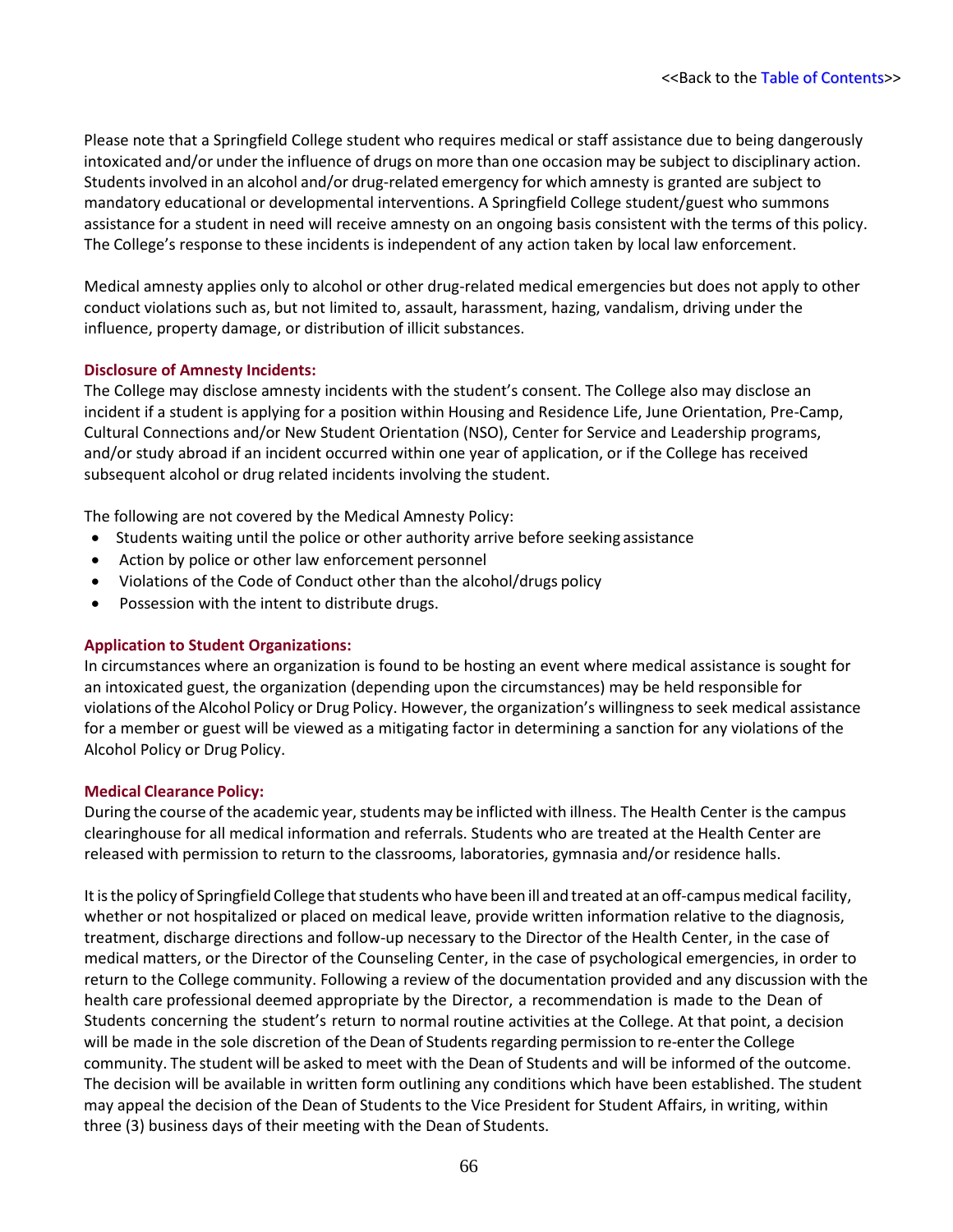Please note that a Springfield College student who requires medical or staff assistance due to being dangerously intoxicated and/or under the influence of drugs on more than one occasion may be subject to disciplinary action. Students involved in an alcohol and/or drug-related emergency for which amnesty is granted are subject to mandatory educational or developmental interventions. A Springfield College student/guest who summons assistance for a student in need will receive amnesty on an ongoing basis consistent with the terms of this policy. The College's response to these incidents is independent of any action taken by local law enforcement.

Medical amnesty applies only to alcohol or other drug-related medical emergencies but does not apply to other conduct violations such as, but not limited to, assault, harassment, hazing, vandalism, driving under the influence, property damage, or distribution of illicit substances.

**Disclosure of Amnesty Incidents:**

The College may disclose amnesty incidents with the student's consent. The College also may disclose an incident if a student is applying for a position within Housing and Residence Life, June Orientation, Pre-Camp, Cultural Connections and/or New Student Orientation (NSO), Center for Service and Leadership programs, and/or study abroad if an incident occurred within one year of application, or if the College has received subsequent alcohol or drug related incidents involving the student.

The following are not covered by the Medical Amnesty Policy:

- Students waiting until the police or other authority arrive before seeking assistance
- Action by police or other law enforcement personnel
- Violations of the Code of Conduct other than the alcohol/drugs policy
- Possession with the intent to distribute drugs.

**Application to Student Organizations:**

In circumstances where an organization is found to be hosting an event where medical assistance is sought for an intoxicated guest, the organization (depending upon the circumstances) may be held responsible for violations of the Alcohol Policy or Drug Policy. However, the organization's willingness to seek medical assistance for a member or guest will be viewed as a mitigating factor in determining a sanction for any violations of the Alcohol Policy or Drug Policy.

**Medical Clearance Policy:**

During the course of the academic year, students may be inflicted with illness. The Health Center is the campus clearinghouse for all medical information and referrals. Students who are treated at the Health Center are released with permission to return to the classrooms, laboratories, gymnasia and/or residence halls.

It is the policy of Springfield College that students who have been ill and treated at an off-campus medical facility, whether or not hospitalized or placed on medical leave, provide written information relative to the diagnosis, treatment, discharge directions and follow-up necessary to the Director of the Health Center, in the case of medical matters, or the Director of the Counseling Center, in the case of psychological emergencies, in order to return to the College community. Following a review of the documentation provided and any discussion with the health care professional deemed appropriate by the Director, a recommendation is made to the Dean of Students concerning the student's return to normal routine activities at the College. At that point, a decision will be made in the sole discretion of the Dean of Students regarding permission to re-enter the College community. The student will be asked to meet with the Dean of Students and will be informed of the outcome. The decision will be available in written form outlining any conditions which have been established. The student may appeal the decision of the Dean of Students to the Vice President for Student Affairs, in writing, within three (3) business days of their meeting with the Dean of Students.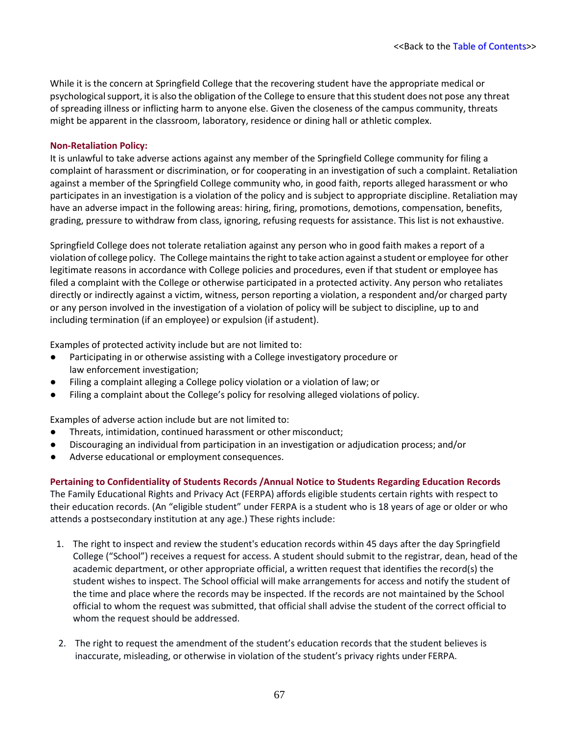While it is the concern at Springfield College that the recovering student have the appropriate medical or psychological support, it is also the obligation of the College to ensure that this student does not pose any threat of spreading illness or inflicting harm to anyone else. Given the closeness of the campus community, threats might be apparent in the classroom, laboratory, residence or dining hall or athletic complex.

### Non-Retaliation Policy:

It is unlawful to take adverse actions against any member of the Springfield College community for filing a complaint of harassment or discrimination, or for cooperating in an investigation of such a complaint. Retaliation against a member of the Springfield College community who, in good faith, reports alleged harassment or who participates in an investigation is a violation of the policy and is subject to appropriate discipline. Retaliation may have an adverse impact in the following areas: hiring, firing, promotions, demotions, compensation, benefits, grading, pressure to withdraw from class, ignoring, refusing requests for assistance. This list is not exhaustive.

Springfield College does not tolerate retaliation against any person who in good faith makes a report of a violation of college policy. The College maintains the right to take action against a student or employee for other legitimate reasons in accordance with College policies and procedures, even if that student or employee has filed a complaint with the College or otherwise participated in a protected activity. Any person who retaliates directly or indirectly against a victim, witness, person reporting a violation, a respondent and/or charged party or any person involved in the investigation of a violation of policy will be subject to discipline, up to and including termination (if an employee) or expulsion (if a student).

Examples of protected activity include but are not limited to:

- Participating in or otherwise assisting with a College investigatory procedure or law enforcement investigation;
- Filing a complaint alleging a College policy violation or a violation of law; or
- Filing a complaint about the College's policy for resolving alleged violations of policy.

Examples of adverse action include but are not limited to:

- Threats, intimidation, continued harassment or other misconduct;
- Discouraging an individual from participation in an investigation or adjudication process; and/or
- Adverse educational or employment consequences.

### Pertaining to Confidentiality of Students Records /Annual Notice to Students Regarding Education Records

The Family Educational Rights and Privacy Act (FERPA) affords eligible students certain rights with respect to their education records. (An "eligible student" under FERPA is a student who is 18 years of age or older or who attends a postsecondary institution at any age.) These rights include:

1. The right to inspect and review the student's education records within 45 days after the day Springfield College ("School") receives a request for access. A student should submit to the registrar, dean, head of the academic department, or other appropriate official, a written request that identifies the record(s) the student wishes to inspect. The School official will make arrangements for access and notify the student of the time and place where the records may be inspected. If the records are not maintained by the School official to whom the request was submitted, that official shall advise the student of the correct official to whom the request should be addressed.

2. The right to request the amendment of the student's education records that the student believes is inaccurate, misleading, or otherwise in violation of the student's privacy rights under FERPA.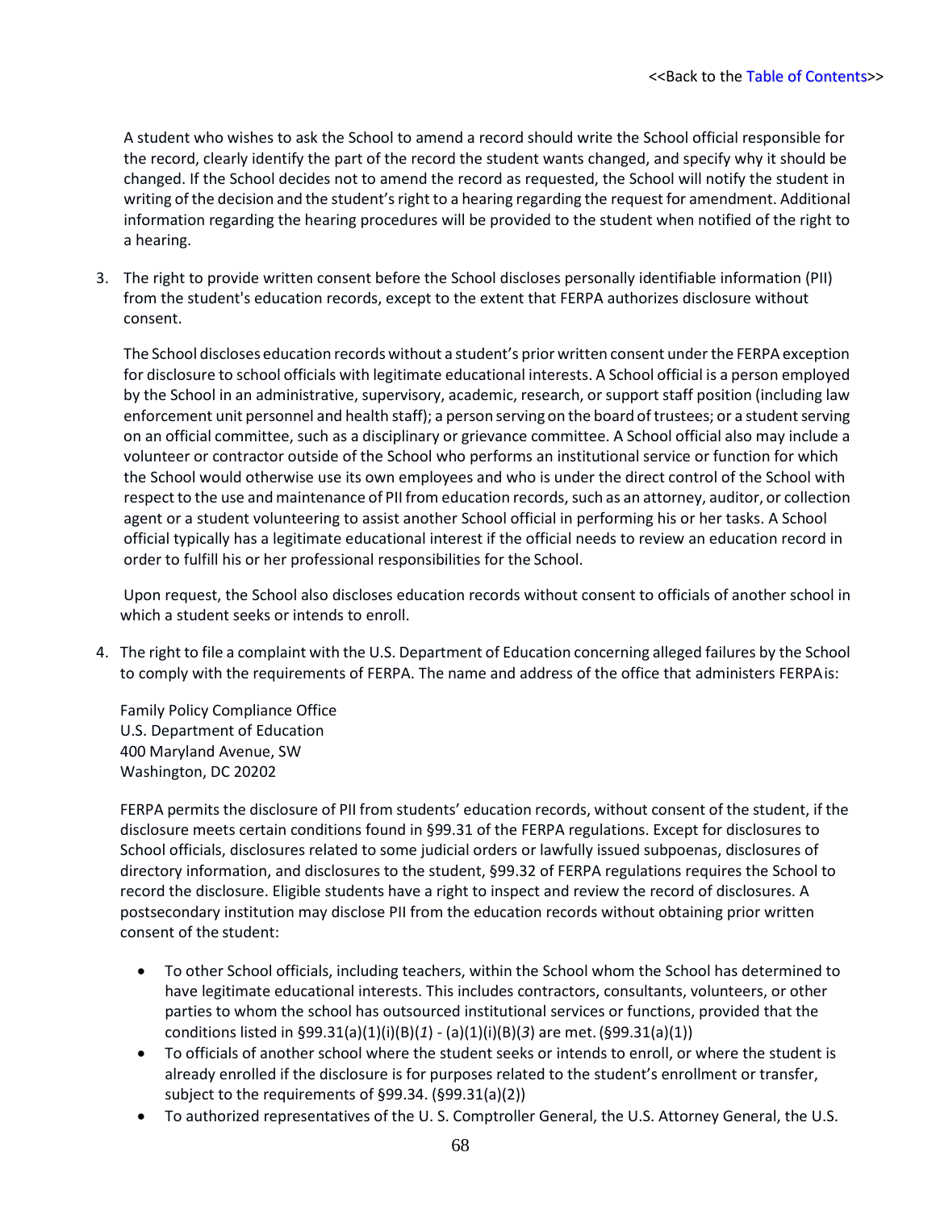A student who wishes to ask the School to amend a record should write the School official responsible for the record, clearly identify the part of the record the student wants changed, and specify why it should be changed. If the School decides not to amend the record as requested, the School will notify the student in writing of the decision and the student's right to a hearing regarding the request for amendment. Additional information regarding the hearing procedures will be provided to the student when notified of the right to a hearing.

3. The right to provide written consent before the School discloses personally identifiable information (PII) from the student's education records, except to the extent that FERPA authorizes disclosure without consent.

   The School discloses education records without a student's prior written consent under the FERPA exception for disclosure to school officials with legitimate educational interests. A School official is a person employed by the School in an administrative, supervisory, academic, research, or support staff position (including law enforcement unit personnel and health staff); a person serving on the board of trustees; or a student serving on an official committee, such as a disciplinary or grievance committee. A School official also may include a volunteer or contractor outside of the School who performs an institutional service or function for which the School would otherwise use its own employees and who is under the direct control of the School with respect to the use and maintenance of PII from education records, such as an attorney, auditor, or collection agent or a student volunteering to assist another School official in performing his or her tasks. A School official typically has a legitimate educational interest if the official needs to review an education record in order to fulfill his or her professional responsibilities for the School.

   Upon request, the School also discloses education records without consent to officials of another school in which a student seeks or intends to enroll.

4. The right to file a complaint with the U.S. Department of Education concerning alleged failures by the School to comply with the requirements of FERPA. The name and address of the office that administers FERPA is:

   Family Policy Compliance Office
   U.S. Department of Education
   400 Maryland Avenue, SW
   Washington, DC 20202

   FERPA permits the disclosure of PII from students' education records, without consent of the student, if the disclosure meets certain conditions found in §99.31 of the FERPA regulations. Except for disclosures to School officials, disclosures related to some judicial orders or lawfully issued subpoenas, disclosures of directory information, and disclosures to the student, §99.32 of FERPA regulations requires the School to record the disclosure. Eligible students have a right to inspect and review the record of disclosures. A postsecondary institution may disclose PII from the education records without obtaining prior written consent of the student:

   - To other School officials, including teachers, within the School whom the School has determined to have legitimate educational interests. This includes contractors, consultants, volunteers, or other parties to whom the school has outsourced institutional services or functions, provided that the conditions listed in §99.31(a)(1)(i)(B)(*1*) - (a)(1)(i)(B)(*3*) are met. (§99.31(a)(1))
   - To officials of another school where the student seeks or intends to enroll, or where the student is already enrolled if the disclosure is for purposes related to the student's enrollment or transfer, subject to the requirements of §99.34. (§99.31(a)(2))
   - To authorized representatives of the U. S. Comptroller General, the U.S. Attorney General, the U.S.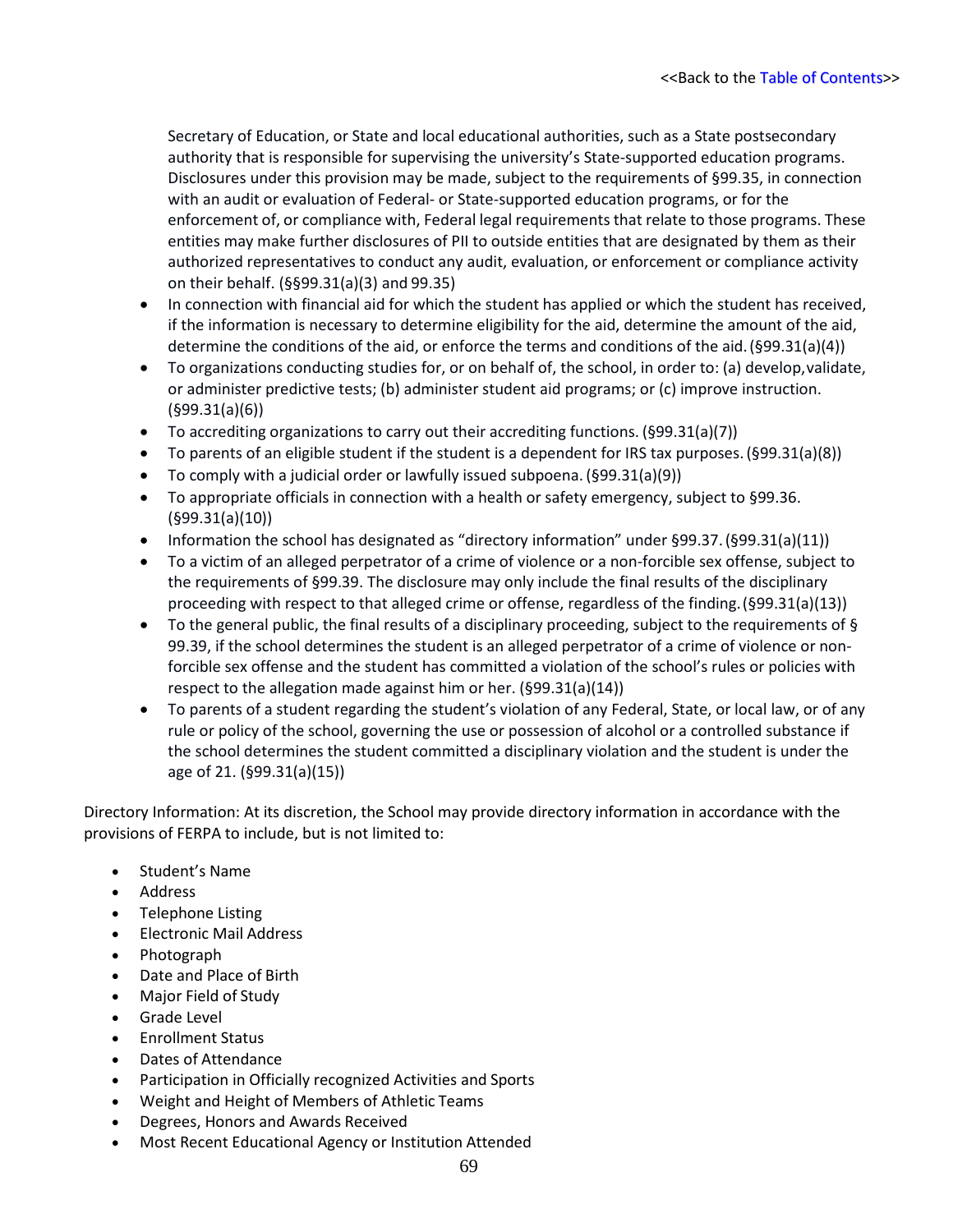Secretary of Education, or State and local educational authorities, such as a State postsecondary authority that is responsible for supervising the university's State-supported education programs. Disclosures under this provision may be made, subject to the requirements of §99.35, in connection with an audit or evaluation of Federal- or State-supported education programs, or for the enforcement of, or compliance with, Federal legal requirements that relate to those programs. These entities may make further disclosures of PII to outside entities that are designated by them as their authorized representatives to conduct any audit, evaluation, or enforcement or compliance activity on their behalf. (§§99.31(a)(3) and 99.35)

- In connection with financial aid for which the student has applied or which the student has received, if the information is necessary to determine eligibility for the aid, determine the amount of the aid, determine the conditions of the aid, or enforce the terms and conditions of the aid. (§99.31(a)(4))
- To organizations conducting studies for, or on behalf of, the school, in order to: (a) develop, validate, or administer predictive tests; (b) administer student aid programs; or (c) improve instruction. (§99.31(a)(6))
- To accrediting organizations to carry out their accrediting functions. (§99.31(a)(7))
- To parents of an eligible student if the student is a dependent for IRS tax purposes. (§99.31(a)(8))
- To comply with a judicial order or lawfully issued subpoena. (§99.31(a)(9))
- To appropriate officials in connection with a health or safety emergency, subject to §99.36. (§99.31(a)(10))
- Information the school has designated as "directory information" under §99.37. (§99.31(a)(11))
- To a victim of an alleged perpetrator of a crime of violence or a non-forcible sex offense, subject to the requirements of §99.39. The disclosure may only include the final results of the disciplinary proceeding with respect to that alleged crime or offense, regardless of the finding. (§99.31(a)(13))
- To the general public, the final results of a disciplinary proceeding, subject to the requirements of § 99.39, if the school determines the student is an alleged perpetrator of a crime of violence or non-forcible sex offense and the student has committed a violation of the school's rules or policies with respect to the allegation made against him or her. (§99.31(a)(14))
- To parents of a student regarding the student's violation of any Federal, State, or local law, or of any rule or policy of the school, governing the use or possession of alcohol or a controlled substance if the school determines the student committed a disciplinary violation and the student is under the age of 21. (§99.31(a)(15))

Directory Information: At its discretion, the School may provide directory information in accordance with the provisions of FERPA to include, but is not limited to:

- Student's Name
- Address
- Telephone Listing
- Electronic Mail Address
- Photograph
- Date and Place of Birth
- Major Field of Study
- Grade Level
- Enrollment Status
- Dates of Attendance
- Participation in Officially recognized Activities and Sports
- Weight and Height of Members of Athletic Teams
- Degrees, Honors and Awards Received
- Most Recent Educational Agency or Institution Attended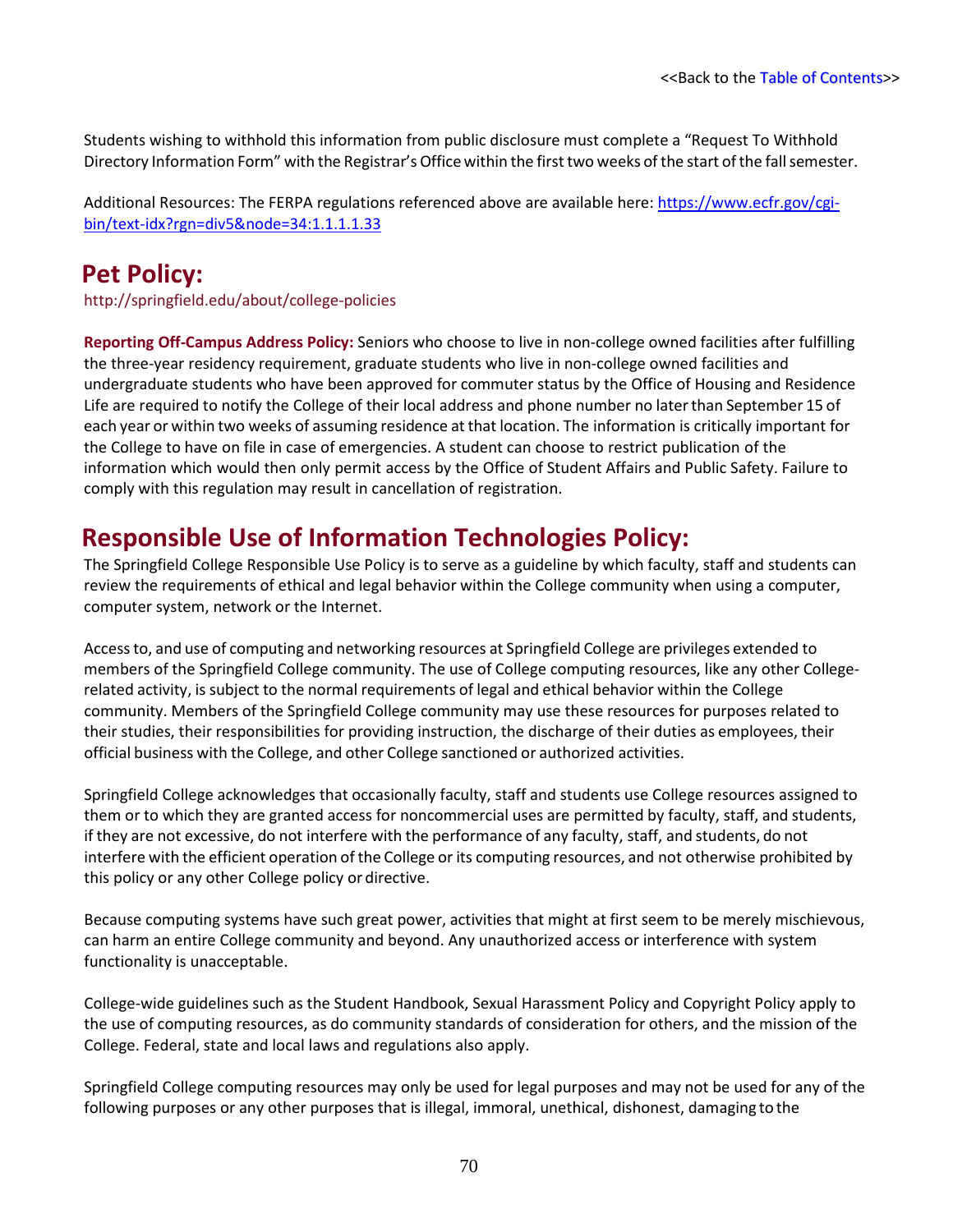<<Back to the Table of Contents>>

Students wishing to withhold this information from public disclosure must complete a "Request To Withhold Directory Information Form" with the Registrar's Office within the first two weeks of the start of the fall semester.

Additional Resources: The FERPA regulations referenced above are available here: https://www.ecfr.gov/cgi-bin/text-idx?rgn=div5&node=34:1.1.1.1.33

## Pet Policy:

http://springfield.edu/about/college-policies

**Reporting Off-Campus Address Policy:** Seniors who choose to live in non-college owned facilities after fulfilling the three-year residency requirement, graduate students who live in non-college owned facilities and undergraduate students who have been approved for commuter status by the Office of Housing and Residence Life are required to notify the College of their local address and phone number no later than September 15 of each year or within two weeks of assuming residence at that location. The information is critically important for the College to have on file in case of emergencies. A student can choose to restrict publication of the information which would then only permit access by the Office of Student Affairs and Public Safety. Failure to comply with this regulation may result in cancellation of registration.

## Responsible Use of Information Technologies Policy:

The Springfield College Responsible Use Policy is to serve as a guideline by which faculty, staff and students can review the requirements of ethical and legal behavior within the College community when using a computer, computer system, network or the Internet.

Access to, and use of computing and networking resources at Springfield College are privileges extended to members of the Springfield College community. The use of College computing resources, like any other College-related activity, is subject to the normal requirements of legal and ethical behavior within the College community. Members of the Springfield College community may use these resources for purposes related to their studies, their responsibilities for providing instruction, the discharge of their duties as employees, their official business with the College, and other College sanctioned or authorized activities.

Springfield College acknowledges that occasionally faculty, staff and students use College resources assigned to them or to which they are granted access for noncommercial uses are permitted by faculty, staff, and students, if they are not excessive, do not interfere with the performance of any faculty, staff, and students, do not interfere with the efficient operation of the College or its computing resources, and not otherwise prohibited by this policy or any other College policy or directive.

Because computing systems have such great power, activities that might at first seem to be merely mischievous, can harm an entire College community and beyond. Any unauthorized access or interference with system functionality is unacceptable.

College-wide guidelines such as the Student Handbook, Sexual Harassment Policy and Copyright Policy apply to the use of computing resources, as do community standards of consideration for others, and the mission of the College. Federal, state and local laws and regulations also apply.

Springfield College computing resources may only be used for legal purposes and may not be used for any of the following purposes or any other purposes that is illegal, immoral, unethical, dishonest, damaging to the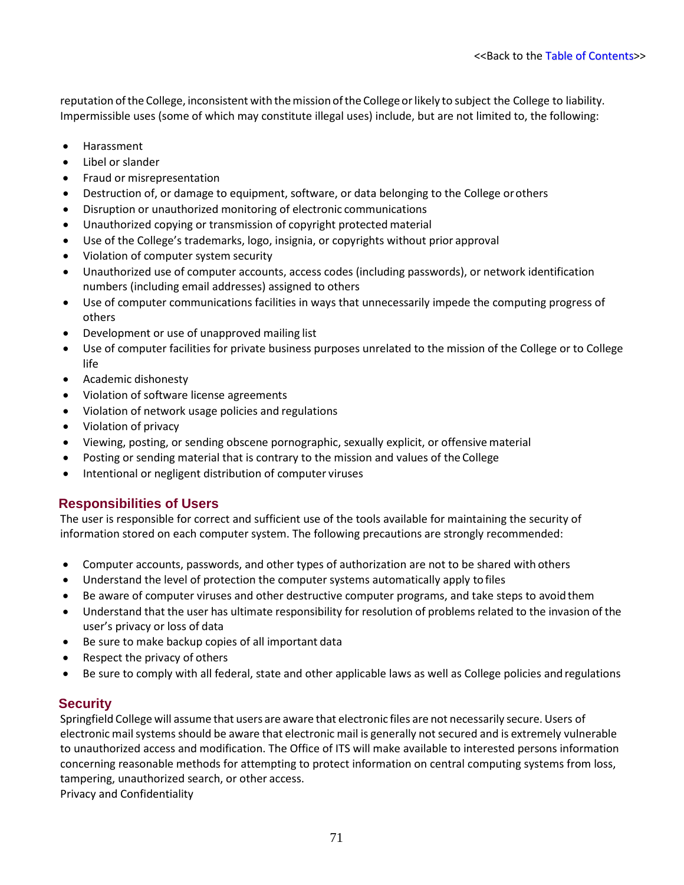reputation of the College, inconsistent with the mission of the College or likely to subject the College to liability. Impermissible uses (some of which may constitute illegal uses) include, but are not limited to, the following:

- Harassment
- Libel or slander
- Fraud or misrepresentation
- Destruction of, or damage to equipment, software, or data belonging to the College or others
- Disruption or unauthorized monitoring of electronic communications
- Unauthorized copying or transmission of copyright protected material
- Use of the College's trademarks, logo, insignia, or copyrights without prior approval
- Violation of computer system security
- Unauthorized use of computer accounts, access codes (including passwords), or network identification numbers (including email addresses) assigned to others
- Use of computer communications facilities in ways that unnecessarily impede the computing progress of others
- Development or use of unapproved mailing list
- Use of computer facilities for private business purposes unrelated to the mission of the College or to College life
- Academic dishonesty
- Violation of software license agreements
- Violation of network usage policies and regulations
- Violation of privacy
- Viewing, posting, or sending obscene pornographic, sexually explicit, or offensive material
- Posting or sending material that is contrary to the mission and values of the College
- Intentional or negligent distribution of computer viruses

## Responsibilities of Users

The user is responsible for correct and sufficient use of the tools available for maintaining the security of information stored on each computer system. The following precautions are strongly recommended:

- Computer accounts, passwords, and other types of authorization are not to be shared with others
- Understand the level of protection the computer systems automatically apply to files
- Be aware of computer viruses and other destructive computer programs, and take steps to avoid them
- Understand that the user has ultimate responsibility for resolution of problems related to the invasion of the user's privacy or loss of data
- Be sure to make backup copies of all important data
- Respect the privacy of others
- Be sure to comply with all federal, state and other applicable laws as well as College policies and regulations

## Security

Springfield College will assume that users are aware that electronic files are not necessarily secure. Users of electronic mail systems should be aware that electronic mail is generally not secured and is extremely vulnerable to unauthorized access and modification. The Office of ITS will make available to interested persons information concerning reasonable methods for attempting to protect information on central computing systems from loss, tampering, unauthorized search, or other access.

Privacy and Confidentiality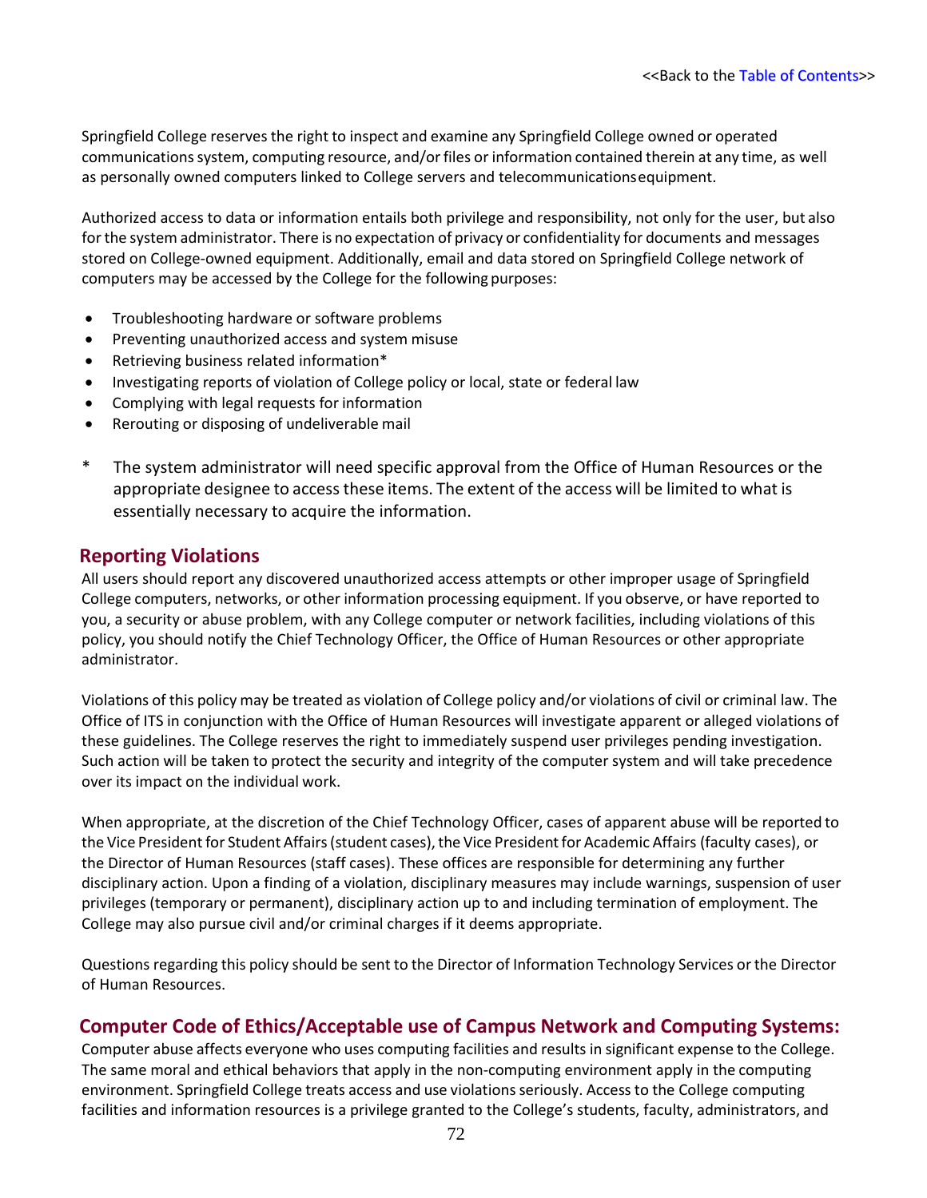Springfield College reserves the right to inspect and examine any Springfield College owned or operated communications system, computing resource, and/or files or information contained therein at any time, as well as personally owned computers linked to College servers and telecommunications equipment.

Authorized access to data or information entails both privilege and responsibility, not only for the user, but also for the system administrator. There is no expectation of privacy or confidentiality for documents and messages stored on College-owned equipment. Additionally, email and data stored on Springfield College network of computers may be accessed by the College for the following purposes:

- Troubleshooting hardware or software problems
- Preventing unauthorized access and system misuse
- Retrieving business related information*
- Investigating reports of violation of College policy or local, state or federal law
- Complying with legal requests for information
- Rerouting or disposing of undeliverable mail

\* The system administrator will need specific approval from the Office of Human Resources or the appropriate designee to access these items. The extent of the access will be limited to what is essentially necessary to acquire the information.

## Reporting Violations

All users should report any discovered unauthorized access attempts or other improper usage of Springfield College computers, networks, or other information processing equipment. If you observe, or have reported to you, a security or abuse problem, with any College computer or network facilities, including violations of this policy, you should notify the Chief Technology Officer, the Office of Human Resources or other appropriate administrator.

Violations of this policy may be treated as violation of College policy and/or violations of civil or criminal law. The Office of ITS in conjunction with the Office of Human Resources will investigate apparent or alleged violations of these guidelines. The College reserves the right to immediately suspend user privileges pending investigation. Such action will be taken to protect the security and integrity of the computer system and will take precedence over its impact on the individual work.

When appropriate, at the discretion of the Chief Technology Officer, cases of apparent abuse will be reported to the Vice President for Student Affairs (student cases), the Vice President for Academic Affairs (faculty cases), or the Director of Human Resources (staff cases). These offices are responsible for determining any further disciplinary action. Upon a finding of a violation, disciplinary measures may include warnings, suspension of user privileges (temporary or permanent), disciplinary action up to and including termination of employment. The College may also pursue civil and/or criminal charges if it deems appropriate.

Questions regarding this policy should be sent to the Director of Information Technology Services or the Director of Human Resources.

## Computer Code of Ethics/Acceptable use of Campus Network and Computing Systems:

Computer abuse affects everyone who uses computing facilities and results in significant expense to the College. The same moral and ethical behaviors that apply in the non-computing environment apply in the computing environment. Springfield College treats access and use violations seriously. Access to the College computing facilities and information resources is a privilege granted to the College's students, faculty, administrators, and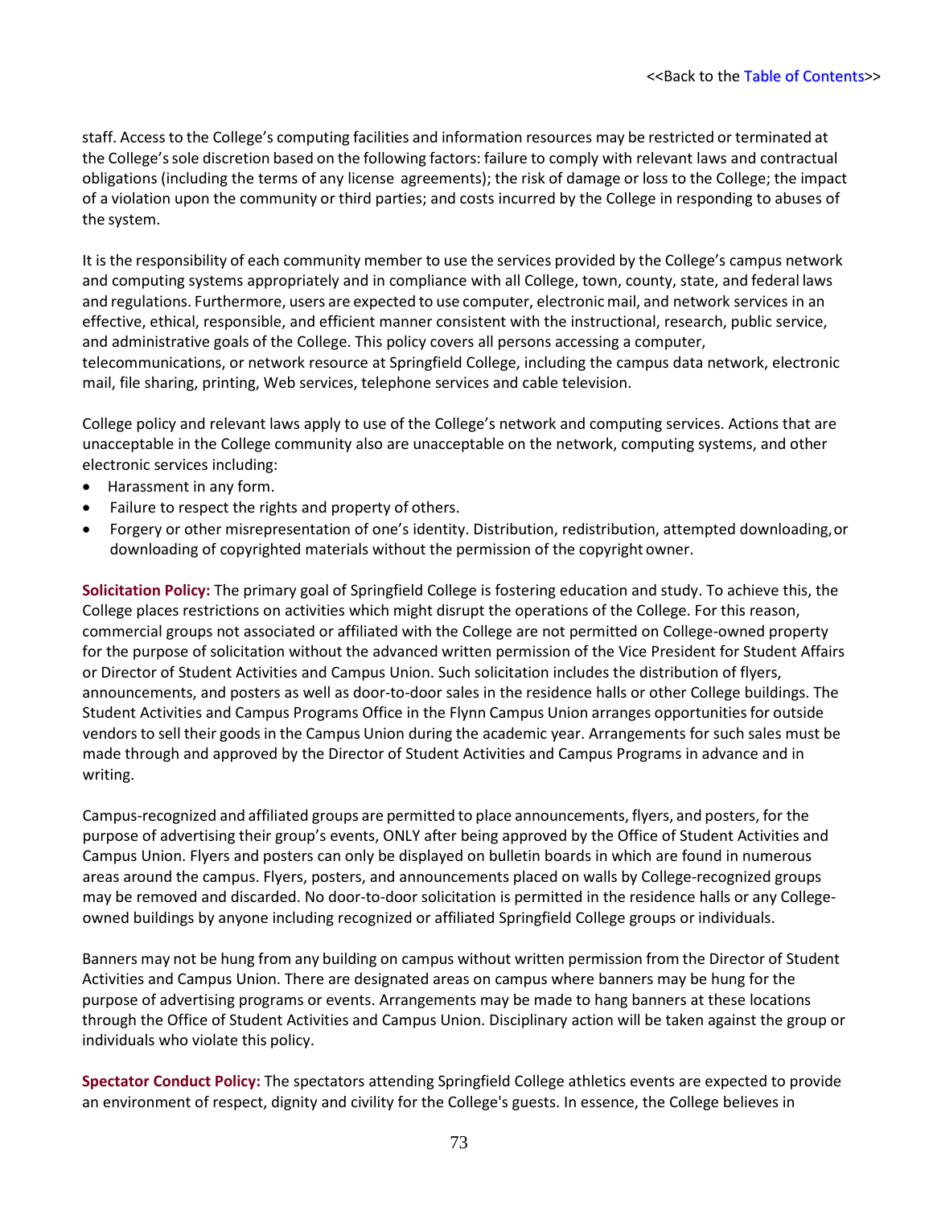staff. Access to the College's computing facilities and information resources may be restricted or terminated at the College's sole discretion based on the following factors: failure to comply with relevant laws and contractual obligations (including the terms of any license agreements); the risk of damage or loss to the College; the impact of a violation upon the community or third parties; and costs incurred by the College in responding to abuses of the system.

It is the responsibility of each community member to use the services provided by the College's campus network and computing systems appropriately and in compliance with all College, town, county, state, and federal laws and regulations. Furthermore, users are expected to use computer, electronic mail, and network services in an effective, ethical, responsible, and efficient manner consistent with the instructional, research, public service, and administrative goals of the College. This policy covers all persons accessing a computer, telecommunications, or network resource at Springfield College, including the campus data network, electronic mail, file sharing, printing, Web services, telephone services and cable television.

College policy and relevant laws apply to use of the College's network and computing services. Actions that are unacceptable in the College community also are unacceptable on the network, computing systems, and other electronic services including:

- Harassment in any form.
- Failure to respect the rights and property of others.
- Forgery or other misrepresentation of one's identity. Distribution, redistribution, attempted downloading, or downloading of copyrighted materials without the permission of the copyright owner.

**Solicitation Policy:** The primary goal of Springfield College is fostering education and study. To achieve this, the College places restrictions on activities which might disrupt the operations of the College. For this reason, commercial groups not associated or affiliated with the College are not permitted on College-owned property for the purpose of solicitation without the advanced written permission of the Vice President for Student Affairs or Director of Student Activities and Campus Union. Such solicitation includes the distribution of flyers, announcements, and posters as well as door-to-door sales in the residence halls or other College buildings. The Student Activities and Campus Programs Office in the Flynn Campus Union arranges opportunities for outside vendors to sell their goods in the Campus Union during the academic year. Arrangements for such sales must be made through and approved by the Director of Student Activities and Campus Programs in advance and in writing.

Campus-recognized and affiliated groups are permitted to place announcements, flyers, and posters, for the purpose of advertising their group's events, ONLY after being approved by the Office of Student Activities and Campus Union. Flyers and posters can only be displayed on bulletin boards in which are found in numerous areas around the campus. Flyers, posters, and announcements placed on walls by College-recognized groups may be removed and discarded. No door-to-door solicitation is permitted in the residence halls or any College-owned buildings by anyone including recognized or affiliated Springfield College groups or individuals.

Banners may not be hung from any building on campus without written permission from the Director of Student Activities and Campus Union. There are designated areas on campus where banners may be hung for the purpose of advertising programs or events. Arrangements may be made to hang banners at these locations through the Office of Student Activities and Campus Union. Disciplinary action will be taken against the group or individuals who violate this policy.

**Spectator Conduct Policy:** The spectators attending Springfield College athletics events are expected to provide an environment of respect, dignity and civility for the College's guests. In essence, the College believes in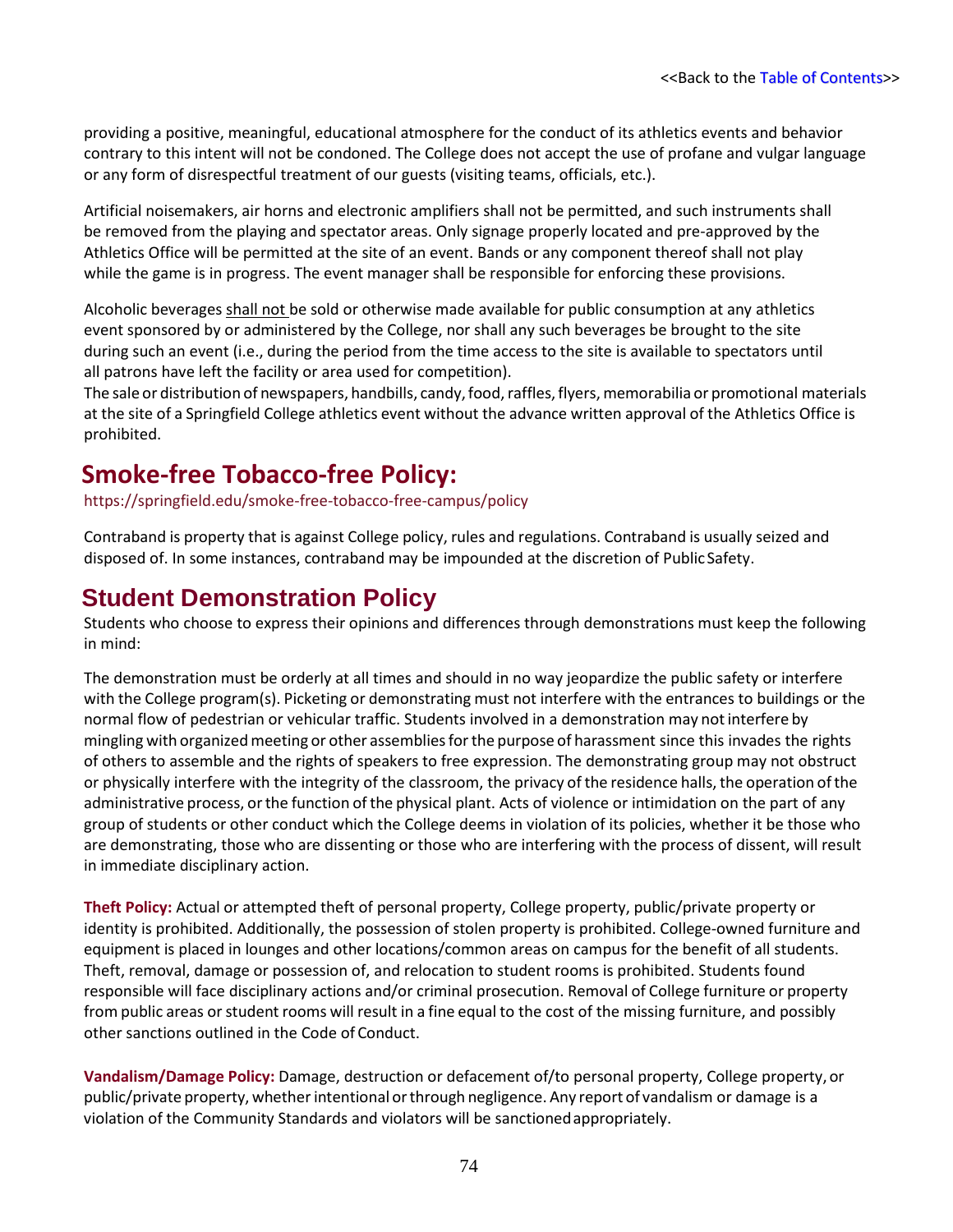providing a positive, meaningful, educational atmosphere for the conduct of its athletics events and behavior contrary to this intent will not be condoned. The College does not accept the use of profane and vulgar language or any form of disrespectful treatment of our guests (visiting teams, officials, etc.).

Artificial noisemakers, air horns and electronic amplifiers shall not be permitted, and such instruments shall be removed from the playing and spectator areas. Only signage properly located and pre-approved by the Athletics Office will be permitted at the site of an event. Bands or any component thereof shall not play while the game is in progress. The event manager shall be responsible for enforcing these provisions.

Alcoholic beverages shall not be sold or otherwise made available for public consumption at any athletics event sponsored by or administered by the College, nor shall any such beverages be brought to the site during such an event (i.e., during the period from the time access to the site is available to spectators until all patrons have left the facility or area used for competition).
The sale or distribution of newspapers, handbills, candy, food, raffles, flyers, memorabilia or promotional materials at the site of a Springfield College athletics event without the advance written approval of the Athletics Office is prohibited.

## Smoke-free Tobacco-free Policy:

https://springfield.edu/smoke-free-tobacco-free-campus/policy

Contraband is property that is against College policy, rules and regulations. Contraband is usually seized and disposed of. In some instances, contraband may be impounded at the discretion of Public Safety.

## Student Demonstration Policy

Students who choose to express their opinions and differences through demonstrations must keep the following in mind:

The demonstration must be orderly at all times and should in no way jeopardize the public safety or interfere with the College program(s). Picketing or demonstrating must not interfere with the entrances to buildings or the normal flow of pedestrian or vehicular traffic. Students involved in a demonstration may not interfere by mingling with organized meeting or other assemblies for the purpose of harassment since this invades the rights of others to assemble and the rights of speakers to free expression. The demonstrating group may not obstruct or physically interfere with the integrity of the classroom, the privacy of the residence halls, the operation of the administrative process, or the function of the physical plant. Acts of violence or intimidation on the part of any group of students or other conduct which the College deems in violation of its policies, whether it be those who are demonstrating, those who are dissenting or those who are interfering with the process of dissent, will result in immediate disciplinary action.

**Theft Policy:** Actual or attempted theft of personal property, College property, public/private property or identity is prohibited. Additionally, the possession of stolen property is prohibited. College-owned furniture and equipment is placed in lounges and other locations/common areas on campus for the benefit of all students. Theft, removal, damage or possession of, and relocation to student rooms is prohibited. Students found responsible will face disciplinary actions and/or criminal prosecution. Removal of College furniture or property from public areas or student rooms will result in a fine equal to the cost of the missing furniture, and possibly other sanctions outlined in the Code of Conduct.

**Vandalism/Damage Policy:** Damage, destruction or defacement of/to personal property, College property, or public/private property, whether intentional or through negligence. Any report of vandalism or damage is a violation of the Community Standards and violators will be sanctioned appropriately.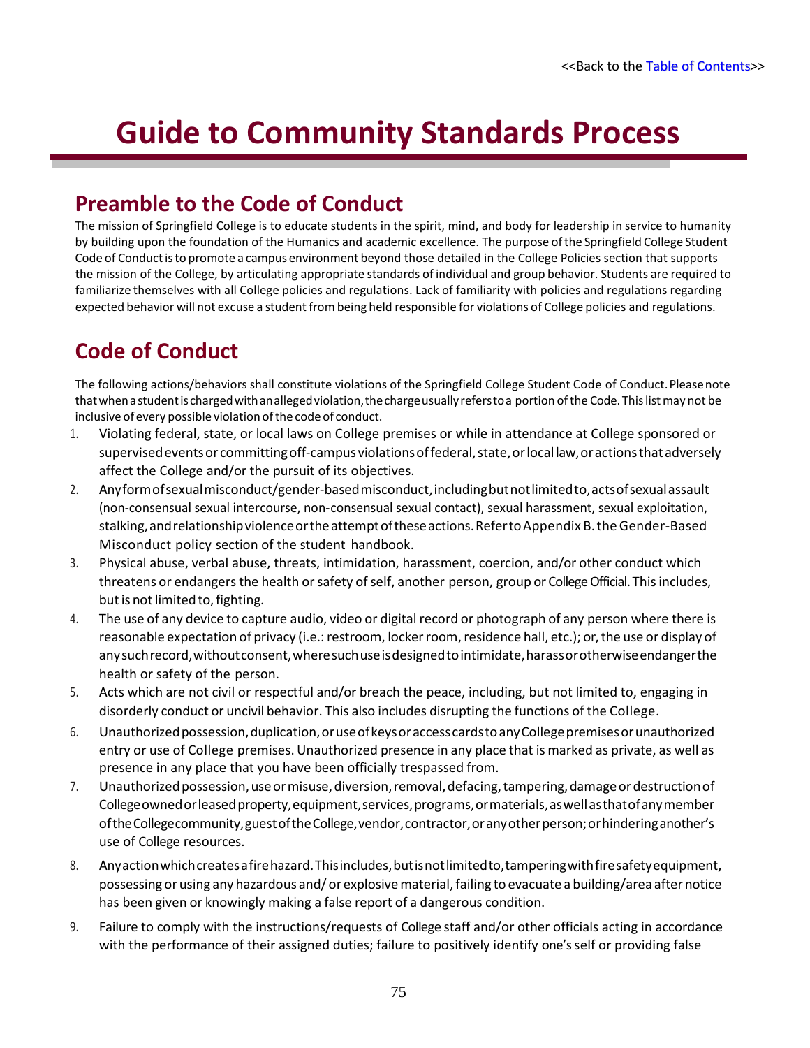<<Back to the Table of Contents>>

# Guide to Community Standards Process

## Preamble to the Code of Conduct

The mission of Springfield College is to educate students in the spirit, mind, and body for leadership in service to humanity by building upon the foundation of the Humanics and academic excellence. The purpose of the Springfield College Student Code of Conduct is to promote a campus environment beyond those detailed in the College Policies section that supports the mission of the College, by articulating appropriate standards of individual and group behavior. Students are required to familiarize themselves with all College policies and regulations. Lack of familiarity with policies and regulations regarding expected behavior will not excuse a student from being held responsible for violations of College policies and regulations.

## Code of Conduct

The following actions/behaviors shall constitute violations of the Springfield College Student Code of Conduct. Please note that when a student is charged with an alleged violation, the charge usually refers to a portion of the Code. This list may not be inclusive of every possible violation of the code of conduct.

1. Violating federal, state, or local laws on College premises or while in attendance at College sponsored or supervised events or committing off-campus violations of federal, state, or local law, or actions that adversely affect the College and/or the pursuit of its objectives.
2. Any form of sexual misconduct/gender-based misconduct, including but not limited to, acts of sexual assault (non-consensual sexual intercourse, non-consensual sexual contact), sexual harassment, sexual exploitation, stalking, and relationship violence or the attempt of these actions. Refer to Appendix B. the Gender-Based Misconduct policy section of the student handbook.
3. Physical abuse, verbal abuse, threats, intimidation, harassment, coercion, and/or other conduct which threatens or endangers the health or safety of self, another person, group or College Official. This includes, but is not limited to, fighting.
4. The use of any device to capture audio, video or digital record or photograph of any person where there is reasonable expectation of privacy (i.e.: restroom, locker room, residence hall, etc.); or, the use or display of any such record, without consent, where such use is designed to intimidate, harass or otherwise endanger the health or safety of the person.
5. Acts which are not civil or respectful and/or breach the peace, including, but not limited to, engaging in disorderly conduct or uncivil behavior. This also includes disrupting the functions of the College.
6. Unauthorized possession, duplication, or use of keys or access cards to any College premises or unauthorized entry or use of College premises. Unauthorized presence in any place that is marked as private, as well as presence in any place that you have been officially trespassed from.
7. Unauthorized possession, use or misuse, diversion, removal, defacing, tampering, damage or destruction of College owned or leased property, equipment, services, programs, or materials, as well as that of any member of the College community, guest of the College, vendor, contractor, or any other person; or hindering another's use of College resources.
8. Any action which creates a fire hazard. This includes, but is not limited to, tampering with fire safety equipment, possessing or using any hazardous and/ or explosive material, failing to evacuate a building/area after notice has been given or knowingly making a false report of a dangerous condition.
9. Failure to comply with the instructions/requests of College staff and/or other officials acting in accordance with the performance of their assigned duties; failure to positively identify one's self or providing false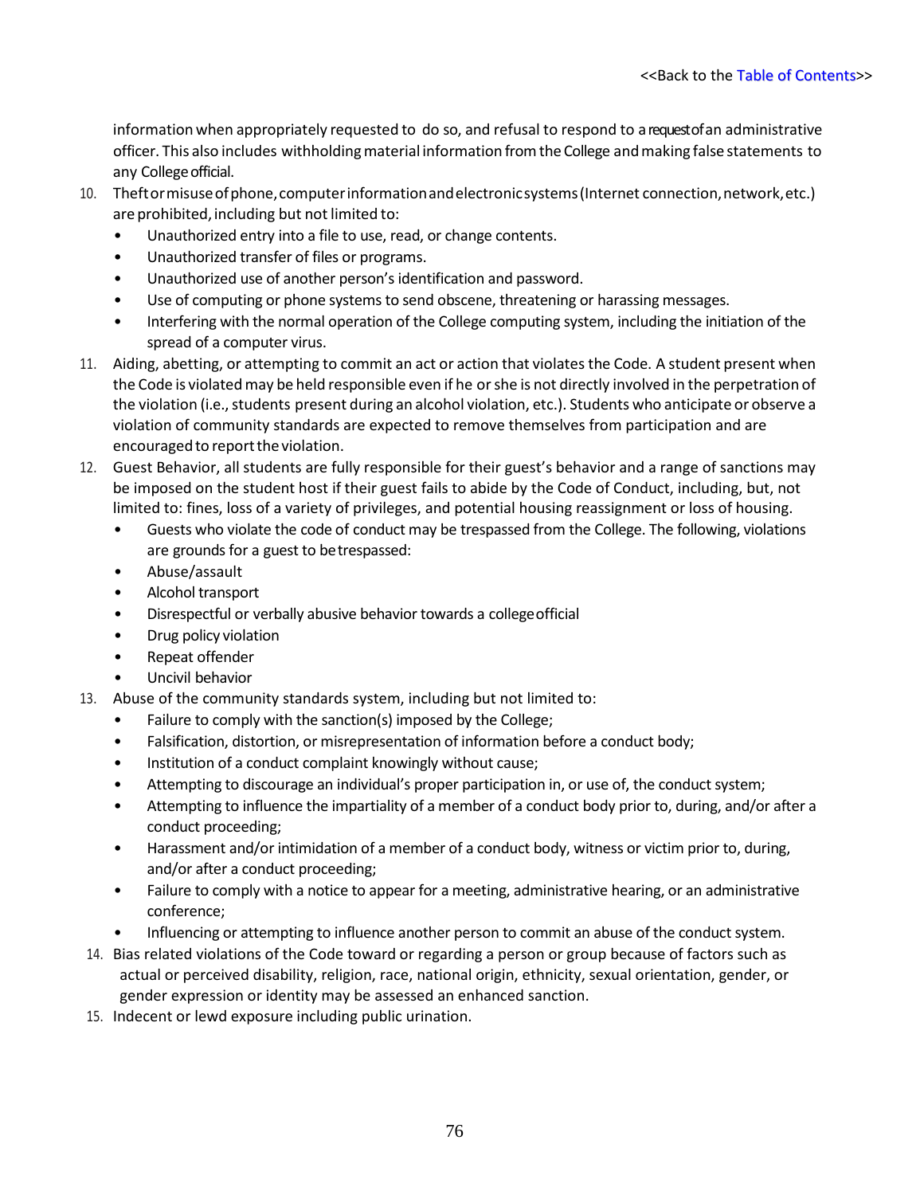information when appropriately requested to do so, and refusal to respond to a request of an administrative officer. This also includes withholding material information from the College and making false statements to any College official.

10. Theft or misuse of phone, computer information and electronic systems (Internet connection, network, etc.) are prohibited, including but not limited to:
    - Unauthorized entry into a file to use, read, or change contents.
    - Unauthorized transfer of files or programs.
    - Unauthorized use of another person's identification and password.
    - Use of computing or phone systems to send obscene, threatening or harassing messages.
    - Interfering with the normal operation of the College computing system, including the initiation of the spread of a computer virus.
11. Aiding, abetting, or attempting to commit an act or action that violates the Code. A student present when the Code is violated may be held responsible even if he or she is not directly involved in the perpetration of the violation (i.e., students present during an alcohol violation, etc.). Students who anticipate or observe a violation of community standards are expected to remove themselves from participation and are encouraged to report the violation.
12. Guest Behavior, all students are fully responsible for their guest's behavior and a range of sanctions may be imposed on the student host if their guest fails to abide by the Code of Conduct, including, but, not limited to: fines, loss of a variety of privileges, and potential housing reassignment or loss of housing.
    - Guests who violate the code of conduct may be trespassed from the College. The following, violations are grounds for a guest to be trespassed:
    - Abuse/assault
    - Alcohol transport
    - Disrespectful or verbally abusive behavior towards a college official
    - Drug policy violation
    - Repeat offender
    - Uncivil behavior
13. Abuse of the community standards system, including but not limited to:
    - Failure to comply with the sanction(s) imposed by the College;
    - Falsification, distortion, or misrepresentation of information before a conduct body;
    - Institution of a conduct complaint knowingly without cause;
    - Attempting to discourage an individual's proper participation in, or use of, the conduct system;
    - Attempting to influence the impartiality of a member of a conduct body prior to, during, and/or after a conduct proceeding;
    - Harassment and/or intimidation of a member of a conduct body, witness or victim prior to, during, and/or after a conduct proceeding;
    - Failure to comply with a notice to appear for a meeting, administrative hearing, or an administrative conference;
    - Influencing or attempting to influence another person to commit an abuse of the conduct system.
14. Bias related violations of the Code toward or regarding a person or group because of factors such as actual or perceived disability, religion, race, national origin, ethnicity, sexual orientation, gender, or gender expression or identity may be assessed an enhanced sanction.
15. Indecent or lewd exposure including public urination.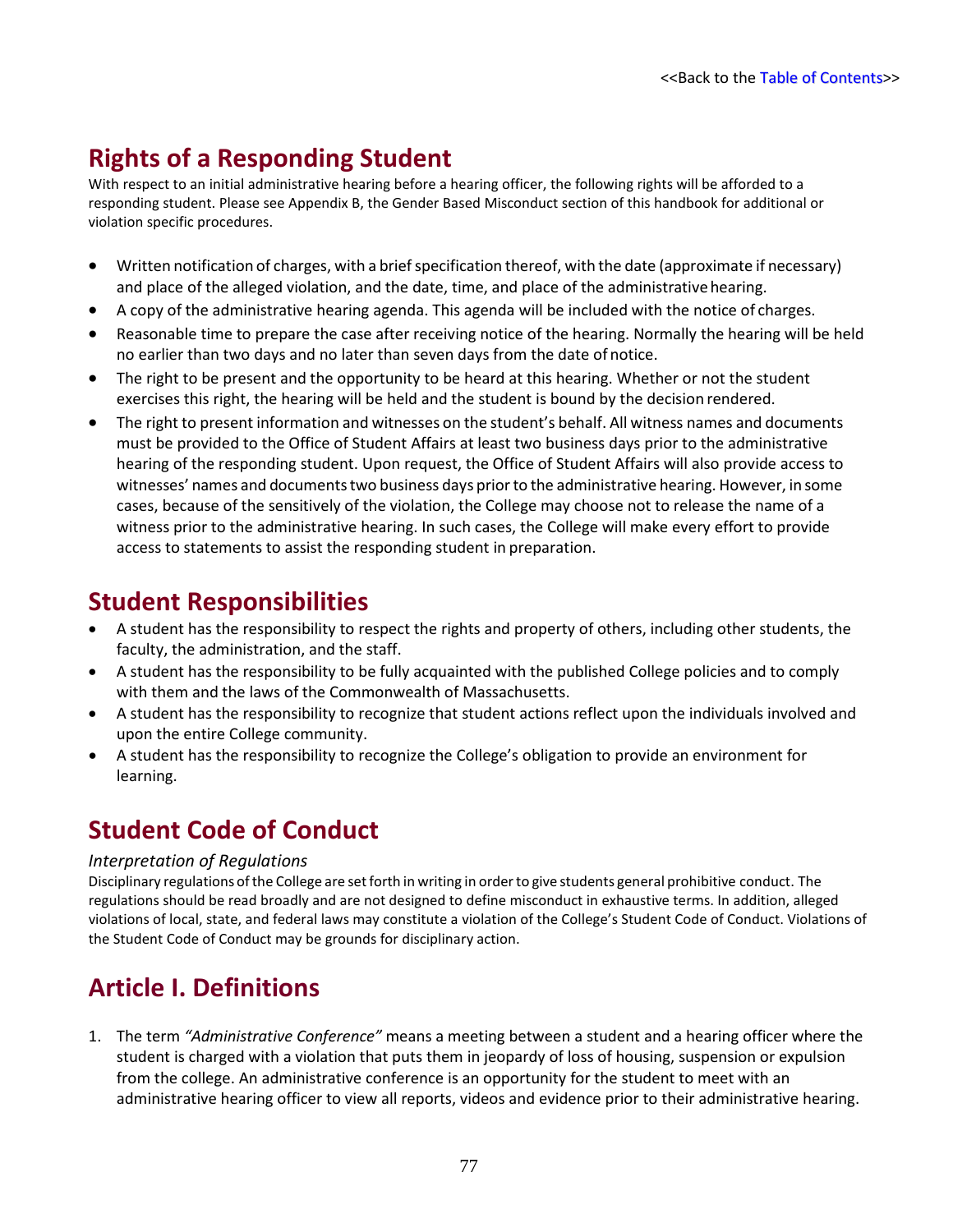<<Back to the Table of Contents>>

## Rights of a Responding Student

With respect to an initial administrative hearing before a hearing officer, the following rights will be afforded to a responding student. Please see Appendix B, the Gender Based Misconduct section of this handbook for additional or violation specific procedures.

- Written notification of charges, with a brief specification thereof, with the date (approximate if necessary) and place of the alleged violation, and the date, time, and place of the administrative hearing.
- A copy of the administrative hearing agenda. This agenda will be included with the notice of charges.
- Reasonable time to prepare the case after receiving notice of the hearing. Normally the hearing will be held no earlier than two days and no later than seven days from the date of notice.
- The right to be present and the opportunity to be heard at this hearing. Whether or not the student exercises this right, the hearing will be held and the student is bound by the decision rendered.
- The right to present information and witnesses on the student's behalf. All witness names and documents must be provided to the Office of Student Affairs at least two business days prior to the administrative hearing of the responding student. Upon request, the Office of Student Affairs will also provide access to witnesses' names and documents two business days prior to the administrative hearing. However, in some cases, because of the sensitively of the violation, the College may choose not to release the name of a witness prior to the administrative hearing. In such cases, the College will make every effort to provide access to statements to assist the responding student in preparation.

## Student Responsibilities

- A student has the responsibility to respect the rights and property of others, including other students, the faculty, the administration, and the staff.
- A student has the responsibility to be fully acquainted with the published College policies and to comply with them and the laws of the Commonwealth of Massachusetts.
- A student has the responsibility to recognize that student actions reflect upon the individuals involved and upon the entire College community.
- A student has the responsibility to recognize the College's obligation to provide an environment for learning.

## Student Code of Conduct

*Interpretation of Regulations*

Disciplinary regulations of the College are set forth in writing in order to give students general prohibitive conduct. The regulations should be read broadly and are not designed to define misconduct in exhaustive terms. In addition, alleged violations of local, state, and federal laws may constitute a violation of the College's Student Code of Conduct. Violations of the Student Code of Conduct may be grounds for disciplinary action.

## Article I. Definitions

1. The term *"Administrative Conference"* means a meeting between a student and a hearing officer where the student is charged with a violation that puts them in jeopardy of loss of housing, suspension or expulsion from the college. An administrative conference is an opportunity for the student to meet with an administrative hearing officer to view all reports, videos and evidence prior to their administrative hearing.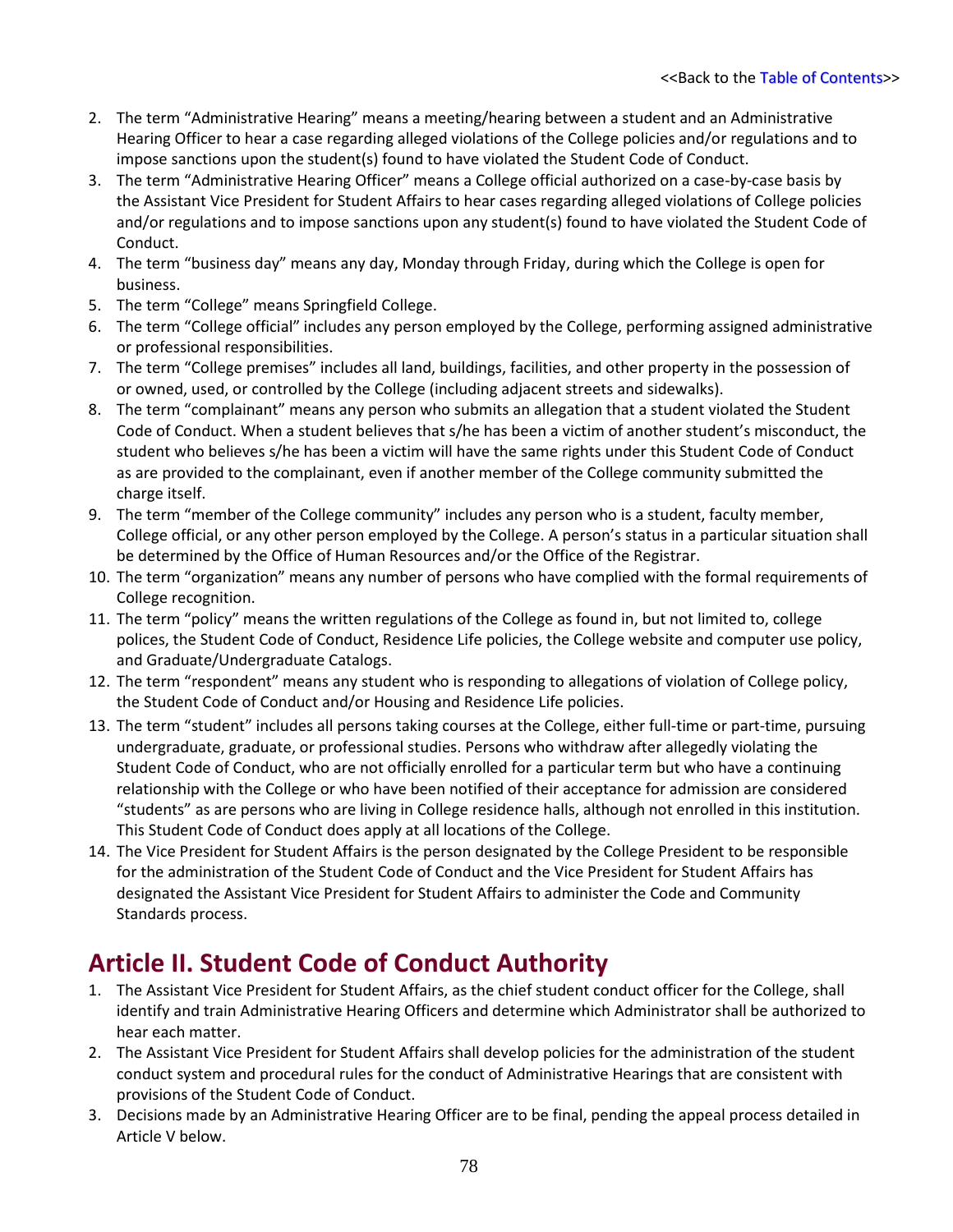2. The term "Administrative Hearing" means a meeting/hearing between a student and an Administrative Hearing Officer to hear a case regarding alleged violations of the College policies and/or regulations and to impose sanctions upon the student(s) found to have violated the Student Code of Conduct.
3. The term "Administrative Hearing Officer" means a College official authorized on a case-by-case basis by the Assistant Vice President for Student Affairs to hear cases regarding alleged violations of College policies and/or regulations and to impose sanctions upon any student(s) found to have violated the Student Code of Conduct.
4. The term "business day" means any day, Monday through Friday, during which the College is open for business.
5. The term "College" means Springfield College.
6. The term "College official" includes any person employed by the College, performing assigned administrative or professional responsibilities.
7. The term "College premises" includes all land, buildings, facilities, and other property in the possession of or owned, used, or controlled by the College (including adjacent streets and sidewalks).
8. The term "complainant" means any person who submits an allegation that a student violated the Student Code of Conduct. When a student believes that s/he has been a victim of another student's misconduct, the student who believes s/he has been a victim will have the same rights under this Student Code of Conduct as are provided to the complainant, even if another member of the College community submitted the charge itself.
9. The term "member of the College community" includes any person who is a student, faculty member, College official, or any other person employed by the College. A person's status in a particular situation shall be determined by the Office of Human Resources and/or the Office of the Registrar.
10. The term "organization" means any number of persons who have complied with the formal requirements of College recognition.
11. The term "policy" means the written regulations of the College as found in, but not limited to, college polices, the Student Code of Conduct, Residence Life policies, the College website and computer use policy, and Graduate/Undergraduate Catalogs.
12. The term "respondent" means any student who is responding to allegations of violation of College policy, the Student Code of Conduct and/or Housing and Residence Life policies.
13. The term "student" includes all persons taking courses at the College, either full-time or part-time, pursuing undergraduate, graduate, or professional studies. Persons who withdraw after allegedly violating the Student Code of Conduct, who are not officially enrolled for a particular term but who have a continuing relationship with the College or who have been notified of their acceptance for admission are considered "students" as are persons who are living in College residence halls, although not enrolled in this institution. This Student Code of Conduct does apply at all locations of the College.
14. The Vice President for Student Affairs is the person designated by the College President to be responsible for the administration of the Student Code of Conduct and the Vice President for Student Affairs has designated the Assistant Vice President for Student Affairs to administer the Code and Community Standards process.

## Article II. Student Code of Conduct Authority

1. The Assistant Vice President for Student Affairs, as the chief student conduct officer for the College, shall identify and train Administrative Hearing Officers and determine which Administrator shall be authorized to hear each matter.
2. The Assistant Vice President for Student Affairs shall develop policies for the administration of the student conduct system and procedural rules for the conduct of Administrative Hearings that are consistent with provisions of the Student Code of Conduct.
3. Decisions made by an Administrative Hearing Officer are to be final, pending the appeal process detailed in Article V below.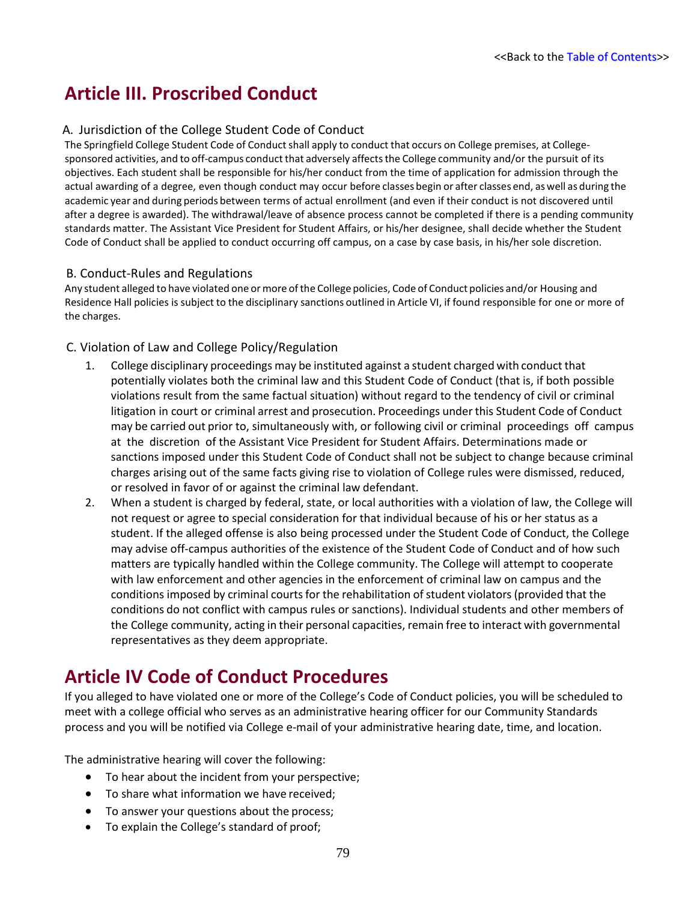<<Back to the Table of Contents>>

# Article III. Proscribed Conduct

### A. Jurisdiction of the College Student Code of Conduct

The Springfield College Student Code of Conduct shall apply to conduct that occurs on College premises, at College-sponsored activities, and to off-campus conduct that adversely affects the College community and/or the pursuit of its objectives. Each student shall be responsible for his/her conduct from the time of application for admission through the actual awarding of a degree, even though conduct may occur before classes begin or after classes end, as well as during the academic year and during periods between terms of actual enrollment (and even if their conduct is not discovered until after a degree is awarded). The withdrawal/leave of absence process cannot be completed if there is a pending community standards matter. The Assistant Vice President for Student Affairs, or his/her designee, shall decide whether the Student Code of Conduct shall be applied to conduct occurring off campus, on a case by case basis, in his/her sole discretion.

### B. Conduct-Rules and Regulations

Any student alleged to have violated one or more of the College policies, Code of Conduct policies and/or Housing and Residence Hall policies is subject to the disciplinary sanctions outlined in Article VI, if found responsible for one or more of the charges.

### C. Violation of Law and College Policy/Regulation

1. College disciplinary proceedings may be instituted against a student charged with conduct that potentially violates both the criminal law and this Student Code of Conduct (that is, if both possible violations result from the same factual situation) without regard to the tendency of civil or criminal litigation in court or criminal arrest and prosecution. Proceedings under this Student Code of Conduct may be carried out prior to, simultaneously with, or following civil or criminal proceedings off campus at the discretion of the Assistant Vice President for Student Affairs. Determinations made or sanctions imposed under this Student Code of Conduct shall not be subject to change because criminal charges arising out of the same facts giving rise to violation of College rules were dismissed, reduced, or resolved in favor of or against the criminal law defendant.
2. When a student is charged by federal, state, or local authorities with a violation of law, the College will not request or agree to special consideration for that individual because of his or her status as a student. If the alleged offense is also being processed under the Student Code of Conduct, the College may advise off-campus authorities of the existence of the Student Code of Conduct and of how such matters are typically handled within the College community. The College will attempt to cooperate with law enforcement and other agencies in the enforcement of criminal law on campus and the conditions imposed by criminal courts for the rehabilitation of student violators (provided that the conditions do not conflict with campus rules or sanctions). Individual students and other members of the College community, acting in their personal capacities, remain free to interact with governmental representatives as they deem appropriate.

# Article IV Code of Conduct Procedures

If you alleged to have violated one or more of the College's Code of Conduct policies, you will be scheduled to meet with a college official who serves as an administrative hearing officer for our Community Standards process and you will be notified via College e-mail of your administrative hearing date, time, and location.

The administrative hearing will cover the following:

- To hear about the incident from your perspective;
- To share what information we have received;
- To answer your questions about the process;
- To explain the College's standard of proof;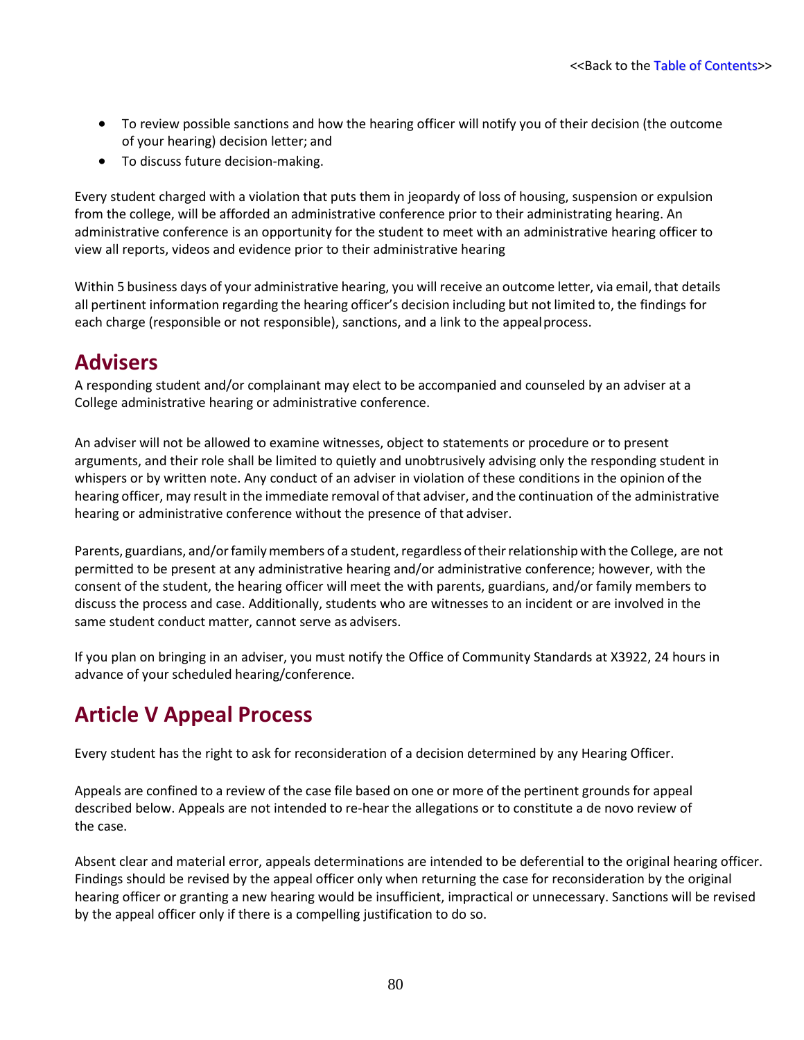- To review possible sanctions and how the hearing officer will notify you of their decision (the outcome of your hearing) decision letter; and
- To discuss future decision-making.

Every student charged with a violation that puts them in jeopardy of loss of housing, suspension or expulsion from the college, will be afforded an administrative conference prior to their administrating hearing. An administrative conference is an opportunity for the student to meet with an administrative hearing officer to view all reports, videos and evidence prior to their administrative hearing

Within 5 business days of your administrative hearing, you will receive an outcome letter, via email, that details all pertinent information regarding the hearing officer's decision including but not limited to, the findings for each charge (responsible or not responsible), sanctions, and a link to the appeal process.

## Advisers

A responding student and/or complainant may elect to be accompanied and counseled by an adviser at a College administrative hearing or administrative conference.

An adviser will not be allowed to examine witnesses, object to statements or procedure or to present arguments, and their role shall be limited to quietly and unobtrusively advising only the responding student in whispers or by written note. Any conduct of an adviser in violation of these conditions in the opinion of the hearing officer, may result in the immediate removal of that adviser, and the continuation of the administrative hearing or administrative conference without the presence of that adviser.

Parents, guardians, and/or family members of a student, regardless of their relationship with the College, are not permitted to be present at any administrative hearing and/or administrative conference; however, with the consent of the student, the hearing officer will meet the with parents, guardians, and/or family members to discuss the process and case. Additionally, students who are witnesses to an incident or are involved in the same student conduct matter, cannot serve as advisers.

If you plan on bringing in an adviser, you must notify the Office of Community Standards at X3922, 24 hours in advance of your scheduled hearing/conference.

## Article V Appeal Process

Every student has the right to ask for reconsideration of a decision determined by any Hearing Officer.

Appeals are confined to a review of the case file based on one or more of the pertinent grounds for appeal described below. Appeals are not intended to re-hear the allegations or to constitute a de novo review of the case.

Absent clear and material error, appeals determinations are intended to be deferential to the original hearing officer. Findings should be revised by the appeal officer only when returning the case for reconsideration by the original hearing officer or granting a new hearing would be insufficient, impractical or unnecessary. Sanctions will be revised by the appeal officer only if there is a compelling justification to do so.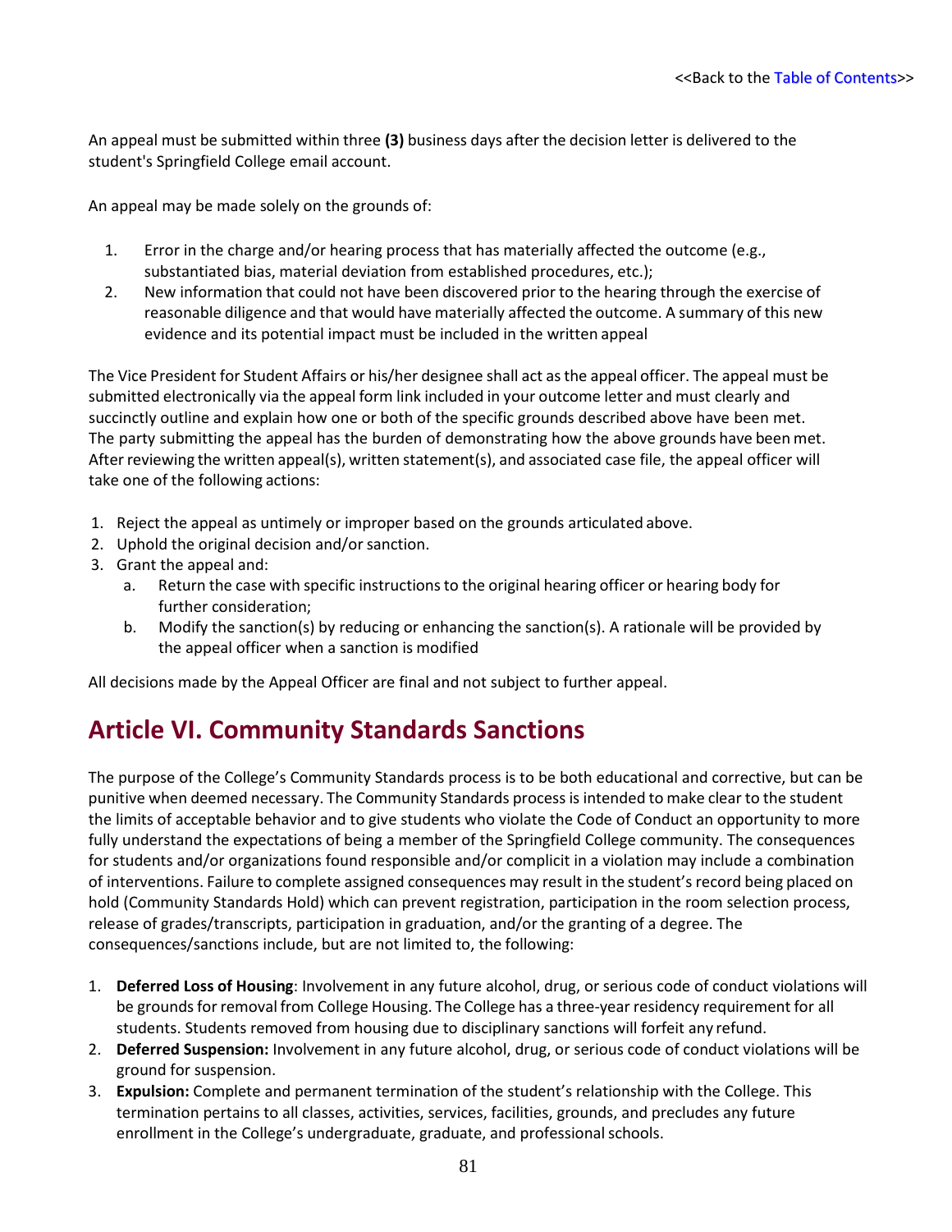An appeal must be submitted within three **(3)** business days after the decision letter is delivered to the student's Springfield College email account.

An appeal may be made solely on the grounds of:

1. Error in the charge and/or hearing process that has materially affected the outcome (e.g., substantiated bias, material deviation from established procedures, etc.);
2. New information that could not have been discovered prior to the hearing through the exercise of reasonable diligence and that would have materially affected the outcome. A summary of this new evidence and its potential impact must be included in the written appeal

The Vice President for Student Affairs or his/her designee shall act as the appeal officer. The appeal must be submitted electronically via the appeal form link included in your outcome letter and must clearly and succinctly outline and explain how one or both of the specific grounds described above have been met. The party submitting the appeal has the burden of demonstrating how the above grounds have been met. After reviewing the written appeal(s), written statement(s), and associated case file, the appeal officer will take one of the following actions:

1. Reject the appeal as untimely or improper based on the grounds articulated above.
2. Uphold the original decision and/or sanction.
3. Grant the appeal and:
   a. Return the case with specific instructions to the original hearing officer or hearing body for further consideration;
   b. Modify the sanction(s) by reducing or enhancing the sanction(s). A rationale will be provided by the appeal officer when a sanction is modified

All decisions made by the Appeal Officer are final and not subject to further appeal.

## Article VI. Community Standards Sanctions

The purpose of the College's Community Standards process is to be both educational and corrective, but can be punitive when deemed necessary. The Community Standards process is intended to make clear to the student the limits of acceptable behavior and to give students who violate the Code of Conduct an opportunity to more fully understand the expectations of being a member of the Springfield College community. The consequences for students and/or organizations found responsible and/or complicit in a violation may include a combination of interventions. Failure to complete assigned consequences may result in the student's record being placed on hold (Community Standards Hold) which can prevent registration, participation in the room selection process, release of grades/transcripts, participation in graduation, and/or the granting of a degree. The consequences/sanctions include, but are not limited to, the following:

1. **Deferred Loss of Housing**: Involvement in any future alcohol, drug, or serious code of conduct violations will be grounds for removal from College Housing. The College has a three-year residency requirement for all students. Students removed from housing due to disciplinary sanctions will forfeit any refund.
2. **Deferred Suspension:** Involvement in any future alcohol, drug, or serious code of conduct violations will be ground for suspension.
3. **Expulsion:** Complete and permanent termination of the student's relationship with the College. This termination pertains to all classes, activities, services, facilities, grounds, and precludes any future enrollment in the College's undergraduate, graduate, and professional schools.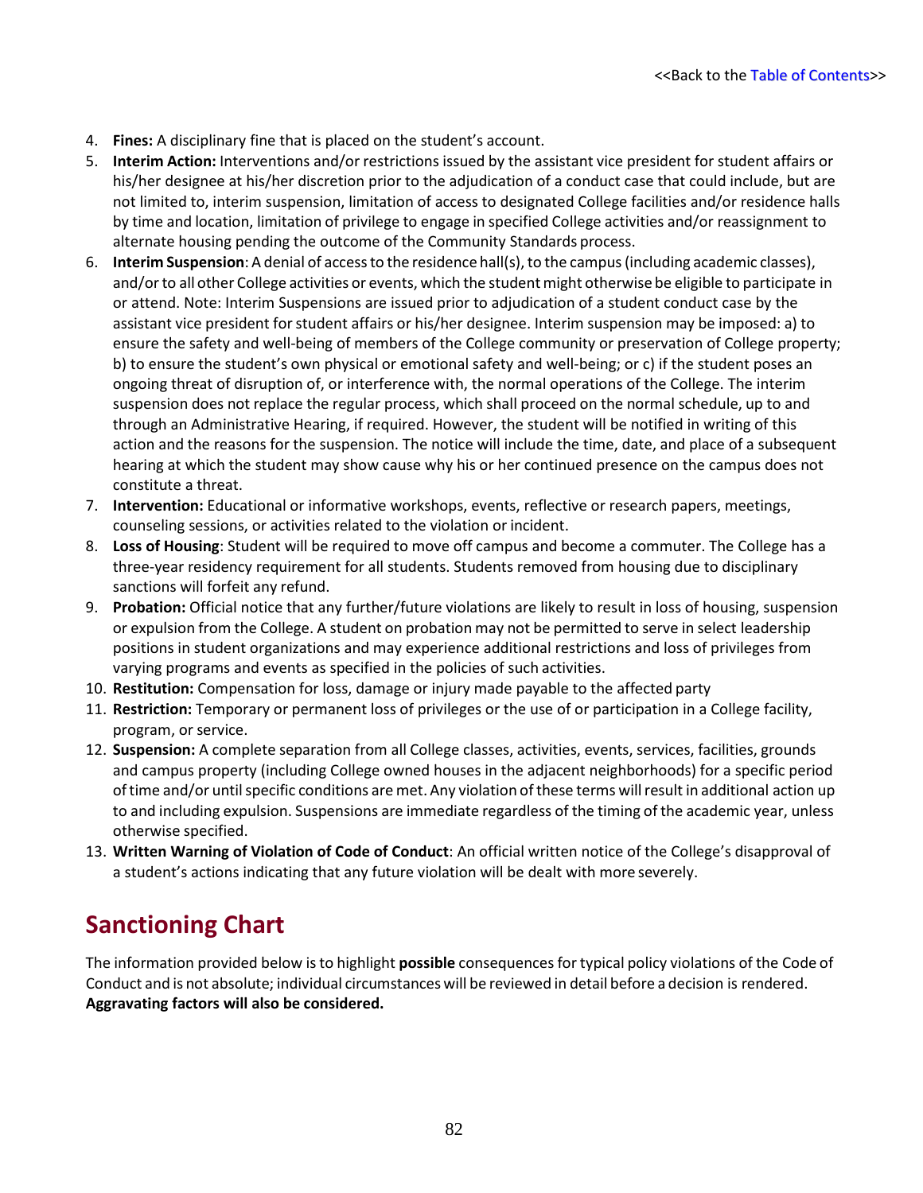4. **Fines:** A disciplinary fine that is placed on the student's account.
5. **Interim Action:** Interventions and/or restrictions issued by the assistant vice president for student affairs or his/her designee at his/her discretion prior to the adjudication of a conduct case that could include, but are not limited to, interim suspension, limitation of access to designated College facilities and/or residence halls by time and location, limitation of privilege to engage in specified College activities and/or reassignment to alternate housing pending the outcome of the Community Standards process.
6. **Interim Suspension**: A denial of access to the residence hall(s), to the campus (including academic classes), and/or to all other College activities or events, which the student might otherwise be eligible to participate in or attend. Note: Interim Suspensions are issued prior to adjudication of a student conduct case by the assistant vice president for student affairs or his/her designee. Interim suspension may be imposed: a) to ensure the safety and well-being of members of the College community or preservation of College property; b) to ensure the student's own physical or emotional safety and well-being; or c) if the student poses an ongoing threat of disruption of, or interference with, the normal operations of the College. The interim suspension does not replace the regular process, which shall proceed on the normal schedule, up to and through an Administrative Hearing, if required. However, the student will be notified in writing of this action and the reasons for the suspension. The notice will include the time, date, and place of a subsequent hearing at which the student may show cause why his or her continued presence on the campus does not constitute a threat.
7. **Intervention:** Educational or informative workshops, events, reflective or research papers, meetings, counseling sessions, or activities related to the violation or incident.
8. **Loss of Housing**: Student will be required to move off campus and become a commuter. The College has a three-year residency requirement for all students. Students removed from housing due to disciplinary sanctions will forfeit any refund.
9. **Probation:** Official notice that any further/future violations are likely to result in loss of housing, suspension or expulsion from the College. A student on probation may not be permitted to serve in select leadership positions in student organizations and may experience additional restrictions and loss of privileges from varying programs and events as specified in the policies of such activities.
10. **Restitution:** Compensation for loss, damage or injury made payable to the affected party
11. **Restriction:** Temporary or permanent loss of privileges or the use of or participation in a College facility, program, or service.
12. **Suspension:** A complete separation from all College classes, activities, events, services, facilities, grounds and campus property (including College owned houses in the adjacent neighborhoods) for a specific period of time and/or until specific conditions are met. Any violation of these terms will result in additional action up to and including expulsion. Suspensions are immediate regardless of the timing of the academic year, unless otherwise specified.
13. **Written Warning of Violation of Code of Conduct**: An official written notice of the College's disapproval of a student's actions indicating that any future violation will be dealt with more severely.

## Sanctioning Chart

The information provided below is to highlight **possible** consequences for typical policy violations of the Code of Conduct and is not absolute; individual circumstances will be reviewed in detail before a decision is rendered. **Aggravating factors will also be considered.**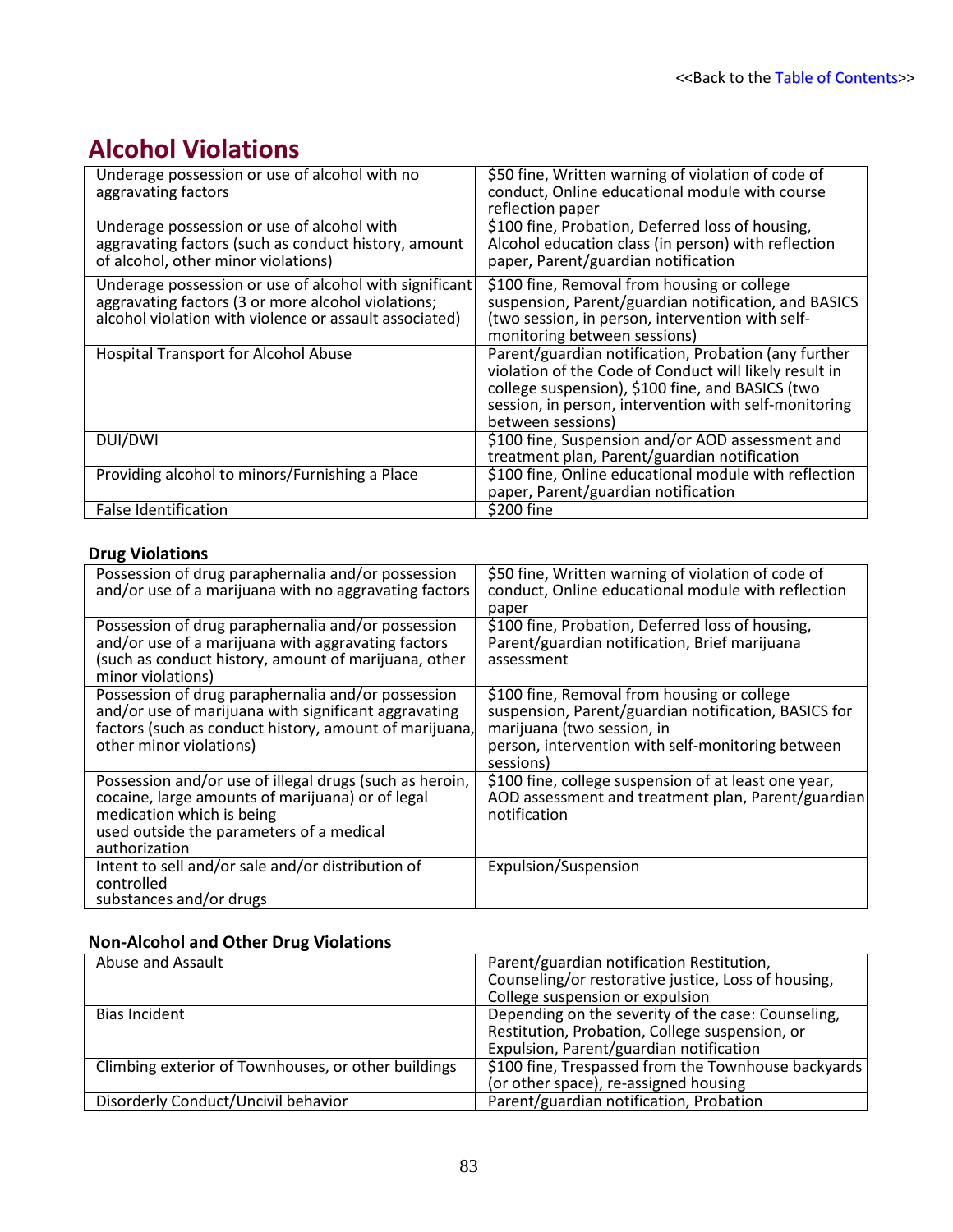<<Back to the Table of Contents>>

# Alcohol Violations

| | |
|---|---|
| Underage possession or use of alcohol with no aggravating factors | $50 fine, Written warning of violation of code of conduct, Online educational module with course reflection paper |
| Underage possession or use of alcohol with aggravating factors (such as conduct history, amount of alcohol, other minor violations) | $100 fine, Probation, Deferred loss of housing, Alcohol education class (in person) with reflection paper, Parent/guardian notification |
| Underage possession or use of alcohol with significant aggravating factors (3 or more alcohol violations; alcohol violation with violence or assault associated) | $100 fine, Removal from housing or college suspension, Parent/guardian notification, and BASICS (two session, in person, intervention with self-monitoring between sessions) |
| Hospital Transport for Alcohol Abuse | Parent/guardian notification, Probation (any further violation of the Code of Conduct will likely result in college suspension), $100 fine, and BASICS (two session, in person, intervention with self-monitoring between sessions) |
| DUI/DWI | $100 fine, Suspension and/or AOD assessment and treatment plan, Parent/guardian notification |
| Providing alcohol to minors/Furnishing a Place | $100 fine, Online educational module with reflection paper, Parent/guardian notification |
| False Identification | $200 fine |

### Drug Violations

| | |
|---|---|
| Possession of drug paraphernalia and/or possession and/or use of a marijuana with no aggravating factors | $50 fine, Written warning of violation of code of conduct, Online educational module with reflection paper |
| Possession of drug paraphernalia and/or possession and/or use of a marijuana with aggravating factors (such as conduct history, amount of marijuana, other minor violations) | $100 fine, Probation, Deferred loss of housing, Parent/guardian notification, Brief marijuana assessment |
| Possession of drug paraphernalia and/or possession and/or use of marijuana with significant aggravating factors (such as conduct history, amount of marijuana, other minor violations) | $100 fine, Removal from housing or college suspension, Parent/guardian notification, BASICS for marijuana (two session, in person, intervention with self-monitoring between sessions) |
| Possession and/or use of illegal drugs (such as heroin, cocaine, large amounts of marijuana) or of legal medication which is being used outside the parameters of a medical authorization | $100 fine, college suspension of at least one year, AOD assessment and treatment plan, Parent/guardian notification |
| Intent to sell and/or sale and/or distribution of controlled substances and/or drugs | Expulsion/Suspension |

### Non-Alcohol and Other Drug Violations

| | |
|---|---|
| Abuse and Assault | Parent/guardian notification Restitution, Counseling/or restorative justice, Loss of housing, College suspension or expulsion |
| Bias Incident | Depending on the severity of the case: Counseling, Restitution, Probation, College suspension, or Expulsion, Parent/guardian notification |
| Climbing exterior of Townhouses, or other buildings | $100 fine, Trespassed from the Townhouse backyards (or other space), re-assigned housing |
| Disorderly Conduct/Uncivil behavior | Parent/guardian notification, Probation |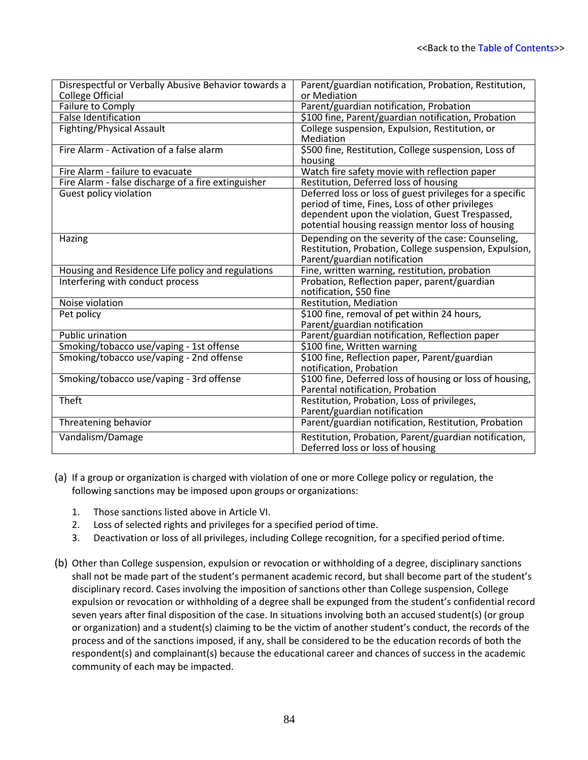<<Back to the Table of Contents>>

| | |
|---|---|
| Disrespectful or Verbally Abusive Behavior towards a College Official | Parent/guardian notification, Probation, Restitution, or Mediation |
| Failure to Comply | Parent/guardian notification, Probation |
| False Identification | $100 fine, Parent/guardian notification, Probation |
| Fighting/Physical Assault | College suspension, Expulsion, Restitution, or Mediation |
| Fire Alarm - Activation of a false alarm | $500 fine, Restitution, College suspension, Loss of housing |
| Fire Alarm - failure to evacuate | Watch fire safety movie with reflection paper |
| Fire Alarm - false discharge of a fire extinguisher | Restitution, Deferred loss of housing |
| Guest policy violation | Deferred loss or loss of guest privileges for a specific period of time, Fines, Loss of other privileges dependent upon the violation, Guest Trespassed, potential housing reassign mentor loss of housing |
| Hazing | Depending on the severity of the case: Counseling, Restitution, Probation, College suspension, Expulsion, Parent/guardian notification |
| Housing and Residence Life policy and regulations | Fine, written warning, restitution, probation |
| Interfering with conduct process | Probation, Reflection paper, parent/guardian notification, $50 fine |
| Noise violation | Restitution, Mediation |
| Pet policy | $100 fine, removal of pet within 24 hours, Parent/guardian notification |
| Public urination | Parent/guardian notification, Reflection paper |
| Smoking/tobacco use/vaping - 1st offense | $100 fine, Written warning |
| Smoking/tobacco use/vaping - 2nd offense | $100 fine, Reflection paper, Parent/guardian notification, Probation |
| Smoking/tobacco use/vaping - 3rd offense | $100 fine, Deferred loss of housing or loss of housing, Parental notification, Probation |
| Theft | Restitution, Probation, Loss of privileges, Parent/guardian notification |
| Threatening behavior | Parent/guardian notification, Restitution, Probation |
| Vandalism/Damage | Restitution, Probation, Parent/guardian notification, Deferred loss or loss of housing |

(a) If a group or organization is charged with violation of one or more College policy or regulation, the following sanctions may be imposed upon groups or organizations:

1. Those sanctions listed above in Article VI.
2. Loss of selected rights and privileges for a specified period of time.
3. Deactivation or loss of all privileges, including College recognition, for a specified period of time.

(b) Other than College suspension, expulsion or revocation or withholding of a degree, disciplinary sanctions shall not be made part of the student's permanent academic record, but shall become part of the student's disciplinary record. Cases involving the imposition of sanctions other than College suspension, College expulsion or revocation or withholding of a degree shall be expunged from the student's confidential record seven years after final disposition of the case. In situations involving both an accused student(s) (or group or organization) and a student(s) claiming to be the victim of another student's conduct, the records of the process and of the sanctions imposed, if any, shall be considered to be the education records of both the respondent(s) and complainant(s) because the educational career and chances of success in the academic community of each may be impacted.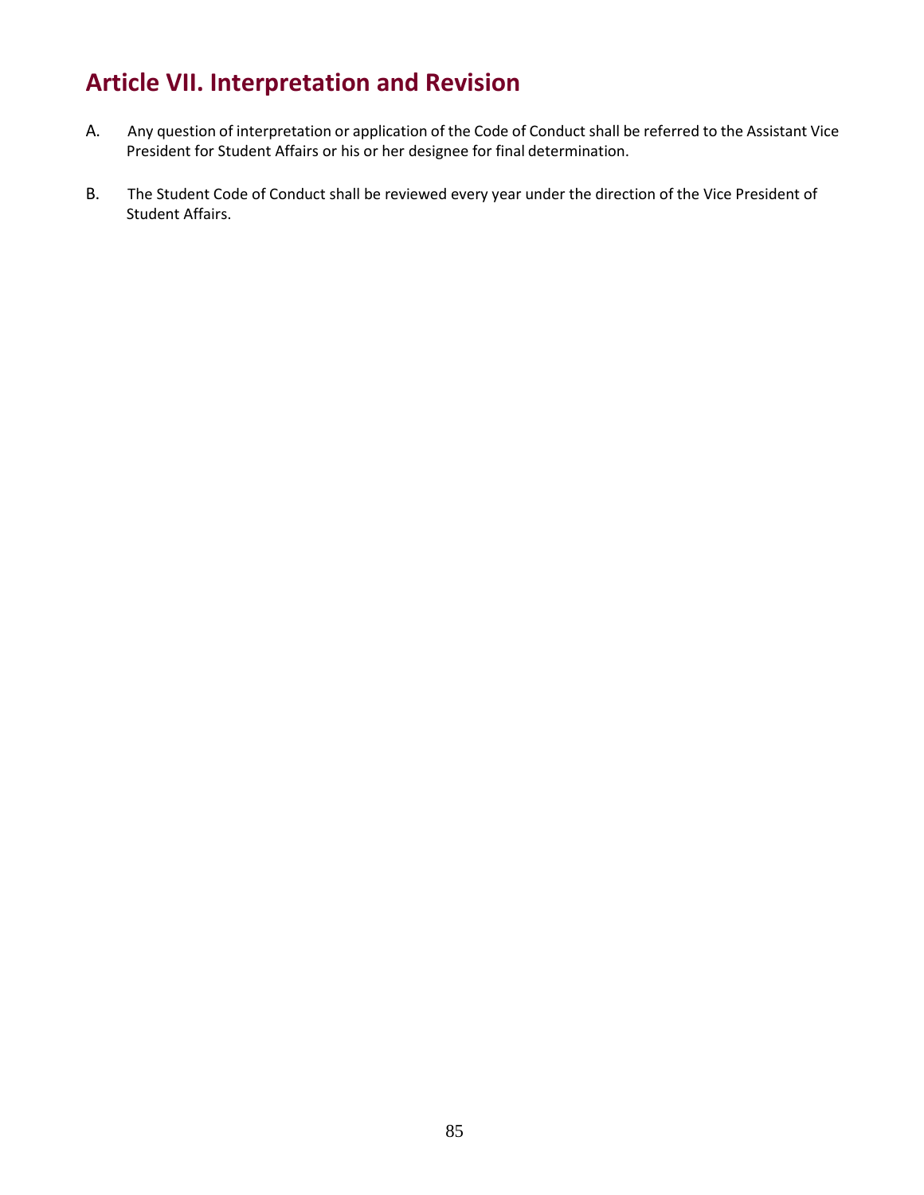## Article VII. Interpretation and Revision

A. Any question of interpretation or application of the Code of Conduct shall be referred to the Assistant Vice President for Student Affairs or his or her designee for final determination.

B. The Student Code of Conduct shall be reviewed every year under the direction of the Vice President of Student Affairs.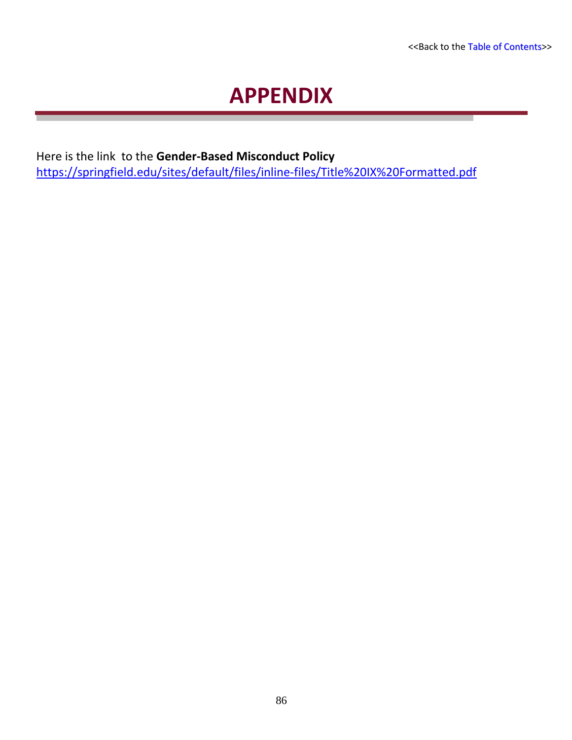<<Back to the Table of Contents>>

# APPENDIX

Here is the link to the **Gender-Based Misconduct Policy**
https://springfield.edu/sites/default/files/inline-files/Title%20IX%20Formatted.pdf